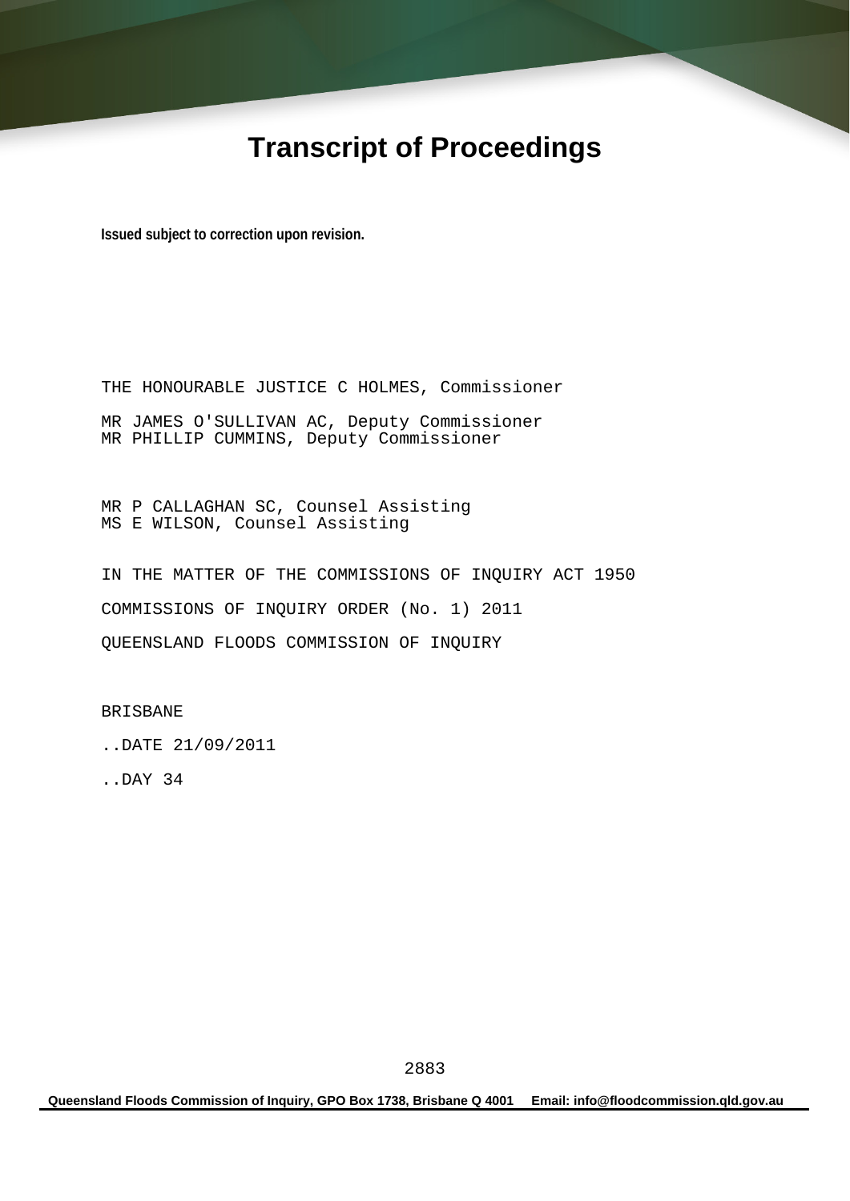# Transcript of Proceedings

**Issued subject to correction upon revision.**

THE HONOURABLE JUSTICE C HOLMES, Commissioner

MR JAMES O'SULLIVAN AC, Deputy Commissioner
MR PHILLIP CUMMINS, Deputy Commissioner

MR P CALLAGHAN SC, Counsel Assisting
MS E WILSON, Counsel Assisting

IN THE MATTER OF THE COMMISSIONS OF INQUIRY ACT 1950

COMMISSIONS OF INQUIRY ORDER (No. 1) 2011

QUEENSLAND FLOODS COMMISSION OF INQUIRY

BRISBANE

..DATE 21/09/2011

..DAY 34

Queensland Floods Commission of Inquiry, GPO Box 1738, Brisbane Q 4001 Email: info@floodcommission.qld.gov.au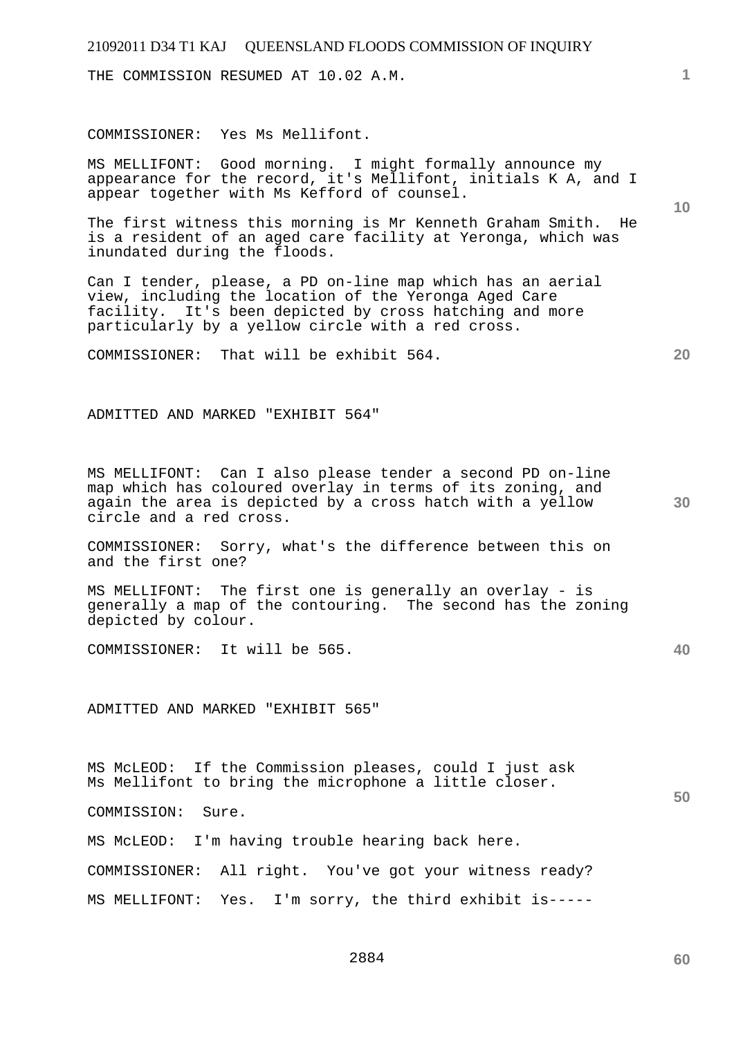THE COMMISSION RESUMED AT 10.02 A.M.

COMMISSIONER: Yes Ms Mellifont.

MS MELLIFONT: Good morning. I might formally announce my appearance for the record, it's Mellifont, initials K A, and I appear together with Ms Kefford of counsel.

The first witness this morning is Mr Kenneth Graham Smith. He is a resident of an aged care facility at Yeronga, which was inundated during the floods.

Can I tender, please, a PD on-line map which has an aerial view, including the location of the Yeronga Aged Care facility. It's been depicted by cross hatching and more particularly by a yellow circle with a red cross.

COMMISSIONER: That will be exhibit 564.

ADMITTED AND MARKED "EXHIBIT 564"

MS MELLIFONT: Can I also please tender a second PD on-line map which has coloured overlay in terms of its zoning, and again the area is depicted by a cross hatch with a yellow circle and a red cross.

COMMISSIONER: Sorry, what's the difference between this on and the first one?

MS MELLIFONT: The first one is generally an overlay - is generally a map of the contouring. The second has the zoning depicted by colour.

COMMISSIONER: It will be 565.

ADMITTED AND MARKED "EXHIBIT 565"

MS McLEOD: If the Commission pleases, could I just ask Ms Mellifont to bring the microphone a little closer.

COMMISSION: Sure.

MS McLEOD: I'm having trouble hearing back here.

COMMISSIONER: All right. You've got your witness ready?

MS MELLIFONT: Yes. I'm sorry, the third exhibit is-----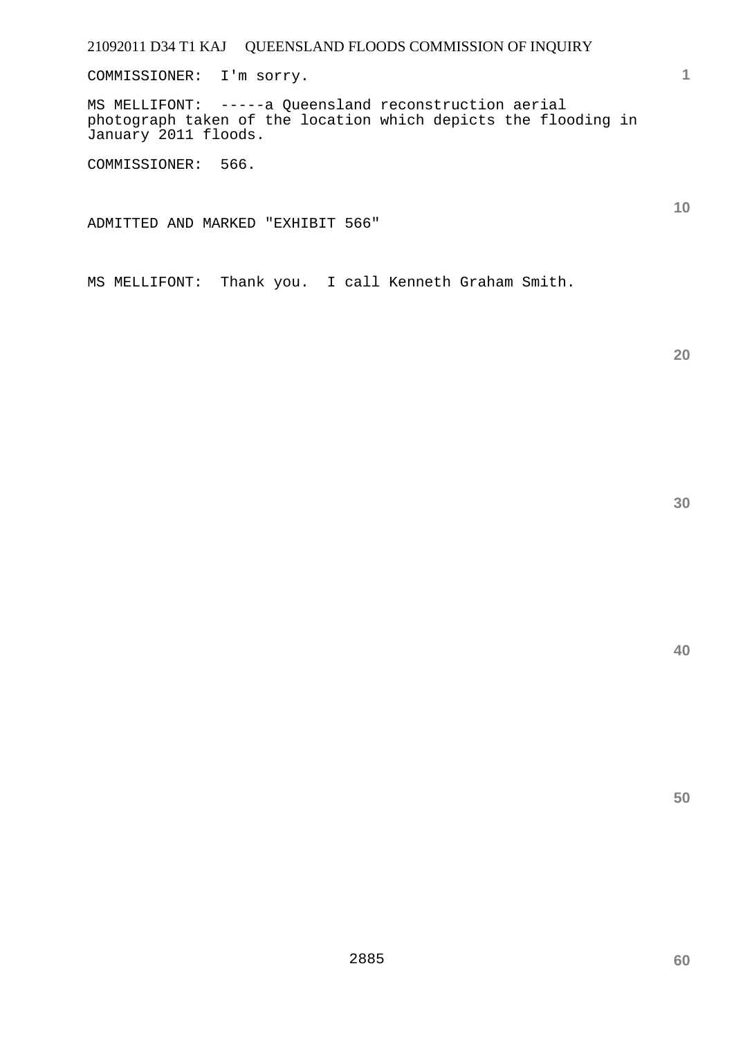COMMISSIONER: I'm sorry.

MS MELLIFONT: -----a Queensland reconstruction aerial photograph taken of the location which depicts the flooding in January 2011 floods.

COMMISSIONER: 566.

ADMITTED AND MARKED "EXHIBIT 566"

MS MELLIFONT: Thank you. I call Kenneth Graham Smith.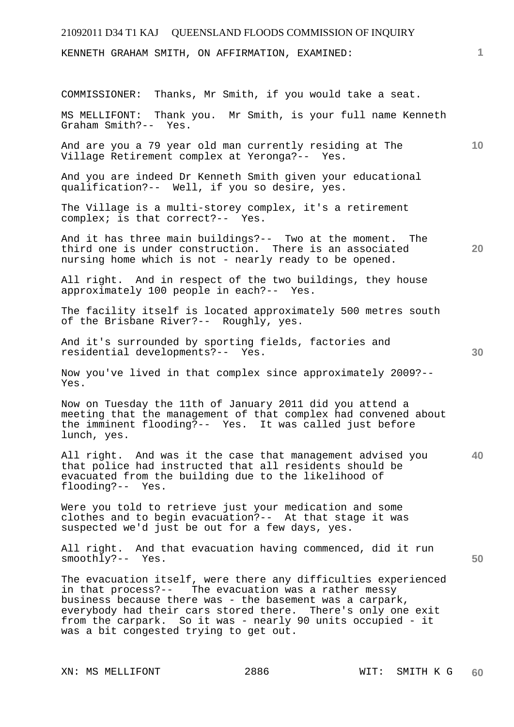KENNETH GRAHAM SMITH, ON AFFIRMATION, EXAMINED:

COMMISSIONER: Thanks, Mr Smith, if you would take a seat.

MS MELLIFONT: Thank you. Mr Smith, is your full name Kenneth Graham Smith?-- Yes.

And are you a 79 year old man currently residing at The Village Retirement complex at Yeronga?-- Yes.

And you are indeed Dr Kenneth Smith given your educational qualification?-- Well, if you so desire, yes.

The Village is a multi-storey complex, it's a retirement complex; is that correct?-- Yes.

And it has three main buildings?-- Two at the moment. The third one is under construction. There is an associated nursing home which is not - nearly ready to be opened.

All right. And in respect of the two buildings, they house approximately 100 people in each?-- Yes.

The facility itself is located approximately 500 metres south of the Brisbane River?-- Roughly, yes.

And it's surrounded by sporting fields, factories and residential developments?-- Yes.

Now you've lived in that complex since approximately 2009?-- Yes.

Now on Tuesday the 11th of January 2011 did you attend a meeting that the management of that complex had convened about the imminent flooding?-- Yes. It was called just before lunch, yes.

All right. And was it the case that management advised you that police had instructed that all residents should be evacuated from the building due to the likelihood of flooding?-- Yes.

Were you told to retrieve just your medication and some clothes and to begin evacuation?-- At that stage it was suspected we'd just be out for a few days, yes.

All right. And that evacuation having commenced, did it run smoothly?-- Yes.

The evacuation itself, were there any difficulties experienced in that process?-- The evacuation was a rather messy business because there was - the basement was a carpark, everybody had their cars stored there. There's only one exit from the carpark. So it was - nearly 90 units occupied - it was a bit congested trying to get out.

XN: MS MELLIFONT WIT: SMITH K G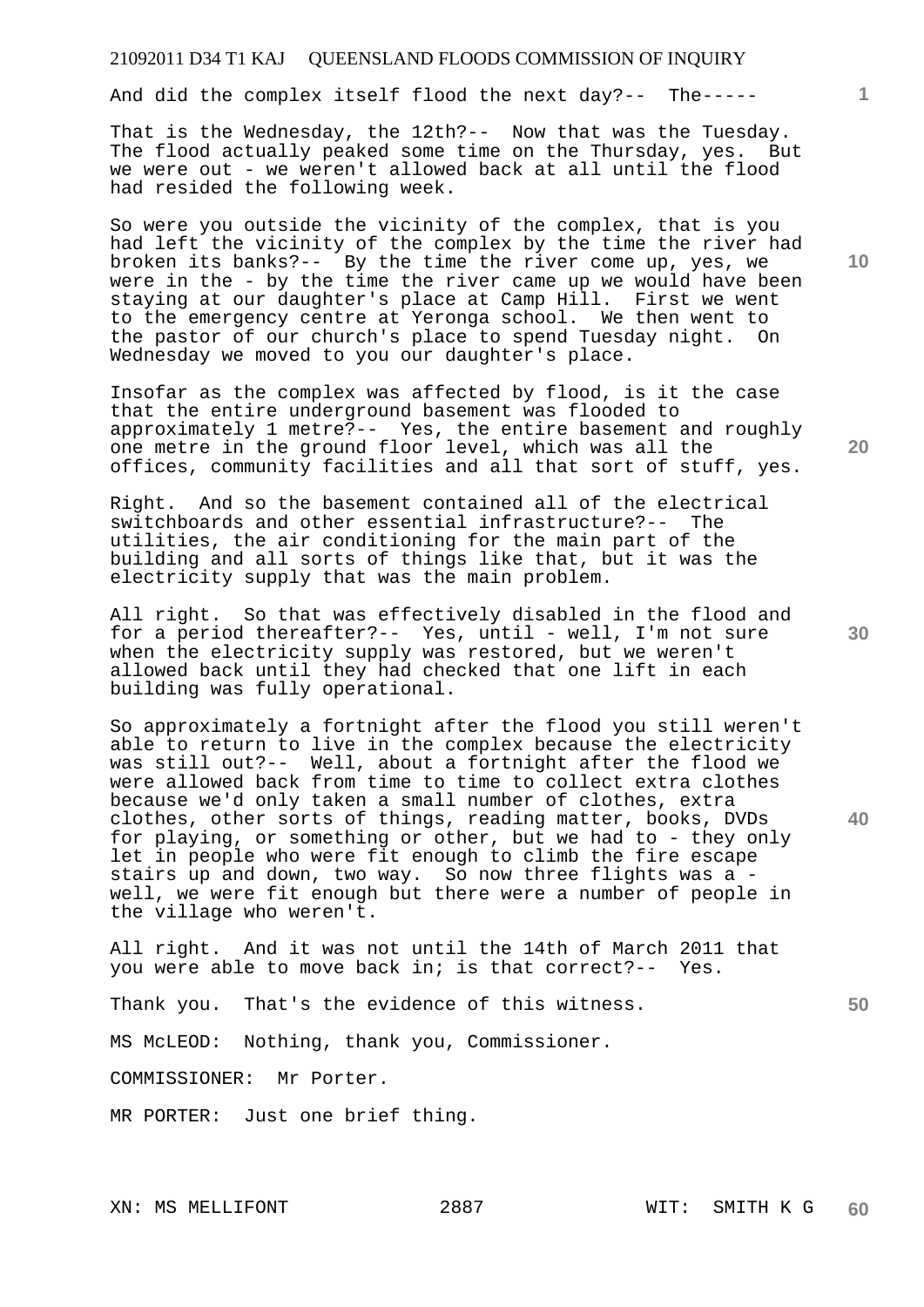And did the complex itself flood the next day?-- The-----

That is the Wednesday, the 12th?-- Now that was the Tuesday. The flood actually peaked some time on the Thursday, yes. But we were out - we weren't allowed back at all until the flood had resided the following week.

So were you outside the vicinity of the complex, that is you had left the vicinity of the complex by the time the river had broken its banks?-- By the time the river come up, yes, we were in the - by the time the river came up we would have been staying at our daughter's place at Camp Hill. First we went to the emergency centre at Yeronga school. We then went to the pastor of our church's place to spend Tuesday night. On Wednesday we moved to you our daughter's place.

Insofar as the complex was affected by flood, is it the case that the entire underground basement was flooded to approximately 1 metre?-- Yes, the entire basement and roughly one metre in the ground floor level, which was all the offices, community facilities and all that sort of stuff, yes.

Right. And so the basement contained all of the electrical switchboards and other essential infrastructure?-- The utilities, the air conditioning for the main part of the building and all sorts of things like that, but it was the electricity supply that was the main problem.

All right. So that was effectively disabled in the flood and for a period thereafter?-- Yes, until - well, I'm not sure when the electricity supply was restored, but we weren't allowed back until they had checked that one lift in each building was fully operational.

So approximately a fortnight after the flood you still weren't able to return to live in the complex because the electricity was still out?-- Well, about a fortnight after the flood we were allowed back from time to time to collect extra clothes because we'd only taken a small number of clothes, extra clothes, other sorts of things, reading matter, books, DVDs for playing, or something or other, but we had to - they only let in people who were fit enough to climb the fire escape stairs up and down, two way. So now three flights was a - well, we were fit enough but there were a number of people in the village who weren't.

All right. And it was not until the 14th of March 2011 that you were able to move back in; is that correct?-- Yes.

Thank you. That's the evidence of this witness.

MS McLEOD: Nothing, thank you, Commissioner.

COMMISSIONER: Mr Porter.

MR PORTER: Just one brief thing.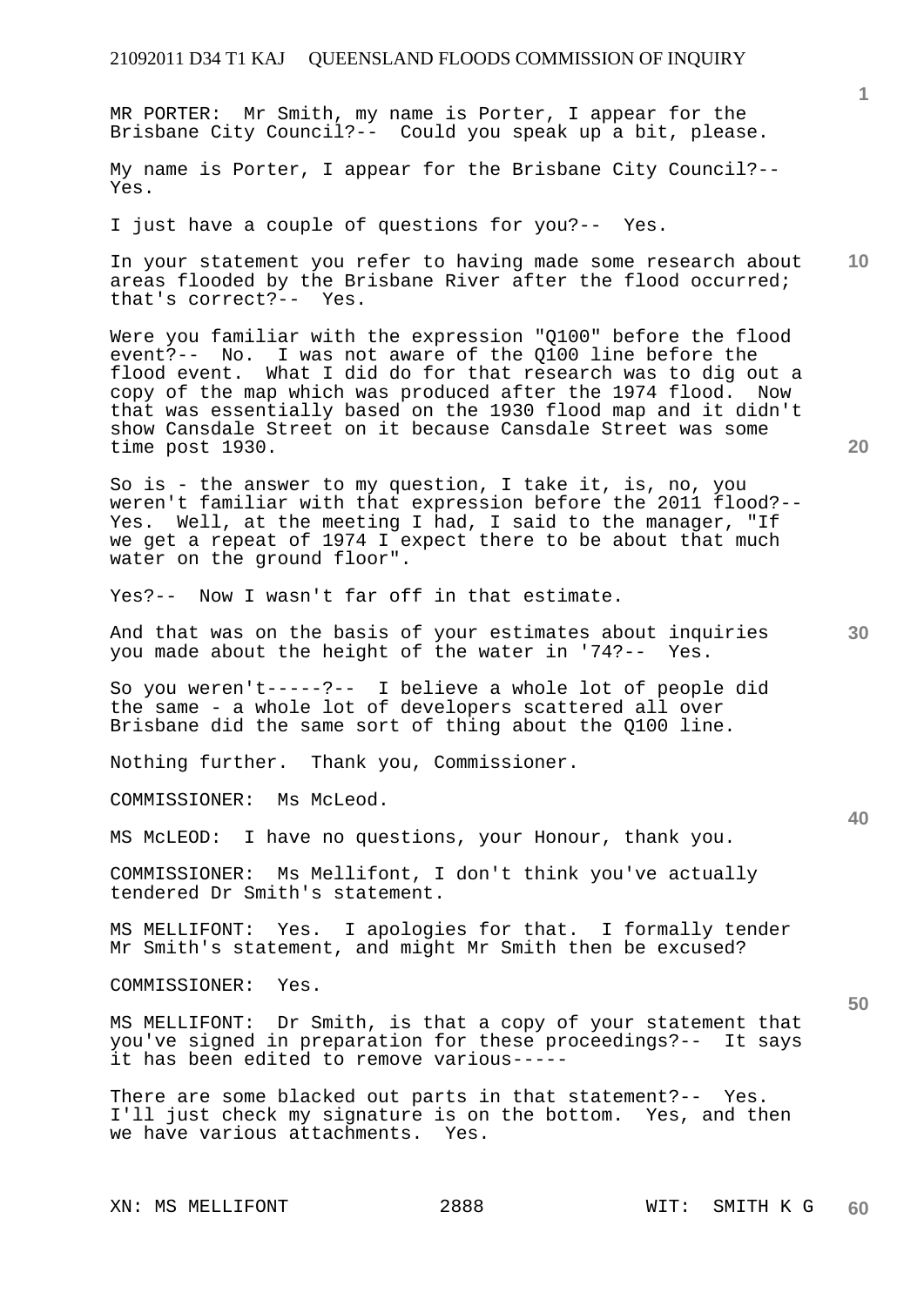MR PORTER: Mr Smith, my name is Porter, I appear for the Brisbane City Council?-- Could you speak up a bit, please.

My name is Porter, I appear for the Brisbane City Council?-- Yes.

I just have a couple of questions for you?-- Yes.

In your statement you refer to having made some research about areas flooded by the Brisbane River after the flood occurred; that's correct?-- Yes.

Were you familiar with the expression "Q100" before the flood event?-- No. I was not aware of the Q100 line before the flood event. What I did do for that research was to dig out a copy of the map which was produced after the 1974 flood. Now that was essentially based on the 1930 flood map and it didn't show Cansdale Street on it because Cansdale Street was some time post 1930.

So is - the answer to my question, I take it, is, no, you weren't familiar with that expression before the 2011 flood?-- Yes. Well, at the meeting I had, I said to the manager, "If we get a repeat of 1974 I expect there to be about that much water on the ground floor".

Yes?-- Now I wasn't far off in that estimate.

And that was on the basis of your estimates about inquiries you made about the height of the water in '74?-- Yes.

So you weren't-----?-- I believe a whole lot of people did the same - a whole lot of developers scattered all over Brisbane did the same sort of thing about the Q100 line.

Nothing further. Thank you, Commissioner.

COMMISSIONER: Ms McLeod.

MS McLEOD: I have no questions, your Honour, thank you.

COMMISSIONER: Ms Mellifont, I don't think you've actually tendered Dr Smith's statement.

MS MELLIFONT: Yes. I apologies for that. I formally tender Mr Smith's statement, and might Mr Smith then be excused?

COMMISSIONER: Yes.

MS MELLIFONT: Dr Smith, is that a copy of your statement that you've signed in preparation for these proceedings?-- It says it has been edited to remove various-----

There are some blacked out parts in that statement?-- Yes. I'll just check my signature is on the bottom. Yes, and then we have various attachments. Yes.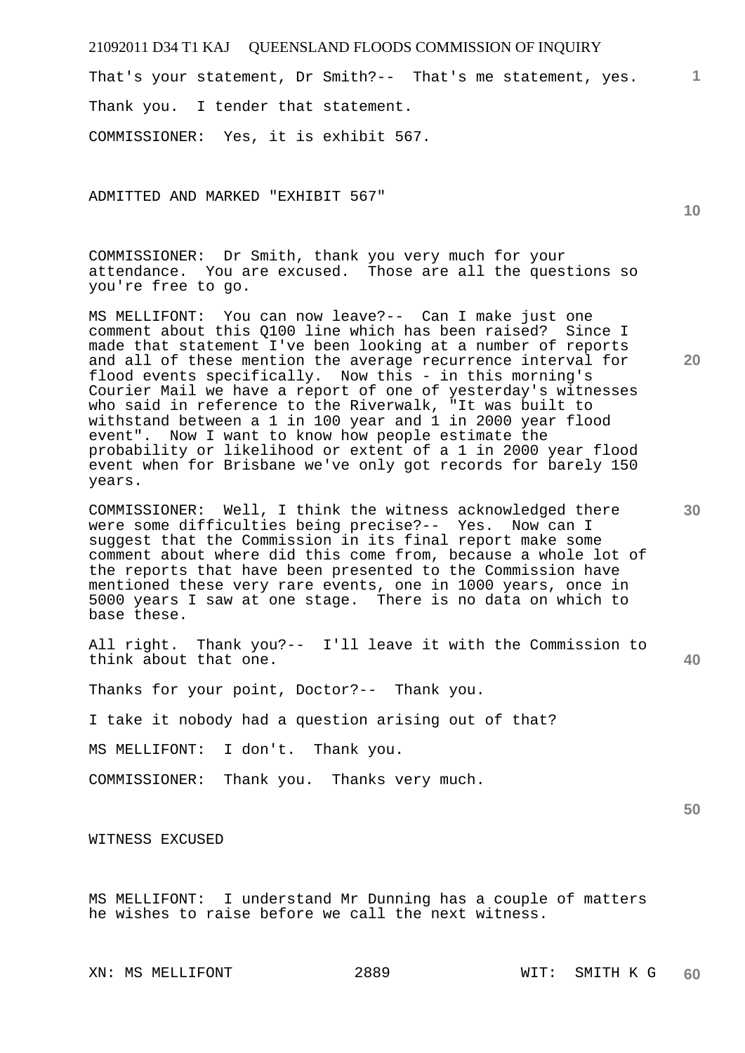That's your statement, Dr Smith?-- That's me statement, yes.

Thank you. I tender that statement.

COMMISSIONER: Yes, it is exhibit 567.

ADMITTED AND MARKED "EXHIBIT 567"

COMMISSIONER: Dr Smith, thank you very much for your attendance. You are excused. Those are all the questions so you're free to go.

MS MELLIFONT: You can now leave?-- Can I make just one comment about this Q100 line which has been raised? Since I made that statement I've been looking at a number of reports and all of these mention the average recurrence interval for flood events specifically. Now this - in this morning's Courier Mail we have a report of one of yesterday's witnesses who said in reference to the Riverwalk, "It was built to withstand between a 1 in 100 year and 1 in 2000 year flood event". Now I want to know how people estimate the probability or likelihood or extent of a 1 in 2000 year flood event when for Brisbane we've only got records for barely 150 years.

COMMISSIONER: Well, I think the witness acknowledged there were some difficulties being precise?-- Yes. Now can I suggest that the Commission in its final report make some comment about where did this come from, because a whole lot of the reports that have been presented to the Commission have mentioned these very rare events, one in 1000 years, once in 5000 years I saw at one stage. There is no data on which to base these.

All right. Thank you?-- I'll leave it with the Commission to think about that one.

Thanks for your point, Doctor?-- Thank you.

I take it nobody had a question arising out of that?

MS MELLIFONT: I don't. Thank you.

COMMISSIONER: Thank you. Thanks very much.

WITNESS EXCUSED

MS MELLIFONT: I understand Mr Dunning has a couple of matters he wishes to raise before we call the next witness.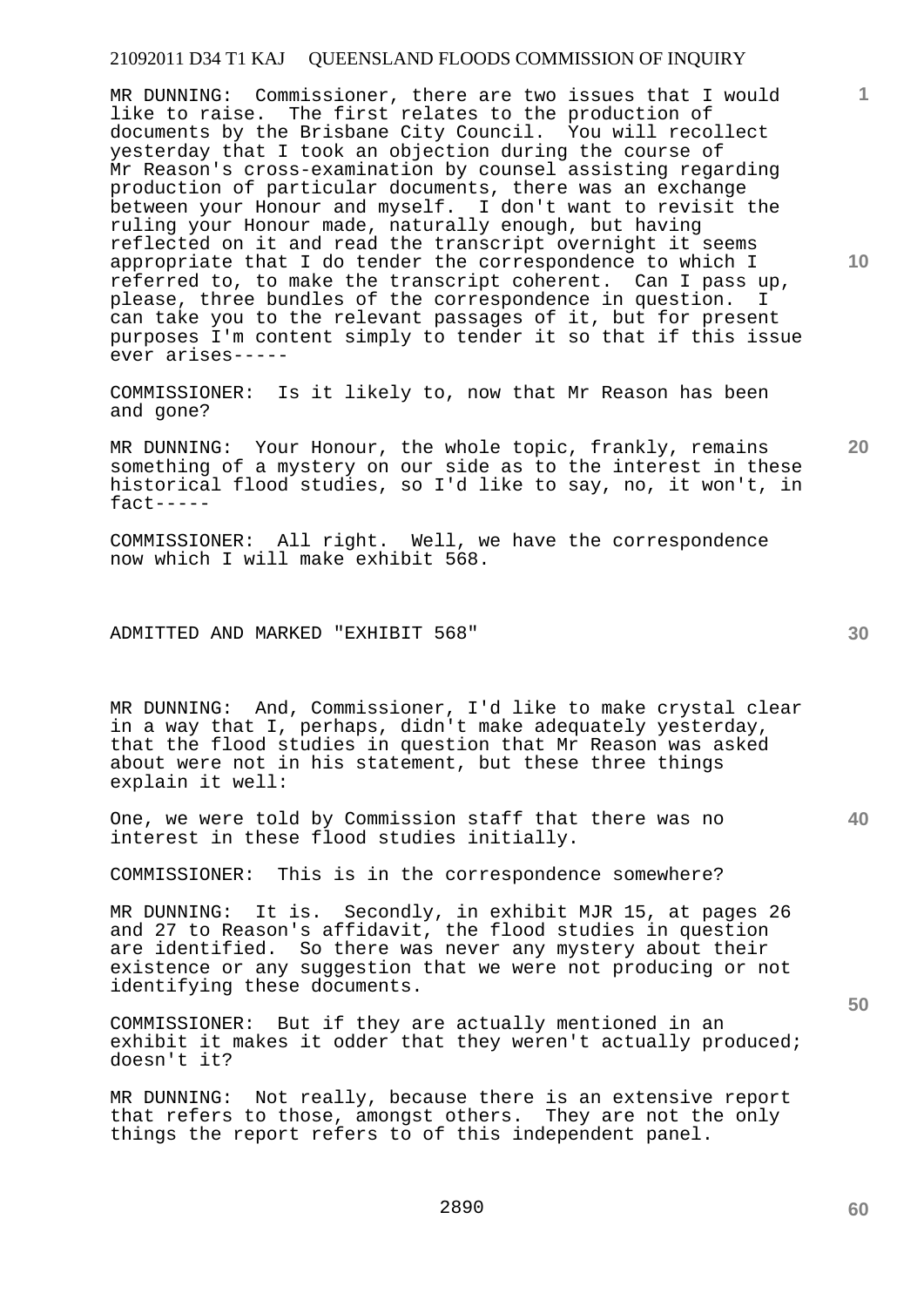MR DUNNING: Commissioner, there are two issues that I would like to raise. The first relates to the production of documents by the Brisbane City Council. You will recollect yesterday that I took an objection during the course of Mr Reason's cross-examination by counsel assisting regarding production of particular documents, there was an exchange between your Honour and myself. I don't want to revisit the ruling your Honour made, naturally enough, but having reflected on it and read the transcript overnight it seems appropriate that I do tender the correspondence to which I referred to, to make the transcript coherent. Can I pass up, please, three bundles of the correspondence in question. I can take you to the relevant passages of it, but for present purposes I'm content simply to tender it so that if this issue ever arises-----

COMMISSIONER: Is it likely to, now that Mr Reason has been and gone?

MR DUNNING: Your Honour, the whole topic, frankly, remains something of a mystery on our side as to the interest in these historical flood studies, so I'd like to say, no, it won't, in fact-----

COMMISSIONER: All right. Well, we have the correspondence now which I will make exhibit 568.

ADMITTED AND MARKED "EXHIBIT 568"

MR DUNNING: And, Commissioner, I'd like to make crystal clear in a way that I, perhaps, didn't make adequately yesterday, that the flood studies in question that Mr Reason was asked about were not in his statement, but these three things explain it well:

One, we were told by Commission staff that there was no interest in these flood studies initially.

COMMISSIONER: This is in the correspondence somewhere?

MR DUNNING: It is. Secondly, in exhibit MJR 15, at pages 26 and 27 to Reason's affidavit, the flood studies in question are identified. So there was never any mystery about their existence or any suggestion that we were not producing or not identifying these documents.

COMMISSIONER: But if they are actually mentioned in an exhibit it makes it odder that they weren't actually produced; doesn't it?

MR DUNNING: Not really, because there is an extensive report that refers to those, amongst others. They are not the only things the report refers to of this independent panel.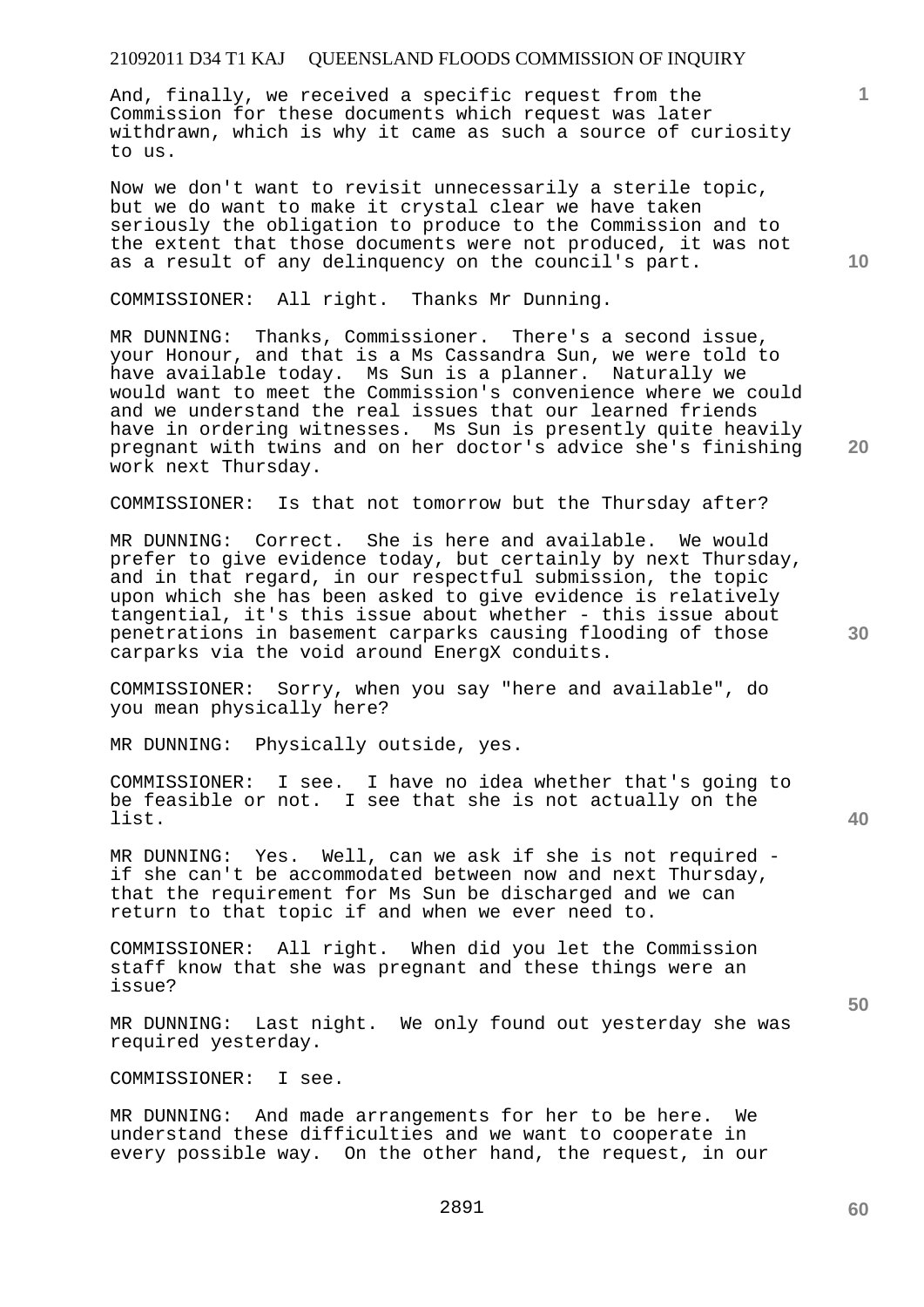And, finally, we received a specific request from the Commission for these documents which request was later withdrawn, which is why it came as such a source of curiosity to us.

Now we don't want to revisit unnecessarily a sterile topic, but we do want to make it crystal clear we have taken seriously the obligation to produce to the Commission and to the extent that those documents were not produced, it was not as a result of any delinquency on the council's part.

COMMISSIONER: All right. Thanks Mr Dunning.

MR DUNNING: Thanks, Commissioner. There's a second issue, your Honour, and that is a Ms Cassandra Sun, we were told to have available today. Ms Sun is a planner. Naturally we would want to meet the Commission's convenience where we could and we understand the real issues that our learned friends have in ordering witnesses. Ms Sun is presently quite heavily pregnant with twins and on her doctor's advice she's finishing work next Thursday.

COMMISSIONER: Is that not tomorrow but the Thursday after?

MR DUNNING: Correct. She is here and available. We would prefer to give evidence today, but certainly by next Thursday, and in that regard, in our respectful submission, the topic upon which she has been asked to give evidence is relatively tangential, it's this issue about whether - this issue about penetrations in basement carparks causing flooding of those carparks via the void around EnergX conduits.

COMMISSIONER: Sorry, when you say "here and available", do you mean physically here?

MR DUNNING: Physically outside, yes.

COMMISSIONER: I see. I have no idea whether that's going to be feasible or not. I see that she is not actually on the list.

MR DUNNING: Yes. Well, can we ask if she is not required - if she can't be accommodated between now and next Thursday, that the requirement for Ms Sun be discharged and we can return to that topic if and when we ever need to.

COMMISSIONER: All right. When did you let the Commission staff know that she was pregnant and these things were an issue?

MR DUNNING: Last night. We only found out yesterday she was required yesterday.

COMMISSIONER: I see.

MR DUNNING: And made arrangements for her to be here. We understand these difficulties and we want to cooperate in every possible way. On the other hand, the request, in our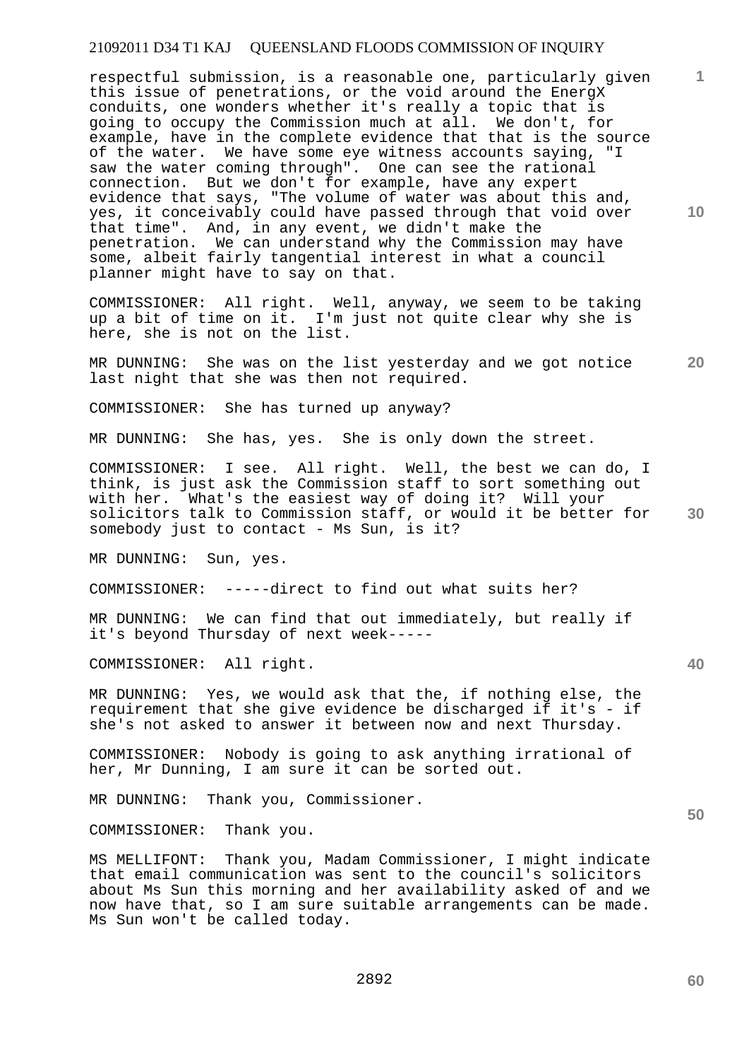respectful submission, is a reasonable one, particularly given this issue of penetrations, or the void around the EnergX conduits, one wonders whether it's really a topic that is going to occupy the Commission much at all. We don't, for example, have in the complete evidence that that is the source of the water. We have some eye witness accounts saying, "I saw the water coming through". One can see the rational connection. But we don't for example, have any expert evidence that says, "The volume of water was about this and, yes, it conceivably could have passed through that void over that time". And, in any event, we didn't make the penetration. We can understand why the Commission may have some, albeit fairly tangential interest in what a council planner might have to say on that.

COMMISSIONER: All right. Well, anyway, we seem to be taking up a bit of time on it. I'm just not quite clear why she is here, she is not on the list.

MR DUNNING: She was on the list yesterday and we got notice last night that she was then not required.

COMMISSIONER: She has turned up anyway?

MR DUNNING: She has, yes. She is only down the street.

COMMISSIONER: I see. All right. Well, the best we can do, I think, is just ask the Commission staff to sort something out with her. What's the easiest way of doing it? Will your solicitors talk to Commission staff, or would it be better for somebody just to contact - Ms Sun, is it?

MR DUNNING: Sun, yes.

COMMISSIONER: -----direct to find out what suits her?

MR DUNNING: We can find that out immediately, but really if it's beyond Thursday of next week-----

COMMISSIONER: All right.

MR DUNNING: Yes, we would ask that the, if nothing else, the requirement that she give evidence be discharged if it's - if she's not asked to answer it between now and next Thursday.

COMMISSIONER: Nobody is going to ask anything irrational of her, Mr Dunning, I am sure it can be sorted out.

MR DUNNING: Thank you, Commissioner.

COMMISSIONER: Thank you.

MS MELLIFONT: Thank you, Madam Commissioner, I might indicate that email communication was sent to the council's solicitors about Ms Sun this morning and her availability asked of and we now have that, so I am sure suitable arrangements can be made. Ms Sun won't be called today.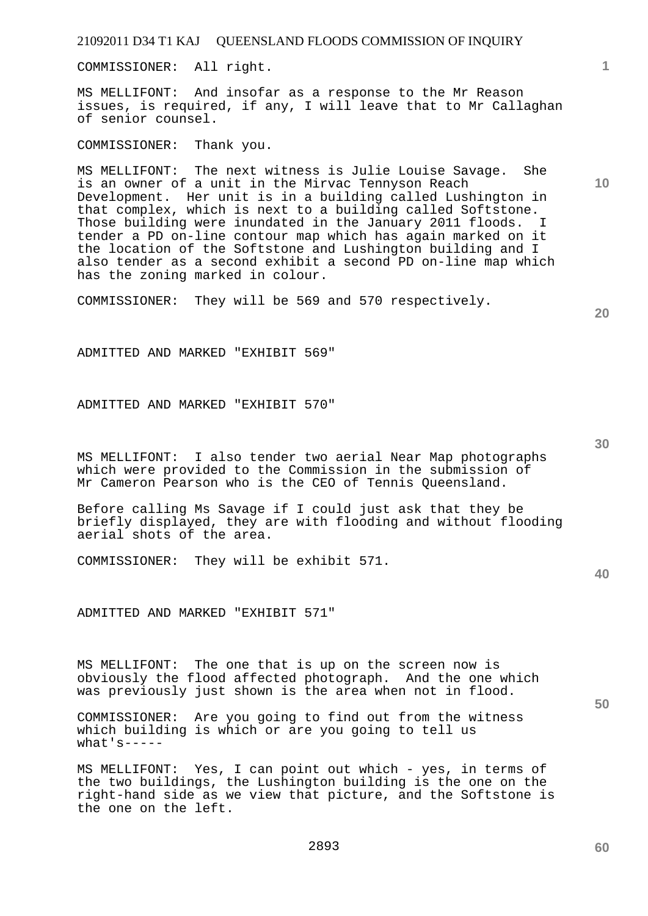COMMISSIONER: All right.

MS MELLIFONT: And insofar as a response to the Mr Reason issues, is required, if any, I will leave that to Mr Callaghan of senior counsel.

COMMISSIONER: Thank you.

MS MELLIFONT: The next witness is Julie Louise Savage. She is an owner of a unit in the Mirvac Tennyson Reach Development. Her unit is in a building called Lushington in that complex, which is next to a building called Softstone. Those building were inundated in the January 2011 floods. I tender a PD on-line contour map which has again marked on it the location of the Softstone and Lushington building and I also tender as a second exhibit a second PD on-line map which has the zoning marked in colour.

COMMISSIONER: They will be 569 and 570 respectively.

ADMITTED AND MARKED "EXHIBIT 569"

ADMITTED AND MARKED "EXHIBIT 570"

MS MELLIFONT: I also tender two aerial Near Map photographs which were provided to the Commission in the submission of Mr Cameron Pearson who is the CEO of Tennis Queensland.

Before calling Ms Savage if I could just ask that they be briefly displayed, they are with flooding and without flooding aerial shots of the area.

COMMISSIONER: They will be exhibit 571.

ADMITTED AND MARKED "EXHIBIT 571"

MS MELLIFONT: The one that is up on the screen now is obviously the flood affected photograph. And the one which was previously just shown is the area when not in flood.

COMMISSIONER: Are you going to find out from the witness which building is which or are you going to tell us what's-----

MS MELLIFONT: Yes, I can point out which - yes, in terms of the two buildings, the Lushington building is the one on the right-hand side as we view that picture, and the Softstone is the one on the left.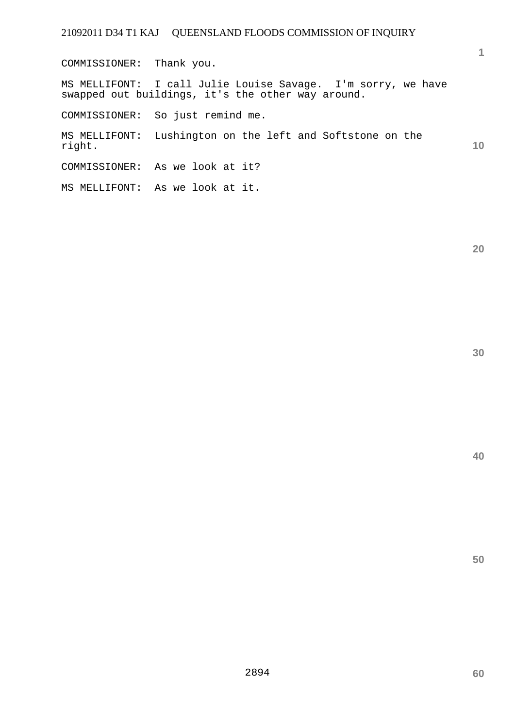COMMISSIONER: Thank you.

MS MELLIFONT: I call Julie Louise Savage. I'm sorry, we have swapped out buildings, it's the other way around.

COMMISSIONER: So just remind me.

MS MELLIFONT: Lushington on the left and Softstone on the right.

COMMISSIONER: As we look at it?

MS MELLIFONT: As we look at it.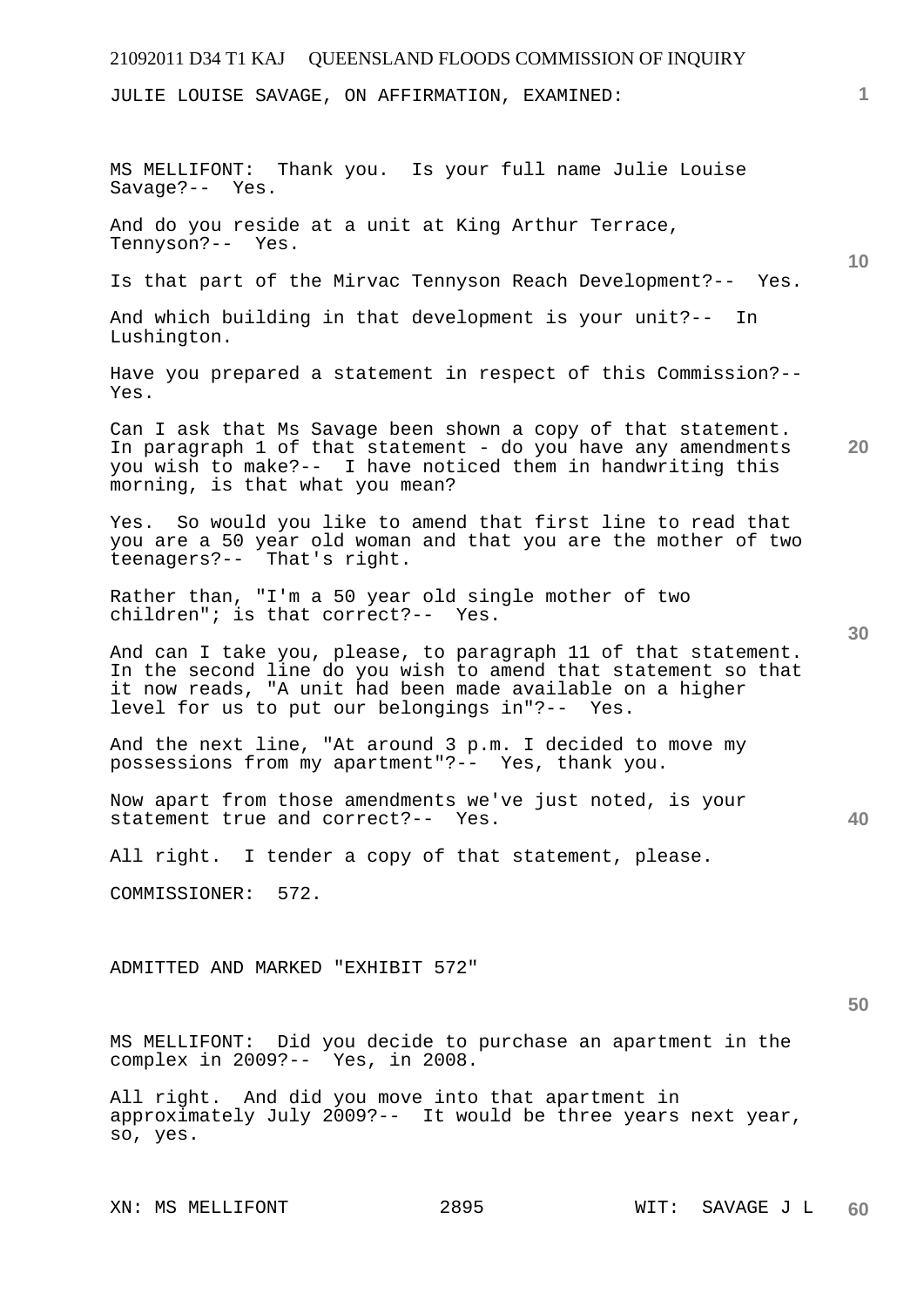JULIE LOUISE SAVAGE, ON AFFIRMATION, EXAMINED:

MS MELLIFONT: Thank you. Is your full name Julie Louise Savage?-- Yes.

And do you reside at a unit at King Arthur Terrace, Tennyson?-- Yes.

Is that part of the Mirvac Tennyson Reach Development?-- Yes.

And which building in that development is your unit?-- In Lushington.

Have you prepared a statement in respect of this Commission?-- Yes.

Can I ask that Ms Savage been shown a copy of that statement. In paragraph 1 of that statement - do you have any amendments you wish to make?-- I have noticed them in handwriting this morning, is that what you mean?

Yes. So would you like to amend that first line to read that you are a 50 year old woman and that you are the mother of two teenagers?-- That's right.

Rather than, "I'm a 50 year old single mother of two children"; is that correct?-- Yes.

And can I take you, please, to paragraph 11 of that statement. In the second line do you wish to amend that statement so that it now reads, "A unit had been made available on a higher level for us to put our belongings in"?-- Yes.

And the next line, "At around 3 p.m. I decided to move my possessions from my apartment"?-- Yes, thank you.

Now apart from those amendments we've just noted, is your statement true and correct?-- Yes.

All right. I tender a copy of that statement, please.

COMMISSIONER: 572.

ADMITTED AND MARKED "EXHIBIT 572"

MS MELLIFONT: Did you decide to purchase an apartment in the complex in 2009?-- Yes, in 2008.

All right. And did you move into that apartment in approximately July 2009?-- It would be three years next year, so, yes.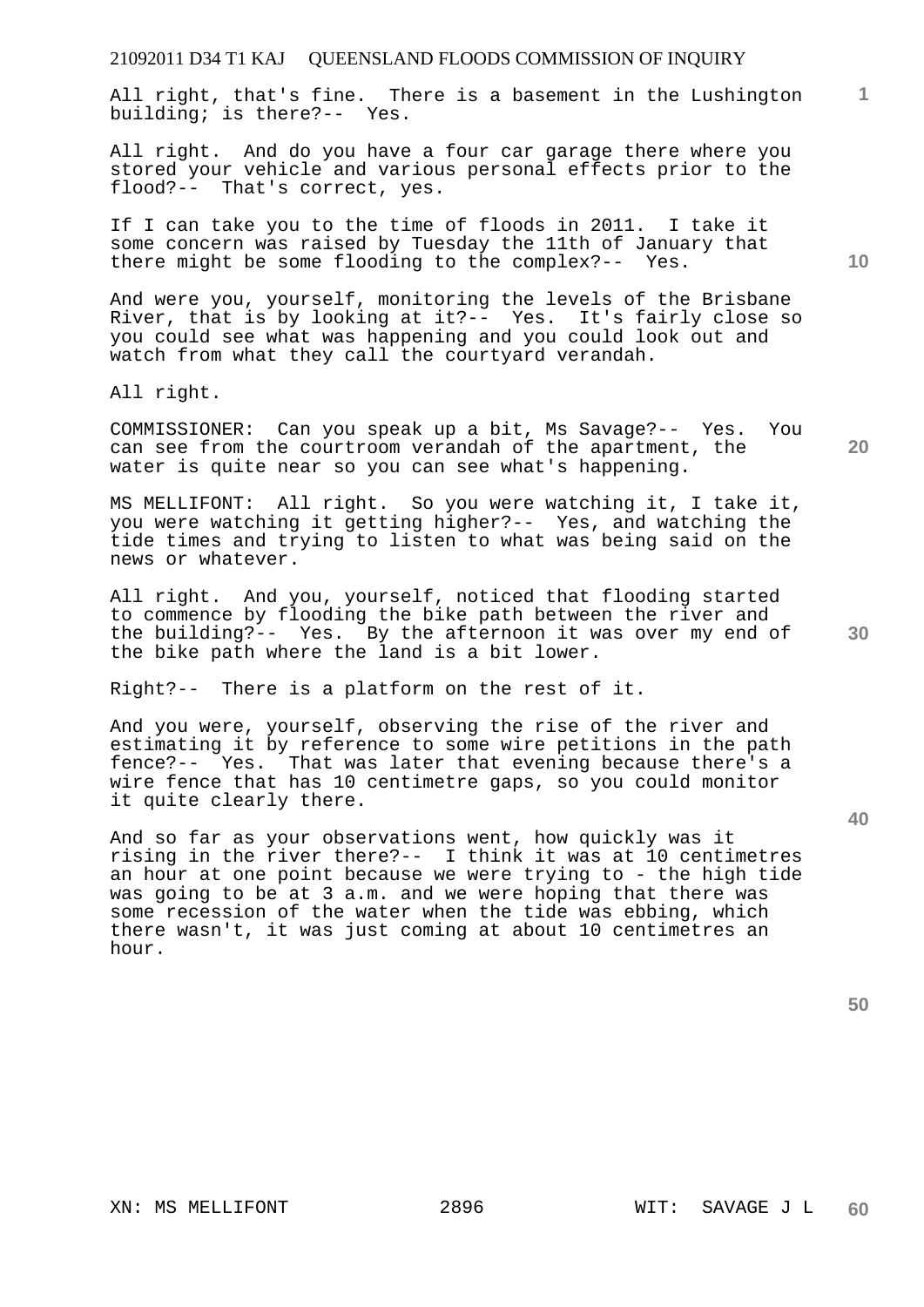All right, that's fine. There is a basement in the Lushington building; is there?-- Yes.

All right. And do you have a four car garage there where you stored your vehicle and various personal effects prior to the flood?-- That's correct, yes.

If I can take you to the time of floods in 2011. I take it some concern was raised by Tuesday the 11th of January that there might be some flooding to the complex?-- Yes.

And were you, yourself, monitoring the levels of the Brisbane River, that is by looking at it?-- Yes. It's fairly close so you could see what was happening and you could look out and watch from what they call the courtyard verandah.

All right.

COMMISSIONER: Can you speak up a bit, Ms Savage?-- Yes. You can see from the courtroom verandah of the apartment, the water is quite near so you can see what's happening.

MS MELLIFONT: All right. So you were watching it, I take it, you were watching it getting higher?-- Yes, and watching the tide times and trying to listen to what was being said on the news or whatever.

All right. And you, yourself, noticed that flooding started to commence by flooding the bike path between the river and the building?-- Yes. By the afternoon it was over my end of the bike path where the land is a bit lower.

Right?-- There is a platform on the rest of it.

And you were, yourself, observing the rise of the river and estimating it by reference to some wire petitions in the path fence?-- Yes. That was later that evening because there's a wire fence that has 10 centimetre gaps, so you could monitor it quite clearly there.

And so far as your observations went, how quickly was it rising in the river there?-- I think it was at 10 centimetres an hour at one point because we were trying to - the high tide was going to be at 3 a.m. and we were hoping that there was some recession of the water when the tide was ebbing, which there wasn't, it was just coming at about 10 centimetres an hour.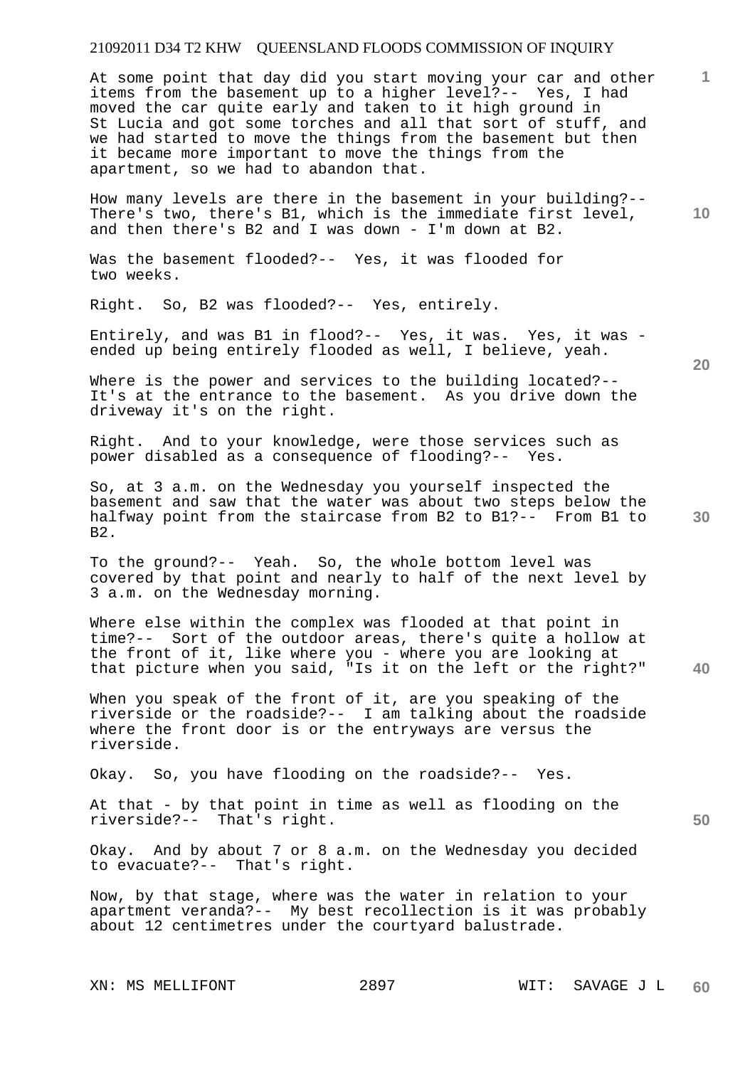At some point that day did you start moving your car and other items from the basement up to a higher level?-- Yes, I had moved the car quite early and taken to it high ground in St Lucia and got some torches and all that sort of stuff, and we had started to move the things from the basement but then it became more important to move the things from the apartment, so we had to abandon that.

How many levels are there in the basement in your building?-- There's two, there's B1, which is the immediate first level, and then there's B2 and I was down - I'm down at B2.

Was the basement flooded?-- Yes, it was flooded for two weeks.

Right. So, B2 was flooded?-- Yes, entirely.

Entirely, and was B1 in flood?-- Yes, it was. Yes, it was - ended up being entirely flooded as well, I believe, yeah.

Where is the power and services to the building located?-- It's at the entrance to the basement. As you drive down the driveway it's on the right.

Right. And to your knowledge, were those services such as power disabled as a consequence of flooding?-- Yes.

So, at 3 a.m. on the Wednesday you yourself inspected the basement and saw that the water was about two steps below the halfway point from the staircase from B2 to B1?-- From B1 to B2.

To the ground?-- Yeah. So, the whole bottom level was covered by that point and nearly to half of the next level by 3 a.m. on the Wednesday morning.

Where else within the complex was flooded at that point in time?-- Sort of the outdoor areas, there's quite a hollow at the front of it, like where you - where you are looking at that picture when you said, "Is it on the left or the right?"

When you speak of the front of it, are you speaking of the riverside or the roadside?-- I am talking about the roadside where the front door is or the entryways are versus the riverside.

Okay. So, you have flooding on the roadside?-- Yes.

At that - by that point in time as well as flooding on the riverside?-- That's right.

Okay. And by about 7 or 8 a.m. on the Wednesday you decided to evacuate?-- That's right.

Now, by that stage, where was the water in relation to your apartment veranda?-- My best recollection is it was probably about 12 centimetres under the courtyard balustrade.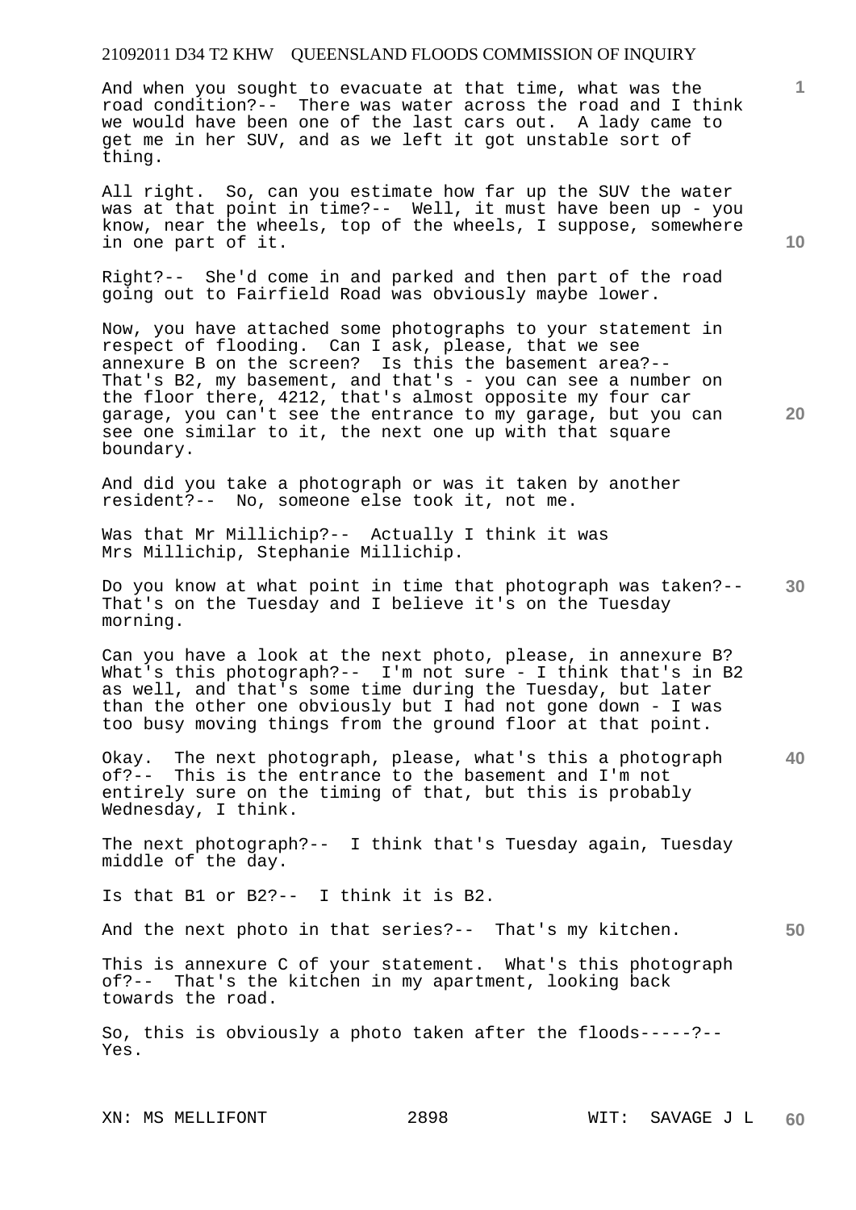And when you sought to evacuate at that time, what was the road condition?-- There was water across the road and I think we would have been one of the last cars out. A lady came to get me in her SUV, and as we left it got unstable sort of thing.

All right. So, can you estimate how far up the SUV the water was at that point in time?-- Well, it must have been up - you know, near the wheels, top of the wheels, I suppose, somewhere in one part of it.

Right?-- She'd come in and parked and then part of the road going out to Fairfield Road was obviously maybe lower.

Now, you have attached some photographs to your statement in respect of flooding. Can I ask, please, that we see annexure B on the screen? Is this the basement area?-- That's B2, my basement, and that's - you can see a number on the floor there, 4212, that's almost opposite my four car garage, you can't see the entrance to my garage, but you can see one similar to it, the next one up with that square boundary.

And did you take a photograph or was it taken by another resident?-- No, someone else took it, not me.

Was that Mr Millichip?-- Actually I think it was Mrs Millichip, Stephanie Millichip.

Do you know at what point in time that photograph was taken?-- That's on the Tuesday and I believe it's on the Tuesday morning.

Can you have a look at the next photo, please, in annexure B? What's this photograph?-- I'm not sure - I think that's in B2 as well, and that's some time during the Tuesday, but later than the other one obviously but I had not gone down - I was too busy moving things from the ground floor at that point.

Okay. The next photograph, please, what's this a photograph of?-- This is the entrance to the basement and I'm not entirely sure on the timing of that, but this is probably Wednesday, I think.

The next photograph?-- I think that's Tuesday again, Tuesday middle of the day.

Is that B1 or B2?-- I think it is B2.

And the next photo in that series?-- That's my kitchen.

This is annexure C of your statement. What's this photograph of?-- That's the kitchen in my apartment, looking back towards the road.

So, this is obviously a photo taken after the floods-----?-- Yes.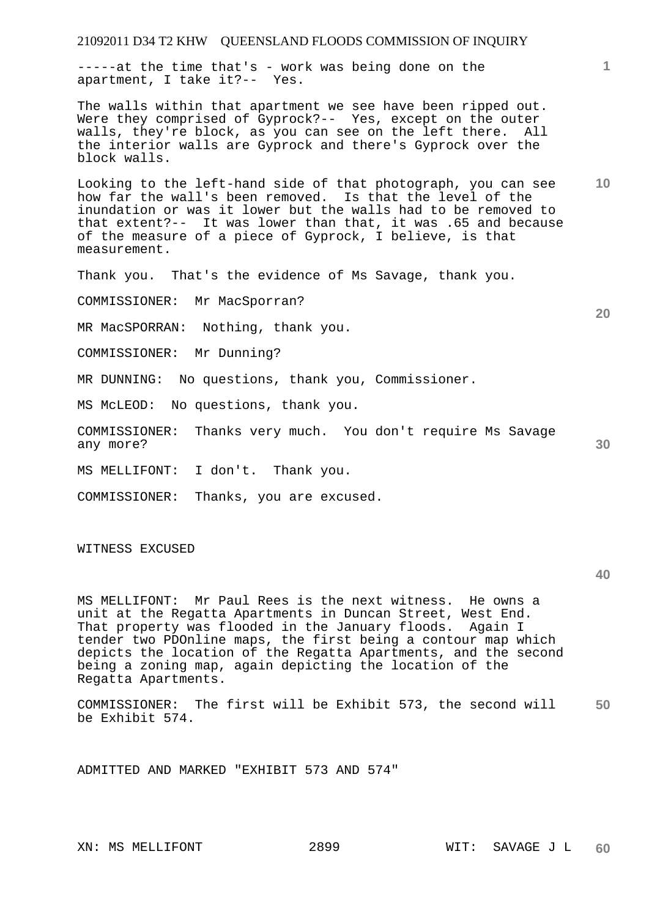-----at the time that's - work was being done on the apartment, I take it?-- Yes.

The walls within that apartment we see have been ripped out. Were they comprised of Gyprock?-- Yes, except on the outer walls, they're block, as you can see on the left there. All the interior walls are Gyprock and there's Gyprock over the block walls.

Looking to the left-hand side of that photograph, you can see how far the wall's been removed. Is that the level of the inundation or was it lower but the walls had to be removed to that extent?-- It was lower than that, it was .65 and because of the measure of a piece of Gyprock, I believe, is that measurement.

Thank you. That's the evidence of Ms Savage, thank you.

COMMISSIONER: Mr MacSporran?

MR MacSPORRAN: Nothing, thank you.

COMMISSIONER: Mr Dunning?

MR DUNNING: No questions, thank you, Commissioner.

MS McLEOD: No questions, thank you.

COMMISSIONER: Thanks very much. You don't require Ms Savage any more?

MS MELLIFONT: I don't. Thank you.

COMMISSIONER: Thanks, you are excused.

WITNESS EXCUSED

MS MELLIFONT: Mr Paul Rees is the next witness. He owns a unit at the Regatta Apartments in Duncan Street, West End. That property was flooded in the January floods. Again I tender two PDOnline maps, the first being a contour map which depicts the location of the Regatta Apartments, and the second being a zoning map, again depicting the location of the Regatta Apartments.

COMMISSIONER: The first will be Exhibit 573, the second will be Exhibit 574.

ADMITTED AND MARKED "EXHIBIT 573 AND 574"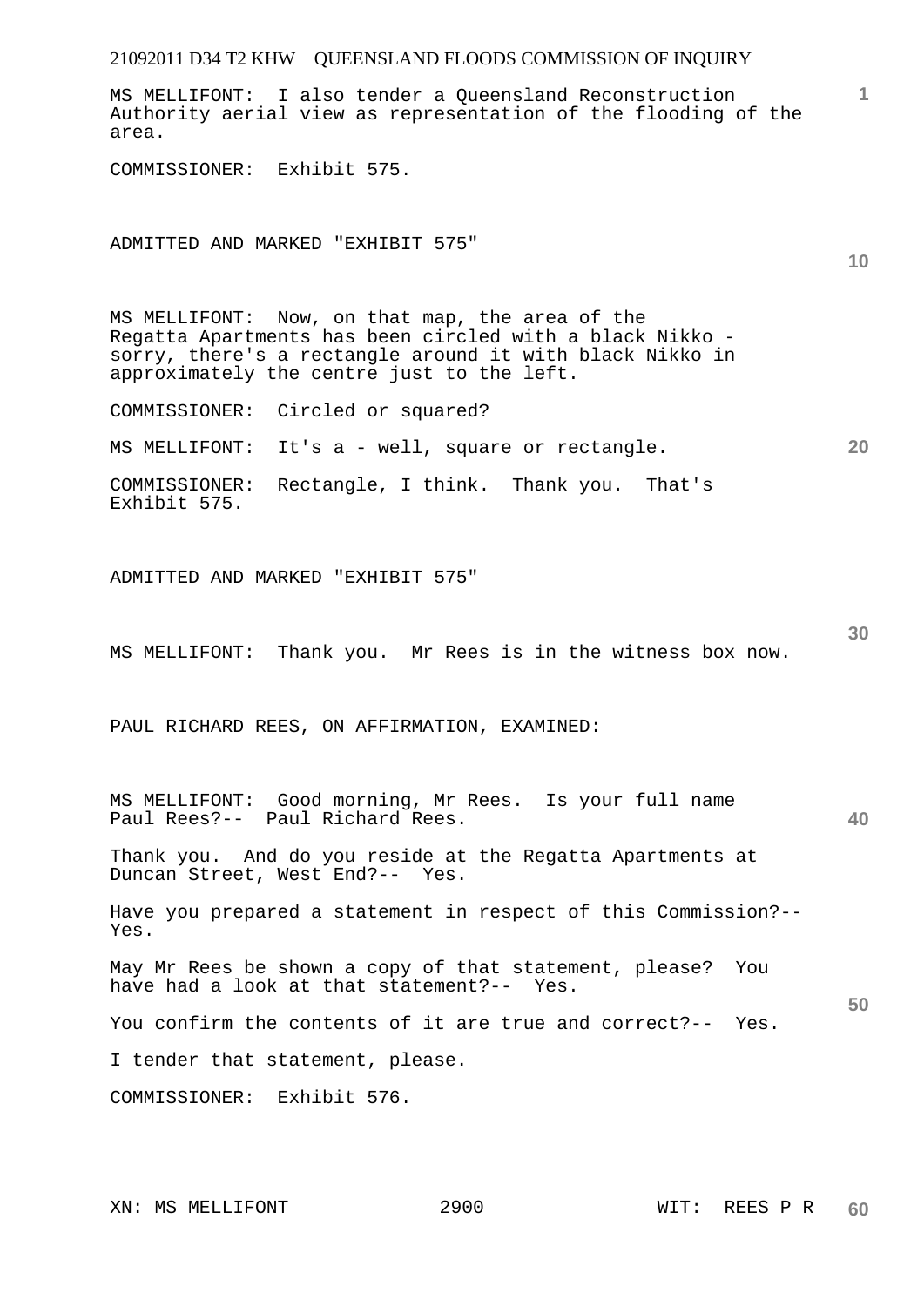MS MELLIFONT: I also tender a Queensland Reconstruction Authority aerial view as representation of the flooding of the area.

COMMISSIONER: Exhibit 575.

ADMITTED AND MARKED "EXHIBIT 575"

MS MELLIFONT: Now, on that map, the area of the Regatta Apartments has been circled with a black Nikko - sorry, there's a rectangle around it with black Nikko in approximately the centre just to the left.

COMMISSIONER: Circled or squared?

MS MELLIFONT: It's a - well, square or rectangle.

COMMISSIONER: Rectangle, I think. Thank you. That's Exhibit 575.

ADMITTED AND MARKED "EXHIBIT 575"

MS MELLIFONT: Thank you. Mr Rees is in the witness box now.

PAUL RICHARD REES, ON AFFIRMATION, EXAMINED:

MS MELLIFONT: Good morning, Mr Rees. Is your full name Paul Rees?-- Paul Richard Rees.

Thank you. And do you reside at the Regatta Apartments at Duncan Street, West End?-- Yes.

Have you prepared a statement in respect of this Commission?-- Yes.

May Mr Rees be shown a copy of that statement, please? You have had a look at that statement?-- Yes.

You confirm the contents of it are true and correct?-- Yes.

I tender that statement, please.

COMMISSIONER: Exhibit 576.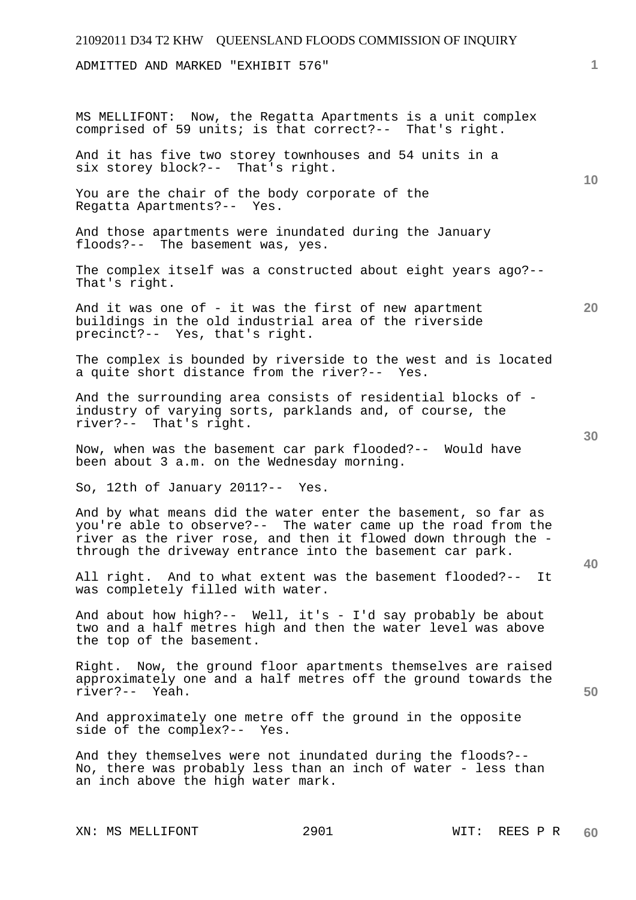ADMITTED AND MARKED "EXHIBIT 576"

MS MELLIFONT: Now, the Regatta Apartments is a unit complex comprised of 59 units; is that correct?-- That's right.

And it has five two storey townhouses and 54 units in a six storey block?-- That's right.

You are the chair of the body corporate of the Regatta Apartments?-- Yes.

And those apartments were inundated during the January floods?-- The basement was, yes.

The complex itself was a constructed about eight years ago?-- That's right.

And it was one of - it was the first of new apartment buildings in the old industrial area of the riverside precinct?-- Yes, that's right.

The complex is bounded by riverside to the west and is located a quite short distance from the river?-- Yes.

And the surrounding area consists of residential blocks of - industry of varying sorts, parklands and, of course, the river?-- That's right.

Now, when was the basement car park flooded?-- Would have been about 3 a.m. on the Wednesday morning.

So, 12th of January 2011?-- Yes.

And by what means did the water enter the basement, so far as you're able to observe?-- The water came up the road from the river as the river rose, and then it flowed down through the - through the driveway entrance into the basement car park.

All right. And to what extent was the basement flooded?-- It was completely filled with water.

And about how high?-- Well, it's - I'd say probably be about two and a half metres high and then the water level was above the top of the basement.

Right. Now, the ground floor apartments themselves are raised approximately one and a half metres off the ground towards the river?-- Yeah.

And approximately one metre off the ground in the opposite side of the complex?-- Yes.

And they themselves were not inundated during the floods?-- No, there was probably less than an inch of water - less than an inch above the high water mark.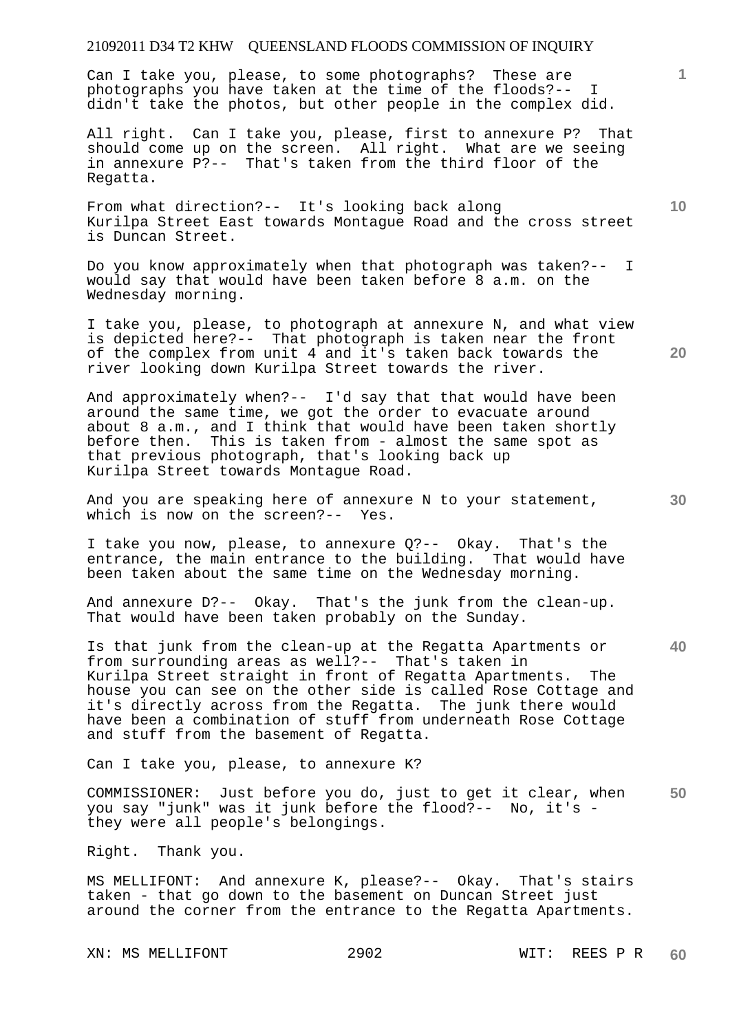Can I take you, please, to some photographs? These are photographs you have taken at the time of the floods?-- I didn't take the photos, but other people in the complex did.

All right. Can I take you, please, first to annexure P? That should come up on the screen. All right. What are we seeing in annexure P?-- That's taken from the third floor of the Regatta.

From what direction?-- It's looking back along Kurilpa Street East towards Montague Road and the cross street is Duncan Street.

Do you know approximately when that photograph was taken?-- I would say that would have been taken before 8 a.m. on the Wednesday morning.

I take you, please, to photograph at annexure N, and what view is depicted here?-- That photograph is taken near the front of the complex from unit 4 and it's taken back towards the river looking down Kurilpa Street towards the river.

And approximately when?-- I'd say that that would have been around the same time, we got the order to evacuate around about 8 a.m., and I think that would have been taken shortly before then. This is taken from - almost the same spot as that previous photograph, that's looking back up Kurilpa Street towards Montague Road.

And you are speaking here of annexure N to your statement, which is now on the screen?-- Yes.

I take you now, please, to annexure Q?-- Okay. That's the entrance, the main entrance to the building. That would have been taken about the same time on the Wednesday morning.

And annexure D?-- Okay. That's the junk from the clean-up. That would have been taken probably on the Sunday.

Is that junk from the clean-up at the Regatta Apartments or from surrounding areas as well?-- That's taken in Kurilpa Street straight in front of Regatta Apartments. The house you can see on the other side is called Rose Cottage and it's directly across from the Regatta. The junk there would have been a combination of stuff from underneath Rose Cottage and stuff from the basement of Regatta.

Can I take you, please, to annexure K?

COMMISSIONER: Just before you do, just to get it clear, when you say "junk" was it junk before the flood?-- No, it's - they were all people's belongings.

Right. Thank you.

MS MELLIFONT: And annexure K, please?-- Okay. That's stairs taken - that go down to the basement on Duncan Street just around the corner from the entrance to the Regatta Apartments.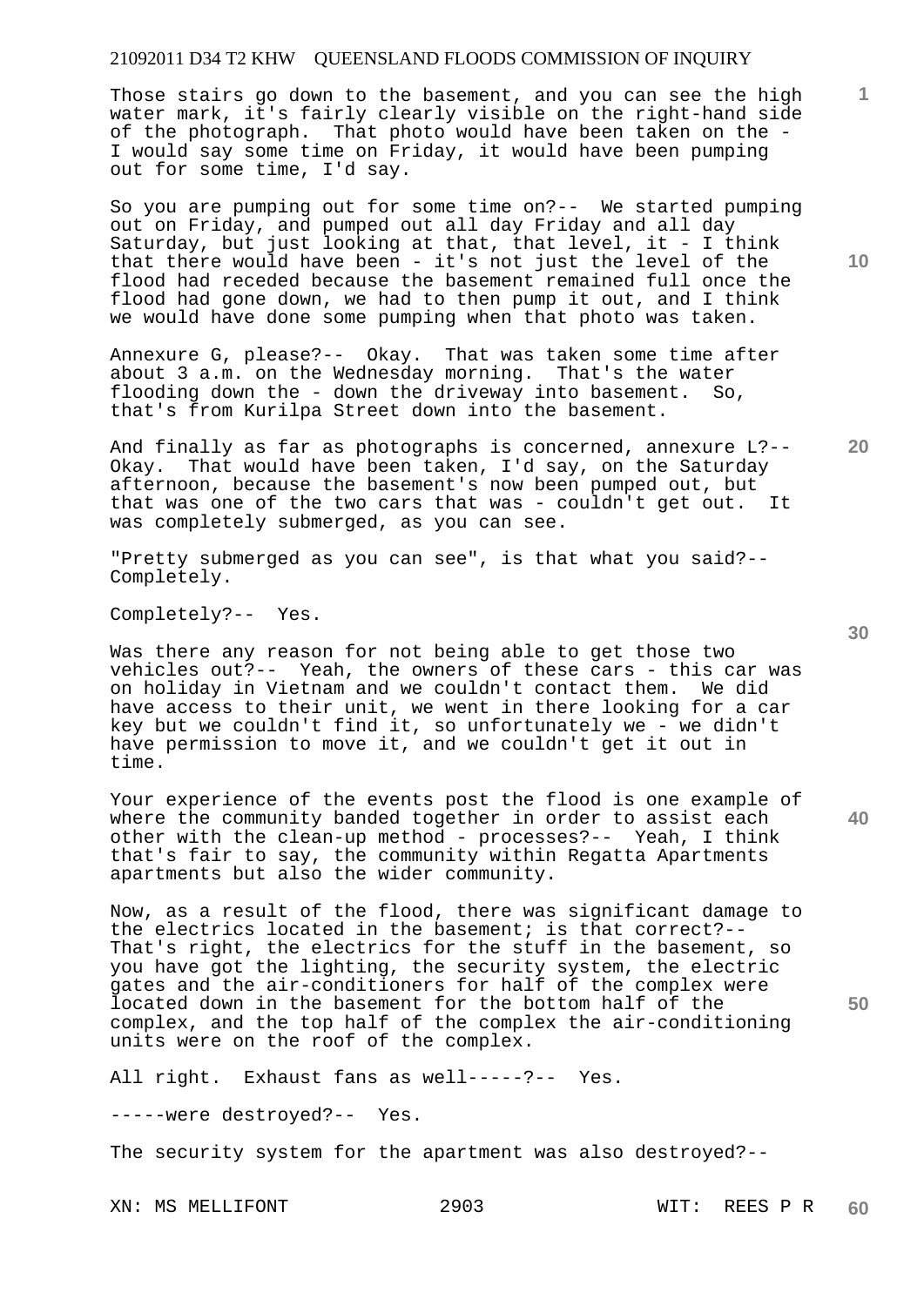Those stairs go down to the basement, and you can see the high water mark, it's fairly clearly visible on the right-hand side of the photograph. That photo would have been taken on the - I would say some time on Friday, it would have been pumping out for some time, I'd say.

So you are pumping out for some time on?-- We started pumping out on Friday, and pumped out all day Friday and all day Saturday, but just looking at that, that level, it - I think that there would have been - it's not just the level of the flood had receded because the basement remained full once the flood had gone down, we had to then pump it out, and I think we would have done some pumping when that photo was taken.

Annexure G, please?-- Okay. That was taken some time after about 3 a.m. on the Wednesday morning. That's the water flooding down the - down the driveway into basement. So, that's from Kurilpa Street down into the basement.

And finally as far as photographs is concerned, annexure L?-- Okay. That would have been taken, I'd say, on the Saturday afternoon, because the basement's now been pumped out, but that was one of the two cars that was - couldn't get out. It was completely submerged, as you can see.

"Pretty submerged as you can see", is that what you said?-- Completely.

Completely?-- Yes.

Was there any reason for not being able to get those two vehicles out?-- Yeah, the owners of these cars - this car was on holiday in Vietnam and we couldn't contact them. We did have access to their unit, we went in there looking for a car key but we couldn't find it, so unfortunately we - we didn't have permission to move it, and we couldn't get it out in time.

Your experience of the events post the flood is one example of where the community banded together in order to assist each other with the clean-up method - processes?-- Yeah, I think that's fair to say, the community within Regatta Apartments apartments but also the wider community.

Now, as a result of the flood, there was significant damage to the electrics located in the basement; is that correct?-- That's right, the electrics for the stuff in the basement, so you have got the lighting, the security system, the electric gates and the air-conditioners for half of the complex were located down in the basement for the bottom half of the complex, and the top half of the complex the air-conditioning units were on the roof of the complex.

All right. Exhaust fans as well-----?-- Yes.

-----were destroyed?-- Yes.

The security system for the apartment was also destroyed?--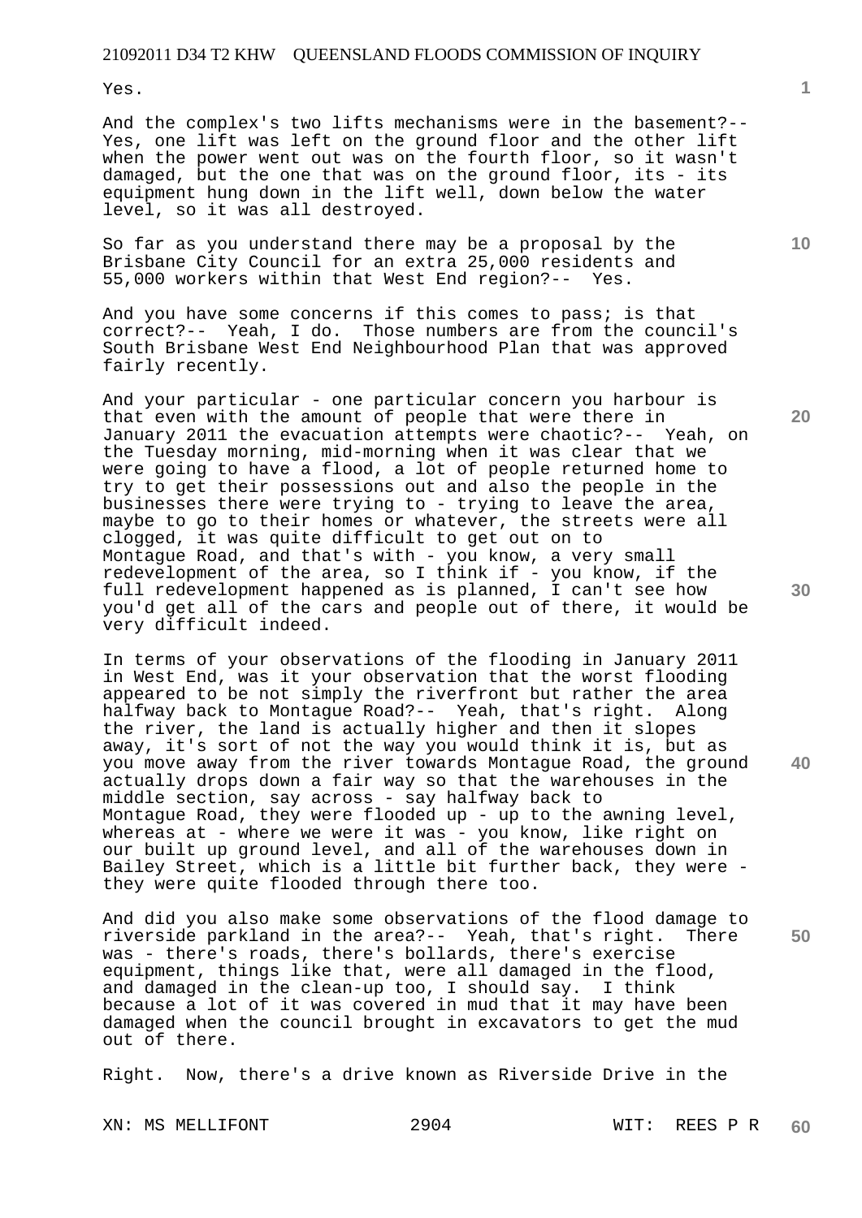Yes.

And the complex's two lifts mechanisms were in the basement?-- Yes, one lift was left on the ground floor and the other lift when the power went out was on the fourth floor, so it wasn't damaged, but the one that was on the ground floor, its - its equipment hung down in the lift well, down below the water level, so it was all destroyed.

So far as you understand there may be a proposal by the Brisbane City Council for an extra 25,000 residents and 55,000 workers within that West End region?-- Yes.

And you have some concerns if this comes to pass; is that correct?-- Yeah, I do. Those numbers are from the council's South Brisbane West End Neighbourhood Plan that was approved fairly recently.

And your particular - one particular concern you harbour is that even with the amount of people that were there in January 2011 the evacuation attempts were chaotic?-- Yeah, on the Tuesday morning, mid-morning when it was clear that we were going to have a flood, a lot of people returned home to try to get their possessions out and also the people in the businesses there were trying to - trying to leave the area, maybe to go to their homes or whatever, the streets were all clogged, it was quite difficult to get out on to Montague Road, and that's with - you know, a very small redevelopment of the area, so I think if - you know, if the full redevelopment happened as is planned, I can't see how you'd get all of the cars and people out of there, it would be very difficult indeed.

In terms of your observations of the flooding in January 2011 in West End, was it your observation that the worst flooding appeared to be not simply the riverfront but rather the area halfway back to Montague Road?-- Yeah, that's right. Along the river, the land is actually higher and then it slopes away, it's sort of not the way you would think it is, but as you move away from the river towards Montague Road, the ground actually drops down a fair way so that the warehouses in the middle section, say across - say halfway back to Montague Road, they were flooded up - up to the awning level, whereas at - where we were it was - you know, like right on our built up ground level, and all of the warehouses down in Bailey Street, which is a little bit further back, they were - they were quite flooded through there too.

And did you also make some observations of the flood damage to riverside parkland in the area?-- Yeah, that's right. There was - there's roads, there's bollards, there's exercise equipment, things like that, were all damaged in the flood, and damaged in the clean-up too, I should say. I think because a lot of it was covered in mud that it may have been damaged when the council brought in excavators to get the mud out of there.

Right. Now, there's a drive known as Riverside Drive in the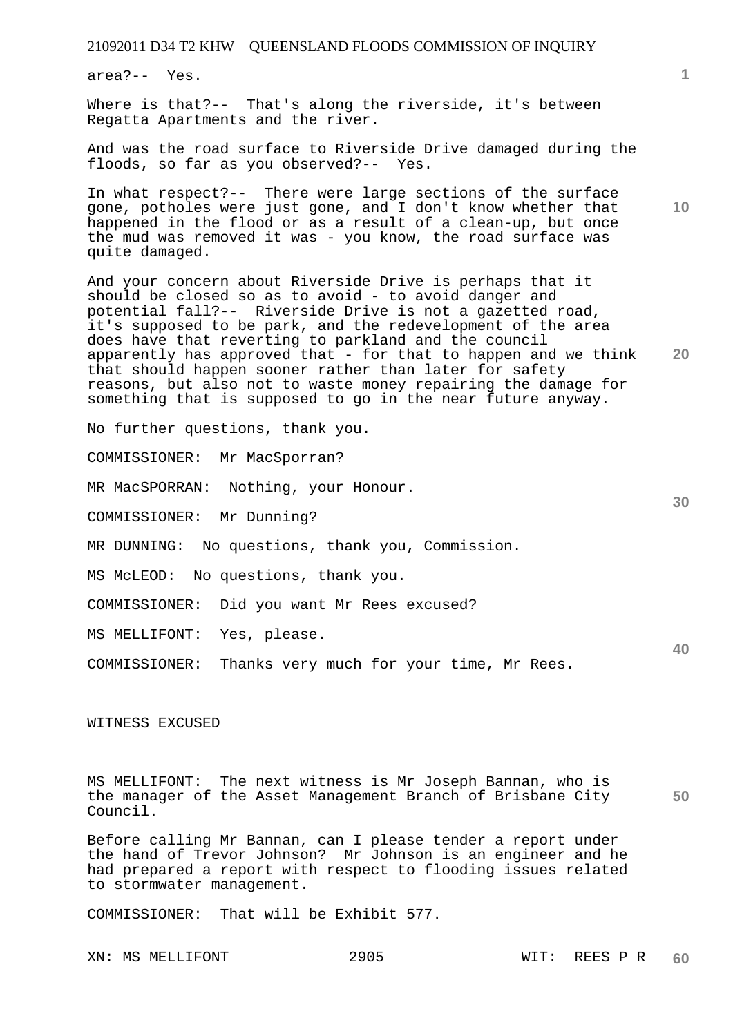area?-- Yes.

Where is that?-- That's along the riverside, it's between Regatta Apartments and the river.

And was the road surface to Riverside Drive damaged during the floods, so far as you observed?-- Yes.

In what respect?-- There were large sections of the surface gone, potholes were just gone, and I don't know whether that happened in the flood or as a result of a clean-up, but once the mud was removed it was - you know, the road surface was quite damaged.

And your concern about Riverside Drive is perhaps that it should be closed so as to avoid - to avoid danger and potential fall?-- Riverside Drive is not a gazetted road, it's supposed to be park, and the redevelopment of the area does have that reverting to parkland and the council apparently has approved that - for that to happen and we think that should happen sooner rather than later for safety reasons, but also not to waste money repairing the damage for something that is supposed to go in the near future anyway.

No further questions, thank you.

COMMISSIONER: Mr MacSporran?

MR MacSPORRAN: Nothing, your Honour.

COMMISSIONER: Mr Dunning?

MR DUNNING: No questions, thank you, Commission.

MS McLEOD: No questions, thank you.

COMMISSIONER: Did you want Mr Rees excused?

MS MELLIFONT: Yes, please.

COMMISSIONER: Thanks very much for your time, Mr Rees.

WITNESS EXCUSED

MS MELLIFONT: The next witness is Mr Joseph Bannan, who is the manager of the Asset Management Branch of Brisbane City Council.

Before calling Mr Bannan, can I please tender a report under the hand of Trevor Johnson? Mr Johnson is an engineer and he had prepared a report with respect to flooding issues related to stormwater management.

COMMISSIONER: That will be Exhibit 577.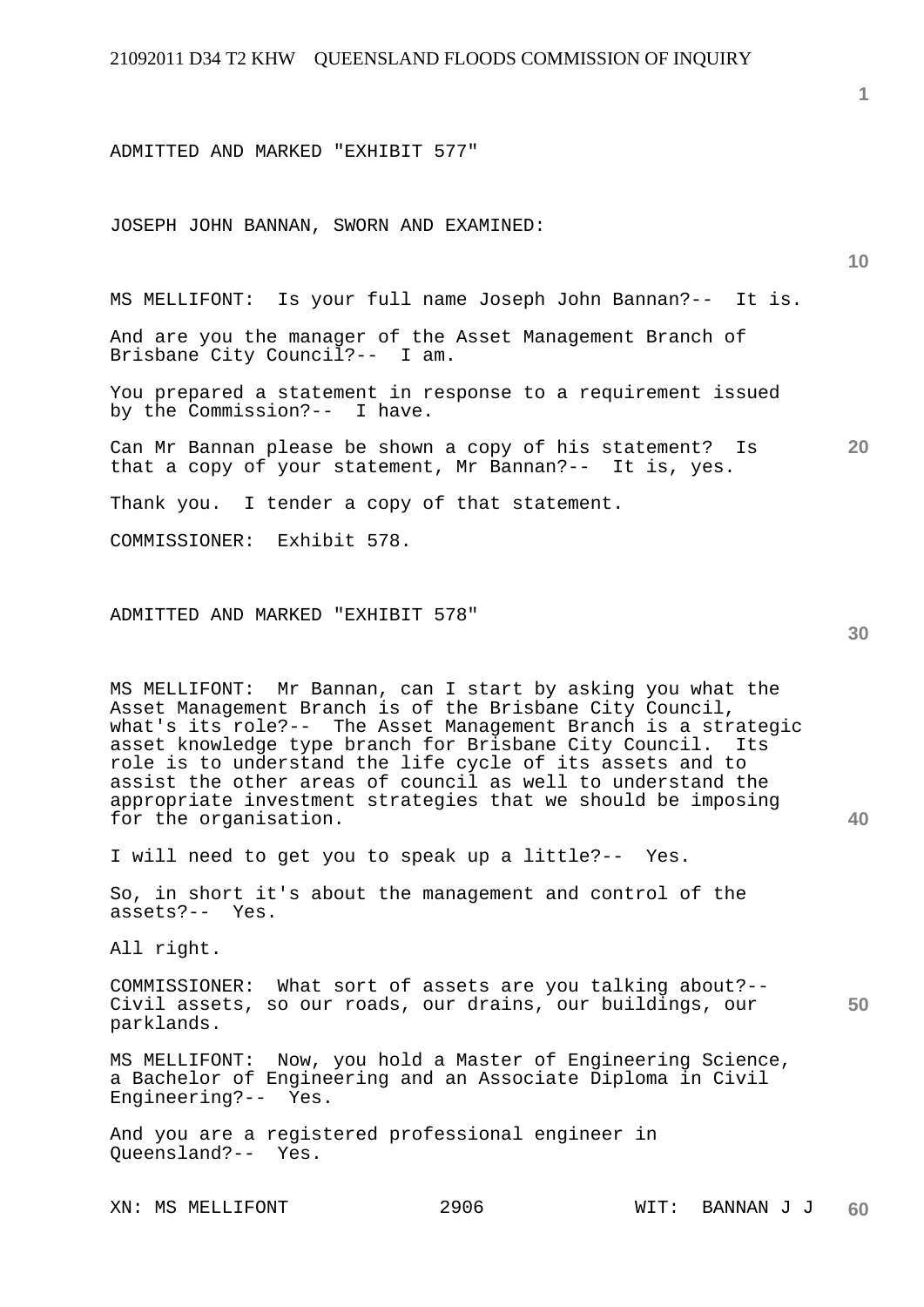ADMITTED AND MARKED "EXHIBIT 577"

JOSEPH JOHN BANNAN, SWORN AND EXAMINED:

MS MELLIFONT: Is your full name Joseph John Bannan?-- It is.

And are you the manager of the Asset Management Branch of Brisbane City Council?-- I am.

You prepared a statement in response to a requirement issued by the Commission?-- I have.

Can Mr Bannan please be shown a copy of his statement? Is that a copy of your statement, Mr Bannan?-- It is, yes.

Thank you. I tender a copy of that statement.

COMMISSIONER: Exhibit 578.

ADMITTED AND MARKED "EXHIBIT 578"

MS MELLIFONT: Mr Bannan, can I start by asking you what the Asset Management Branch is of the Brisbane City Council, what's its role?-- The Asset Management Branch is a strategic asset knowledge type branch for Brisbane City Council. Its role is to understand the life cycle of its assets and to assist the other areas of council as well to understand the appropriate investment strategies that we should be imposing for the organisation.

I will need to get you to speak up a little?-- Yes.

So, in short it's about the management and control of the assets?-- Yes.

All right.

COMMISSIONER: What sort of assets are you talking about?-- Civil assets, so our roads, our drains, our buildings, our parklands.

MS MELLIFONT: Now, you hold a Master of Engineering Science, a Bachelor of Engineering and an Associate Diploma in Civil Engineering?-- Yes.

And you are a registered professional engineer in Queensland?-- Yes.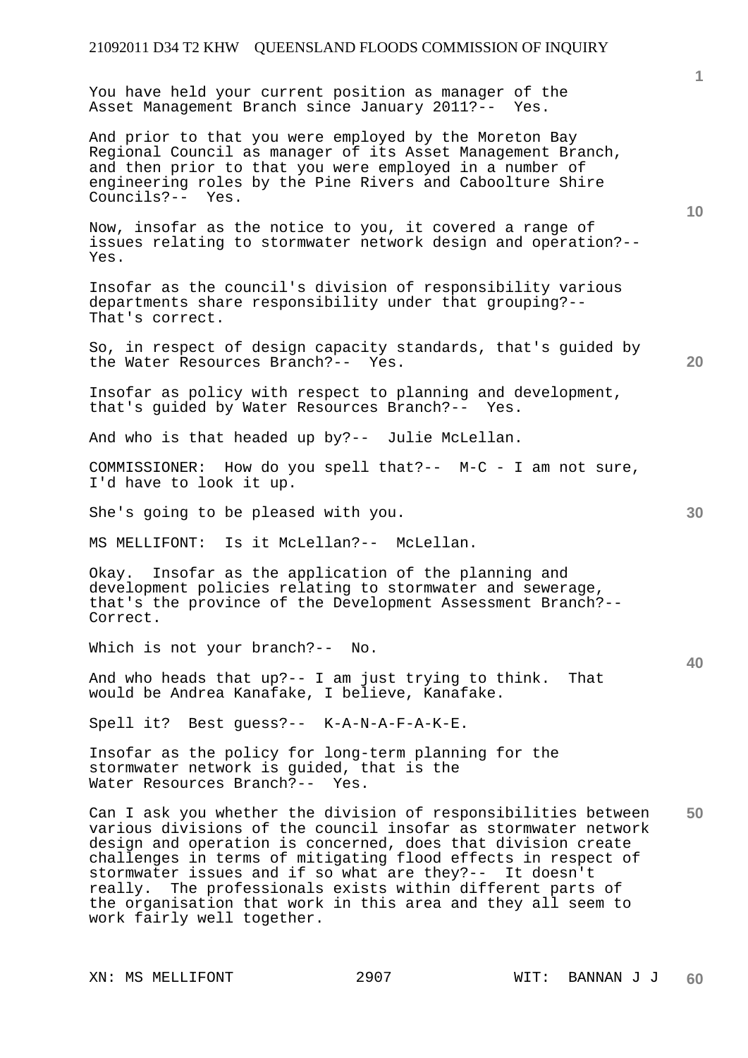You have held your current position as manager of the Asset Management Branch since January 2011?-- Yes.

And prior to that you were employed by the Moreton Bay Regional Council as manager of its Asset Management Branch, and then prior to that you were employed in a number of engineering roles by the Pine Rivers and Caboolture Shire Councils?-- Yes.

Now, insofar as the notice to you, it covered a range of issues relating to stormwater network design and operation?-- Yes.

Insofar as the council's division of responsibility various departments share responsibility under that grouping?-- That's correct.

So, in respect of design capacity standards, that's guided by the Water Resources Branch?-- Yes.

Insofar as policy with respect to planning and development, that's guided by Water Resources Branch?-- Yes.

And who is that headed up by?-- Julie McLellan.

COMMISSIONER: How do you spell that?-- M-C - I am not sure, I'd have to look it up.

She's going to be pleased with you.

MS MELLIFONT: Is it McLellan?-- McLellan.

Okay. Insofar as the application of the planning and development policies relating to stormwater and sewerage, that's the province of the Development Assessment Branch?-- Correct.

Which is not your branch?-- No.

And who heads that up?-- I am just trying to think. That would be Andrea Kanafake, I believe, Kanafake.

Spell it? Best guess?-- K-A-N-A-F-A-K-E.

Insofar as the policy for long-term planning for the stormwater network is guided, that is the Water Resources Branch?-- Yes.

Can I ask you whether the division of responsibilities between various divisions of the council insofar as stormwater network design and operation is concerned, does that division create challenges in terms of mitigating flood effects in respect of stormwater issues and if so what are they?-- It doesn't really. The professionals exists within different parts of the organisation that work in this area and they all seem to work fairly well together.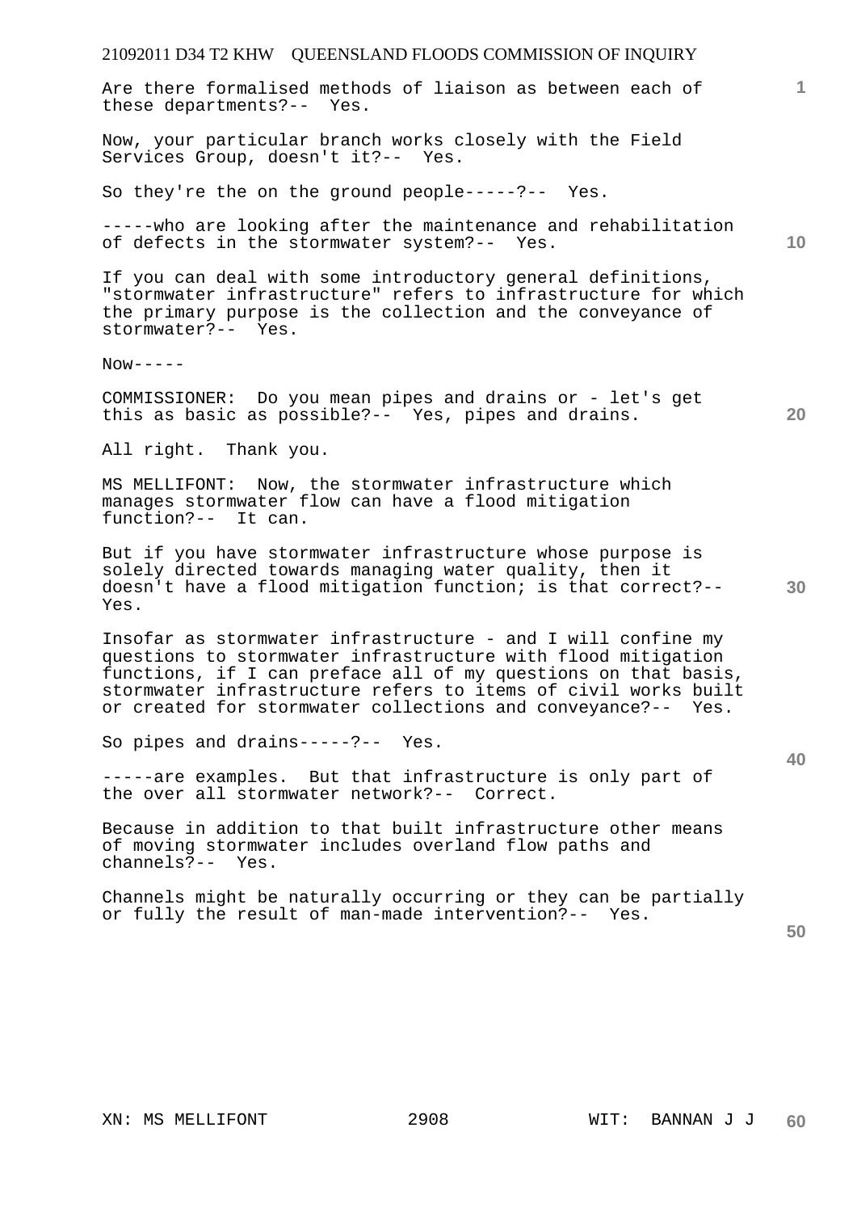Are there formalised methods of liaison as between each of these departments?-- Yes.

Now, your particular branch works closely with the Field Services Group, doesn't it?-- Yes.

So they're the on the ground people-----?-- Yes.

-----who are looking after the maintenance and rehabilitation of defects in the stormwater system?-- Yes.

If you can deal with some introductory general definitions, "stormwater infrastructure" refers to infrastructure for which the primary purpose is the collection and the conveyance of stormwater?-- Yes.

Now-----

COMMISSIONER: Do you mean pipes and drains or - let's get this as basic as possible?-- Yes, pipes and drains.

All right. Thank you.

MS MELLIFONT: Now, the stormwater infrastructure which manages stormwater flow can have a flood mitigation function?-- It can.

But if you have stormwater infrastructure whose purpose is solely directed towards managing water quality, then it doesn't have a flood mitigation function; is that correct?-- Yes.

Insofar as stormwater infrastructure - and I will confine my questions to stormwater infrastructure with flood mitigation functions, if I can preface all of my questions on that basis, stormwater infrastructure refers to items of civil works built or created for stormwater collections and conveyance?-- Yes.

So pipes and drains-----?-- Yes.

-----are examples. But that infrastructure is only part of the over all stormwater network?-- Correct.

Because in addition to that built infrastructure other means of moving stormwater includes overland flow paths and channels?-- Yes.

Channels might be naturally occurring or they can be partially or fully the result of man-made intervention?-- Yes.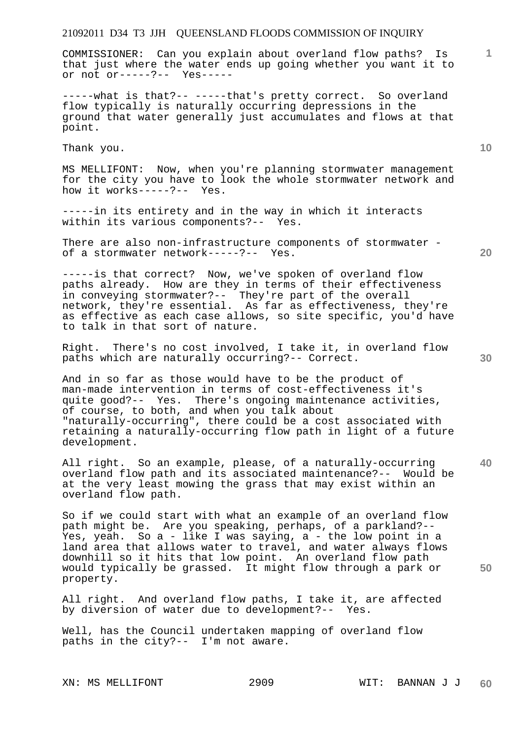COMMISSIONER: Can you explain about overland flow paths? Is that just where the water ends up going whether you want it to or not or-----?-- Yes-----

-----what is that?-- -----that's pretty correct. So overland flow typically is naturally occurring depressions in the ground that water generally just accumulates and flows at that point.

Thank you.

MS MELLIFONT: Now, when you're planning stormwater management for the city you have to look the whole stormwater network and how it works-----?-- Yes.

-----in its entirety and in the way in which it interacts within its various components?-- Yes.

There are also non-infrastructure components of stormwater - of a stormwater network-----?-- Yes.

-----is that correct? Now, we've spoken of overland flow paths already. How are they in terms of their effectiveness in conveying stormwater?-- They're part of the overall network, they're essential. As far as effectiveness, they're as effective as each case allows, so site specific, you'd have to talk in that sort of nature.

Right. There's no cost involved, I take it, in overland flow paths which are naturally occurring?-- Correct.

And in so far as those would have to be the product of man-made intervention in terms of cost-effectiveness it's quite good?-- Yes. There's ongoing maintenance activities, of course, to both, and when you talk about "naturally-occurring", there could be a cost associated with retaining a naturally-occurring flow path in light of a future development.

All right. So an example, please, of a naturally-occurring overland flow path and its associated maintenance?-- Would be at the very least mowing the grass that may exist within an overland flow path.

So if we could start with what an example of an overland flow path might be. Are you speaking, perhaps, of a parkland?-- Yes, yeah. So a - like I was saying, a - the low point in a land area that allows water to travel, and water always flows downhill so it hits that low point. An overland flow path would typically be grassed. It might flow through a park or property.

All right. And overland flow paths, I take it, are affected by diversion of water due to development?-- Yes.

Well, has the Council undertaken mapping of overland flow paths in the city?-- I'm not aware.

XN: MS MELLIFONT WIT: BANNAN J J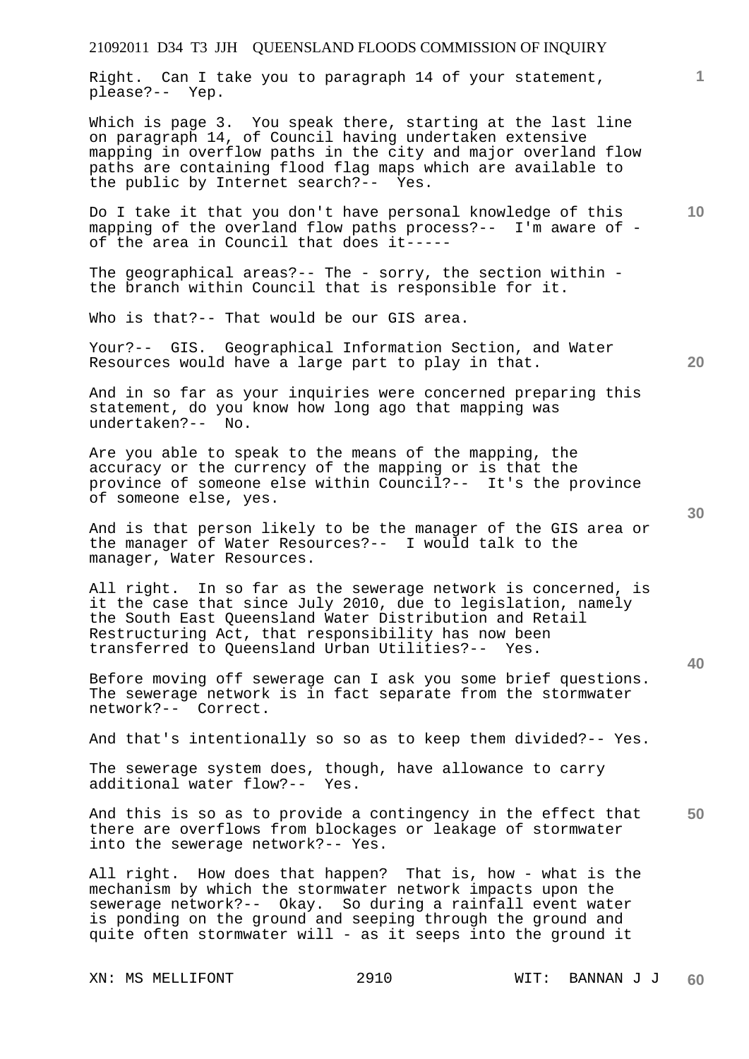Right. Can I take you to paragraph 14 of your statement, please?-- Yep.

Which is page 3. You speak there, starting at the last line on paragraph 14, of Council having undertaken extensive mapping in overflow paths in the city and major overland flow paths are containing flood flag maps which are available to the public by Internet search?-- Yes.

Do I take it that you don't have personal knowledge of this mapping of the overland flow paths process?-- I'm aware of - of the area in Council that does it-----

The geographical areas?-- The - sorry, the section within - the branch within Council that is responsible for it.

Who is that?-- That would be our GIS area.

Your?-- GIS. Geographical Information Section, and Water Resources would have a large part to play in that.

And in so far as your inquiries were concerned preparing this statement, do you know how long ago that mapping was undertaken?-- No.

Are you able to speak to the means of the mapping, the accuracy or the currency of the mapping or is that the province of someone else within Council?-- It's the province of someone else, yes.

And is that person likely to be the manager of the GIS area or the manager of Water Resources?-- I would talk to the manager, Water Resources.

All right. In so far as the sewerage network is concerned, is it the case that since July 2010, due to legislation, namely the South East Queensland Water Distribution and Retail Restructuring Act, that responsibility has now been transferred to Queensland Urban Utilities?-- Yes.

Before moving off sewerage can I ask you some brief questions. The sewerage network is in fact separate from the stormwater network?-- Correct.

And that's intentionally so so as to keep them divided?-- Yes.

The sewerage system does, though, have allowance to carry additional water flow?-- Yes.

And this is so as to provide a contingency in the effect that there are overflows from blockages or leakage of stormwater into the sewerage network?-- Yes.

All right. How does that happen? That is, how - what is the mechanism by which the stormwater network impacts upon the sewerage network?-- Okay. So during a rainfall event water is ponding on the ground and seeping through the ground and quite often stormwater will - as it seeps into the ground it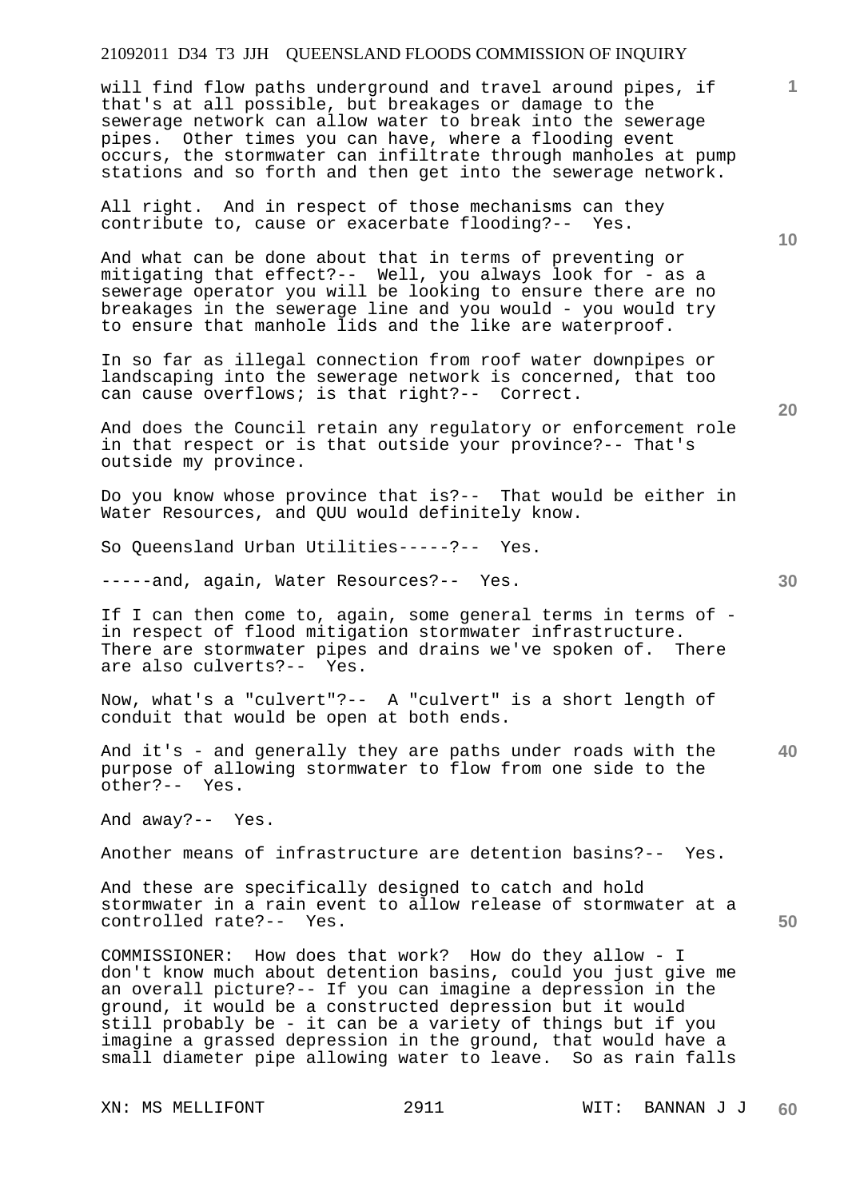will find flow paths underground and travel around pipes, if that's at all possible, but breakages or damage to the sewerage network can allow water to break into the sewerage pipes. Other times you can have, where a flooding event occurs, the stormwater can infiltrate through manholes at pump stations and so forth and then get into the sewerage network.

All right. And in respect of those mechanisms can they contribute to, cause or exacerbate flooding?-- Yes.

And what can be done about that in terms of preventing or mitigating that effect?-- Well, you always look for - as a sewerage operator you will be looking to ensure there are no breakages in the sewerage line and you would - you would try to ensure that manhole lids and the like are waterproof.

In so far as illegal connection from roof water downpipes or landscaping into the sewerage network is concerned, that too can cause overflows; is that right?-- Correct.

And does the Council retain any regulatory or enforcement role in that respect or is that outside your province?-- That's outside my province.

Do you know whose province that is?-- That would be either in Water Resources, and QUU would definitely know.

So Queensland Urban Utilities-----?-- Yes.

-----and, again, Water Resources?-- Yes.

If I can then come to, again, some general terms in terms of - in respect of flood mitigation stormwater infrastructure. There are stormwater pipes and drains we've spoken of. There are also culverts?-- Yes.

Now, what's a "culvert"?-- A "culvert" is a short length of conduit that would be open at both ends.

And it's - and generally they are paths under roads with the purpose of allowing stormwater to flow from one side to the other?-- Yes.

And away?-- Yes.

Another means of infrastructure are detention basins?-- Yes.

And these are specifically designed to catch and hold stormwater in a rain event to allow release of stormwater at a controlled rate?-- Yes.

COMMISSIONER: How does that work? How do they allow - I don't know much about detention basins, could you just give me an overall picture?-- If you can imagine a depression in the ground, it would be a constructed depression but it would still probably be - it can be a variety of things but if you imagine a grassed depression in the ground, that would have a small diameter pipe allowing water to leave. So as rain falls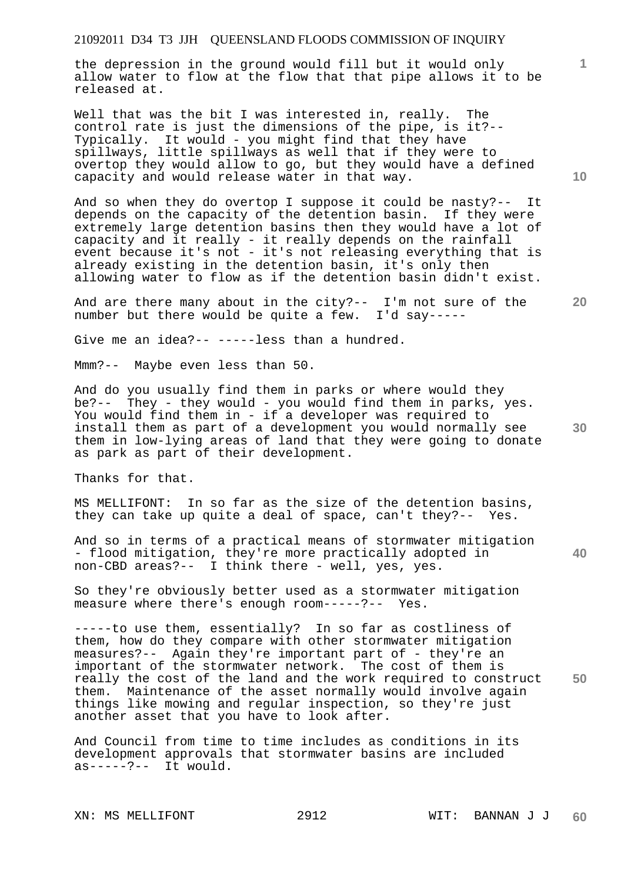the depression in the ground would fill but it would only allow water to flow at the flow that that pipe allows it to be released at.

Well that was the bit I was interested in, really. The control rate is just the dimensions of the pipe, is it?-- Typically. It would - you might find that they have spillways, little spillways as well that if they were to overtop they would allow to go, but they would have a defined capacity and would release water in that way.

And so when they do overtop I suppose it could be nasty?-- It depends on the capacity of the detention basin. If they were extremely large detention basins then they would have a lot of capacity and it really - it really depends on the rainfall event because it's not - it's not releasing everything that is already existing in the detention basin, it's only then allowing water to flow as if the detention basin didn't exist.

And are there many about in the city?-- I'm not sure of the number but there would be quite a few. I'd say-----

Give me an idea?-- -----less than a hundred.

Mmm?-- Maybe even less than 50.

And do you usually find them in parks or where would they be?-- They - they would - you would find them in parks, yes. You would find them in - if a developer was required to install them as part of a development you would normally see them in low-lying areas of land that they were going to donate as park as part of their development.

Thanks for that.

MS MELLIFONT: In so far as the size of the detention basins, they can take up quite a deal of space, can't they?-- Yes.

And so in terms of a practical means of stormwater mitigation - flood mitigation, they're more practically adopted in non-CBD areas?-- I think there - well, yes, yes.

So they're obviously better used as a stormwater mitigation measure where there's enough room-----?-- Yes.

-----to use them, essentially? In so far as costliness of them, how do they compare with other stormwater mitigation measures?-- Again they're important part of - they're an important of the stormwater network. The cost of them is really the cost of the land and the work required to construct them. Maintenance of the asset normally would involve again things like mowing and regular inspection, so they're just another asset that you have to look after.

And Council from time to time includes as conditions in its development approvals that stormwater basins are included as-----?-- It would.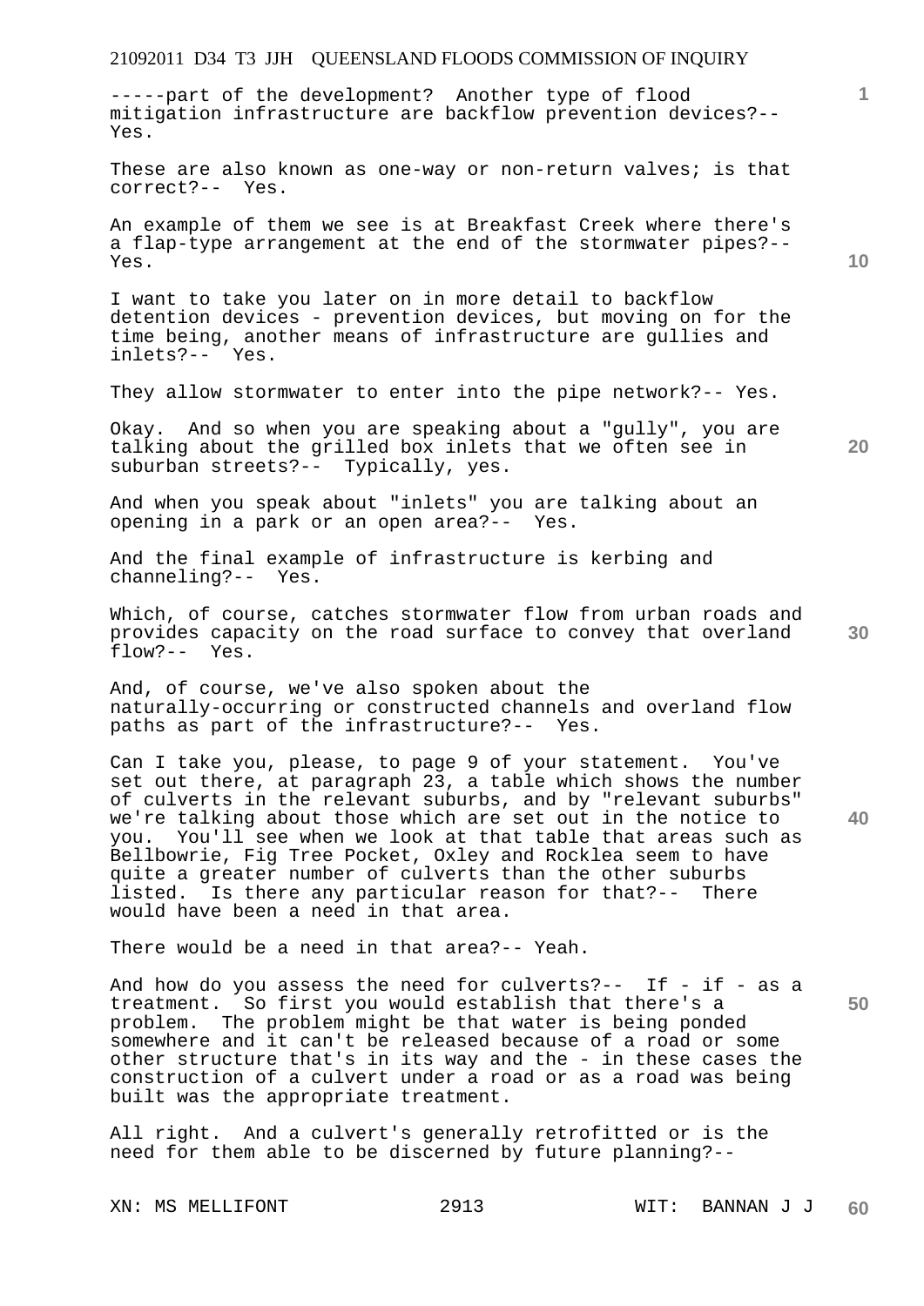-----part of the development? Another type of flood mitigation infrastructure are backflow prevention devices?-- Yes.

These are also known as one-way or non-return valves; is that correct?-- Yes.

An example of them we see is at Breakfast Creek where there's a flap-type arrangement at the end of the stormwater pipes?-- Yes.

I want to take you later on in more detail to backflow detention devices - prevention devices, but moving on for the time being, another means of infrastructure are gullies and inlets?-- Yes.

They allow stormwater to enter into the pipe network?-- Yes.

Okay. And so when you are speaking about a "gully", you are talking about the grilled box inlets that we often see in suburban streets?-- Typically, yes.

And when you speak about "inlets" you are talking about an opening in a park or an open area?-- Yes.

And the final example of infrastructure is kerbing and channeling?-- Yes.

Which, of course, catches stormwater flow from urban roads and provides capacity on the road surface to convey that overland flow?-- Yes.

And, of course, we've also spoken about the naturally-occurring or constructed channels and overland flow paths as part of the infrastructure?-- Yes.

Can I take you, please, to page 9 of your statement. You've set out there, at paragraph 23, a table which shows the number of culverts in the relevant suburbs, and by "relevant suburbs" we're talking about those which are set out in the notice to you. You'll see when we look at that table that areas such as Bellbowrie, Fig Tree Pocket, Oxley and Rocklea seem to have quite a greater number of culverts than the other suburbs listed. Is there any particular reason for that?-- There would have been a need in that area.

There would be a need in that area?-- Yeah.

And how do you assess the need for culverts?-- If - if - as a treatment. So first you would establish that there's a problem. The problem might be that water is being ponded somewhere and it can't be released because of a road or some other structure that's in its way and the - in these cases the construction of a culvert under a road or as a road was being built was the appropriate treatment.

All right. And a culvert's generally retrofitted or is the need for them able to be discerned by future planning?--

XN: MS MELLIFONT WIT: BANNAN J J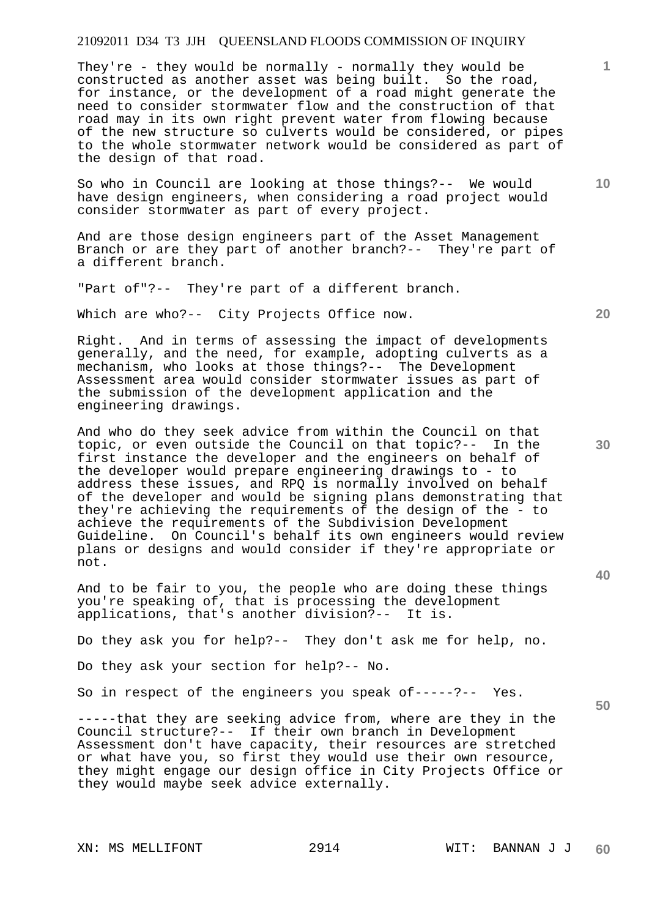They're - they would be normally - normally they would be constructed as another asset was being built. So the road, for instance, or the development of a road might generate the need to consider stormwater flow and the construction of that road may in its own right prevent water from flowing because of the new structure so culverts would be considered, or pipes to the whole stormwater network would be considered as part of the design of that road.

So who in Council are looking at those things?-- We would have design engineers, when considering a road project would consider stormwater as part of every project.

And are those design engineers part of the Asset Management Branch or are they part of another branch?-- They're part of a different branch.

"Part of"?-- They're part of a different branch.

Which are who?-- City Projects Office now.

Right. And in terms of assessing the impact of developments generally, and the need, for example, adopting culverts as a mechanism, who looks at those things?-- The Development Assessment area would consider stormwater issues as part of the submission of the development application and the engineering drawings.

And who do they seek advice from within the Council on that topic, or even outside the Council on that topic?-- In the first instance the developer and the engineers on behalf of the developer would prepare engineering drawings to - to address these issues, and RPQ is normally involved on behalf of the developer and would be signing plans demonstrating that they're achieving the requirements of the design of the - to achieve the requirements of the Subdivision Development Guideline. On Council's behalf its own engineers would review plans or designs and would consider if they're appropriate or not.

And to be fair to you, the people who are doing these things you're speaking of, that is processing the development applications, that's another division?-- It is.

Do they ask you for help?-- They don't ask me for help, no.

Do they ask your section for help?-- No.

So in respect of the engineers you speak of-----?-- Yes.

-----that they are seeking advice from, where are they in the Council structure?-- If their own branch in Development Assessment don't have capacity, their resources are stretched or what have you, so first they would use their own resource, they might engage our design office in City Projects Office or they would maybe seek advice externally.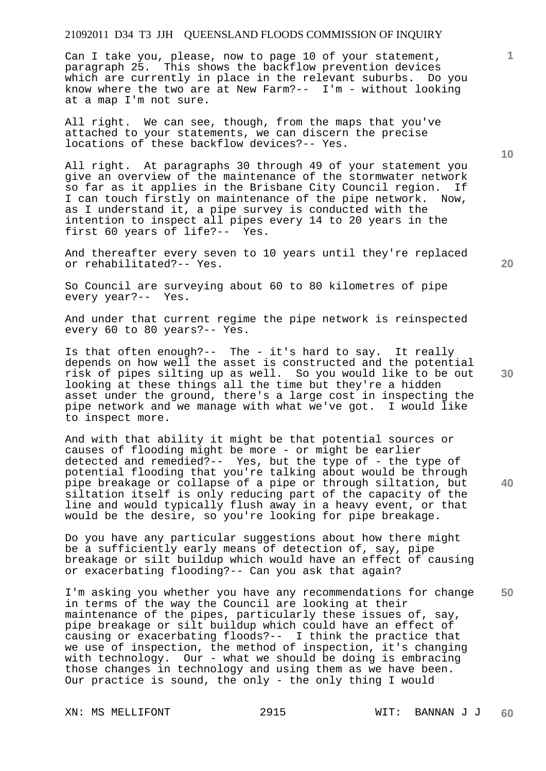Can I take you, please, now to page 10 of your statement, paragraph 25. This shows the backflow prevention devices which are currently in place in the relevant suburbs. Do you know where the two are at New Farm?-- I'm - without looking at a map I'm not sure.

All right. We can see, though, from the maps that you've attached to your statements, we can discern the precise locations of these backflow devices?-- Yes.

All right. At paragraphs 30 through 49 of your statement you give an overview of the maintenance of the stormwater network so far as it applies in the Brisbane City Council region. If I can touch firstly on maintenance of the pipe network. Now, as I understand it, a pipe survey is conducted with the intention to inspect all pipes every 14 to 20 years in the first 60 years of life?-- Yes.

And thereafter every seven to 10 years until they're replaced or rehabilitated?-- Yes.

So Council are surveying about 60 to 80 kilometres of pipe every year?-- Yes.

And under that current regime the pipe network is reinspected every 60 to 80 years?-- Yes.

Is that often enough?-- The - it's hard to say. It really depends on how well the asset is constructed and the potential risk of pipes silting up as well. So you would like to be out looking at these things all the time but they're a hidden asset under the ground, there's a large cost in inspecting the pipe network and we manage with what we've got. I would like to inspect more.

And with that ability it might be that potential sources or causes of flooding might be more - or might be earlier detected and remedied?-- Yes, but the type of - the type of potential flooding that you're talking about would be through pipe breakage or collapse of a pipe or through siltation, but siltation itself is only reducing part of the capacity of the line and would typically flush away in a heavy event, or that would be the desire, so you're looking for pipe breakage.

Do you have any particular suggestions about how there might be a sufficiently early means of detection of, say, pipe breakage or silt buildup which would have an effect of causing or exacerbating flooding?-- Can you ask that again?

I'm asking you whether you have any recommendations for change in terms of the way the Council are looking at their maintenance of the pipes, particularly these issues of, say, pipe breakage or silt buildup which could have an effect of causing or exacerbating floods?-- I think the practice that we use of inspection, the method of inspection, it's changing with technology. Our - what we should be doing is embracing those changes in technology and using them as we have been. Our practice is sound, the only - the only thing I would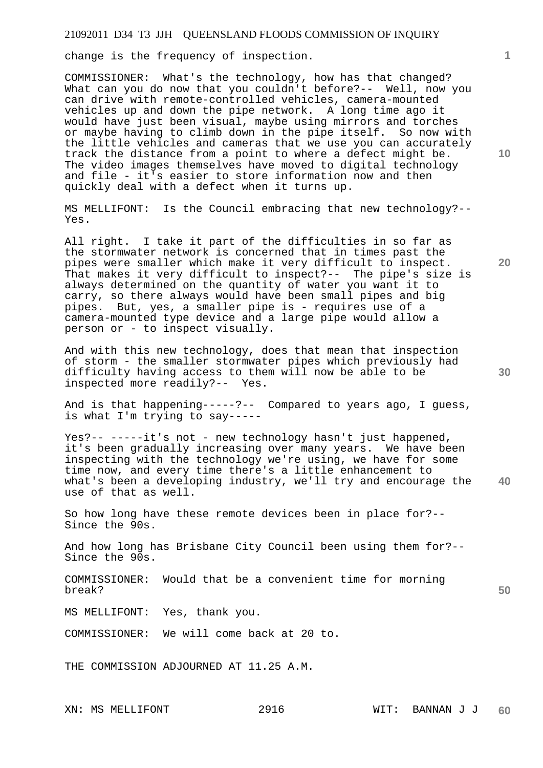change is the frequency of inspection.

COMMISSIONER: What's the technology, how has that changed? What can you do now that you couldn't before?-- Well, now you can drive with remote-controlled vehicles, camera-mounted vehicles up and down the pipe network. A long time ago it would have just been visual, maybe using mirrors and torches or maybe having to climb down in the pipe itself. So now with the little vehicles and cameras that we use you can accurately track the distance from a point to where a defect might be. The video images themselves have moved to digital technology and file - it's easier to store information now and then quickly deal with a defect when it turns up.

MS MELLIFONT: Is the Council embracing that new technology?-- Yes.

All right. I take it part of the difficulties in so far as the stormwater network is concerned that in times past the pipes were smaller which make it very difficult to inspect. That makes it very difficult to inspect?-- The pipe's size is always determined on the quantity of water you want it to carry, so there always would have been small pipes and big pipes. But, yes, a smaller pipe is - requires use of a camera-mounted type device and a large pipe would allow a person or - to inspect visually.

And with this new technology, does that mean that inspection of storm - the smaller stormwater pipes which previously had difficulty having access to them will now be able to be inspected more readily?-- Yes.

And is that happening-----?-- Compared to years ago, I guess, is what I'm trying to say-----

Yes?-- -----it's not - new technology hasn't just happened, it's been gradually increasing over many years. We have been inspecting with the technology we're using, we have for some time now, and every time there's a little enhancement to what's been a developing industry, we'll try and encourage the use of that as well.

So how long have these remote devices been in place for?-- Since the 90s.

And how long has Brisbane City Council been using them for?-- Since the 90s.

COMMISSIONER: Would that be a convenient time for morning break?

MS MELLIFONT: Yes, thank you.

COMMISSIONER: We will come back at 20 to.

THE COMMISSION ADJOURNED AT 11.25 A.M.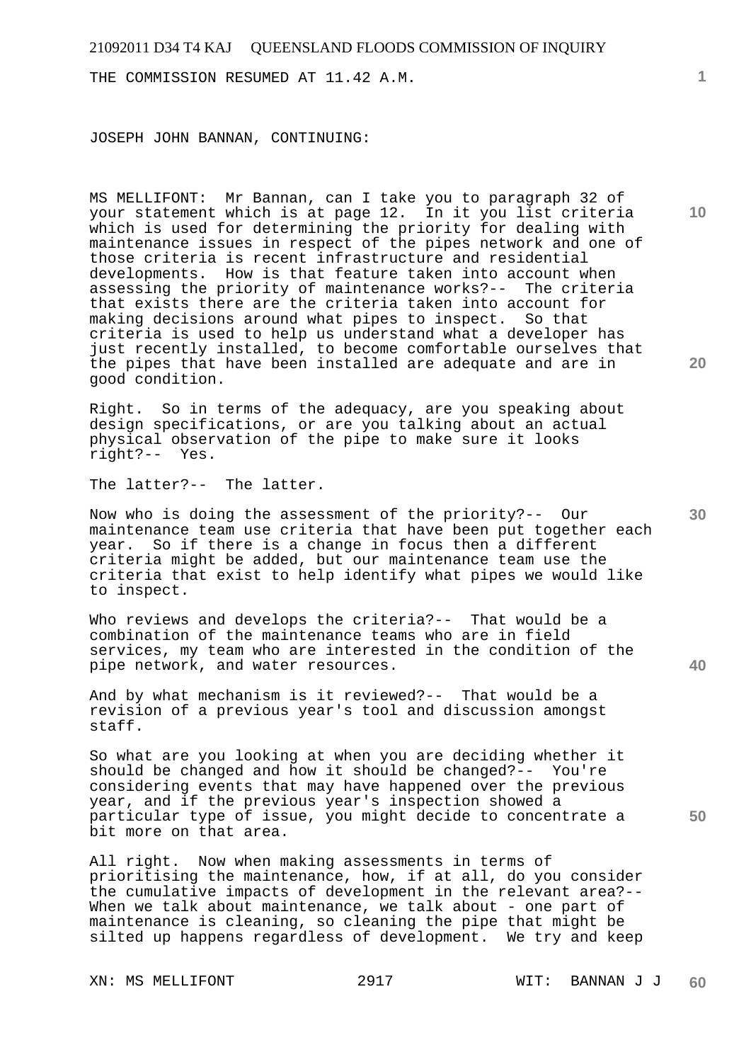THE COMMISSION RESUMED AT 11.42 A.M.

JOSEPH JOHN BANNAN, CONTINUING:

MS MELLIFONT: Mr Bannan, can I take you to paragraph 32 of your statement which is at page 12. In it you list criteria which is used for determining the priority for dealing with maintenance issues in respect of the pipes network and one of those criteria is recent infrastructure and residential developments. How is that feature taken into account when assessing the priority of maintenance works?-- The criteria that exists there are the criteria taken into account for making decisions around what pipes to inspect. So that criteria is used to help us understand what a developer has just recently installed, to become comfortable ourselves that the pipes that have been installed are adequate and are in good condition.

Right. So in terms of the adequacy, are you speaking about design specifications, or are you talking about an actual physical observation of the pipe to make sure it looks right?-- Yes.

The latter?-- The latter.

Now who is doing the assessment of the priority?-- Our maintenance team use criteria that have been put together each year. So if there is a change in focus then a different criteria might be added, but our maintenance team use the criteria that exist to help identify what pipes we would like to inspect.

Who reviews and develops the criteria?-- That would be a combination of the maintenance teams who are in field services, my team who are interested in the condition of the pipe network, and water resources.

And by what mechanism is it reviewed?-- That would be a revision of a previous year's tool and discussion amongst staff.

So what are you looking at when you are deciding whether it should be changed and how it should be changed?-- You're considering events that may have happened over the previous year, and if the previous year's inspection showed a particular type of issue, you might decide to concentrate a bit more on that area.

All right. Now when making assessments in terms of prioritising the maintenance, how, if at all, do you consider the cumulative impacts of development in the relevant area?-- When we talk about maintenance, we talk about - one part of maintenance is cleaning, so cleaning the pipe that might be silted up happens regardless of development. We try and keep

XN: MS MELLIFONT WIT: BANNAN J J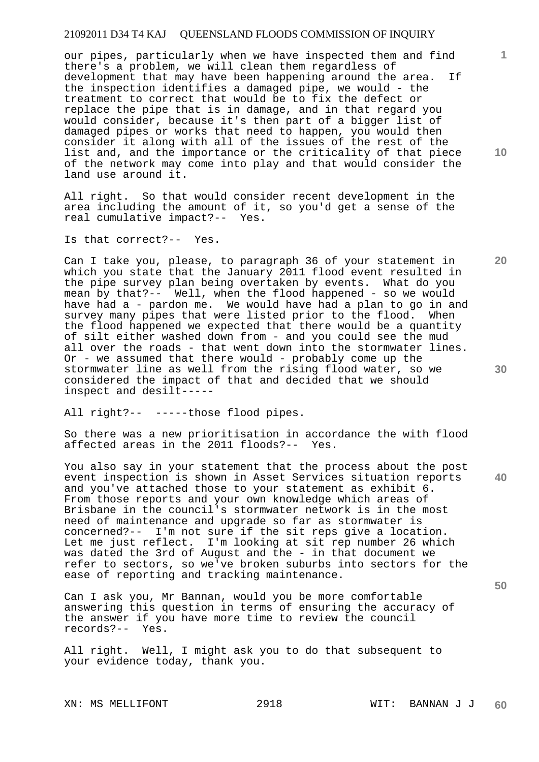our pipes, particularly when we have inspected them and find there's a problem, we will clean them regardless of development that may have been happening around the area. If the inspection identifies a damaged pipe, we would - the treatment to correct that would be to fix the defect or replace the pipe that is in damage, and in that regard you would consider, because it's then part of a bigger list of damaged pipes or works that need to happen, you would then consider it along with all of the issues of the rest of the list and, and the importance or the criticality of that piece of the network may come into play and that would consider the land use around it.

All right. So that would consider recent development in the area including the amount of it, so you'd get a sense of the real cumulative impact?-- Yes.

Is that correct?-- Yes.

Can I take you, please, to paragraph 36 of your statement in which you state that the January 2011 flood event resulted in the pipe survey plan being overtaken by events. What do you mean by that?-- Well, when the flood happened - so we would have had a - pardon me. We would have had a plan to go in and survey many pipes that were listed prior to the flood. When the flood happened we expected that there would be a quantity of silt either washed down from - and you could see the mud all over the roads - that went down into the stormwater lines. Or - we assumed that there would - probably come up the stormwater line as well from the rising flood water, so we considered the impact of that and decided that we should inspect and desilt-----

All right?-- -----those flood pipes.

So there was a new prioritisation in accordance the with flood affected areas in the 2011 floods?-- Yes.

You also say in your statement that the process about the post event inspection is shown in Asset Services situation reports and you've attached those to your statement as exhibit 6. From those reports and your own knowledge which areas of Brisbane in the council's stormwater network is in the most need of maintenance and upgrade so far as stormwater is concerned?-- I'm not sure if the sit reps give a location. Let me just reflect. I'm looking at sit reps number 26 which was dated the 3rd of August and the - in that document we refer to sectors, so we've broken suburbs into sectors for the ease of reporting and tracking maintenance.

Can I ask you, Mr Bannan, would you be more comfortable answering this question in terms of ensuring the accuracy of the answer if you have more time to review the council records?-- Yes.

All right. Well, I might ask you to do that subsequent to your evidence today, thank you.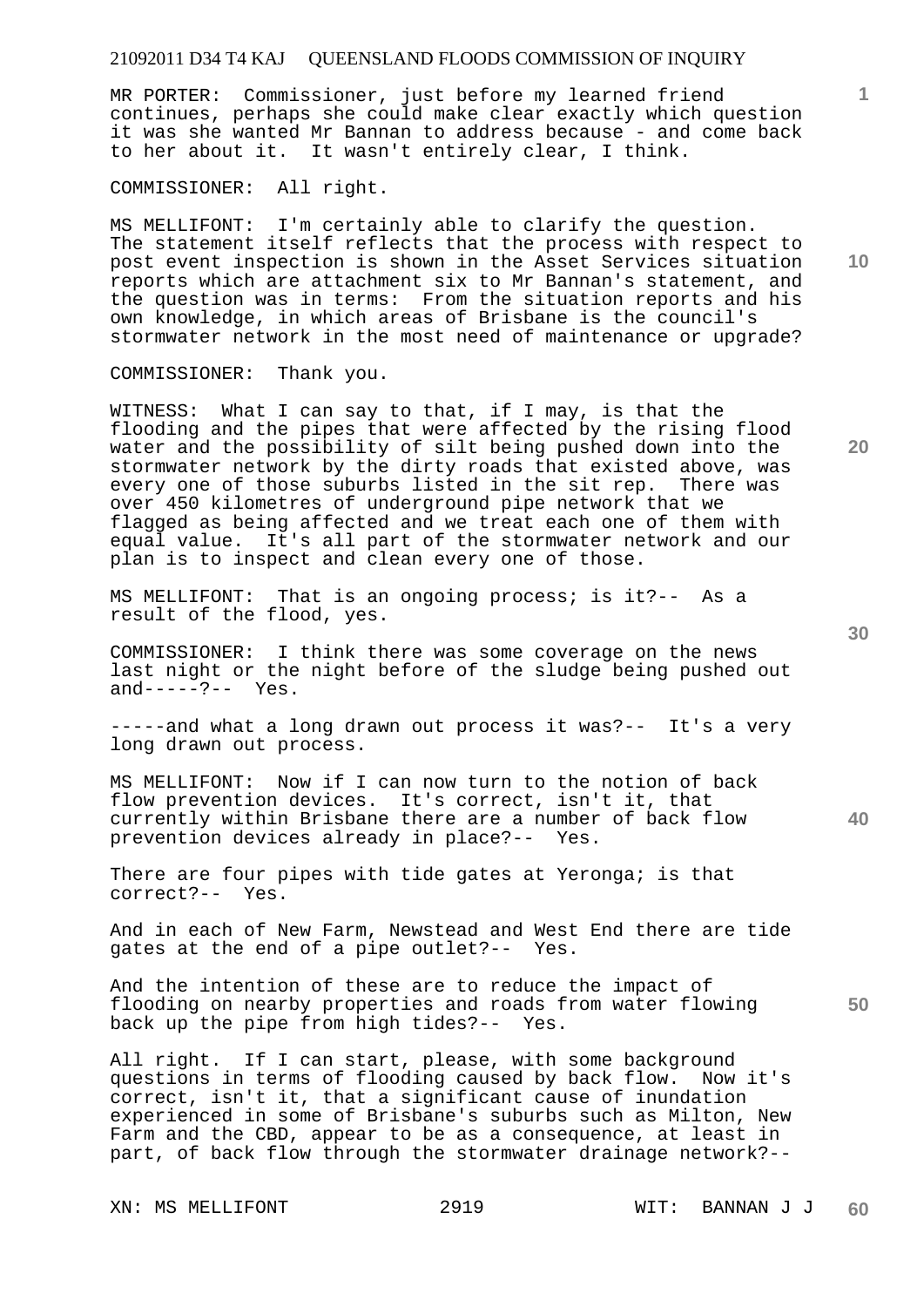MR PORTER: Commissioner, just before my learned friend continues, perhaps she could make clear exactly which question it was she wanted Mr Bannan to address because - and come back to her about it. It wasn't entirely clear, I think.

COMMISSIONER: All right.

MS MELLIFONT: I'm certainly able to clarify the question. The statement itself reflects that the process with respect to post event inspection is shown in the Asset Services situation reports which are attachment six to Mr Bannan's statement, and the question was in terms: From the situation reports and his own knowledge, in which areas of Brisbane is the council's stormwater network in the most need of maintenance or upgrade?

COMMISSIONER: Thank you.

WITNESS: What I can say to that, if I may, is that the flooding and the pipes that were affected by the rising flood water and the possibility of silt being pushed down into the stormwater network by the dirty roads that existed above, was every one of those suburbs listed in the sit rep. There was over 450 kilometres of underground pipe network that we flagged as being affected and we treat each one of them with equal value. It's all part of the stormwater network and our plan is to inspect and clean every one of those.

MS MELLIFONT: That is an ongoing process; is it?-- As a result of the flood, yes.

COMMISSIONER: I think there was some coverage on the news last night or the night before of the sludge being pushed out and-----?-- Yes.

-----and what a long drawn out process it was?-- It's a very long drawn out process.

MS MELLIFONT: Now if I can now turn to the notion of back flow prevention devices. It's correct, isn't it, that currently within Brisbane there are a number of back flow prevention devices already in place?-- Yes.

There are four pipes with tide gates at Yeronga; is that correct?-- Yes.

And in each of New Farm, Newstead and West End there are tide gates at the end of a pipe outlet?-- Yes.

And the intention of these are to reduce the impact of flooding on nearby properties and roads from water flowing back up the pipe from high tides?-- Yes.

All right. If I can start, please, with some background questions in terms of flooding caused by back flow. Now it's correct, isn't it, that a significant cause of inundation experienced in some of Brisbane's suburbs such as Milton, New Farm and the CBD, appear to be as a consequence, at least in part, of back flow through the stormwater drainage network?--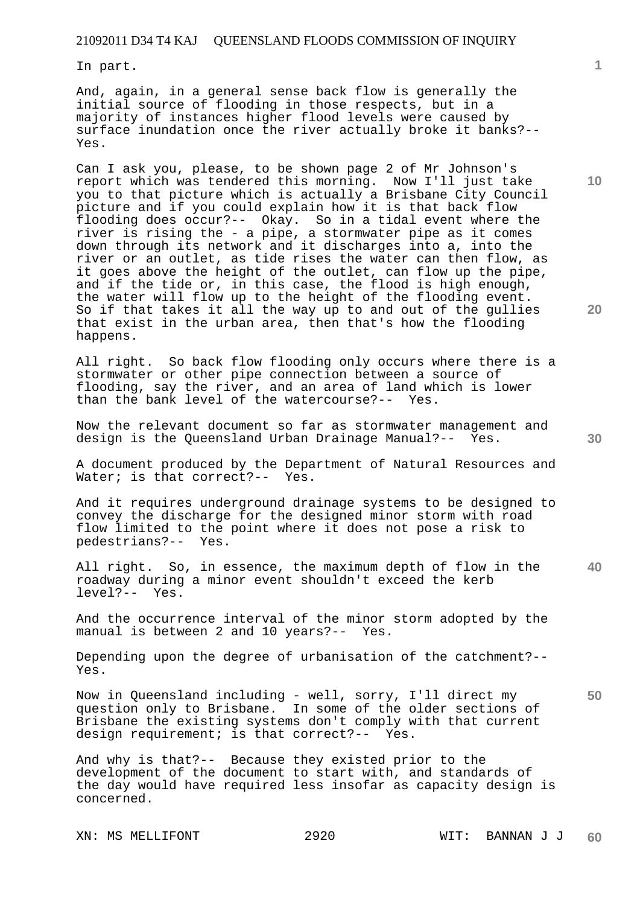In part.

And, again, in a general sense back flow is generally the initial source of flooding in those respects, but in a majority of instances higher flood levels were caused by surface inundation once the river actually broke it banks?-- Yes.

Can I ask you, please, to be shown page 2 of Mr Johnson's report which was tendered this morning. Now I'll just take you to that picture which is actually a Brisbane City Council picture and if you could explain how it is that back flow flooding does occur?-- Okay. So in a tidal event where the river is rising the - a pipe, a stormwater pipe as it comes down through its network and it discharges into a, into the river or an outlet, as tide rises the water can then flow, as it goes above the height of the outlet, can flow up the pipe, and if the tide or, in this case, the flood is high enough, the water will flow up to the height of the flooding event. So if that takes it all the way up to and out of the gullies that exist in the urban area, then that's how the flooding happens.

All right. So back flow flooding only occurs where there is a stormwater or other pipe connection between a source of flooding, say the river, and an area of land which is lower than the bank level of the watercourse?-- Yes.

Now the relevant document so far as stormwater management and design is the Queensland Urban Drainage Manual?-- Yes.

A document produced by the Department of Natural Resources and Water; is that correct?-- Yes.

And it requires underground drainage systems to be designed to convey the discharge for the designed minor storm with road flow limited to the point where it does not pose a risk to pedestrians?-- Yes.

All right. So, in essence, the maximum depth of flow in the roadway during a minor event shouldn't exceed the kerb level?-- Yes.

And the occurrence interval of the minor storm adopted by the manual is between 2 and 10 years?-- Yes.

Depending upon the degree of urbanisation of the catchment?-- Yes.

Now in Queensland including - well, sorry, I'll direct my question only to Brisbane. In some of the older sections of Brisbane the existing systems don't comply with that current design requirement; is that correct?-- Yes.

And why is that?-- Because they existed prior to the development of the document to start with, and standards of the day would have required less insofar as capacity design is concerned.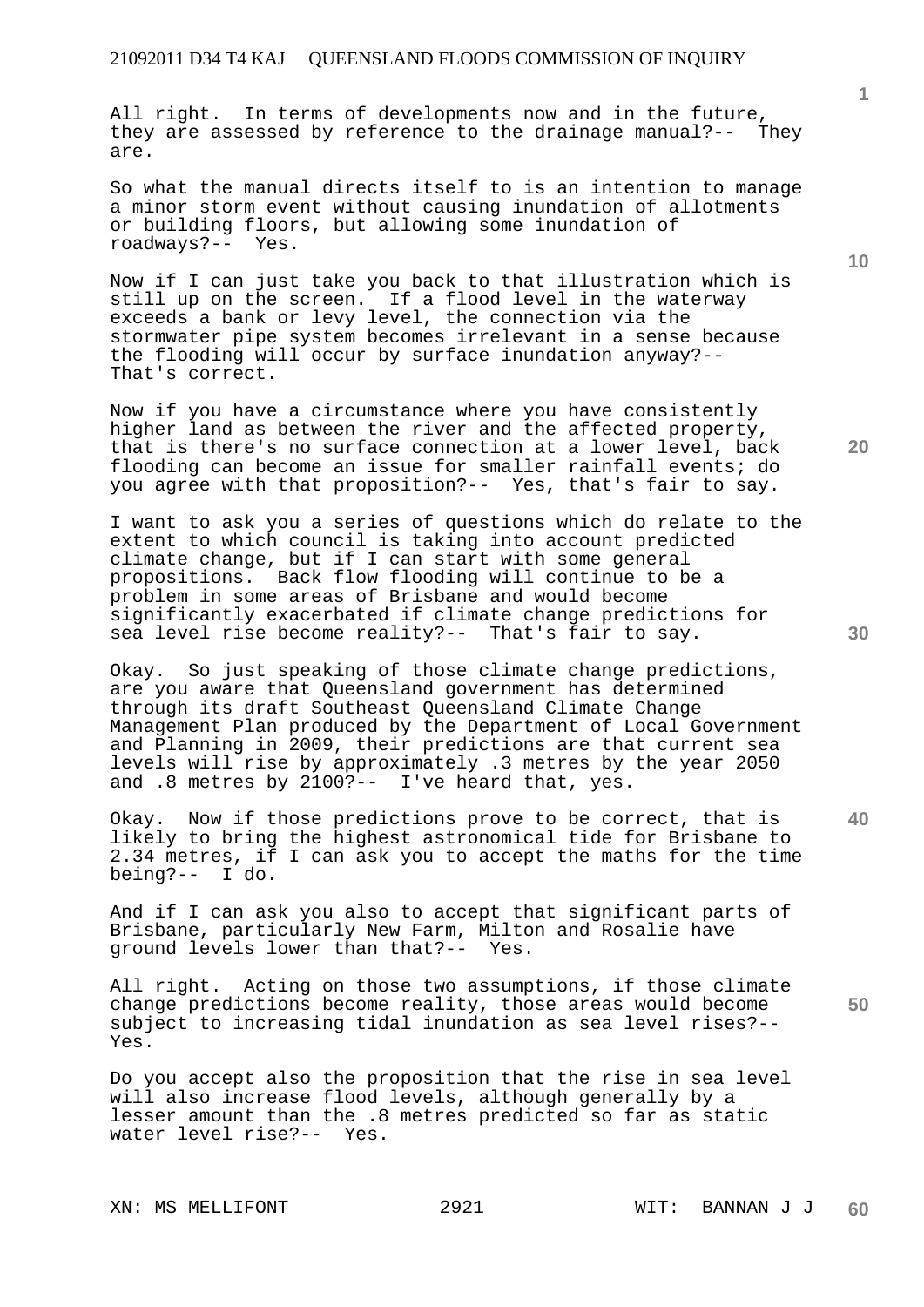All right. In terms of developments now and in the future, they are assessed by reference to the drainage manual?-- They are.

So what the manual directs itself to is an intention to manage a minor storm event without causing inundation of allotments or building floors, but allowing some inundation of roadways?-- Yes.

Now if I can just take you back to that illustration which is still up on the screen. If a flood level in the waterway exceeds a bank or levy level, the connection via the stormwater pipe system becomes irrelevant in a sense because the flooding will occur by surface inundation anyway?-- That's correct.

Now if you have a circumstance where you have consistently higher land as between the river and the affected property, that is there's no surface connection at a lower level, back flooding can become an issue for smaller rainfall events; do you agree with that proposition?-- Yes, that's fair to say.

I want to ask you a series of questions which do relate to the extent to which council is taking into account predicted climate change, but if I can start with some general propositions. Back flow flooding will continue to be a problem in some areas of Brisbane and would become significantly exacerbated if climate change predictions for sea level rise become reality?-- That's fair to say.

Okay. So just speaking of those climate change predictions, are you aware that Queensland government has determined through its draft Southeast Queensland Climate Change Management Plan produced by the Department of Local Government and Planning in 2009, their predictions are that current sea levels will rise by approximately .3 metres by the year 2050 and .8 metres by 2100?-- I've heard that, yes.

Okay. Now if those predictions prove to be correct, that is likely to bring the highest astronomical tide for Brisbane to 2.34 metres, if I can ask you to accept the maths for the time being?-- I do.

And if I can ask you also to accept that significant parts of Brisbane, particularly New Farm, Milton and Rosalie have ground levels lower than that?-- Yes.

All right. Acting on those two assumptions, if those climate change predictions become reality, those areas would become subject to increasing tidal inundation as sea level rises?-- Yes.

Do you accept also the proposition that the rise in sea level will also increase flood levels, although generally by a lesser amount than the .8 metres predicted so far as static water level rise?-- Yes.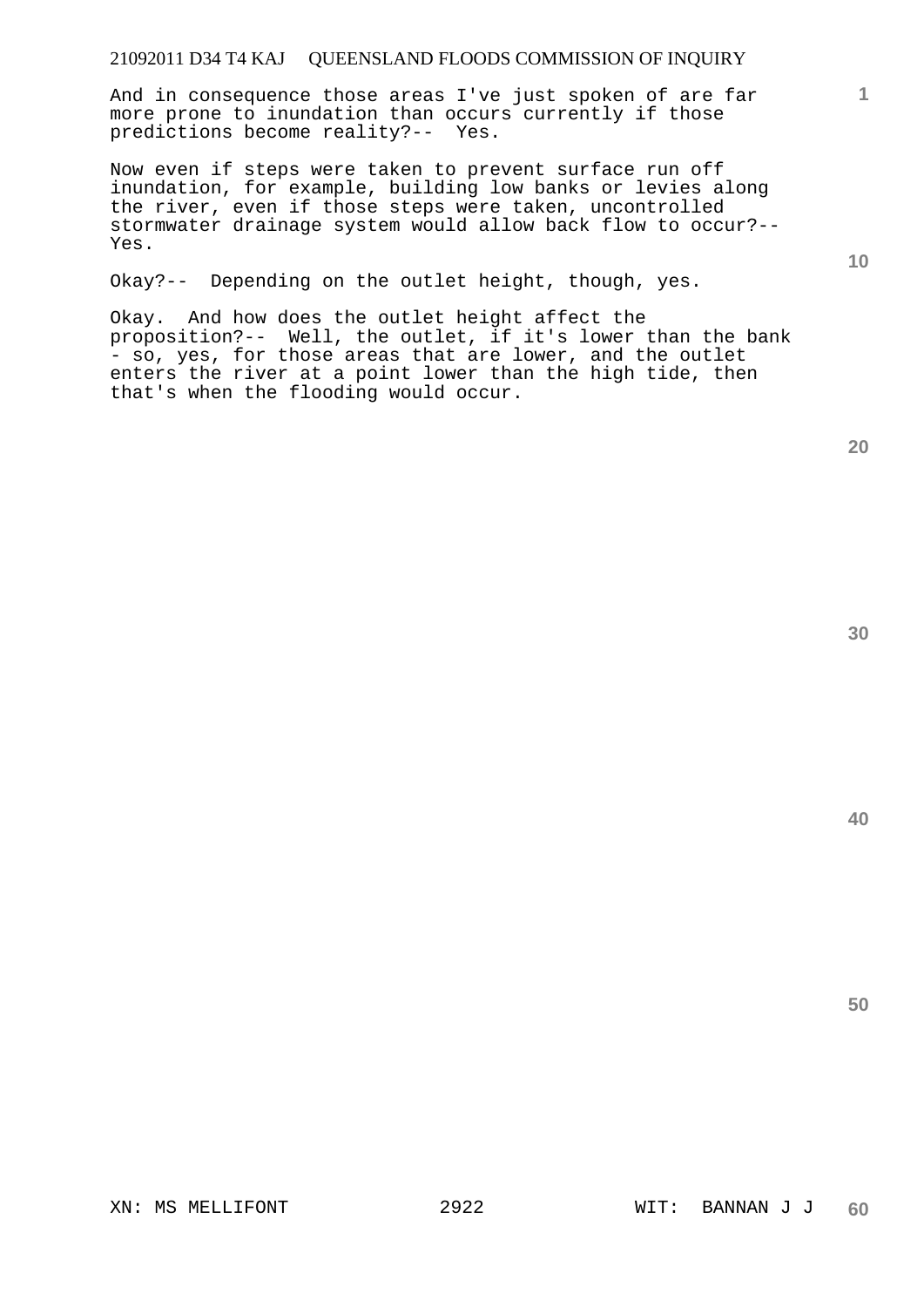And in consequence those areas I've just spoken of are far more prone to inundation than occurs currently if those predictions become reality?-- Yes.

Now even if steps were taken to prevent surface run off inundation, for example, building low banks or levies along the river, even if those steps were taken, uncontrolled stormwater drainage system would allow back flow to occur?-- Yes.

Okay?-- Depending on the outlet height, though, yes.

Okay. And how does the outlet height affect the proposition?-- Well, the outlet, if it's lower than the bank - so, yes, for those areas that are lower, and the outlet enters the river at a point lower than the high tide, then that's when the flooding would occur.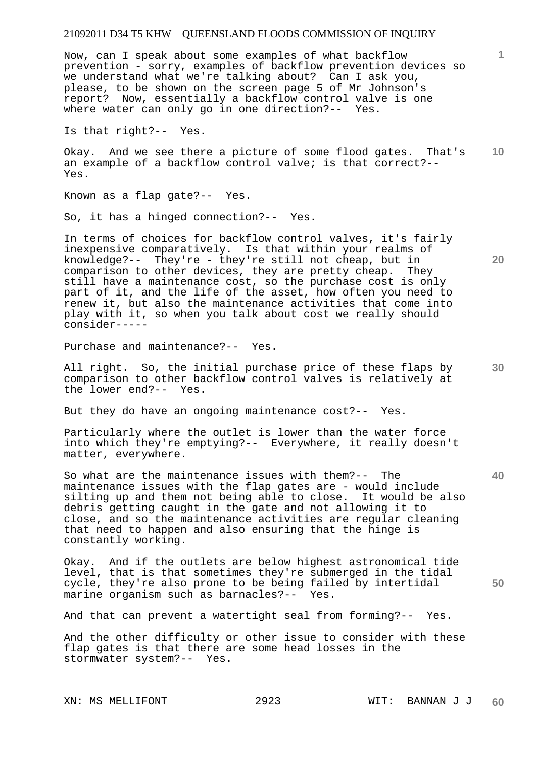Now, can I speak about some examples of what backflow prevention - sorry, examples of backflow prevention devices so we understand what we're talking about? Can I ask you, please, to be shown on the screen page 5 of Mr Johnson's report? Now, essentially a backflow control valve is one where water can only go in one direction?-- Yes.

Is that right?-- Yes.

Okay. And we see there a picture of some flood gates. That's an example of a backflow control valve; is that correct?-- Yes.

Known as a flap gate?-- Yes.

So, it has a hinged connection?-- Yes.

In terms of choices for backflow control valves, it's fairly inexpensive comparatively. Is that within your realms of knowledge?-- They're - they're still not cheap, but in comparison to other devices, they are pretty cheap. They still have a maintenance cost, so the purchase cost is only part of it, and the life of the asset, how often you need to renew it, but also the maintenance activities that come into play with it, so when you talk about cost we really should consider-----

Purchase and maintenance?-- Yes.

All right. So, the initial purchase price of these flaps by comparison to other backflow control valves is relatively at the lower end?-- Yes.

But they do have an ongoing maintenance cost?-- Yes.

Particularly where the outlet is lower than the water force into which they're emptying?-- Everywhere, it really doesn't matter, everywhere.

So what are the maintenance issues with them?-- The maintenance issues with the flap gates are - would include silting up and them not being able to close. It would be also debris getting caught in the gate and not allowing it to close, and so the maintenance activities are regular cleaning that need to happen and also ensuring that the hinge is constantly working.

Okay. And if the outlets are below highest astronomical tide level, that is that sometimes they're submerged in the tidal cycle, they're also prone to be being failed by intertidal marine organism such as barnacles?-- Yes.

And that can prevent a watertight seal from forming?-- Yes.

And the other difficulty or other issue to consider with these flap gates is that there are some head losses in the stormwater system?-- Yes.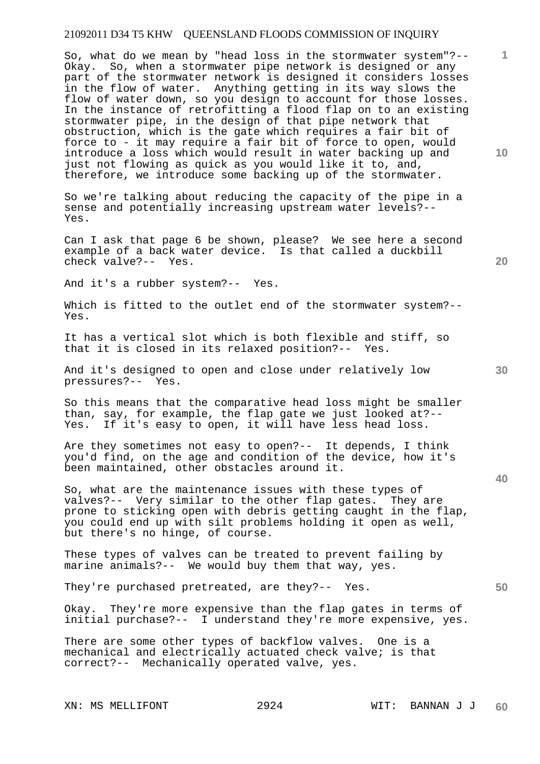So, what do we mean by "head loss in the stormwater system"?-- Okay. So, when a stormwater pipe network is designed or any part of the stormwater network is designed it considers losses in the flow of water. Anything getting in its way slows the flow of water down, so you design to account for those losses. In the instance of retrofitting a flood flap on to an existing stormwater pipe, in the design of that pipe network that obstruction, which is the gate which requires a fair bit of force to - it may require a fair bit of force to open, would introduce a loss which would result in water backing up and just not flowing as quick as you would like it to, and, therefore, we introduce some backing up of the stormwater.

So we're talking about reducing the capacity of the pipe in a sense and potentially increasing upstream water levels?-- Yes.

Can I ask that page 6 be shown, please? We see here a second example of a back water device. Is that called a duckbill check valve?-- Yes.

And it's a rubber system?-- Yes.

Which is fitted to the outlet end of the stormwater system?-- Yes.

It has a vertical slot which is both flexible and stiff, so that it is closed in its relaxed position?-- Yes.

And it's designed to open and close under relatively low pressures?-- Yes.

So this means that the comparative head loss might be smaller than, say, for example, the flap gate we just looked at?-- Yes. If it's easy to open, it will have less head loss.

Are they sometimes not easy to open?-- It depends, I think you'd find, on the age and condition of the device, how it's been maintained, other obstacles around it.

So, what are the maintenance issues with these types of valves?-- Very similar to the other flap gates. They are prone to sticking open with debris getting caught in the flap, you could end up with silt problems holding it open as well, but there's no hinge, of course.

These types of valves can be treated to prevent failing by marine animals?-- We would buy them that way, yes.

They're purchased pretreated, are they?-- Yes.

Okay. They're more expensive than the flap gates in terms of initial purchase?-- I understand they're more expensive, yes.

There are some other types of backflow valves. One is a mechanical and electrically actuated check valve; is that correct?-- Mechanically operated valve, yes.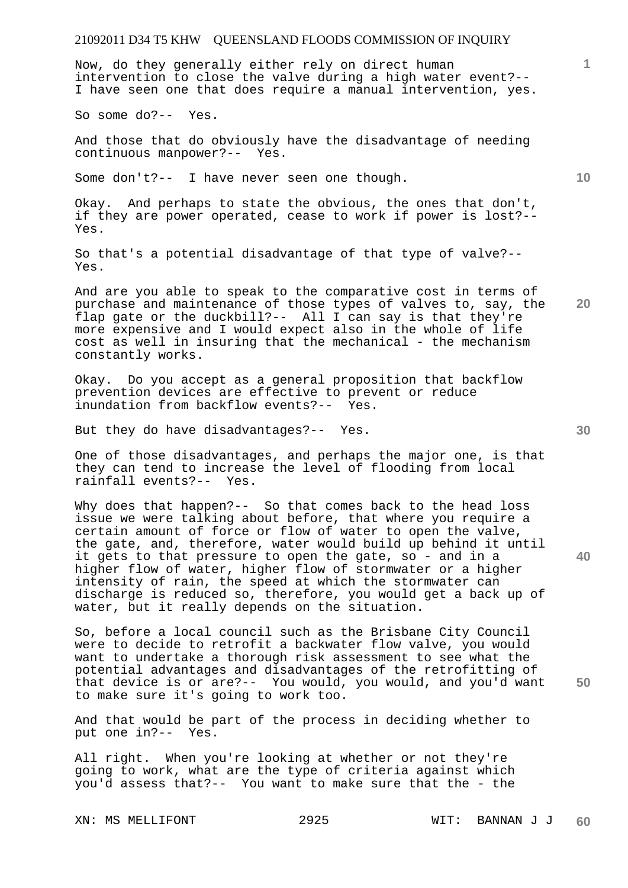Now, do they generally either rely on direct human intervention to close the valve during a high water event?-- I have seen one that does require a manual intervention, yes.

So some do?-- Yes.

And those that do obviously have the disadvantage of needing continuous manpower?-- Yes.

Some don't?-- I have never seen one though.

Okay. And perhaps to state the obvious, the ones that don't, if they are power operated, cease to work if power is lost?-- Yes.

So that's a potential disadvantage of that type of valve?-- Yes.

And are you able to speak to the comparative cost in terms of purchase and maintenance of those types of valves to, say, the flap gate or the duckbill?-- All I can say is that they're more expensive and I would expect also in the whole of life cost as well in insuring that the mechanical - the mechanism constantly works.

Okay. Do you accept as a general proposition that backflow prevention devices are effective to prevent or reduce inundation from backflow events?-- Yes.

But they do have disadvantages?-- Yes.

One of those disadvantages, and perhaps the major one, is that they can tend to increase the level of flooding from local rainfall events?-- Yes.

Why does that happen?-- So that comes back to the head loss issue we were talking about before, that where you require a certain amount of force or flow of water to open the valve, the gate, and, therefore, water would build up behind it until it gets to that pressure to open the gate, so - and in a higher flow of water, higher flow of stormwater or a higher intensity of rain, the speed at which the stormwater can discharge is reduced so, therefore, you would get a back up of water, but it really depends on the situation.

So, before a local council such as the Brisbane City Council were to decide to retrofit a backwater flow valve, you would want to undertake a thorough risk assessment to see what the potential advantages and disadvantages of the retrofitting of that device is or are?-- You would, you would, and you'd want to make sure it's going to work too.

And that would be part of the process in deciding whether to put one in?-- Yes.

All right. When you're looking at whether or not they're going to work, what are the type of criteria against which you'd assess that?-- You want to make sure that the - the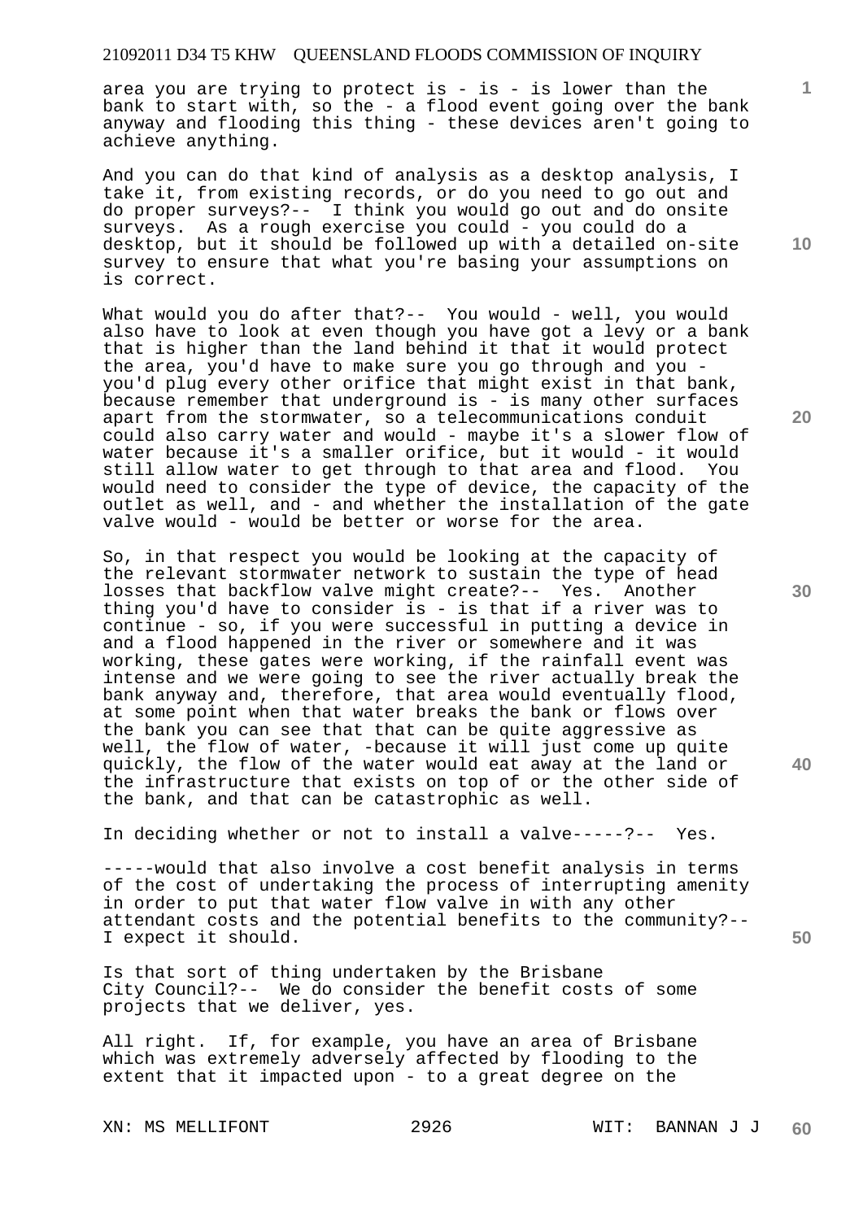area you are trying to protect is - is - is lower than the bank to start with, so the - a flood event going over the bank anyway and flooding this thing - these devices aren't going to achieve anything.

And you can do that kind of analysis as a desktop analysis, I take it, from existing records, or do you need to go out and do proper surveys?-- I think you would go out and do onsite surveys. As a rough exercise you could - you could do a desktop, but it should be followed up with a detailed on-site survey to ensure that what you're basing your assumptions on is correct.

What would you do after that?-- You would - well, you would also have to look at even though you have got a levy or a bank that is higher than the land behind it that it would protect the area, you'd have to make sure you go through and you - you'd plug every other orifice that might exist in that bank, because remember that underground is - is many other surfaces apart from the stormwater, so a telecommunications conduit could also carry water and would - maybe it's a slower flow of water because it's a smaller orifice, but it would - it would still allow water to get through to that area and flood. You would need to consider the type of device, the capacity of the outlet as well, and - and whether the installation of the gate valve would - would be better or worse for the area.

So, in that respect you would be looking at the capacity of the relevant stormwater network to sustain the type of head losses that backflow valve might create?-- Yes. Another thing you'd have to consider is - is that if a river was to continue - so, if you were successful in putting a device in and a flood happened in the river or somewhere and it was working, these gates were working, if the rainfall event was intense and we were going to see the river actually break the bank anyway and, therefore, that area would eventually flood, at some point when that water breaks the bank or flows over the bank you can see that that can be quite aggressive as well, the flow of water, -because it will just come up quite quickly, the flow of the water would eat away at the land or the infrastructure that exists on top of or the other side of the bank, and that can be catastrophic as well.

In deciding whether or not to install a valve-----?-- Yes.

-----would that also involve a cost benefit analysis in terms of the cost of undertaking the process of interrupting amenity in order to put that water flow valve in with any other attendant costs and the potential benefits to the community?-- I expect it should.

Is that sort of thing undertaken by the Brisbane City Council?-- We do consider the benefit costs of some projects that we deliver, yes.

All right. If, for example, you have an area of Brisbane which was extremely adversely affected by flooding to the extent that it impacted upon - to a great degree on the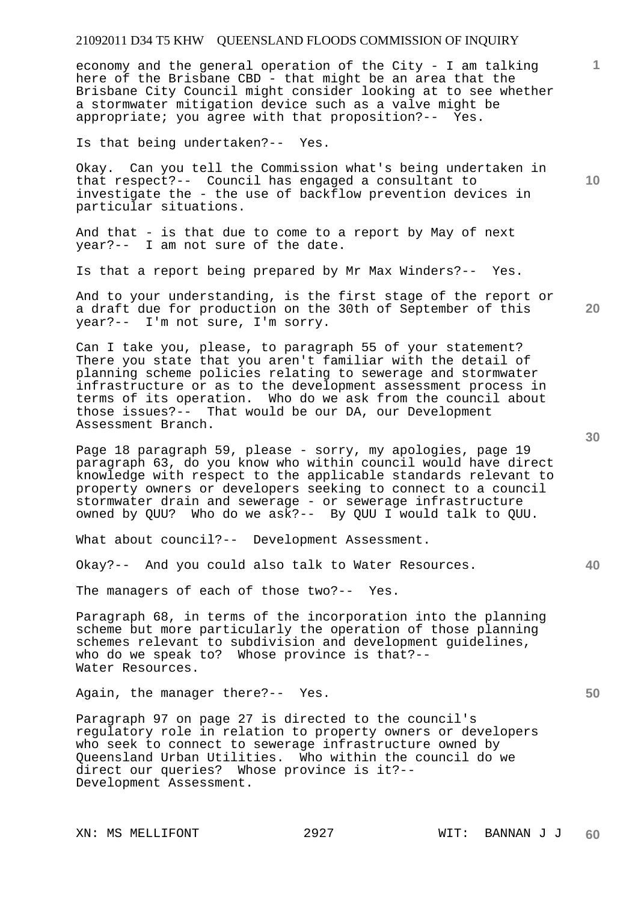economy and the general operation of the City - I am talking here of the Brisbane CBD - that might be an area that the Brisbane City Council might consider looking at to see whether a stormwater mitigation device such as a valve might be appropriate; you agree with that proposition?-- Yes.

Is that being undertaken?-- Yes.

Okay. Can you tell the Commission what's being undertaken in that respect?-- Council has engaged a consultant to investigate the - the use of backflow prevention devices in particular situations.

And that - is that due to come to a report by May of next year?-- I am not sure of the date.

Is that a report being prepared by Mr Max Winders?-- Yes.

And to your understanding, is the first stage of the report or a draft due for production on the 30th of September of this year?-- I'm not sure, I'm sorry.

Can I take you, please, to paragraph 55 of your statement? There you state that you aren't familiar with the detail of planning scheme policies relating to sewerage and stormwater infrastructure or as to the development assessment process in terms of its operation. Who do we ask from the council about those issues?-- That would be our DA, our Development Assessment Branch.

Page 18 paragraph 59, please - sorry, my apologies, page 19 paragraph 63, do you know who within council would have direct knowledge with respect to the applicable standards relevant to property owners or developers seeking to connect to a council stormwater drain and sewerage - or sewerage infrastructure owned by QUU? Who do we ask?-- By QUU I would talk to QUU.

What about council?-- Development Assessment.

Okay?-- And you could also talk to Water Resources.

The managers of each of those two?-- Yes.

Paragraph 68, in terms of the incorporation into the planning scheme but more particularly the operation of those planning schemes relevant to subdivision and development guidelines, who do we speak to? Whose province is that?-- Water Resources.

Again, the manager there?-- Yes.

Paragraph 97 on page 27 is directed to the council's regulatory role in relation to property owners or developers who seek to connect to sewerage infrastructure owned by Queensland Urban Utilities. Who within the council do we direct our queries? Whose province is it?-- Development Assessment.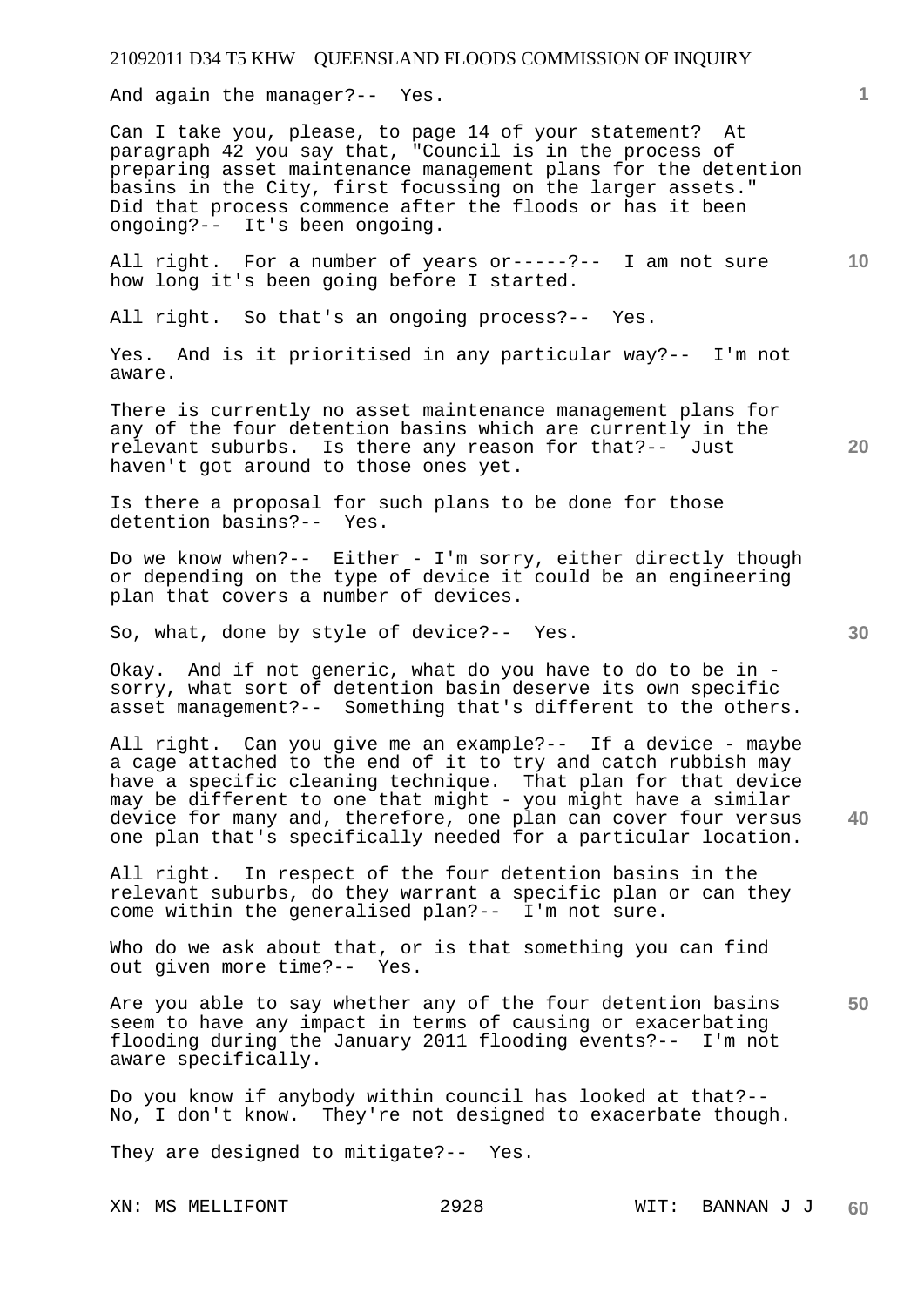And again the manager?-- Yes.

Can I take you, please, to page 14 of your statement? At paragraph 42 you say that, "Council is in the process of preparing asset maintenance management plans for the detention basins in the City, first focussing on the larger assets." Did that process commence after the floods or has it been ongoing?-- It's been ongoing.

All right. For a number of years or-----?-- I am not sure how long it's been going before I started.

All right. So that's an ongoing process?-- Yes.

Yes. And is it prioritised in any particular way?-- I'm not aware.

There is currently no asset maintenance management plans for any of the four detention basins which are currently in the relevant suburbs. Is there any reason for that?-- Just haven't got around to those ones yet.

Is there a proposal for such plans to be done for those detention basins?-- Yes.

Do we know when?-- Either - I'm sorry, either directly though or depending on the type of device it could be an engineering plan that covers a number of devices.

So, what, done by style of device?-- Yes.

Okay. And if not generic, what do you have to do to be in - sorry, what sort of detention basin deserve its own specific asset management?-- Something that's different to the others.

All right. Can you give me an example?-- If a device - maybe a cage attached to the end of it to try and catch rubbish may have a specific cleaning technique. That plan for that device may be different to one that might - you might have a similar device for many and, therefore, one plan can cover four versus one plan that's specifically needed for a particular location.

All right. In respect of the four detention basins in the relevant suburbs, do they warrant a specific plan or can they come within the generalised plan?-- I'm not sure.

Who do we ask about that, or is that something you can find out given more time?-- Yes.

Are you able to say whether any of the four detention basins seem to have any impact in terms of causing or exacerbating flooding during the January 2011 flooding events?-- I'm not aware specifically.

Do you know if anybody within council has looked at that?-- No, I don't know. They're not designed to exacerbate though.

They are designed to mitigate?-- Yes.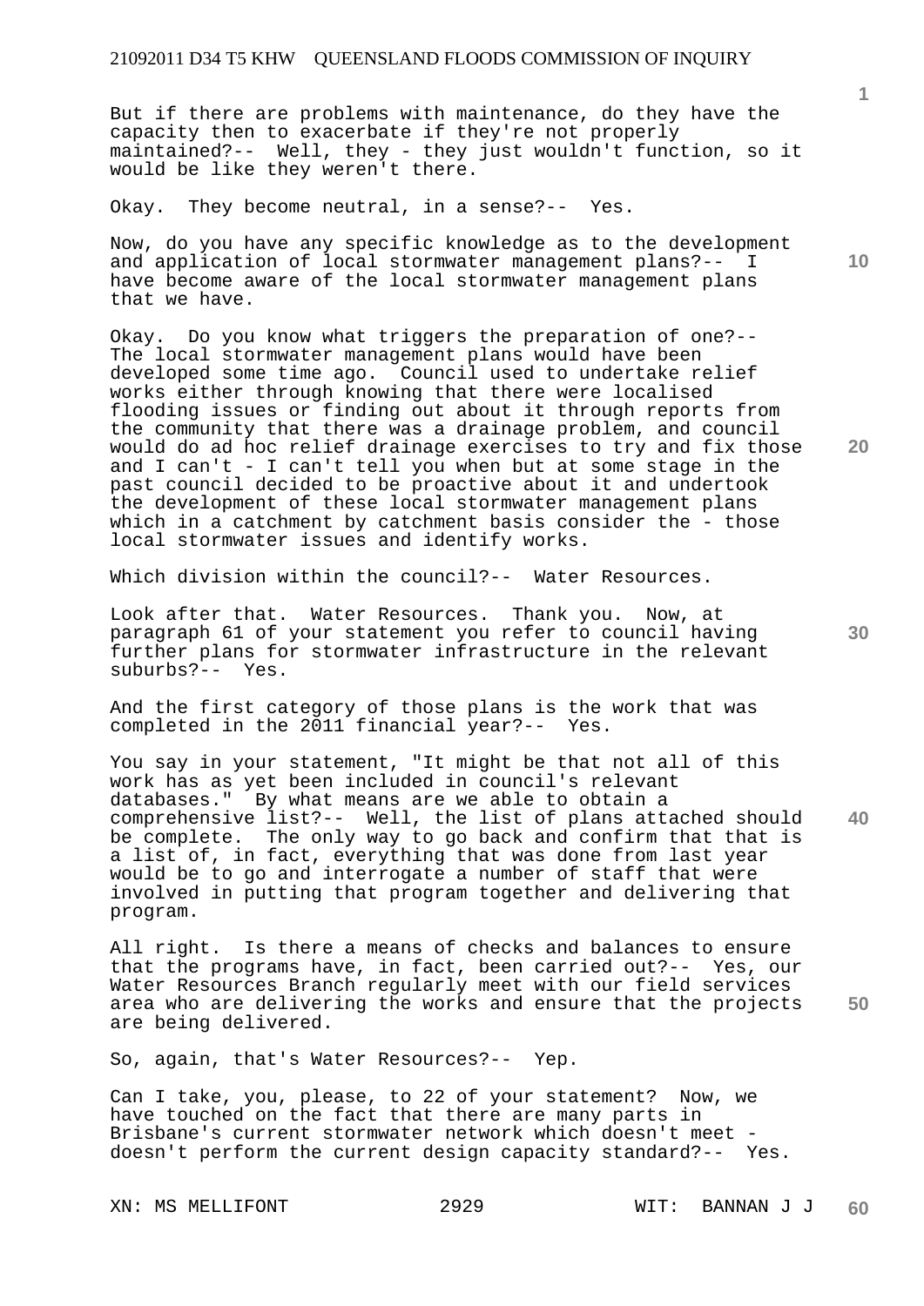But if there are problems with maintenance, do they have the capacity then to exacerbate if they're not properly maintained?-- Well, they - they just wouldn't function, so it would be like they weren't there.

Okay. They become neutral, in a sense?-- Yes.

Now, do you have any specific knowledge as to the development and application of local stormwater management plans?-- I have become aware of the local stormwater management plans that we have.

Okay. Do you know what triggers the preparation of one?-- The local stormwater management plans would have been developed some time ago. Council used to undertake relief works either through knowing that there were localised flooding issues or finding out about it through reports from the community that there was a drainage problem, and council would do ad hoc relief drainage exercises to try and fix those and I can't - I can't tell you when but at some stage in the past council decided to be proactive about it and undertook the development of these local stormwater management plans which in a catchment by catchment basis consider the - those local stormwater issues and identify works.

Which division within the council?-- Water Resources.

Look after that. Water Resources. Thank you. Now, at paragraph 61 of your statement you refer to council having further plans for stormwater infrastructure in the relevant suburbs?-- Yes.

And the first category of those plans is the work that was completed in the 2011 financial year?-- Yes.

You say in your statement, "It might be that not all of this work has as yet been included in council's relevant databases." By what means are we able to obtain a comprehensive list?-- Well, the list of plans attached should be complete. The only way to go back and confirm that that is a list of, in fact, everything that was done from last year would be to go and interrogate a number of staff that were involved in putting that program together and delivering that program.

All right. Is there a means of checks and balances to ensure that the programs have, in fact, been carried out?-- Yes, our Water Resources Branch regularly meet with our field services area who are delivering the works and ensure that the projects are being delivered.

So, again, that's Water Resources?-- Yep.

Can I take, you, please, to 22 of your statement? Now, we have touched on the fact that there are many parts in Brisbane's current stormwater network which doesn't meet - doesn't perform the current design capacity standard?-- Yes.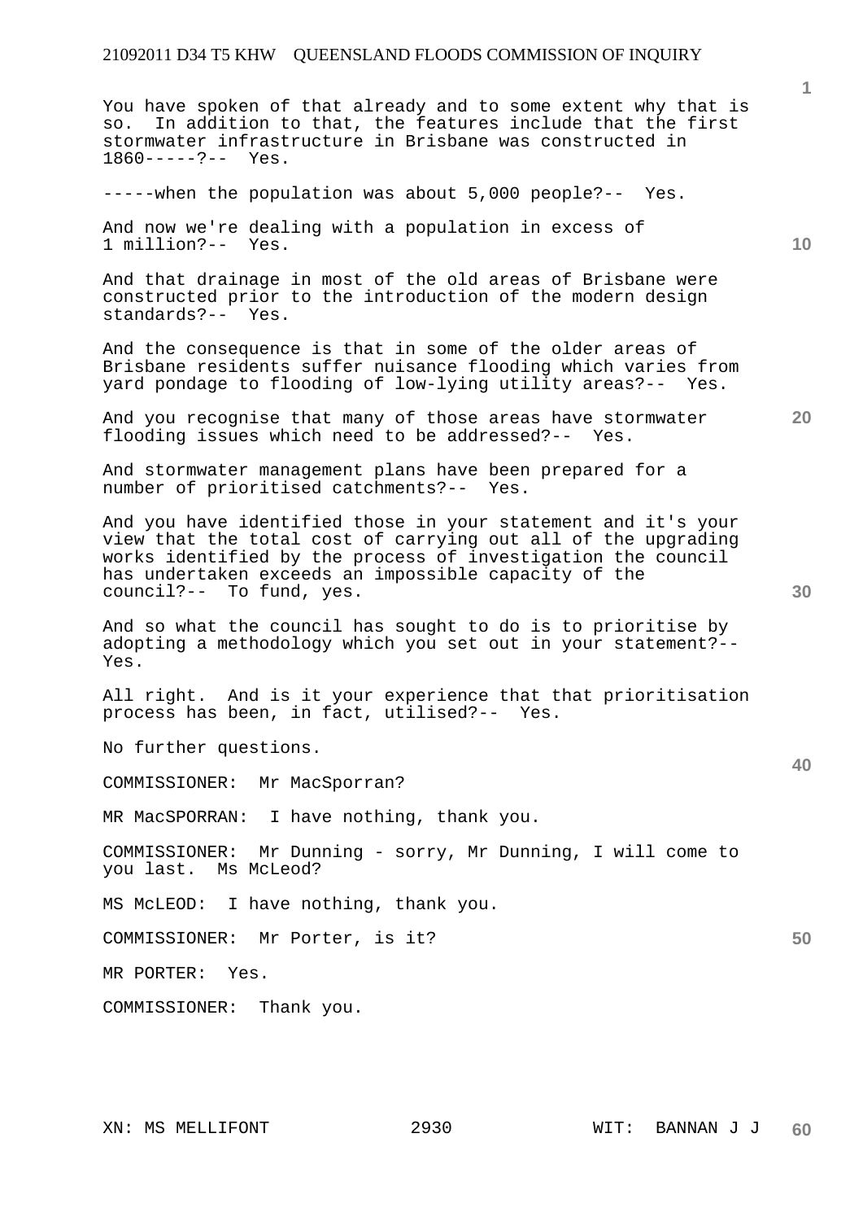You have spoken of that already and to some extent why that is so. In addition to that, the features include that the first stormwater infrastructure in Brisbane was constructed in 1860-----?-- Yes.

-----when the population was about 5,000 people?-- Yes.

And now we're dealing with a population in excess of 1 million?-- Yes.

And that drainage in most of the old areas of Brisbane were constructed prior to the introduction of the modern design standards?-- Yes.

And the consequence is that in some of the older areas of Brisbane residents suffer nuisance flooding which varies from yard pondage to flooding of low-lying utility areas?-- Yes.

And you recognise that many of those areas have stormwater flooding issues which need to be addressed?-- Yes.

And stormwater management plans have been prepared for a number of prioritised catchments?-- Yes.

And you have identified those in your statement and it's your view that the total cost of carrying out all of the upgrading works identified by the process of investigation the council has undertaken exceeds an impossible capacity of the council?-- To fund, yes.

And so what the council has sought to do is to prioritise by adopting a methodology which you set out in your statement?-- Yes.

All right. And is it your experience that that prioritisation process has been, in fact, utilised?-- Yes.

No further questions.

COMMISSIONER: Mr MacSporran?

MR MacSPORRAN: I have nothing, thank you.

COMMISSIONER: Mr Dunning - sorry, Mr Dunning, I will come to you last. Ms McLeod?

MS McLEOD: I have nothing, thank you.

COMMISSIONER: Mr Porter, is it?

MR PORTER: Yes.

COMMISSIONER: Thank you.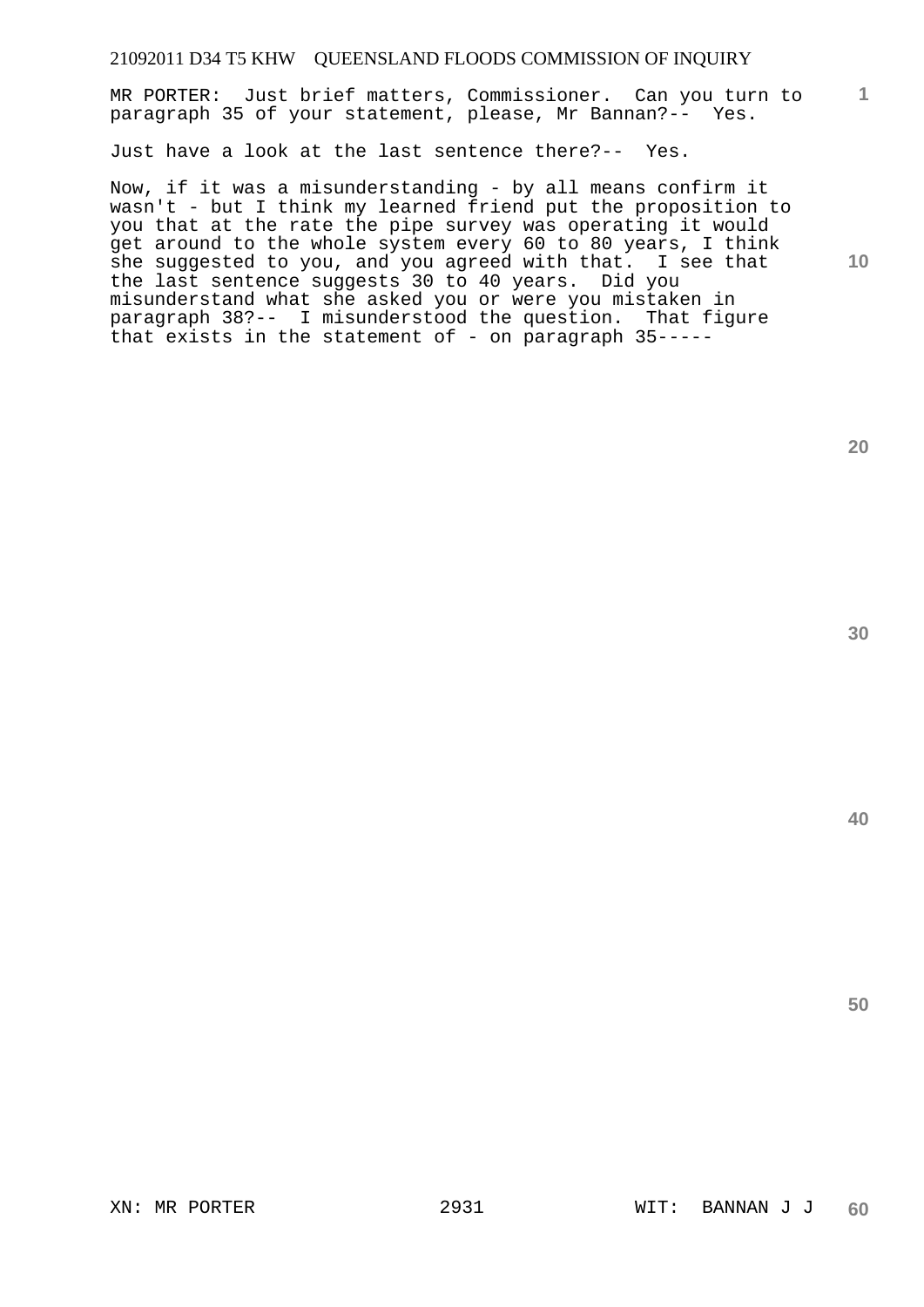MR PORTER: Just brief matters, Commissioner. Can you turn to paragraph 35 of your statement, please, Mr Bannan?-- Yes.

Just have a look at the last sentence there?-- Yes.

Now, if it was a misunderstanding - by all means confirm it wasn't - but I think my learned friend put the proposition to you that at the rate the pipe survey was operating it would get around to the whole system every 60 to 80 years, I think she suggested to you, and you agreed with that. I see that the last sentence suggests 30 to 40 years. Did you misunderstand what she asked you or were you mistaken in paragraph 38?-- I misunderstood the question. That figure that exists in the statement of - on paragraph 35-----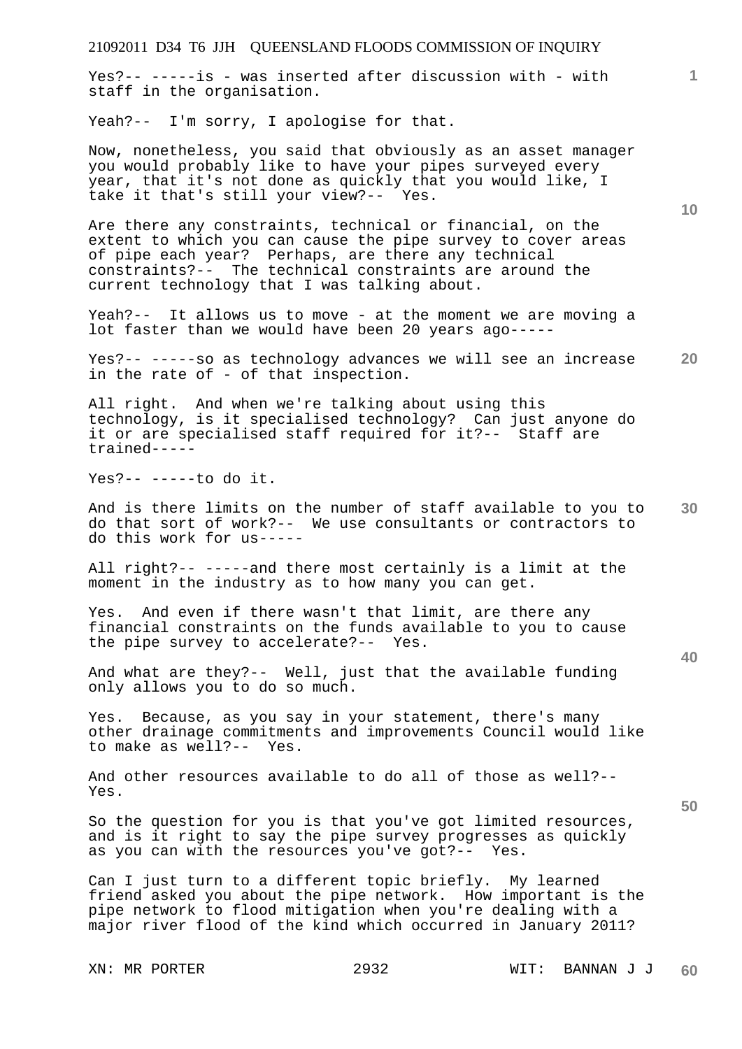Yes?-- -----is - was inserted after discussion with - with staff in the organisation.

Yeah?-- I'm sorry, I apologise for that.

Now, nonetheless, you said that obviously as an asset manager you would probably like to have your pipes surveyed every year, that it's not done as quickly that you would like, I take it that's still your view?-- Yes.

Are there any constraints, technical or financial, on the extent to which you can cause the pipe survey to cover areas of pipe each year? Perhaps, are there any technical constraints?-- The technical constraints are around the current technology that I was talking about.

Yeah?-- It allows us to move - at the moment we are moving a lot faster than we would have been 20 years ago-----

Yes?-- -----so as technology advances we will see an increase in the rate of - of that inspection.

All right. And when we're talking about using this technology, is it specialised technology? Can just anyone do it or are specialised staff required for it?-- Staff are trained-----

Yes?-- -----to do it.

And is there limits on the number of staff available to you to do that sort of work?-- We use consultants or contractors to do this work for us-----

All right?-- -----and there most certainly is a limit at the moment in the industry as to how many you can get.

Yes. And even if there wasn't that limit, are there any financial constraints on the funds available to you to cause the pipe survey to accelerate?-- Yes.

And what are they?-- Well, just that the available funding only allows you to do so much.

Yes. Because, as you say in your statement, there's many other drainage commitments and improvements Council would like to make as well?-- Yes.

And other resources available to do all of those as well?-- Yes.

So the question for you is that you've got limited resources, and is it right to say the pipe survey progresses as quickly as you can with the resources you've got?-- Yes.

Can I just turn to a different topic briefly. My learned friend asked you about the pipe network. How important is the pipe network to flood mitigation when you're dealing with a major river flood of the kind which occurred in January 2011?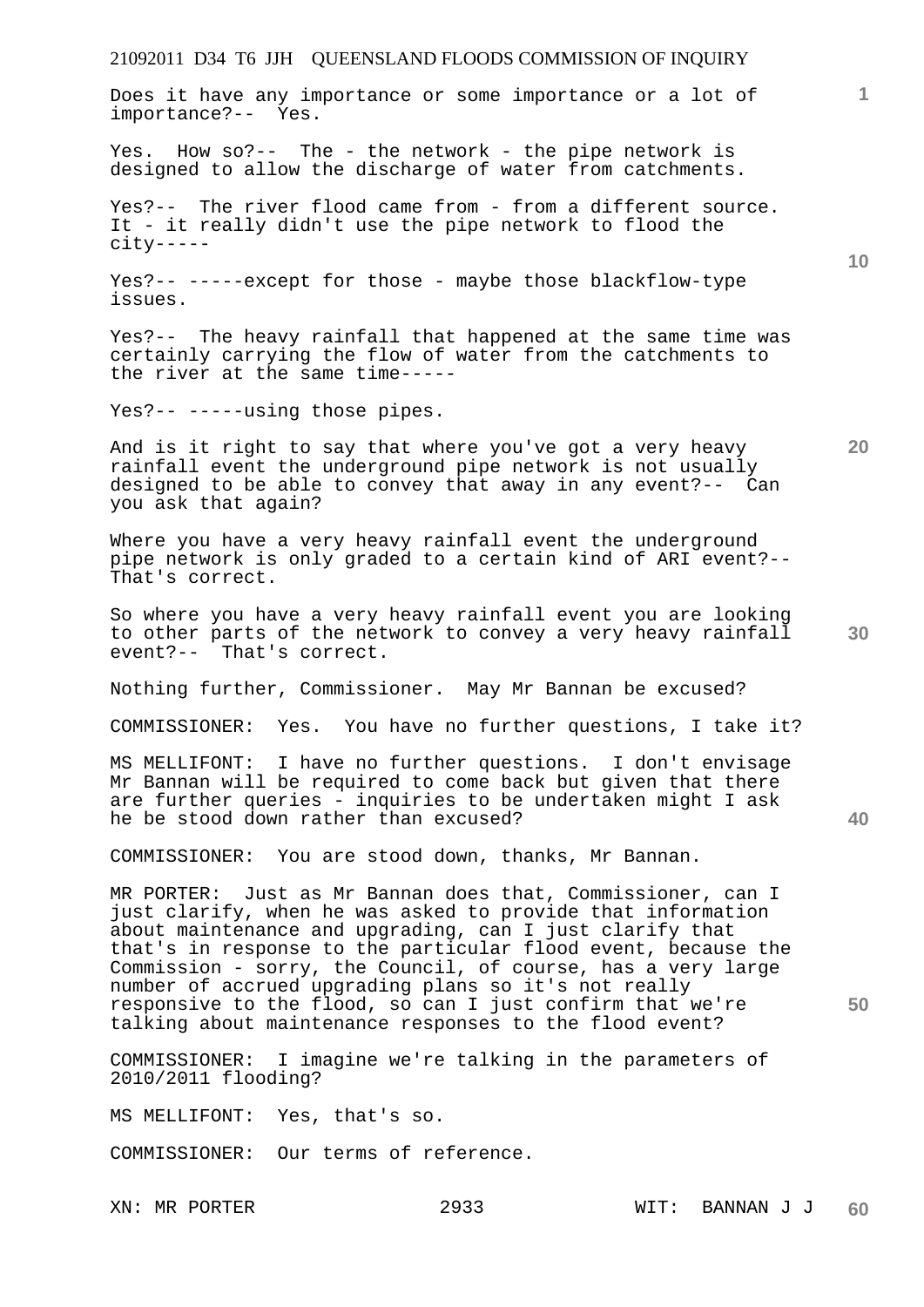Does it have any importance or some importance or a lot of importance?-- Yes.

Yes. How so?-- The - the network - the pipe network is designed to allow the discharge of water from catchments.

Yes?-- The river flood came from - from a different source. It - it really didn't use the pipe network to flood the city-----

Yes?-- -----except for those - maybe those blackflow-type issues.

Yes?-- The heavy rainfall that happened at the same time was certainly carrying the flow of water from the catchments to the river at the same time-----

Yes?-- -----using those pipes.

And is it right to say that where you've got a very heavy rainfall event the underground pipe network is not usually designed to be able to convey that away in any event?-- Can you ask that again?

Where you have a very heavy rainfall event the underground pipe network is only graded to a certain kind of ARI event?-- That's correct.

So where you have a very heavy rainfall event you are looking to other parts of the network to convey a very heavy rainfall event?-- That's correct.

Nothing further, Commissioner. May Mr Bannan be excused?

COMMISSIONER: Yes. You have no further questions, I take it?

MS MELLIFONT: I have no further questions. I don't envisage Mr Bannan will be required to come back but given that there are further queries - inquiries to be undertaken might I ask he be stood down rather than excused?

COMMISSIONER: You are stood down, thanks, Mr Bannan.

MR PORTER: Just as Mr Bannan does that, Commissioner, can I just clarify, when he was asked to provide that information about maintenance and upgrading, can I just clarify that that's in response to the particular flood event, because the Commission - sorry, the Council, of course, has a very large number of accrued upgrading plans so it's not really responsive to the flood, so can I just confirm that we're talking about maintenance responses to the flood event?

COMMISSIONER: I imagine we're talking in the parameters of 2010/2011 flooding?

MS MELLIFONT: Yes, that's so.

COMMISSIONER: Our terms of reference.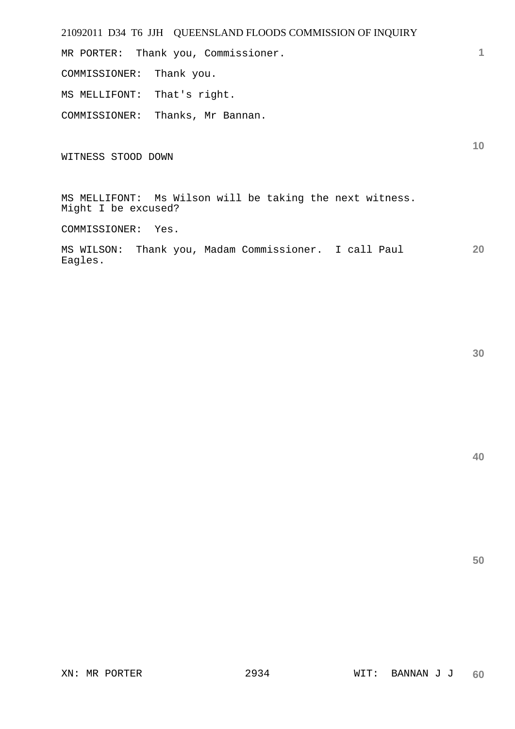MR PORTER: Thank you, Commissioner.

COMMISSIONER: Thank you.

MS MELLIFONT: That's right.

COMMISSIONER: Thanks, Mr Bannan.

WITNESS STOOD DOWN

MS MELLIFONT: Ms Wilson will be taking the next witness. Might I be excused?

COMMISSIONER: Yes.

MS WILSON: Thank you, Madam Commissioner. I call Paul Eagles.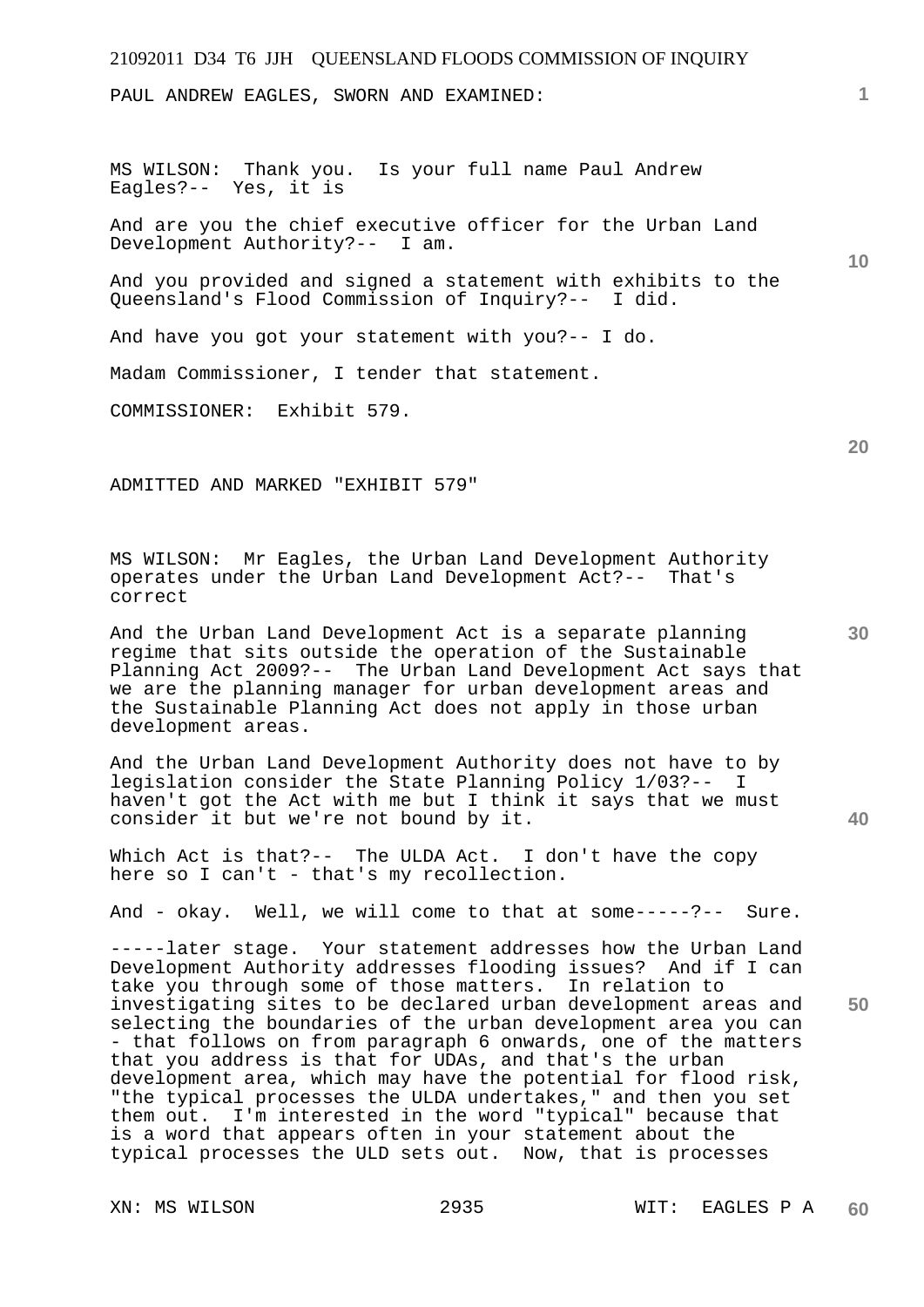PAUL ANDREW EAGLES, SWORN AND EXAMINED:

MS WILSON: Thank you. Is your full name Paul Andrew Eagles?-- Yes, it is

And are you the chief executive officer for the Urban Land Development Authority?-- I am.

And you provided and signed a statement with exhibits to the Queensland's Flood Commission of Inquiry?-- I did.

And have you got your statement with you?-- I do.

Madam Commissioner, I tender that statement.

COMMISSIONER: Exhibit 579.

ADMITTED AND MARKED "EXHIBIT 579"

MS WILSON: Mr Eagles, the Urban Land Development Authority operates under the Urban Land Development Act?-- That's correct

And the Urban Land Development Act is a separate planning regime that sits outside the operation of the Sustainable Planning Act 2009?-- The Urban Land Development Act says that we are the planning manager for urban development areas and the Sustainable Planning Act does not apply in those urban development areas.

And the Urban Land Development Authority does not have to by legislation consider the State Planning Policy 1/03?-- I haven't got the Act with me but I think it says that we must consider it but we're not bound by it.

Which Act is that?-- The ULDA Act. I don't have the copy here so I can't - that's my recollection.

And - okay. Well, we will come to that at some-----?-- Sure.

-----later stage. Your statement addresses how the Urban Land Development Authority addresses flooding issues? And if I can take you through some of those matters. In relation to investigating sites to be declared urban development areas and selecting the boundaries of the urban development area you can - that follows on from paragraph 6 onwards, one of the matters that you address is that for UDAs, and that's the urban development area, which may have the potential for flood risk, "the typical processes the ULDA undertakes," and then you set them out. I'm interested in the word "typical" because that is a word that appears often in your statement about the typical processes the ULD sets out. Now, that is processes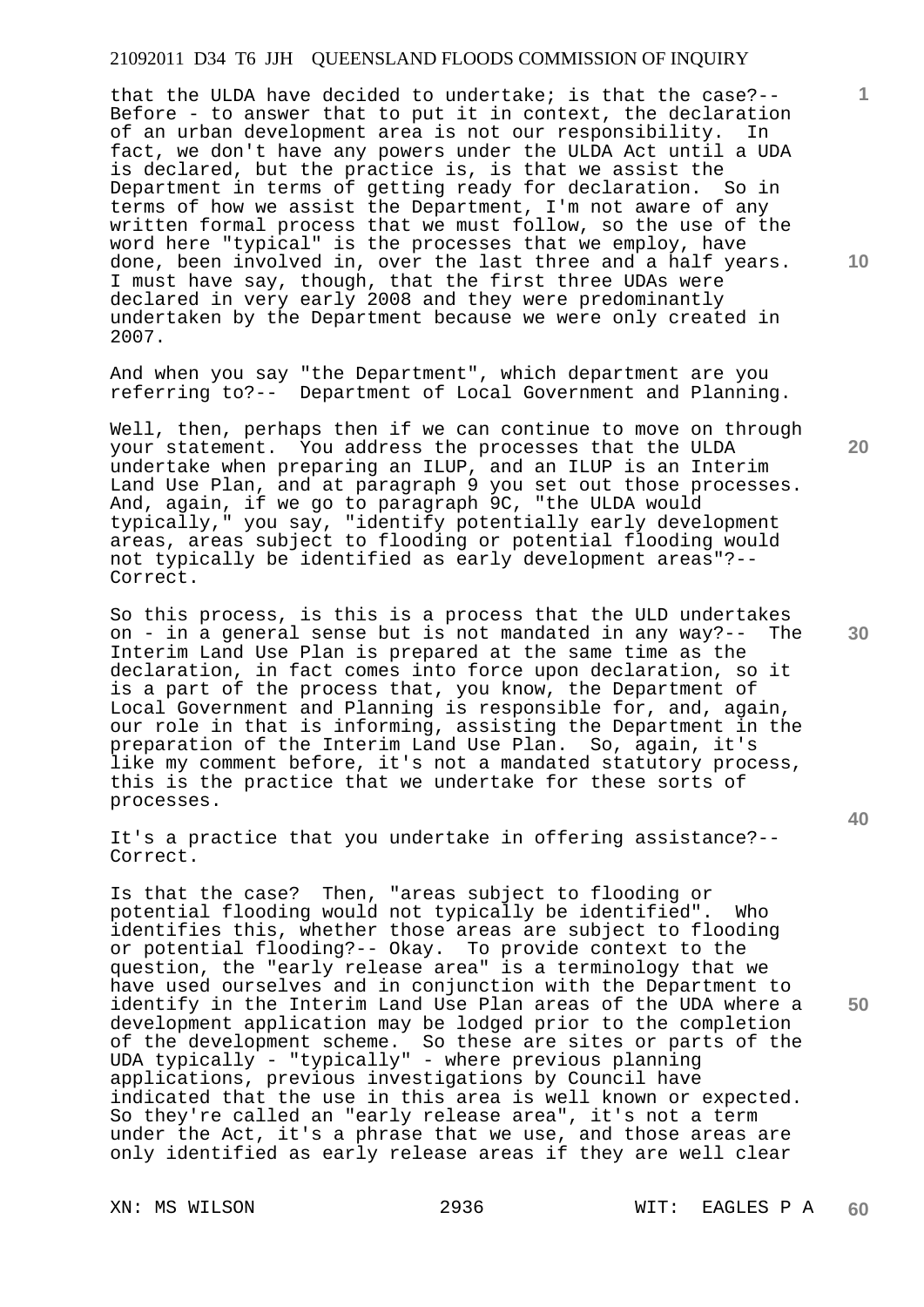that the ULDA have decided to undertake; is that the case?-- Before - to answer that to put it in context, the declaration of an urban development area is not our responsibility. In fact, we don't have any powers under the ULDA Act until a UDA is declared, but the practice is, is that we assist the Department in terms of getting ready for declaration. So in terms of how we assist the Department, I'm not aware of any written formal process that we must follow, so the use of the word here "typical" is the processes that we employ, have done, been involved in, over the last three and a half years. I must have say, though, that the first three UDAs were declared in very early 2008 and they were predominantly undertaken by the Department because we were only created in 2007.

And when you say "the Department", which department are you referring to?-- Department of Local Government and Planning.

Well, then, perhaps then if we can continue to move on through your statement. You address the processes that the ULDA undertake when preparing an ILUP, and an ILUP is an Interim Land Use Plan, and at paragraph 9 you set out those processes. And, again, if we go to paragraph 9C, "the ULDA would typically," you say, "identify potentially early development areas, areas subject to flooding or potential flooding would not typically be identified as early development areas"?-- Correct.

So this process, is this is a process that the ULD undertakes on - in a general sense but is not mandated in any way?-- The Interim Land Use Plan is prepared at the same time as the declaration, in fact comes into force upon declaration, so it is a part of the process that, you know, the Department of Local Government and Planning is responsible for, and, again, our role in that is informing, assisting the Department in the preparation of the Interim Land Use Plan. So, again, it's like my comment before, it's not a mandated statutory process, this is the practice that we undertake for these sorts of processes.

It's a practice that you undertake in offering assistance?-- Correct.

Is that the case? Then, "areas subject to flooding or potential flooding would not typically be identified". Who identifies this, whether those areas are subject to flooding or potential flooding?-- Okay. To provide context to the question, the "early release area" is a terminology that we have used ourselves and in conjunction with the Department to identify in the Interim Land Use Plan areas of the UDA where a development application may be lodged prior to the completion of the development scheme. So these are sites or parts of the UDA typically - "typically" - where previous planning applications, previous investigations by Council have indicated that the use in this area is well known or expected. So they're called an "early release area", it's not a term under the Act, it's a phrase that we use, and those areas are only identified as early release areas if they are well clear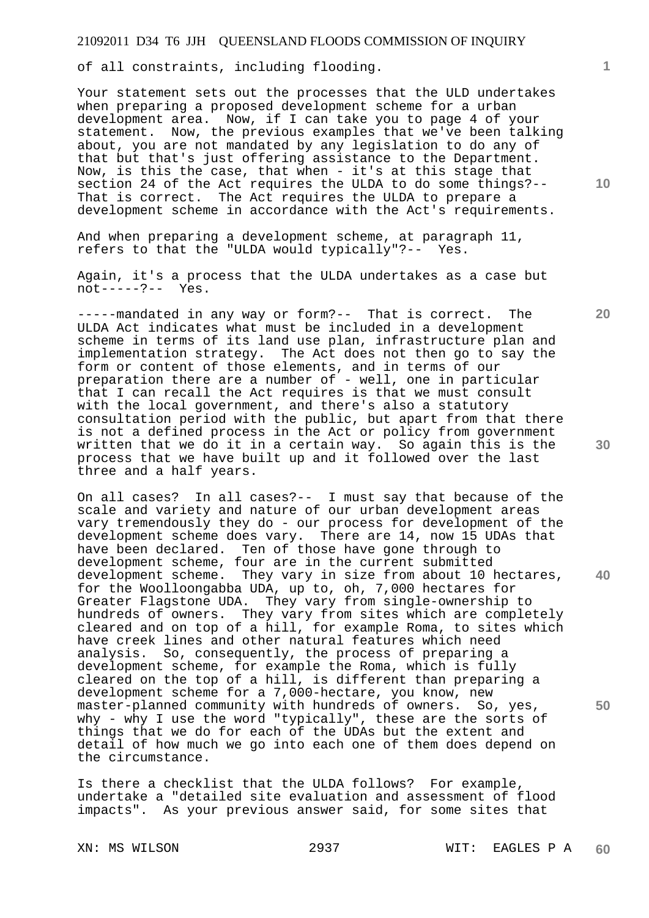of all constraints, including flooding.

Your statement sets out the processes that the ULD undertakes when preparing a proposed development scheme for a urban development area. Now, if I can take you to page 4 of your statement. Now, the previous examples that we've been talking about, you are not mandated by any legislation to do any of that but that's just offering assistance to the Department. Now, is this the case, that when - it's at this stage that section 24 of the Act requires the ULDA to do some things?-- That is correct. The Act requires the ULDA to prepare a development scheme in accordance with the Act's requirements.

And when preparing a development scheme, at paragraph 11, refers to that the "ULDA would typically"?-- Yes.

Again, it's a process that the ULDA undertakes as a case but not-----?-- Yes.

-----mandated in any way or form?-- That is correct. The ULDA Act indicates what must be included in a development scheme in terms of its land use plan, infrastructure plan and implementation strategy. The Act does not then go to say the form or content of those elements, and in terms of our preparation there are a number of - well, one in particular that I can recall the Act requires is that we must consult with the local government, and there's also a statutory consultation period with the public, but apart from that there is not a defined process in the Act or policy from government written that we do it in a certain way. So again this is the process that we have built up and it followed over the last three and a half years.

On all cases? In all cases?-- I must say that because of the scale and variety and nature of our urban development areas vary tremendously they do - our process for development of the development scheme does vary. There are 14, now 15 UDAs that have been declared. Ten of those have gone through to development scheme, four are in the current submitted development scheme. They vary in size from about 10 hectares, for the Woolloongabba UDA, up to, oh, 7,000 hectares for Greater Flagstone UDA. They vary from single-ownership to hundreds of owners. They vary from sites which are completely cleared and on top of a hill, for example Roma, to sites which have creek lines and other natural features which need analysis. So, consequently, the process of preparing a development scheme, for example the Roma, which is fully cleared on the top of a hill, is different than preparing a development scheme for a 7,000-hectare, you know, new master-planned community with hundreds of owners. So, yes, why - why I use the word "typically", these are the sorts of things that we do for each of the UDAs but the extent and detail of how much we go into each one of them does depend on the circumstance.

Is there a checklist that the ULDA follows? For example, undertake a "detailed site evaluation and assessment of flood impacts". As your previous answer said, for some sites that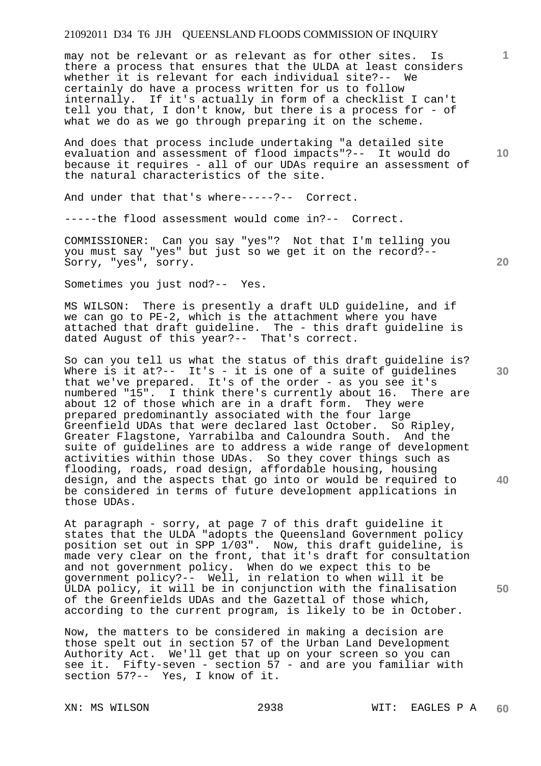may not be relevant or as relevant as for other sites. Is there a process that ensures that the ULDA at least considers whether it is relevant for each individual site?-- We certainly do have a process written for us to follow internally. If it's actually in form of a checklist I can't tell you that, I don't know, but there is a process for - of what we do as we go through preparing it on the scheme.

And does that process include undertaking "a detailed site evaluation and assessment of flood impacts"?-- It would do because it requires - all of our UDAs require an assessment of the natural characteristics of the site.

And under that that's where-----?-- Correct.

-----the flood assessment would come in?-- Correct.

COMMISSIONER: Can you say "yes"? Not that I'm telling you you must say "yes" but just so we get it on the record?-- Sorry, "yes", sorry.

Sometimes you just nod?-- Yes.

MS WILSON: There is presently a draft ULD guideline, and if we can go to PE-2, which is the attachment where you have attached that draft guideline. The - this draft guideline is dated August of this year?-- That's correct.

So can you tell us what the status of this draft guideline is? Where is it at?-- It's - it is one of a suite of guidelines that we've prepared. It's of the order - as you see it's numbered "15". I think there's currently about 16. There are about 12 of those which are in a draft form. They were prepared predominantly associated with the four large Greenfield UDAs that were declared last October. So Ripley, Greater Flagstone, Yarrabilba and Caloundra South. And the suite of guidelines are to address a wide range of development activities within those UDAs. So they cover things such as flooding, roads, road design, affordable housing, housing design, and the aspects that go into or would be required to be considered in terms of future development applications in those UDAs.

At paragraph - sorry, at page 7 of this draft guideline it states that the ULDA "adopts the Queensland Government policy position set out in SPP 1/03". Now, this draft guideline, is made very clear on the front, that it's draft for consultation and not government policy. When do we expect this to be government policy?-- Well, in relation to when will it be ULDA policy, it will be in conjunction with the finalisation of the Greenfields UDAs and the Gazettal of those which, according to the current program, is likely to be in October.

Now, the matters to be considered in making a decision are those spelt out in section 57 of the Urban Land Development Authority Act. We'll get that up on your screen so you can see it. Fifty-seven - section 57 - and are you familiar with section 57?-- Yes, I know of it.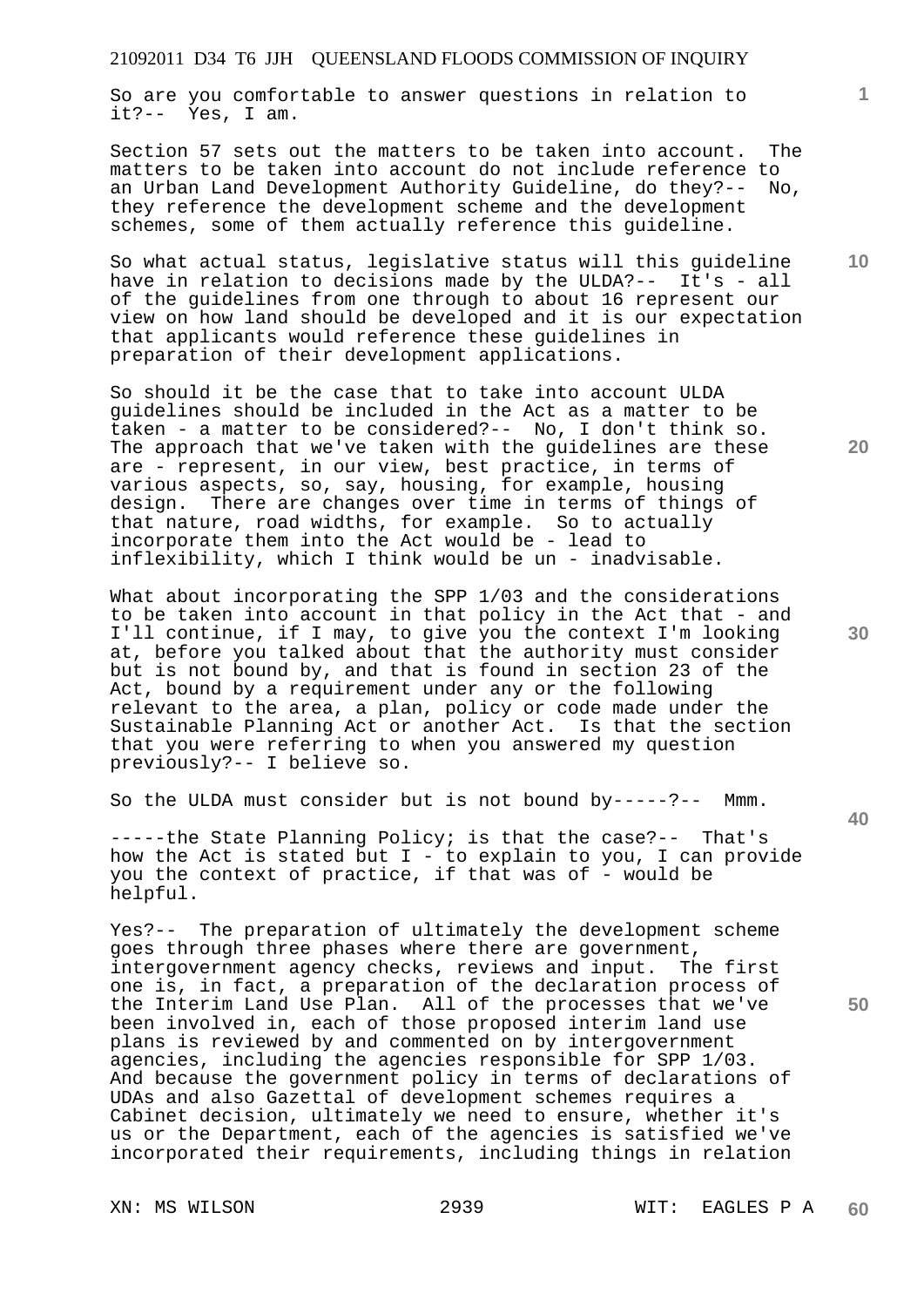So are you comfortable to answer questions in relation to it?-- Yes, I am.

Section 57 sets out the matters to be taken into account. The matters to be taken into account do not include reference to an Urban Land Development Authority Guideline, do they?-- No, they reference the development scheme and the development schemes, some of them actually reference this guideline.

So what actual status, legislative status will this guideline have in relation to decisions made by the ULDA?-- It's - all of the guidelines from one through to about 16 represent our view on how land should be developed and it is our expectation that applicants would reference these guidelines in preparation of their development applications.

So should it be the case that to take into account ULDA guidelines should be included in the Act as a matter to be taken - a matter to be considered?-- No, I don't think so. The approach that we've taken with the guidelines are these are - represent, in our view, best practice, in terms of various aspects, so, say, housing, for example, housing design. There are changes over time in terms of things of that nature, road widths, for example. So to actually incorporate them into the Act would be - lead to inflexibility, which I think would be un - inadvisable.

What about incorporating the SPP 1/03 and the considerations to be taken into account in that policy in the Act that - and I'll continue, if I may, to give you the context I'm looking at, before you talked about that the authority must consider but is not bound by, and that is found in section 23 of the Act, bound by a requirement under any or the following relevant to the area, a plan, policy or code made under the Sustainable Planning Act or another Act. Is that the section that you were referring to when you answered my question previously?-- I believe so.

So the ULDA must consider but is not bound by-----?-- Mmm.

-----the State Planning Policy; is that the case?-- That's how the Act is stated but I - to explain to you, I can provide you the context of practice, if that was of - would be helpful.

Yes?-- The preparation of ultimately the development scheme goes through three phases where there are government, intergovernment agency checks, reviews and input. The first one is, in fact, a preparation of the declaration process of the Interim Land Use Plan. All of the processes that we've been involved in, each of those proposed interim land use plans is reviewed by and commented on by intergovernment agencies, including the agencies responsible for SPP 1/03. And because the government policy in terms of declarations of UDAs and also Gazettal of development schemes requires a Cabinet decision, ultimately we need to ensure, whether it's us or the Department, each of the agencies is satisfied we've incorporated their requirements, including things in relation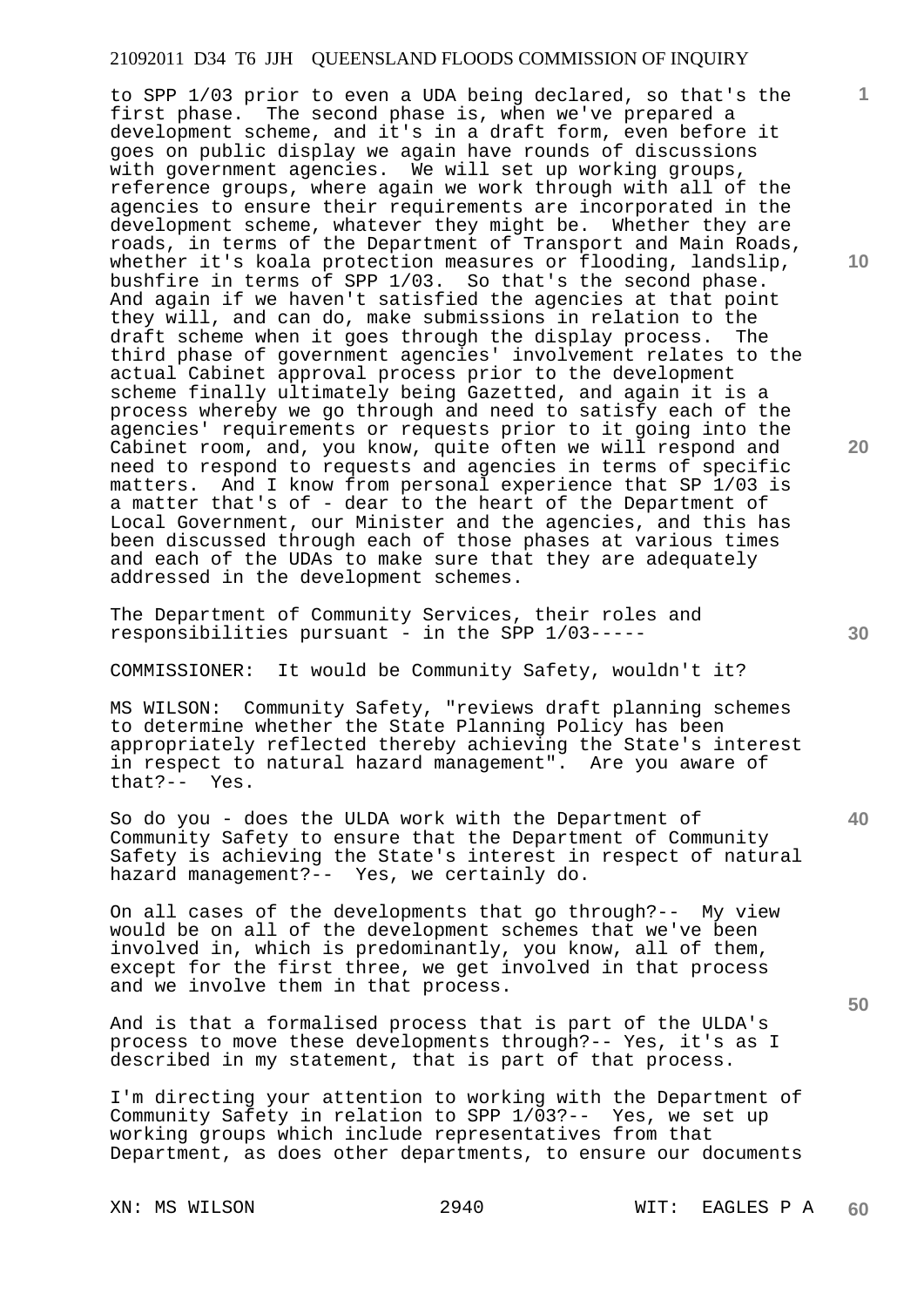to SPP 1/03 prior to even a UDA being declared, so that's the first phase. The second phase is, when we've prepared a development scheme, and it's in a draft form, even before it goes on public display we again have rounds of discussions with government agencies. We will set up working groups, reference groups, where again we work through with all of the agencies to ensure their requirements are incorporated in the development scheme, whatever they might be. Whether they are roads, in terms of the Department of Transport and Main Roads, whether it's koala protection measures or flooding, landslip, bushfire in terms of SPP 1/03. So that's the second phase. And again if we haven't satisfied the agencies at that point they will, and can do, make submissions in relation to the draft scheme when it goes through the display process. The third phase of government agencies' involvement relates to the actual Cabinet approval process prior to the development scheme finally ultimately being Gazetted, and again it is a process whereby we go through and need to satisfy each of the agencies' requirements or requests prior to it going into the Cabinet room, and, you know, quite often we will respond and need to respond to requests and agencies in terms of specific matters. And I know from personal experience that SP 1/03 is a matter that's of - dear to the heart of the Department of Local Government, our Minister and the agencies, and this has been discussed through each of those phases at various times and each of the UDAs to make sure that they are adequately addressed in the development schemes.

The Department of Community Services, their roles and responsibilities pursuant - in the SPP 1/03-----

COMMISSIONER: It would be Community Safety, wouldn't it?

MS WILSON: Community Safety, "reviews draft planning schemes to determine whether the State Planning Policy has been appropriately reflected thereby achieving the State's interest in respect to natural hazard management". Are you aware of that?-- Yes.

So do you - does the ULDA work with the Department of Community Safety to ensure that the Department of Community Safety is achieving the State's interest in respect of natural hazard management?-- Yes, we certainly do.

On all cases of the developments that go through?-- My view would be on all of the development schemes that we've been involved in, which is predominantly, you know, all of them, except for the first three, we get involved in that process and we involve them in that process.

And is that a formalised process that is part of the ULDA's process to move these developments through?-- Yes, it's as I described in my statement, that is part of that process.

I'm directing your attention to working with the Department of Community Safety in relation to SPP 1/03?-- Yes, we set up working groups which include representatives from that Department, as does other departments, to ensure our documents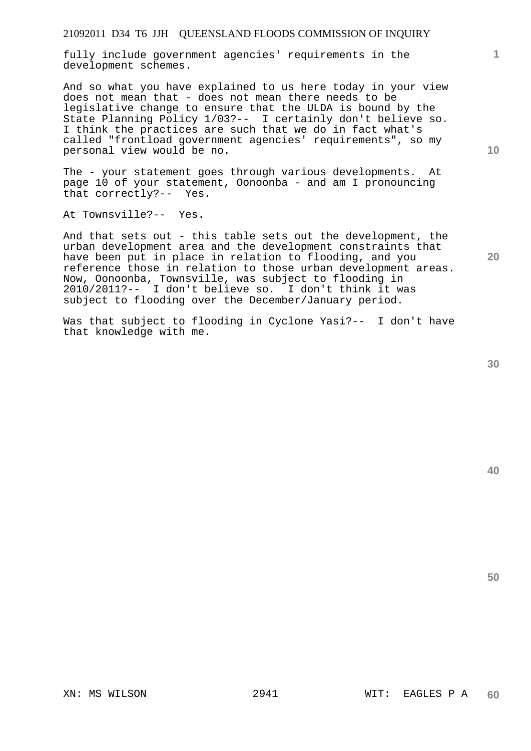fully include government agencies' requirements in the development schemes.

And so what you have explained to us here today in your view does not mean that - does not mean there needs to be legislative change to ensure that the ULDA is bound by the State Planning Policy 1/03?-- I certainly don't believe so. I think the practices are such that we do in fact what's called "frontload government agencies' requirements", so my personal view would be no.

The - your statement goes through various developments. At page 10 of your statement, Oonoonba - and am I pronouncing that correctly?-- Yes.

At Townsville?-- Yes.

And that sets out - this table sets out the development, the urban development area and the development constraints that have been put in place in relation to flooding, and you reference those in relation to those urban development areas. Now, Oonoonba, Townsville, was subject to flooding in 2010/2011?-- I don't believe so. I don't think it was subject to flooding over the December/January period.

Was that subject to flooding in Cyclone Yasi?-- I don't have that knowledge with me.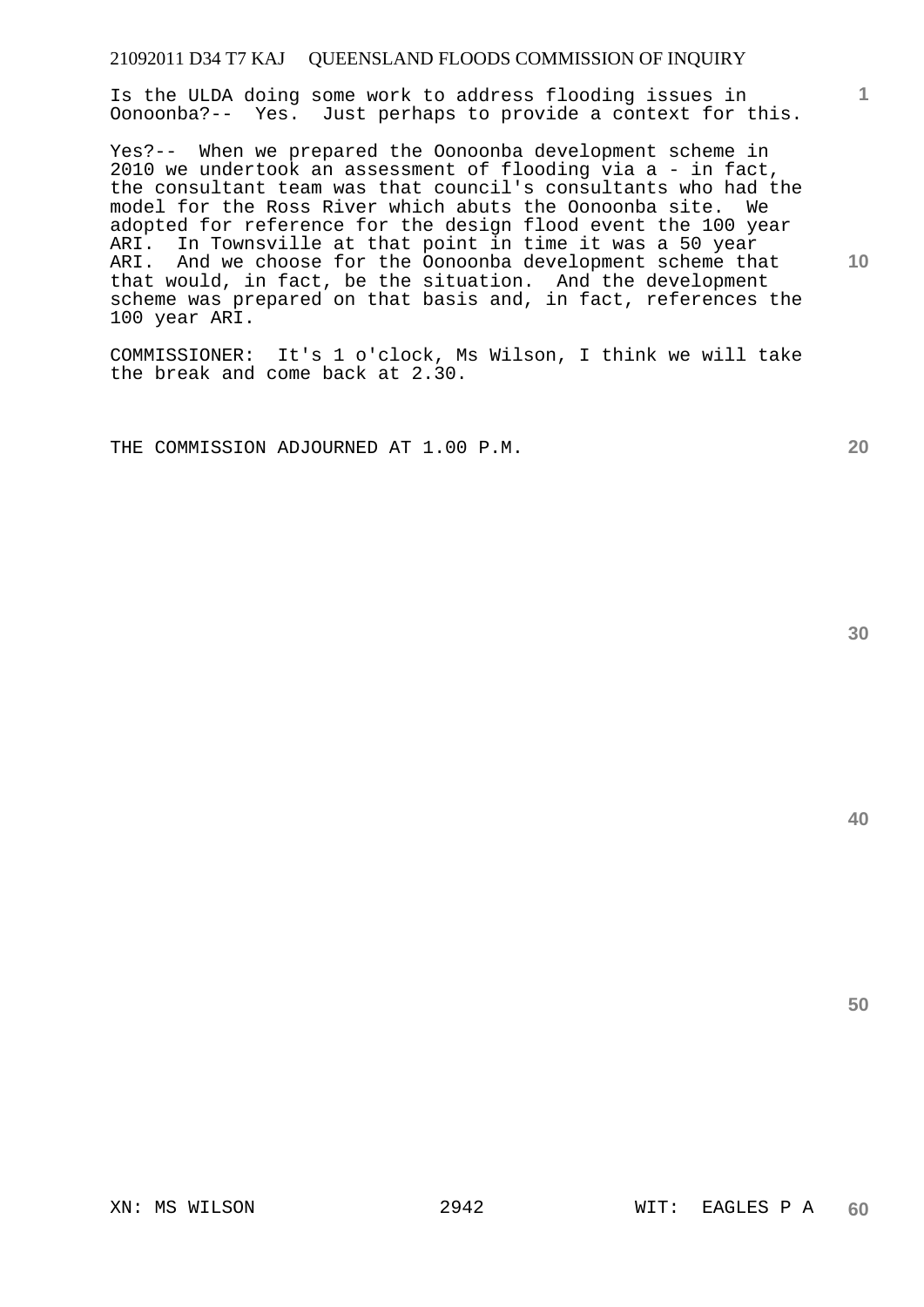Is the ULDA doing some work to address flooding issues in Oonoonba?-- Yes. Just perhaps to provide a context for this.

Yes?-- When we prepared the Oonoonba development scheme in 2010 we undertook an assessment of flooding via a - in fact, the consultant team was that council's consultants who had the model for the Ross River which abuts the Oonoonba site. We adopted for reference for the design flood event the 100 year ARI. In Townsville at that point in time it was a 50 year ARI. And we choose for the Oonoonba development scheme that that would, in fact, be the situation. And the development scheme was prepared on that basis and, in fact, references the 100 year ARI.

COMMISSIONER: It's 1 o'clock, Ms Wilson, I think we will take the break and come back at 2.30.

THE COMMISSION ADJOURNED AT 1.00 P.M.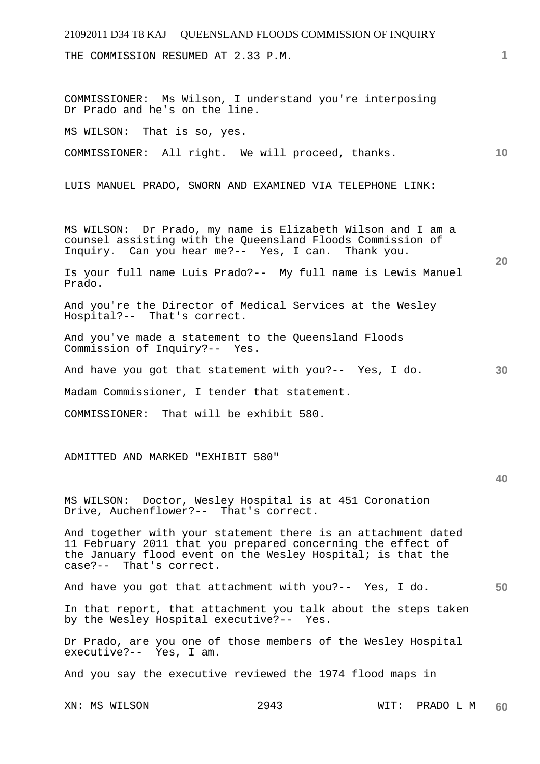THE COMMISSION RESUMED AT 2.33 P.M.

COMMISSIONER: Ms Wilson, I understand you're interposing Dr Prado and he's on the line.

MS WILSON: That is so, yes.

COMMISSIONER: All right. We will proceed, thanks.

LUIS MANUEL PRADO, SWORN AND EXAMINED VIA TELEPHONE LINK:

MS WILSON: Dr Prado, my name is Elizabeth Wilson and I am a counsel assisting with the Queensland Floods Commission of Inquiry. Can you hear me?-- Yes, I can. Thank you.

Is your full name Luis Prado?-- My full name is Lewis Manuel Prado.

And you're the Director of Medical Services at the Wesley Hospital?-- That's correct.

And you've made a statement to the Queensland Floods Commission of Inquiry?-- Yes.

And have you got that statement with you?-- Yes, I do.

Madam Commissioner, I tender that statement.

COMMISSIONER: That will be exhibit 580.

ADMITTED AND MARKED "EXHIBIT 580"

MS WILSON: Doctor, Wesley Hospital is at 451 Coronation Drive, Auchenflower?-- That's correct.

And together with your statement there is an attachment dated 11 February 2011 that you prepared concerning the effect of the January flood event on the Wesley Hospital; is that the case?-- That's correct.

And have you got that attachment with you?-- Yes, I do.

In that report, that attachment you talk about the steps taken by the Wesley Hospital executive?-- Yes.

Dr Prado, are you one of those members of the Wesley Hospital executive?-- Yes, I am.

And you say the executive reviewed the 1974 flood maps in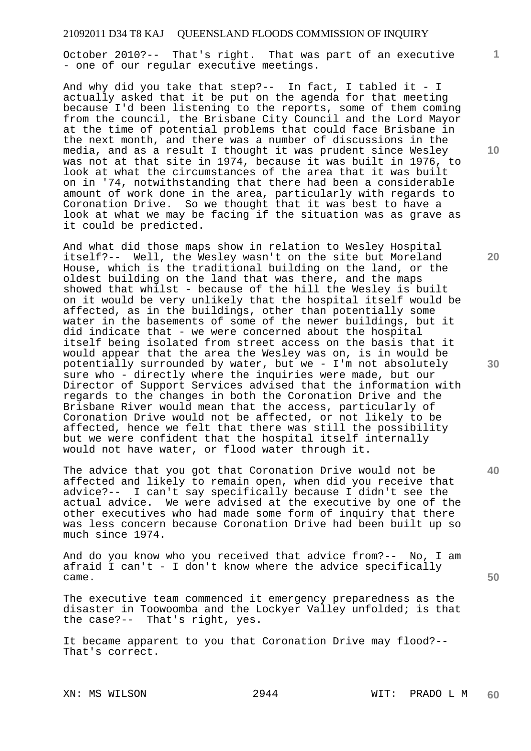October 2010?-- That's right. That was part of an executive - one of our regular executive meetings.

And why did you take that step?-- In fact, I tabled it - I actually asked that it be put on the agenda for that meeting because I'd been listening to the reports, some of them coming from the council, the Brisbane City Council and the Lord Mayor at the time of potential problems that could face Brisbane in the next month, and there was a number of discussions in the media, and as a result I thought it was prudent since Wesley was not at that site in 1974, because it was built in 1976, to look at what the circumstances of the area that it was built on in '74, notwithstanding that there had been a considerable amount of work done in the area, particularly with regards to Coronation Drive. So we thought that it was best to have a look at what we may be facing if the situation was as grave as it could be predicted.

And what did those maps show in relation to Wesley Hospital itself?-- Well, the Wesley wasn't on the site but Moreland House, which is the traditional building on the land, or the oldest building on the land that was there, and the maps showed that whilst - because of the hill the Wesley is built on it would be very unlikely that the hospital itself would be affected, as in the buildings, other than potentially some water in the basements of some of the newer buildings, but it did indicate that - we were concerned about the hospital itself being isolated from street access on the basis that it would appear that the area the Wesley was on, is in would be potentially surrounded by water, but we - I'm not absolutely sure who - directly where the inquiries were made, but our Director of Support Services advised that the information with regards to the changes in both the Coronation Drive and the Brisbane River would mean that the access, particularly of Coronation Drive would not be affected, or not likely to be affected, hence we felt that there was still the possibility but we were confident that the hospital itself internally would not have water, or flood water through it.

The advice that you got that Coronation Drive would not be affected and likely to remain open, when did you receive that advice?-- I can't say specifically because I didn't see the actual advice. We were advised at the executive by one of the other executives who had made some form of inquiry that there was less concern because Coronation Drive had been built up so much since 1974.

And do you know who you received that advice from?-- No, I am afraid I can't - I don't know where the advice specifically came.

The executive team commenced it emergency preparedness as the disaster in Toowoomba and the Lockyer Valley unfolded; is that the case?-- That's right, yes.

It became apparent to you that Coronation Drive may flood?-- That's correct.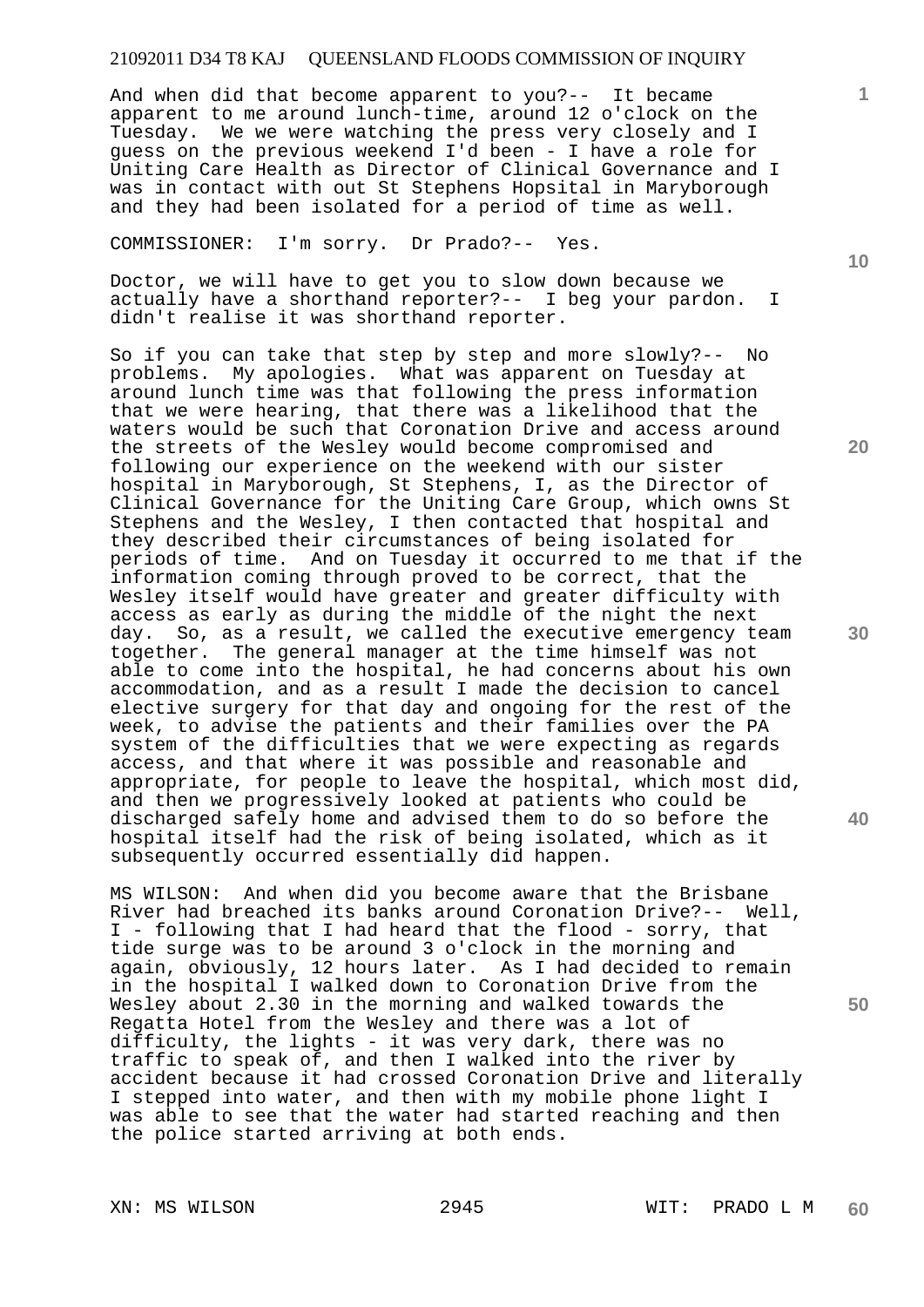And when did that become apparent to you?-- It became apparent to me around lunch-time, around 12 o'clock on the Tuesday. We we were watching the press very closely and I guess on the previous weekend I'd been - I have a role for Uniting Care Health as Director of Clinical Governance and I was in contact with out St Stephens Hopsital in Maryborough and they had been isolated for a period of time as well.

COMMISSIONER: I'm sorry. Dr Prado?-- Yes.

Doctor, we will have to get you to slow down because we actually have a shorthand reporter?-- I beg your pardon. I didn't realise it was shorthand reporter.

So if you can take that step by step and more slowly?-- No problems. My apologies. What was apparent on Tuesday at around lunch time was that following the press information that we were hearing, that there was a likelihood that the waters would be such that Coronation Drive and access around the streets of the Wesley would become compromised and following our experience on the weekend with our sister hospital in Maryborough, St Stephens, I, as the Director of Clinical Governance for the Uniting Care Group, which owns St Stephens and the Wesley, I then contacted that hospital and they described their circumstances of being isolated for periods of time. And on Tuesday it occurred to me that if the information coming through proved to be correct, that the Wesley itself would have greater and greater difficulty with access as early as during the middle of the night the next day. So, as a result, we called the executive emergency team together. The general manager at the time himself was not able to come into the hospital, he had concerns about his own accommodation, and as a result I made the decision to cancel elective surgery for that day and ongoing for the rest of the week, to advise the patients and their families over the PA system of the difficulties that we were expecting as regards access, and that where it was possible and reasonable and appropriate, for people to leave the hospital, which most did, and then we progressively looked at patients who could be discharged safely home and advised them to do so before the hospital itself had the risk of being isolated, which as it subsequently occurred essentially did happen.

MS WILSON: And when did you become aware that the Brisbane River had breached its banks around Coronation Drive?-- Well, I - following that I had heard that the flood - sorry, that tide surge was to be around 3 o'clock in the morning and again, obviously, 12 hours later. As I had decided to remain in the hospital I walked down to Coronation Drive from the Wesley about 2.30 in the morning and walked towards the Regatta Hotel from the Wesley and there was a lot of difficulty, the lights - it was very dark, there was no traffic to speak of, and then I walked into the river by accident because it had crossed Coronation Drive and literally I stepped into water, and then with my mobile phone light I was able to see that the water had started reaching and then the police started arriving at both ends.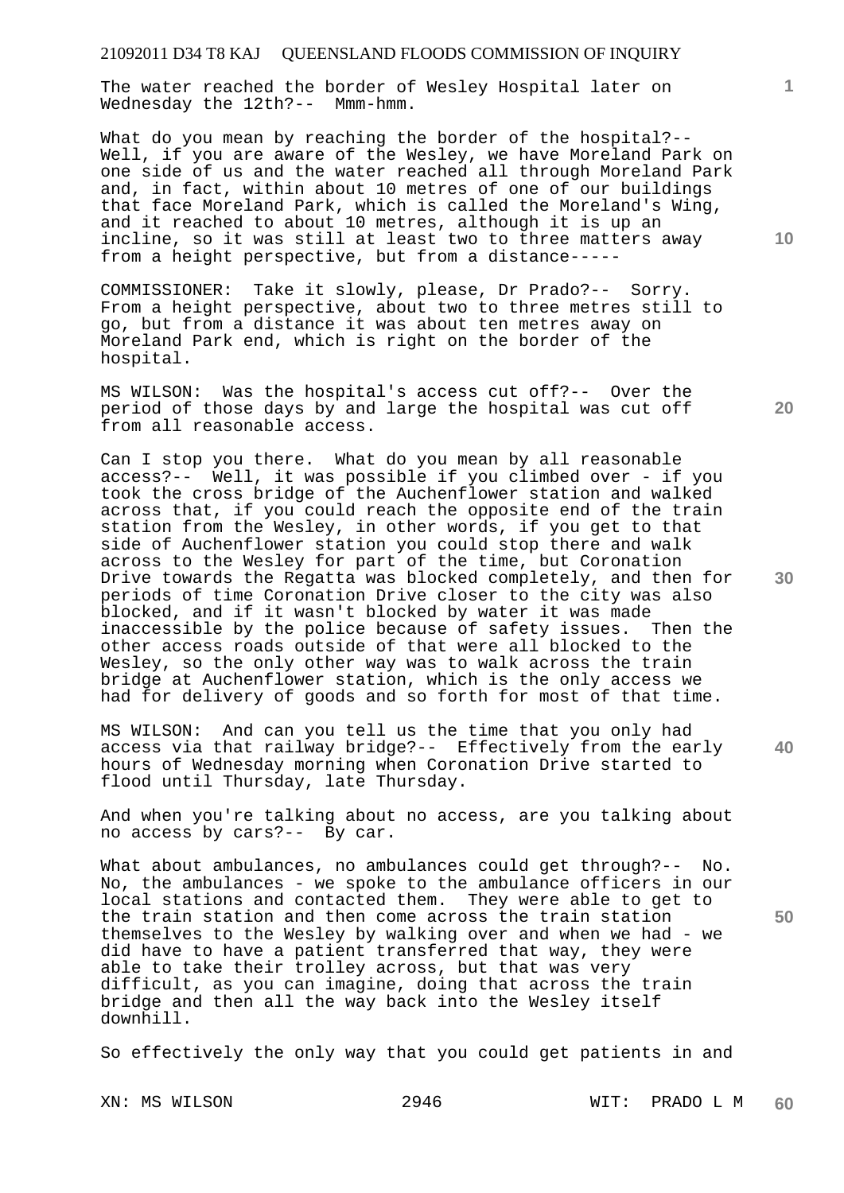The water reached the border of Wesley Hospital later on Wednesday the 12th?-- Mmm-hmm.

What do you mean by reaching the border of the hospital?-- Well, if you are aware of the Wesley, we have Moreland Park on one side of us and the water reached all through Moreland Park and, in fact, within about 10 metres of one of our buildings that face Moreland Park, which is called the Moreland's Wing, and it reached to about 10 metres, although it is up an incline, so it was still at least two to three matters away from a height perspective, but from a distance-----

COMMISSIONER: Take it slowly, please, Dr Prado?-- Sorry. From a height perspective, about two to three metres still to go, but from a distance it was about ten metres away on Moreland Park end, which is right on the border of the hospital.

MS WILSON: Was the hospital's access cut off?-- Over the period of those days by and large the hospital was cut off from all reasonable access.

Can I stop you there. What do you mean by all reasonable access?-- Well, it was possible if you climbed over - if you took the cross bridge of the Auchenflower station and walked across that, if you could reach the opposite end of the train station from the Wesley, in other words, if you get to that side of Auchenflower station you could stop there and walk across to the Wesley for part of the time, but Coronation Drive towards the Regatta was blocked completely, and then for periods of time Coronation Drive closer to the city was also blocked, and if it wasn't blocked by water it was made inaccessible by the police because of safety issues. Then the other access roads outside of that were all blocked to the Wesley, so the only other way was to walk across the train bridge at Auchenflower station, which is the only access we had for delivery of goods and so forth for most of that time.

MS WILSON: And can you tell us the time that you only had access via that railway bridge?-- Effectively from the early hours of Wednesday morning when Coronation Drive started to flood until Thursday, late Thursday.

And when you're talking about no access, are you talking about no access by cars?-- By car.

What about ambulances, no ambulances could get through?-- No. No, the ambulances - we spoke to the ambulance officers in our local stations and contacted them. They were able to get to the train station and then come across the train station themselves to the Wesley by walking over and when we had - we did have to have a patient transferred that way, they were able to take their trolley across, but that was very difficult, as you can imagine, doing that across the train bridge and then all the way back into the Wesley itself downhill.

So effectively the only way that you could get patients in and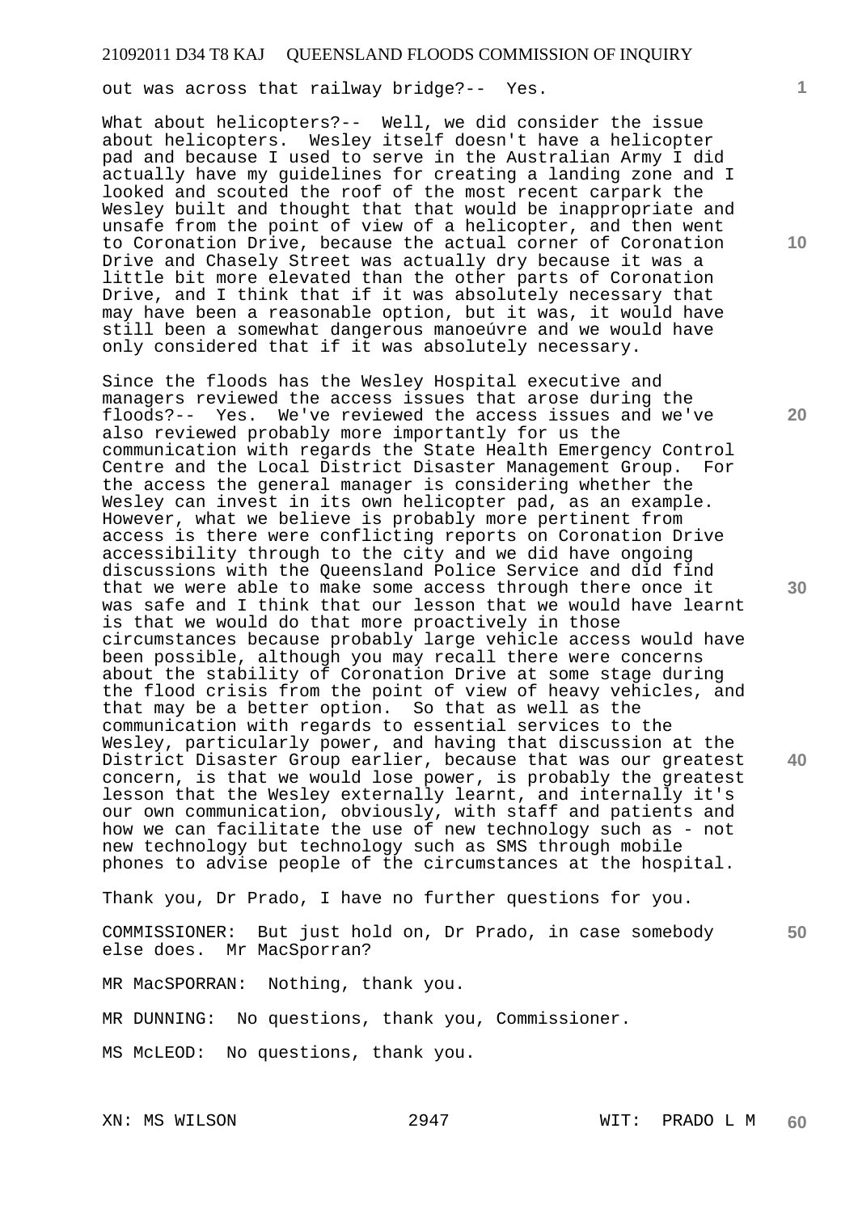out was across that railway bridge?-- Yes.

What about helicopters?-- Well, we did consider the issue about helicopters. Wesley itself doesn't have a helicopter pad and because I used to serve in the Australian Army I did actually have my guidelines for creating a landing zone and I looked and scouted the roof of the most recent carpark the Wesley built and thought that that would be inappropriate and unsafe from the point of view of a helicopter, and then went to Coronation Drive, because the actual corner of Coronation Drive and Chasely Street was actually dry because it was a little bit more elevated than the other parts of Coronation Drive, and I think that if it was absolutely necessary that may have been a reasonable option, but it was, it would have still been a somewhat dangerous manoeúvre and we would have only considered that if it was absolutely necessary.

Since the floods has the Wesley Hospital executive and managers reviewed the access issues that arose during the floods?-- Yes. We've reviewed the access issues and we've also reviewed probably more importantly for us the communication with regards the State Health Emergency Control Centre and the Local District Disaster Management Group. For the access the general manager is considering whether the Wesley can invest in its own helicopter pad, as an example. However, what we believe is probably more pertinent from access is there were conflicting reports on Coronation Drive accessibility through to the city and we did have ongoing discussions with the Queensland Police Service and did find that we were able to make some access through there once it was safe and I think that our lesson that we would have learnt is that we would do that more proactively in those circumstances because probably large vehicle access would have been possible, although you may recall there were concerns about the stability of Coronation Drive at some stage during the flood crisis from the point of view of heavy vehicles, and that may be a better option. So that as well as the communication with regards to essential services to the Wesley, particularly power, and having that discussion at the District Disaster Group earlier, because that was our greatest concern, is that we would lose power, is probably the greatest lesson that the Wesley externally learnt, and internally it's our own communication, obviously, with staff and patients and how we can facilitate the use of new technology such as - not new technology but technology such as SMS through mobile phones to advise people of the circumstances at the hospital.

Thank you, Dr Prado, I have no further questions for you.

COMMISSIONER: But just hold on, Dr Prado, in case somebody else does. Mr MacSporran?

MR MacSPORRAN: Nothing, thank you.

MR DUNNING: No questions, thank you, Commissioner.

MS McLEOD: No questions, thank you.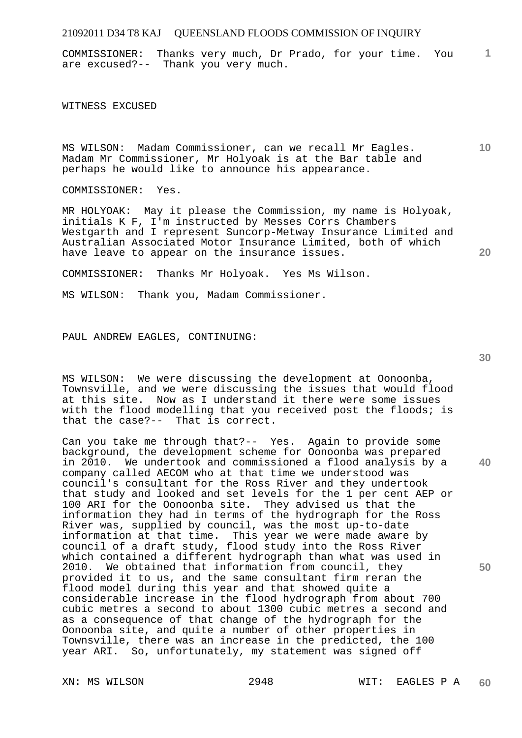COMMISSIONER: Thanks very much, Dr Prado, for your time. You are excused?-- Thank you very much.

WITNESS EXCUSED

MS WILSON: Madam Commissioner, can we recall Mr Eagles. Madam Mr Commissioner, Mr Holyoak is at the Bar table and perhaps he would like to announce his appearance.

COMMISSIONER: Yes.

MR HOLYOAK: May it please the Commission, my name is Holyoak, initials K F, I'm instructed by Messes Corrs Chambers Westgarth and I represent Suncorp-Metway Insurance Limited and Australian Associated Motor Insurance Limited, both of which have leave to appear on the insurance issues.

COMMISSIONER: Thanks Mr Holyoak. Yes Ms Wilson.

MS WILSON: Thank you, Madam Commissioner.

PAUL ANDREW EAGLES, CONTINUING:

MS WILSON: We were discussing the development at Oonoonba, Townsville, and we were discussing the issues that would flood at this site. Now as I understand it there were some issues with the flood modelling that you received post the floods; is that the case?-- That is correct.

Can you take me through that?-- Yes. Again to provide some background, the development scheme for Oonoonba was prepared in 2010. We undertook and commissioned a flood analysis by a company called AECOM who at that time we understood was council's consultant for the Ross River and they undertook that study and looked and set levels for the 1 per cent AEP or 100 ARI for the Oonoonba site. They advised us that the information they had in terms of the hydrograph for the Ross River was, supplied by council, was the most up-to-date information at that time. This year we were made aware by council of a draft study, flood study into the Ross River which contained a different hydrograph than what was used in 2010. We obtained that information from council, they provided it to us, and the same consultant firm reran the flood model during this year and that showed quite a considerable increase in the flood hydrograph from about 700 cubic metres a second to about 1300 cubic metres a second and as a consequence of that change of the hydrograph for the Oonoonba site, and quite a number of other properties in Townsville, there was an increase in the predicted, the 100 year ARI. So, unfortunately, my statement was signed off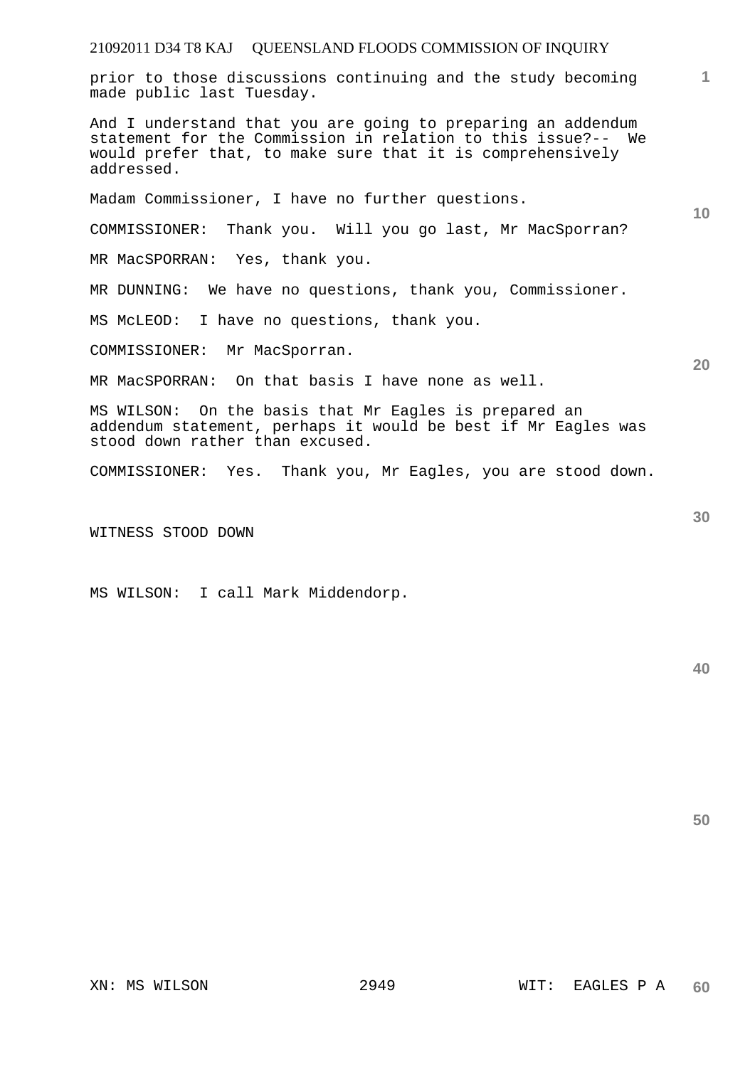prior to those discussions continuing and the study becoming made public last Tuesday.

And I understand that you are going to preparing an addendum statement for the Commission in relation to this issue?-- We would prefer that, to make sure that it is comprehensively addressed.

Madam Commissioner, I have no further questions.

COMMISSIONER: Thank you. Will you go last, Mr MacSporran?

MR MacSPORRAN: Yes, thank you.

MR DUNNING: We have no questions, thank you, Commissioner.

MS McLEOD: I have no questions, thank you.

COMMISSIONER: Mr MacSporran.

MR MacSPORRAN: On that basis I have none as well.

MS WILSON: On the basis that Mr Eagles is prepared an addendum statement, perhaps it would be best if Mr Eagles was stood down rather than excused.

COMMISSIONER: Yes. Thank you, Mr Eagles, you are stood down.

WITNESS STOOD DOWN

MS WILSON: I call Mark Middendorp.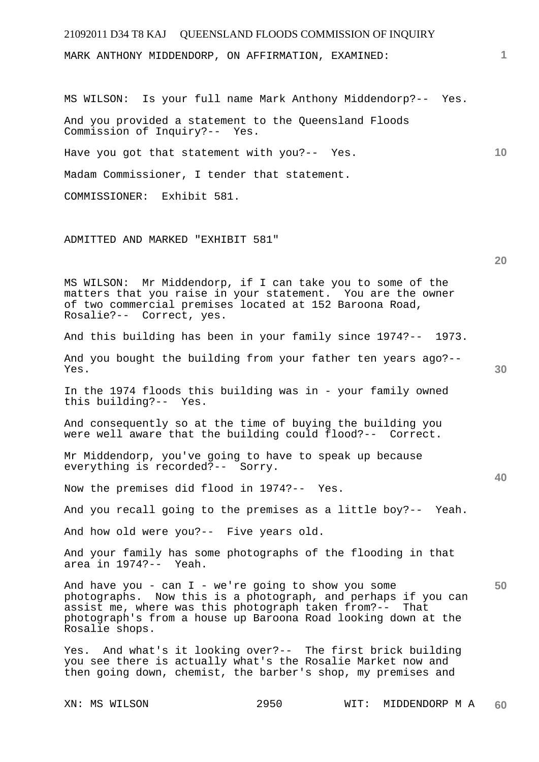MARK ANTHONY MIDDENDORP, ON AFFIRMATION, EXAMINED:

MS WILSON: Is your full name Mark Anthony Middendorp?-- Yes.

And you provided a statement to the Queensland Floods Commission of Inquiry?-- Yes.

Have you got that statement with you?-- Yes.

Madam Commissioner, I tender that statement.

COMMISSIONER: Exhibit 581.

ADMITTED AND MARKED "EXHIBIT 581"

MS WILSON: Mr Middendorp, if I can take you to some of the matters that you raise in your statement. You are the owner of two commercial premises located at 152 Baroona Road, Rosalie?-- Correct, yes.

And this building has been in your family since 1974?-- 1973.

And you bought the building from your father ten years ago?-- Yes.

In the 1974 floods this building was in - your family owned this building?-- Yes.

And consequently so at the time of buying the building you were well aware that the building could flood?-- Correct.

Mr Middendorp, you've going to have to speak up because everything is recorded?-- Sorry.

Now the premises did flood in 1974?-- Yes.

And you recall going to the premises as a little boy?-- Yeah.

And how old were you?-- Five years old.

And your family has some photographs of the flooding in that area in 1974?-- Yeah.

And have you - can I - we're going to show you some photographs. Now this is a photograph, and perhaps if you can assist me, where was this photograph taken from?-- That photograph's from a house up Baroona Road looking down at the Rosalie shops.

Yes. And what's it looking over?-- The first brick building you see there is actually what's the Rosalie Market now and then going down, chemist, the barber's shop, my premises and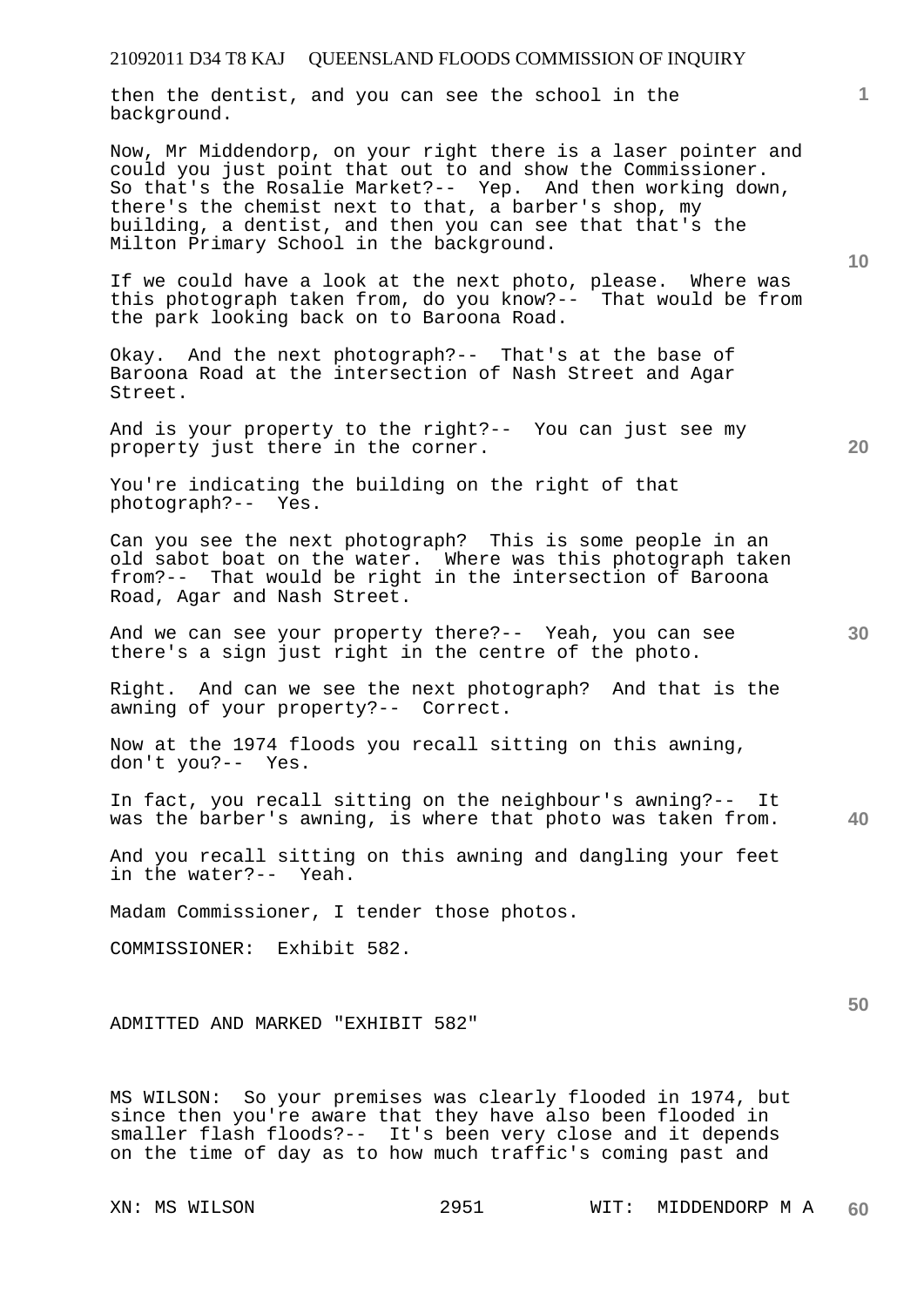then the dentist, and you can see the school in the background.

Now, Mr Middendorp, on your right there is a laser pointer and could you just point that out to and show the Commissioner. So that's the Rosalie Market?-- Yep. And then working down, there's the chemist next to that, a barber's shop, my building, a dentist, and then you can see that that's the Milton Primary School in the background.

If we could have a look at the next photo, please. Where was this photograph taken from, do you know?-- That would be from the park looking back on to Baroona Road.

Okay. And the next photograph?-- That's at the base of Baroona Road at the intersection of Nash Street and Agar Street.

And is your property to the right?-- You can just see my property just there in the corner.

You're indicating the building on the right of that photograph?-- Yes.

Can you see the next photograph? This is some people in an old sabot boat on the water. Where was this photograph taken from?-- That would be right in the intersection of Baroona Road, Agar and Nash Street.

And we can see your property there?-- Yeah, you can see there's a sign just right in the centre of the photo.

Right. And can we see the next photograph? And that is the awning of your property?-- Correct.

Now at the 1974 floods you recall sitting on this awning, don't you?-- Yes.

In fact, you recall sitting on the neighbour's awning?-- It was the barber's awning, is where that photo was taken from.

And you recall sitting on this awning and dangling your feet in the water?-- Yeah.

Madam Commissioner, I tender those photos.

COMMISSIONER: Exhibit 582.

ADMITTED AND MARKED "EXHIBIT 582"

MS WILSON: So your premises was clearly flooded in 1974, but since then you're aware that they have also been flooded in smaller flash floods?-- It's been very close and it depends on the time of day as to how much traffic's coming past and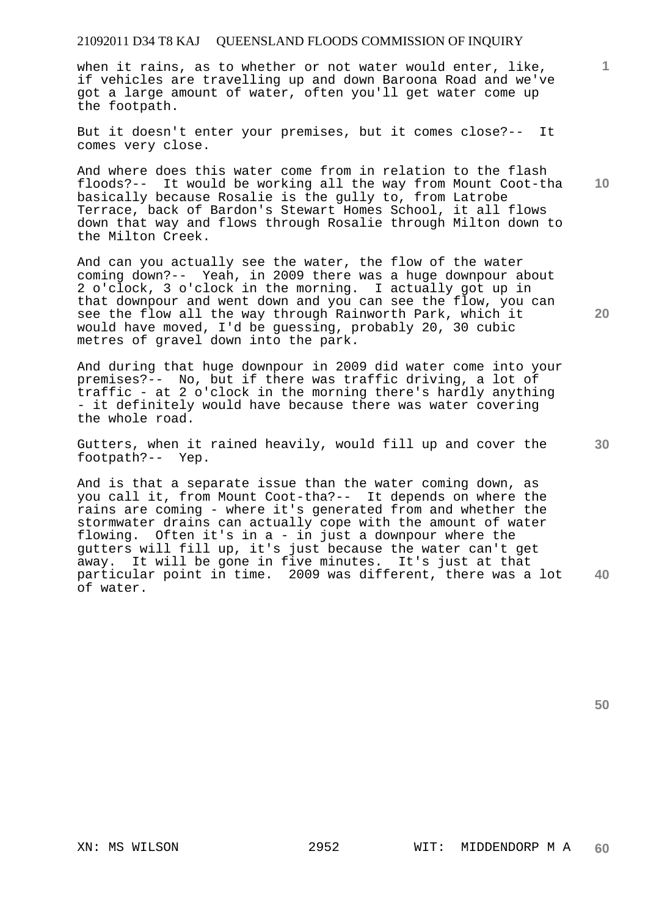when it rains, as to whether or not water would enter, like, if vehicles are travelling up and down Baroona Road and we've got a large amount of water, often you'll get water come up the footpath.

But it doesn't enter your premises, but it comes close?-- It comes very close.

And where does this water come from in relation to the flash floods?-- It would be working all the way from Mount Coot-tha basically because Rosalie is the gully to, from Latrobe Terrace, back of Bardon's Stewart Homes School, it all flows down that way and flows through Rosalie through Milton down to the Milton Creek.

And can you actually see the water, the flow of the water coming down?-- Yeah, in 2009 there was a huge downpour about 2 o'clock, 3 o'clock in the morning. I actually got up in that downpour and went down and you can see the flow, you can see the flow all the way through Rainworth Park, which it would have moved, I'd be guessing, probably 20, 30 cubic metres of gravel down into the park.

And during that huge downpour in 2009 did water come into your premises?-- No, but if there was traffic driving, a lot of traffic - at 2 o'clock in the morning there's hardly anything - it definitely would have because there was water covering the whole road.

Gutters, when it rained heavily, would fill up and cover the footpath?-- Yep.

And is that a separate issue than the water coming down, as you call it, from Mount Coot-tha?-- It depends on where the rains are coming - where it's generated from and whether the stormwater drains can actually cope with the amount of water flowing. Often it's in a - in just a downpour where the gutters will fill up, it's just because the water can't get away. It will be gone in five minutes. It's just at that particular point in time. 2009 was different, there was a lot of water.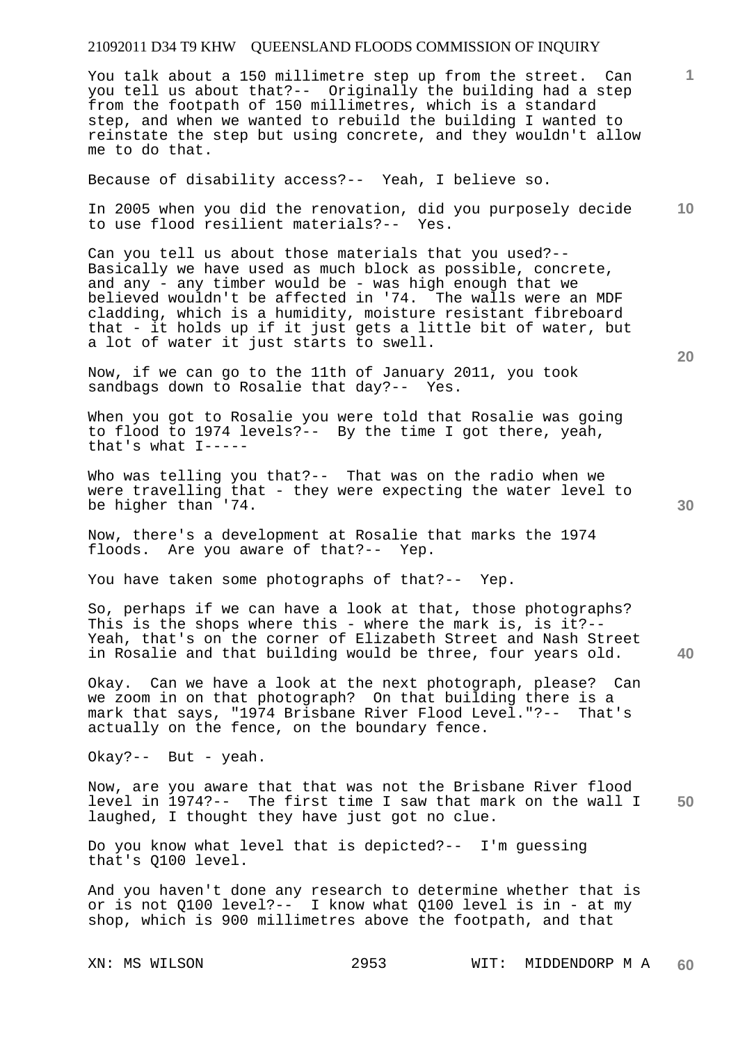You talk about a 150 millimetre step up from the street. Can you tell us about that?-- Originally the building had a step from the footpath of 150 millimetres, which is a standard step, and when we wanted to rebuild the building I wanted to reinstate the step but using concrete, and they wouldn't allow me to do that.

Because of disability access?-- Yeah, I believe so.

In 2005 when you did the renovation, did you purposely decide to use flood resilient materials?-- Yes.

Can you tell us about those materials that you used?-- Basically we have used as much block as possible, concrete, and any - any timber would be - was high enough that we believed wouldn't be affected in '74. The walls were an MDF cladding, which is a humidity, moisture resistant fibreboard that - it holds up if it just gets a little bit of water, but a lot of water it just starts to swell.

Now, if we can go to the 11th of January 2011, you took sandbags down to Rosalie that day?-- Yes.

When you got to Rosalie you were told that Rosalie was going to flood to 1974 levels?-- By the time I got there, yeah, that's what I-----

Who was telling you that?-- That was on the radio when we were travelling that - they were expecting the water level to be higher than '74.

Now, there's a development at Rosalie that marks the 1974 floods. Are you aware of that?-- Yep.

You have taken some photographs of that?-- Yep.

So, perhaps if we can have a look at that, those photographs? This is the shops where this - where the mark is, is it?-- Yeah, that's on the corner of Elizabeth Street and Nash Street in Rosalie and that building would be three, four years old.

Okay. Can we have a look at the next photograph, please? Can we zoom in on that photograph? On that building there is a mark that says, "1974 Brisbane River Flood Level."?-- That's actually on the fence, on the boundary fence.

Okay?-- But - yeah.

Now, are you aware that that was not the Brisbane River flood level in 1974?-- The first time I saw that mark on the wall I laughed, I thought they have just got no clue.

Do you know what level that is depicted?-- I'm guessing that's Q100 level.

And you haven't done any research to determine whether that is or is not Q100 level?-- I know what Q100 level is in - at my shop, which is 900 millimetres above the footpath, and that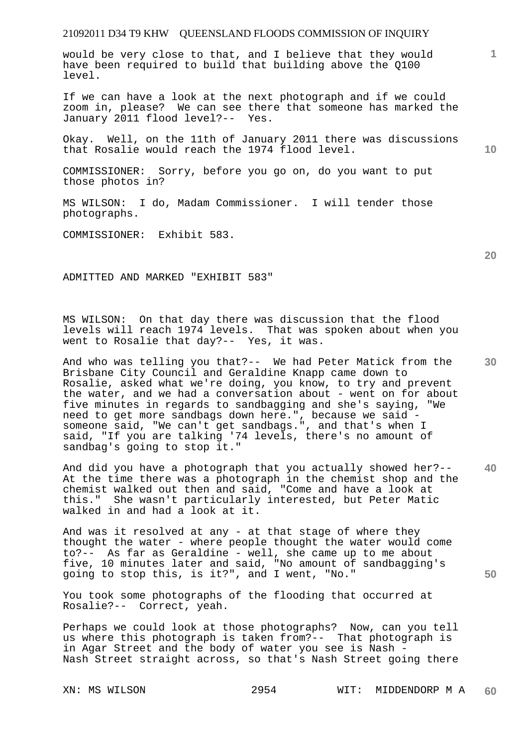would be very close to that, and I believe that they would have been required to build that building above the Q100 level.

If we can have a look at the next photograph and if we could zoom in, please? We can see there that someone has marked the January 2011 flood level?-- Yes.

Okay. Well, on the 11th of January 2011 there was discussions that Rosalie would reach the 1974 flood level.

COMMISSIONER: Sorry, before you go on, do you want to put those photos in?

MS WILSON: I do, Madam Commissioner. I will tender those photographs.

COMMISSIONER: Exhibit 583.

ADMITTED AND MARKED "EXHIBIT 583"

MS WILSON: On that day there was discussion that the flood levels will reach 1974 levels. That was spoken about when you went to Rosalie that day?-- Yes, it was.

And who was telling you that?-- We had Peter Matick from the Brisbane City Council and Geraldine Knapp came down to Rosalie, asked what we're doing, you know, to try and prevent the water, and we had a conversation about - went on for about five minutes in regards to sandbagging and she's saying, "We need to get more sandbags down here.", because we said - someone said, "We can't get sandbags.", and that's when I said, "If you are talking '74 levels, there's no amount of sandbag's going to stop it."

And did you have a photograph that you actually showed her?-- At the time there was a photograph in the chemist shop and the chemist walked out then and said, "Come and have a look at this." She wasn't particularly interested, but Peter Matic walked in and had a look at it.

And was it resolved at any - at that stage of where they thought the water - where people thought the water would come to?-- As far as Geraldine - well, she came up to me about five, 10 minutes later and said, "No amount of sandbagging's going to stop this, is it?", and I went, "No."

You took some photographs of the flooding that occurred at Rosalie?-- Correct, yeah.

Perhaps we could look at those photographs? Now, can you tell us where this photograph is taken from?-- That photograph is in Agar Street and the body of water you see is Nash - Nash Street straight across, so that's Nash Street going there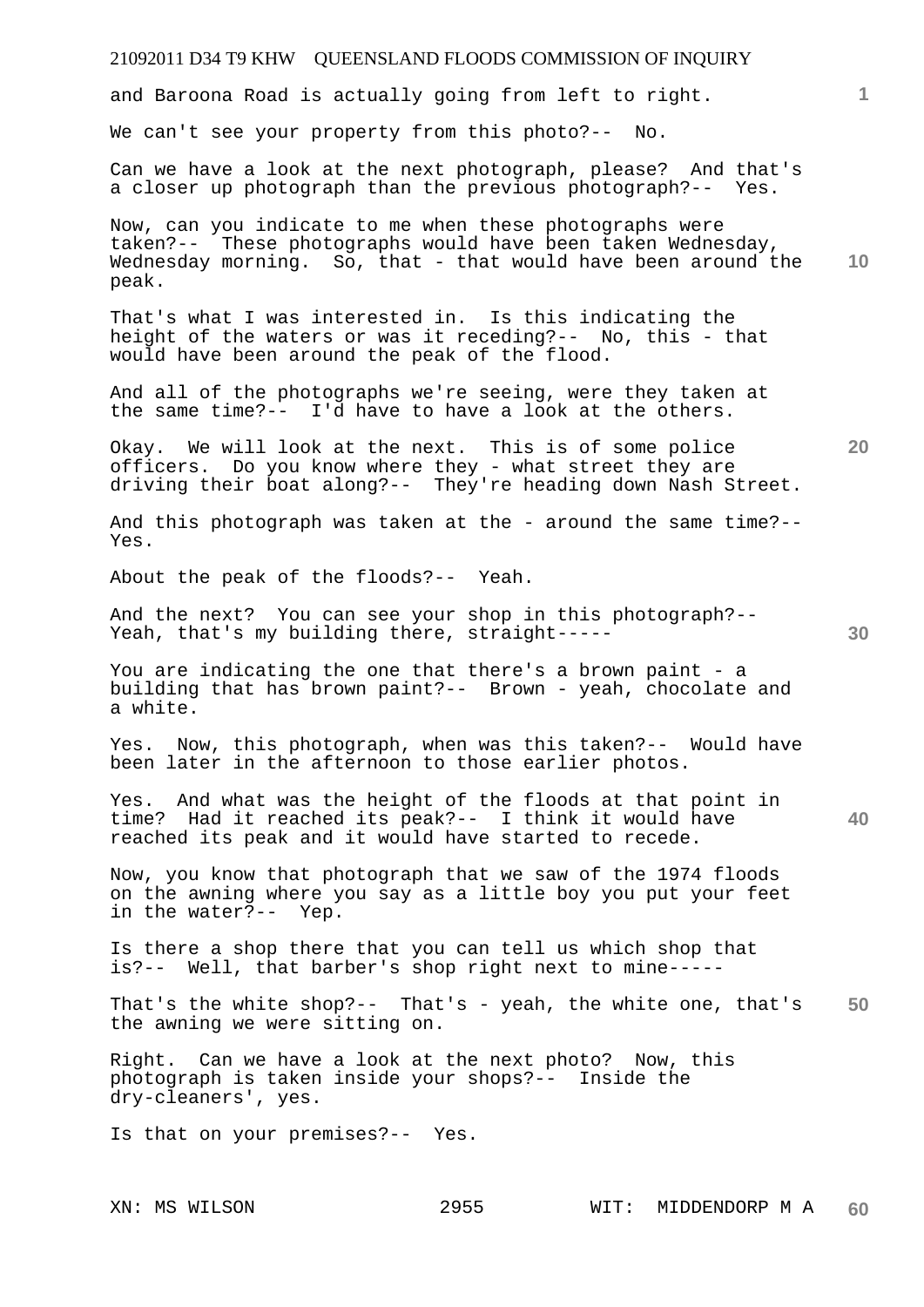and Baroona Road is actually going from left to right.

We can't see your property from this photo?-- No.

Can we have a look at the next photograph, please? And that's a closer up photograph than the previous photograph?-- Yes.

Now, can you indicate to me when these photographs were taken?-- These photographs would have been taken Wednesday, Wednesday morning. So, that - that would have been around the peak.

That's what I was interested in. Is this indicating the height of the waters or was it receding?-- No, this - that would have been around the peak of the flood.

And all of the photographs we're seeing, were they taken at the same time?-- I'd have to have a look at the others.

Okay. We will look at the next. This is of some police officers. Do you know where they - what street they are driving their boat along?-- They're heading down Nash Street.

And this photograph was taken at the - around the same time?-- Yes.

About the peak of the floods?-- Yeah.

And the next? You can see your shop in this photograph?-- Yeah, that's my building there, straight-----

You are indicating the one that there's a brown paint - a building that has brown paint?-- Brown - yeah, chocolate and a white.

Yes. Now, this photograph, when was this taken?-- Would have been later in the afternoon to those earlier photos.

Yes. And what was the height of the floods at that point in time? Had it reached its peak?-- I think it would have reached its peak and it would have started to recede.

Now, you know that photograph that we saw of the 1974 floods on the awning where you say as a little boy you put your feet in the water?-- Yep.

Is there a shop there that you can tell us which shop that is?-- Well, that barber's shop right next to mine-----

That's the white shop?-- That's - yeah, the white one, that's the awning we were sitting on.

Right. Can we have a look at the next photo? Now, this photograph is taken inside your shops?-- Inside the dry-cleaners', yes.

Is that on your premises?-- Yes.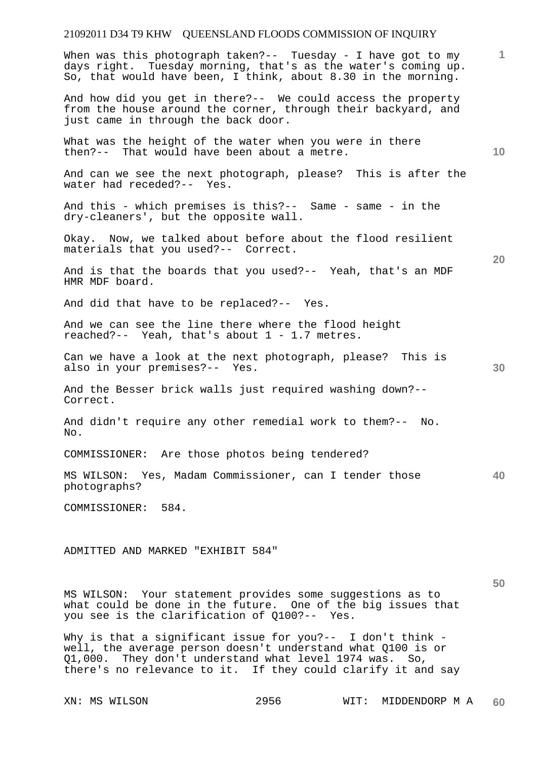When was this photograph taken?-- Tuesday - I have got to my days right. Tuesday morning, that's as the water's coming up. So, that would have been, I think, about 8.30 in the morning.

And how did you get in there?-- We could access the property from the house around the corner, through their backyard, and just came in through the back door.

What was the height of the water when you were in there then?-- That would have been about a metre.

And can we see the next photograph, please? This is after the water had receded?-- Yes.

And this - which premises is this?-- Same - same - in the dry-cleaners', but the opposite wall.

Okay. Now, we talked about before about the flood resilient materials that you used?-- Correct.

And is that the boards that you used?-- Yeah, that's an MDF HMR MDF board.

And did that have to be replaced?-- Yes.

And we can see the line there where the flood height reached?-- Yeah, that's about 1 - 1.7 metres.

Can we have a look at the next photograph, please? This is also in your premises?-- Yes.

And the Besser brick walls just required washing down?-- Correct.

And didn't require any other remedial work to them?-- No. No.

COMMISSIONER: Are those photos being tendered?

MS WILSON: Yes, Madam Commissioner, can I tender those photographs?

COMMISSIONER: 584.

ADMITTED AND MARKED "EXHIBIT 584"

MS WILSON: Your statement provides some suggestions as to what could be done in the future. One of the big issues that you see is the clarification of Q100?-- Yes.

Why is that a significant issue for you?-- I don't think - well, the average person doesn't understand what Q100 is or Q1,000. They don't understand what level 1974 was. So, there's no relevance to it. If they could clarify it and say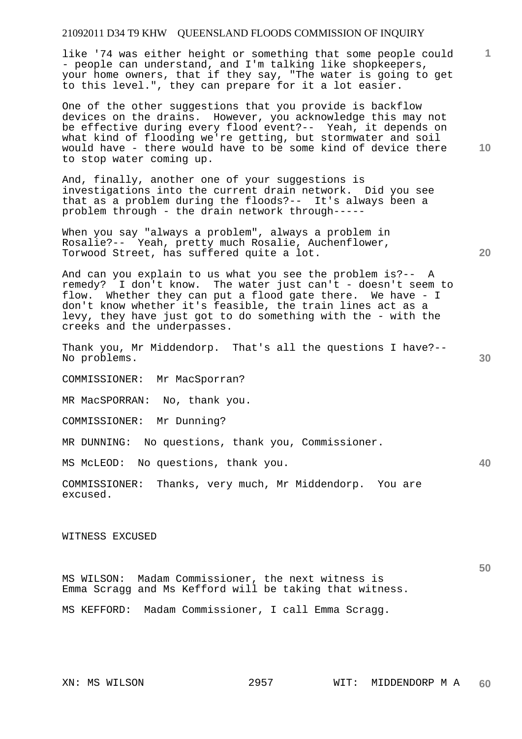like '74 was either height or something that some people could - people can understand, and I'm talking like shopkeepers, your home owners, that if they say, "The water is going to get to this level.", they can prepare for it a lot easier.

One of the other suggestions that you provide is backflow devices on the drains. However, you acknowledge this may not be effective during every flood event?-- Yeah, it depends on what kind of flooding we're getting, but stormwater and soil would have - there would have to be some kind of device there to stop water coming up.

And, finally, another one of your suggestions is investigations into the current drain network. Did you see that as a problem during the floods?-- It's always been a problem through - the drain network through-----

When you say "always a problem", always a problem in Rosalie?-- Yeah, pretty much Rosalie, Auchenflower, Torwood Street, has suffered quite a lot.

And can you explain to us what you see the problem is?-- A remedy? I don't know. The water just can't - doesn't seem to flow. Whether they can put a flood gate there. We have - I don't know whether it's feasible, the train lines act as a levy, they have just got to do something with the - with the creeks and the underpasses.

Thank you, Mr Middendorp. That's all the questions I have?-- No problems.

COMMISSIONER: Mr MacSporran?

MR MacSPORRAN: No, thank you.

COMMISSIONER: Mr Dunning?

MR DUNNING: No questions, thank you, Commissioner.

MS McLEOD: No questions, thank you.

COMMISSIONER: Thanks, very much, Mr Middendorp. You are excused.

WITNESS EXCUSED

MS WILSON: Madam Commissioner, the next witness is Emma Scragg and Ms Kefford will be taking that witness.

MS KEFFORD: Madam Commissioner, I call Emma Scragg.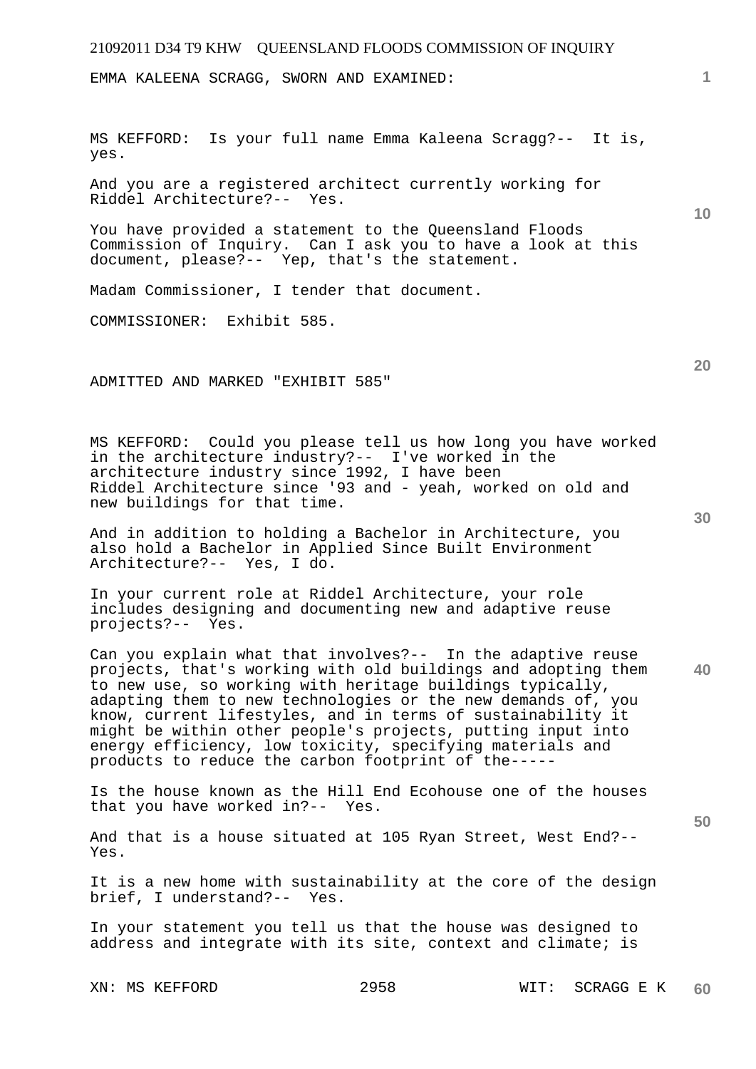EMMA KALEENA SCRAGG, SWORN AND EXAMINED:

MS KEFFORD: Is your full name Emma Kaleena Scragg?-- It is, yes.

And you are a registered architect currently working for Riddel Architecture?-- Yes.

You have provided a statement to the Queensland Floods Commission of Inquiry. Can I ask you to have a look at this document, please?-- Yep, that's the statement.

Madam Commissioner, I tender that document.

COMMISSIONER: Exhibit 585.

ADMITTED AND MARKED "EXHIBIT 585"

MS KEFFORD: Could you please tell us how long you have worked in the architecture industry?-- I've worked in the architecture industry since 1992, I have been Riddel Architecture since '93 and - yeah, worked on old and new buildings for that time.

And in addition to holding a Bachelor in Architecture, you also hold a Bachelor in Applied Since Built Environment Architecture?-- Yes, I do.

In your current role at Riddel Architecture, your role includes designing and documenting new and adaptive reuse projects?-- Yes.

Can you explain what that involves?-- In the adaptive reuse projects, that's working with old buildings and adopting them to new use, so working with heritage buildings typically, adapting them to new technologies or the new demands of, you know, current lifestyles, and in terms of sustainability it might be within other people's projects, putting input into energy efficiency, low toxicity, specifying materials and products to reduce the carbon footprint of the-----

Is the house known as the Hill End Ecohouse one of the houses that you have worked in?-- Yes.

And that is a house situated at 105 Ryan Street, West End?-- Yes.

It is a new home with sustainability at the core of the design brief, I understand?-- Yes.

In your statement you tell us that the house was designed to address and integrate with its site, context and climate; is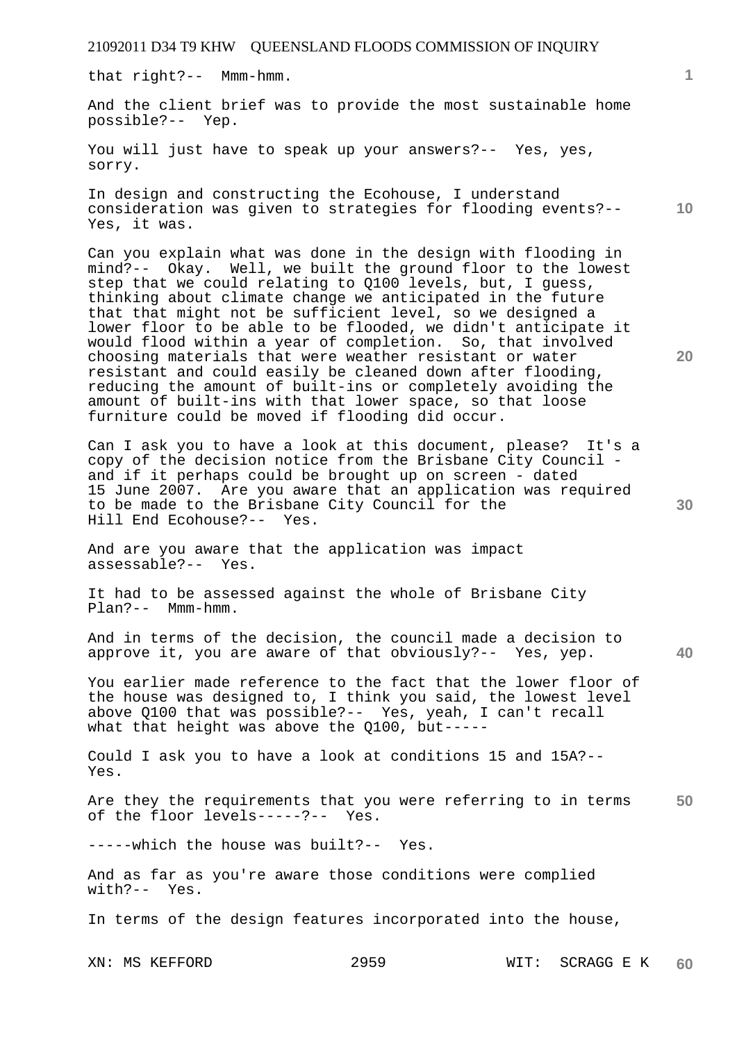that right?-- Mmm-hmm.

And the client brief was to provide the most sustainable home possible?-- Yep.

You will just have to speak up your answers?-- Yes, yes, sorry.

In design and constructing the Ecohouse, I understand consideration was given to strategies for flooding events?-- Yes, it was.

Can you explain what was done in the design with flooding in mind?-- Okay. Well, we built the ground floor to the lowest step that we could relating to Q100 levels, but, I guess, thinking about climate change we anticipated in the future that that might not be sufficient level, so we designed a lower floor to be able to be flooded, we didn't anticipate it would flood within a year of completion. So, that involved choosing materials that were weather resistant or water resistant and could easily be cleaned down after flooding, reducing the amount of built-ins or completely avoiding the amount of built-ins with that lower space, so that loose furniture could be moved if flooding did occur.

Can I ask you to have a look at this document, please? It's a copy of the decision notice from the Brisbane City Council - and if it perhaps could be brought up on screen - dated 15 June 2007. Are you aware that an application was required to be made to the Brisbane City Council for the Hill End Ecohouse?-- Yes.

And are you aware that the application was impact assessable?-- Yes.

It had to be assessed against the whole of Brisbane City Plan?-- Mmm-hmm.

And in terms of the decision, the council made a decision to approve it, you are aware of that obviously?-- Yes, yep.

You earlier made reference to the fact that the lower floor of the house was designed to, I think you said, the lowest level above Q100 that was possible?-- Yes, yeah, I can't recall what that height was above the Q100, but-----

Could I ask you to have a look at conditions 15 and 15A?-- Yes.

Are they the requirements that you were referring to in terms of the floor levels-----?-- Yes.

-----which the house was built?-- Yes.

And as far as you're aware those conditions were complied with?-- Yes.

In terms of the design features incorporated into the house,

XN: MS KEFFORD WIT: SCRAGG E K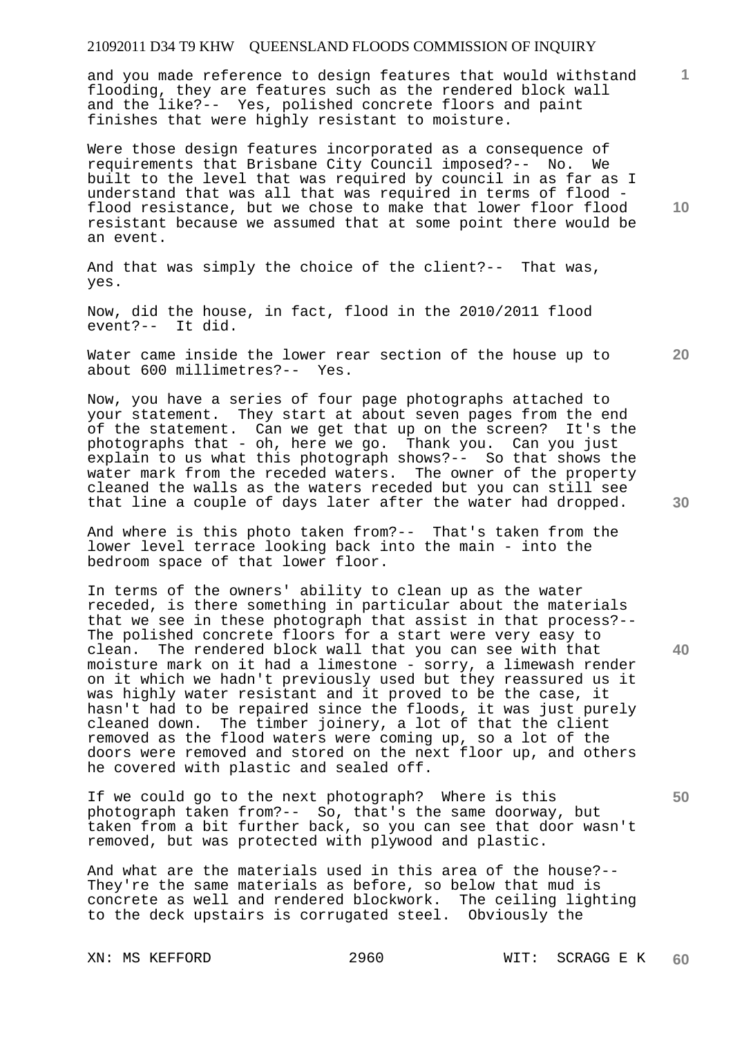and you made reference to design features that would withstand flooding, they are features such as the rendered block wall and the like?-- Yes, polished concrete floors and paint finishes that were highly resistant to moisture.

Were those design features incorporated as a consequence of requirements that Brisbane City Council imposed?-- No. We built to the level that was required by council in as far as I understand that was all that was required in terms of flood - flood resistance, but we chose to make that lower floor flood resistant because we assumed that at some point there would be an event.

And that was simply the choice of the client?-- That was, yes.

Now, did the house, in fact, flood in the 2010/2011 flood event?-- It did.

Water came inside the lower rear section of the house up to about 600 millimetres?-- Yes.

Now, you have a series of four page photographs attached to your statement. They start at about seven pages from the end of the statement. Can we get that up on the screen? It's the photographs that - oh, here we go. Thank you. Can you just explain to us what this photograph shows?-- So that shows the water mark from the receded waters. The owner of the property cleaned the walls as the waters receded but you can still see that line a couple of days later after the water had dropped.

And where is this photo taken from?-- That's taken from the lower level terrace looking back into the main - into the bedroom space of that lower floor.

In terms of the owners' ability to clean up as the water receded, is there something in particular about the materials that we see in these photograph that assist in that process?-- The polished concrete floors for a start were very easy to clean. The rendered block wall that you can see with that moisture mark on it had a limestone - sorry, a limewash render on it which we hadn't previously used but they reassured us it was highly water resistant and it proved to be the case, it hasn't had to be repaired since the floods, it was just purely cleaned down. The timber joinery, a lot of that the client removed as the flood waters were coming up, so a lot of the doors were removed and stored on the next floor up, and others he covered with plastic and sealed off.

If we could go to the next photograph? Where is this photograph taken from?-- So, that's the same doorway, but taken from a bit further back, so you can see that door wasn't removed, but was protected with plywood and plastic.

And what are the materials used in this area of the house?-- They're the same materials as before, so below that mud is concrete as well and rendered blockwork. The ceiling lighting to the deck upstairs is corrugated steel. Obviously the

XN: MS KEFFORD WIT: SCRAGG E K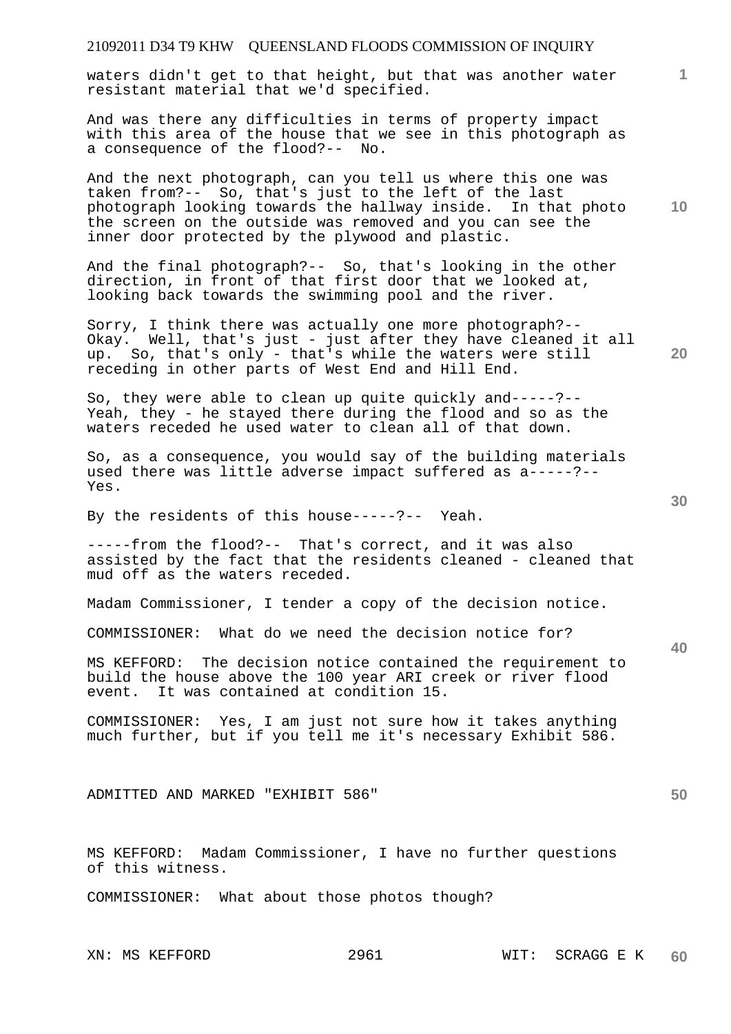waters didn't get to that height, but that was another water resistant material that we'd specified.

And was there any difficulties in terms of property impact with this area of the house that we see in this photograph as a consequence of the flood?-- No.

And the next photograph, can you tell us where this one was taken from?-- So, that's just to the left of the last photograph looking towards the hallway inside. In that photo the screen on the outside was removed and you can see the inner door protected by the plywood and plastic.

And the final photograph?-- So, that's looking in the other direction, in front of that first door that we looked at, looking back towards the swimming pool and the river.

Sorry, I think there was actually one more photograph?-- Okay. Well, that's just - just after they have cleaned it all up. So, that's only - that's while the waters were still receding in other parts of West End and Hill End.

So, they were able to clean up quite quickly and-----?-- Yeah, they - he stayed there during the flood and so as the waters receded he used water to clean all of that down.

So, as a consequence, you would say of the building materials used there was little adverse impact suffered as a-----?-- Yes.

By the residents of this house-----?-- Yeah.

-----from the flood?-- That's correct, and it was also assisted by the fact that the residents cleaned - cleaned that mud off as the waters receded.

Madam Commissioner, I tender a copy of the decision notice.

COMMISSIONER: What do we need the decision notice for?

MS KEFFORD: The decision notice contained the requirement to build the house above the 100 year ARI creek or river flood event. It was contained at condition 15.

COMMISSIONER: Yes, I am just not sure how it takes anything much further, but if you tell me it's necessary Exhibit 586.

ADMITTED AND MARKED "EXHIBIT 586"

MS KEFFORD: Madam Commissioner, I have no further questions of this witness.

COMMISSIONER: What about those photos though?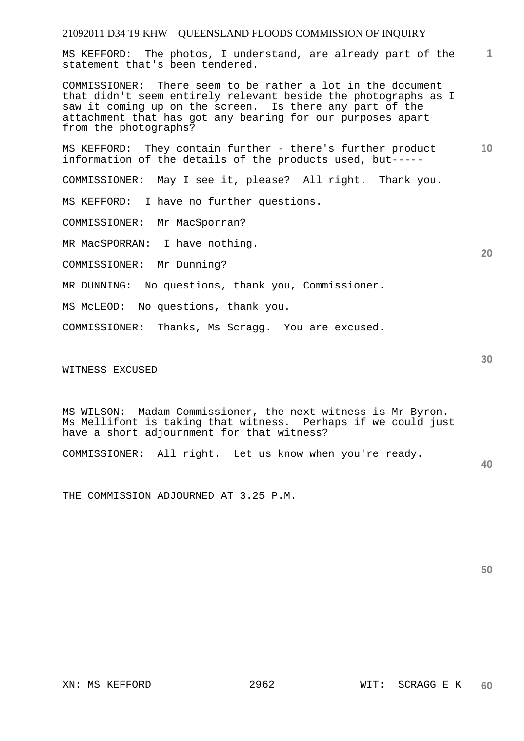MS KEFFORD: The photos, I understand, are already part of the statement that's been tendered.

COMMISSIONER: There seem to be rather a lot in the document that didn't seem entirely relevant beside the photographs as I saw it coming up on the screen. Is there any part of the attachment that has got any bearing for our purposes apart from the photographs?

MS KEFFORD: They contain further - there's further product information of the details of the products used, but-----

COMMISSIONER: May I see it, please? All right. Thank you.

MS KEFFORD: I have no further questions.

COMMISSIONER: Mr MacSporran?

MR MacSPORRAN: I have nothing.

COMMISSIONER: Mr Dunning?

MR DUNNING: No questions, thank you, Commissioner.

MS McLEOD: No questions, thank you.

COMMISSIONER: Thanks, Ms Scragg. You are excused.

WITNESS EXCUSED

MS WILSON: Madam Commissioner, the next witness is Mr Byron. Ms Mellifont is taking that witness. Perhaps if we could just have a short adjournment for that witness?

COMMISSIONER: All right. Let us know when you're ready.

THE COMMISSION ADJOURNED AT 3.25 P.M.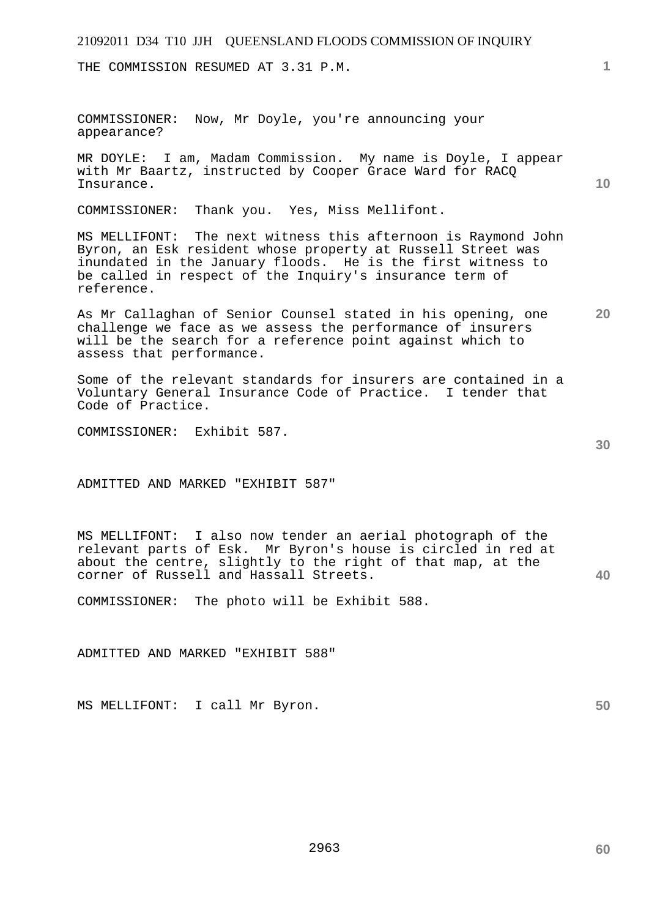THE COMMISSION RESUMED AT 3.31 P.M.

COMMISSIONER: Now, Mr Doyle, you're announcing your appearance?

MR DOYLE: I am, Madam Commission. My name is Doyle, I appear with Mr Baartz, instructed by Cooper Grace Ward for RACQ Insurance.

COMMISSIONER: Thank you. Yes, Miss Mellifont.

MS MELLIFONT: The next witness this afternoon is Raymond John Byron, an Esk resident whose property at Russell Street was inundated in the January floods. He is the first witness to be called in respect of the Inquiry's insurance term of reference.

As Mr Callaghan of Senior Counsel stated in his opening, one challenge we face as we assess the performance of insurers will be the search for a reference point against which to assess that performance.

Some of the relevant standards for insurers are contained in a Voluntary General Insurance Code of Practice. I tender that Code of Practice.

COMMISSIONER: Exhibit 587.

ADMITTED AND MARKED "EXHIBIT 587"

MS MELLIFONT: I also now tender an aerial photograph of the relevant parts of Esk. Mr Byron's house is circled in red at about the centre, slightly to the right of that map, at the corner of Russell and Hassall Streets.

COMMISSIONER: The photo will be Exhibit 588.

ADMITTED AND MARKED "EXHIBIT 588"

MS MELLIFONT: I call Mr Byron.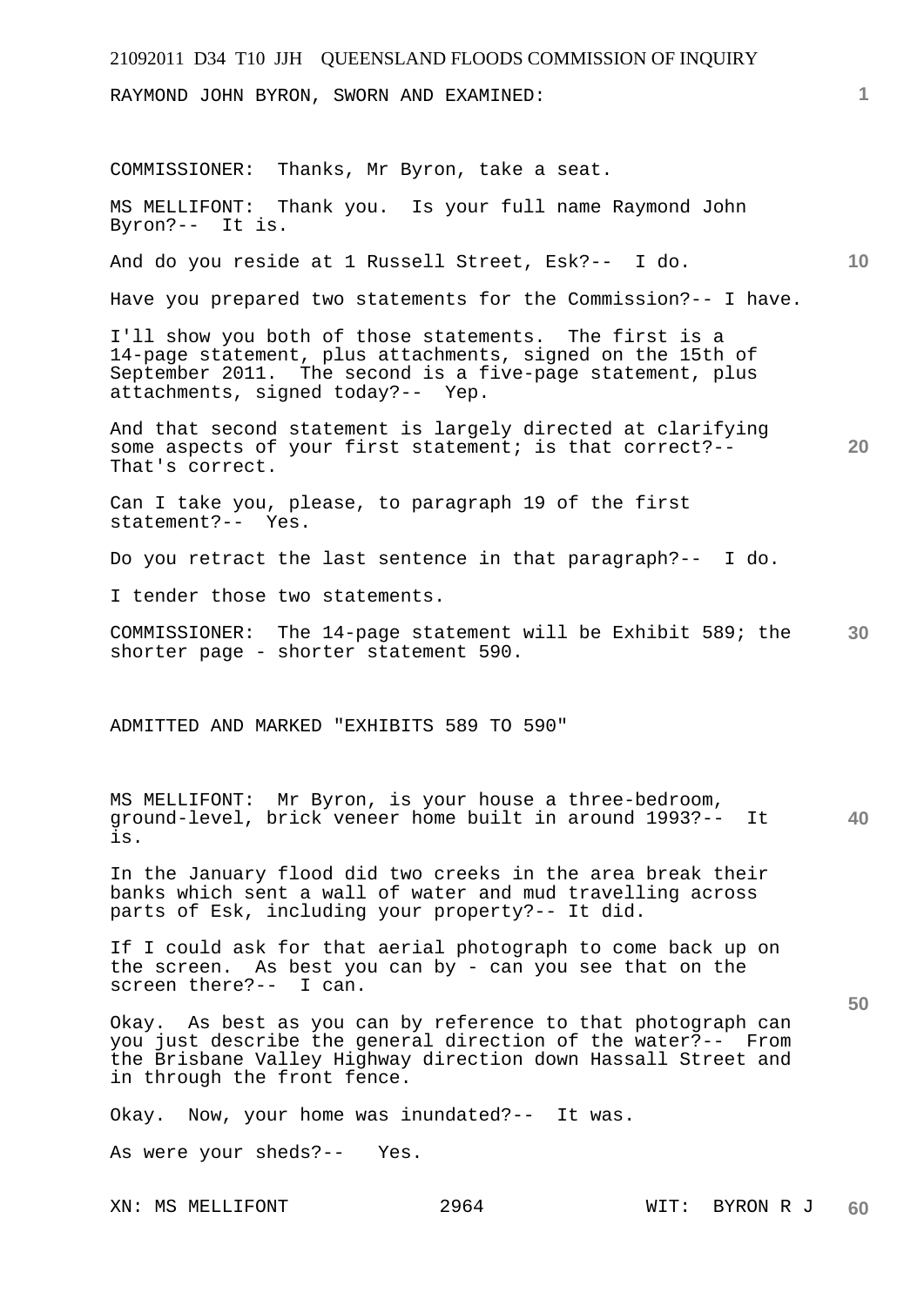RAYMOND JOHN BYRON, SWORN AND EXAMINED:

COMMISSIONER: Thanks, Mr Byron, take a seat.

MS MELLIFONT: Thank you. Is your full name Raymond John Byron?-- It is.

And do you reside at 1 Russell Street, Esk?-- I do.

Have you prepared two statements for the Commission?-- I have.

I'll show you both of those statements. The first is a 14-page statement, plus attachments, signed on the 15th of September 2011. The second is a five-page statement, plus attachments, signed today?-- Yep.

And that second statement is largely directed at clarifying some aspects of your first statement; is that correct?-- That's correct.

Can I take you, please, to paragraph 19 of the first statement?-- Yes.

Do you retract the last sentence in that paragraph?-- I do.

I tender those two statements.

COMMISSIONER: The 14-page statement will be Exhibit 589; the shorter page - shorter statement 590.

ADMITTED AND MARKED "EXHIBITS 589 TO 590"

MS MELLIFONT: Mr Byron, is your house a three-bedroom, ground-level, brick veneer home built in around 1993?-- It is.

In the January flood did two creeks in the area break their banks which sent a wall of water and mud travelling across parts of Esk, including your property?-- It did.

If I could ask for that aerial photograph to come back up on the screen. As best you can by - can you see that on the screen there?-- I can.

Okay. As best as you can by reference to that photograph can you just describe the general direction of the water?-- From the Brisbane Valley Highway direction down Hassall Street and in through the front fence.

Okay. Now, your home was inundated?-- It was.

As were your sheds?-- Yes.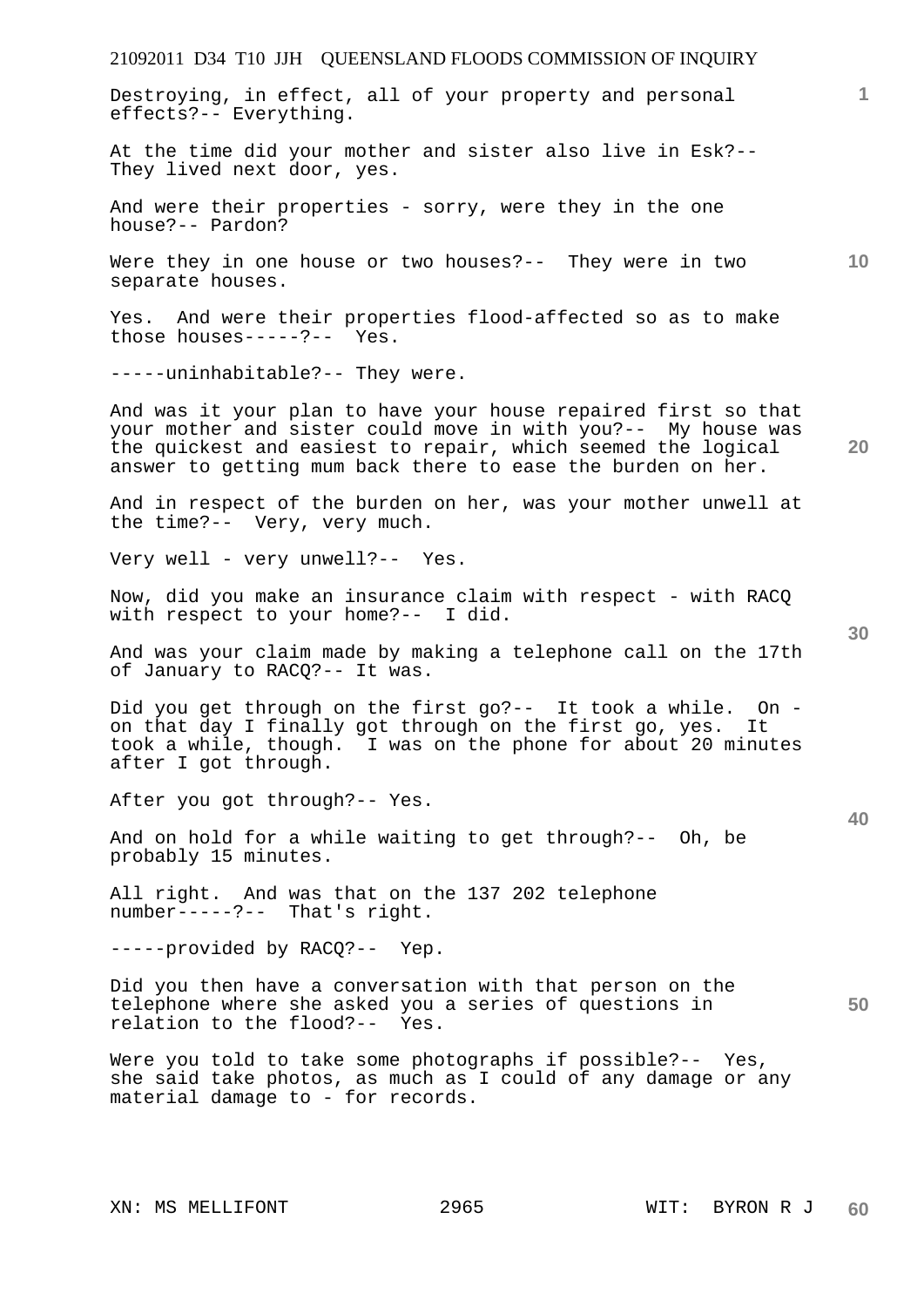Destroying, in effect, all of your property and personal effects?-- Everything.

At the time did your mother and sister also live in Esk?-- They lived next door, yes.

And were their properties - sorry, were they in the one house?-- Pardon?

Were they in one house or two houses?-- They were in two separate houses.

Yes. And were their properties flood-affected so as to make those houses-----?-- Yes.

-----uninhabitable?-- They were.

And was it your plan to have your house repaired first so that your mother and sister could move in with you?-- My house was the quickest and easiest to repair, which seemed the logical answer to getting mum back there to ease the burden on her.

And in respect of the burden on her, was your mother unwell at the time?-- Very, very much.

Very well - very unwell?-- Yes.

Now, did you make an insurance claim with respect - with RACQ with respect to your home?-- I did.

And was your claim made by making a telephone call on the 17th of January to RACQ?-- It was.

Did you get through on the first go?-- It took a while. On - on that day I finally got through on the first go, yes. It took a while, though. I was on the phone for about 20 minutes after I got through.

After you got through?-- Yes.

And on hold for a while waiting to get through?-- Oh, be probably 15 minutes.

All right. And was that on the 137 202 telephone number-----?-- That's right.

-----provided by RACQ?-- Yep.

Did you then have a conversation with that person on the telephone where she asked you a series of questions in relation to the flood?-- Yes.

Were you told to take some photographs if possible?-- Yes, she said take photos, as much as I could of any damage or any material damage to - for records.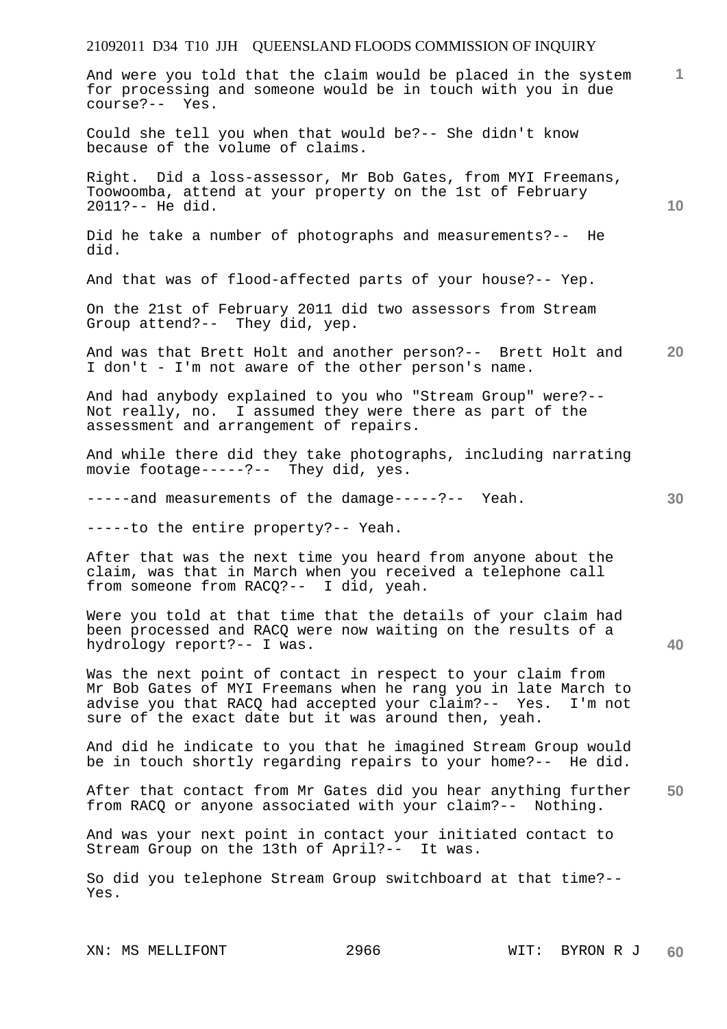And were you told that the claim would be placed in the system for processing and someone would be in touch with you in due course?-- Yes.

Could she tell you when that would be?-- She didn't know because of the volume of claims.

Right. Did a loss-assessor, Mr Bob Gates, from MYI Freemans, Toowoomba, attend at your property on the 1st of February 2011?-- He did.

Did he take a number of photographs and measurements?-- He did.

And that was of flood-affected parts of your house?-- Yep.

On the 21st of February 2011 did two assessors from Stream Group attend?-- They did, yep.

And was that Brett Holt and another person?-- Brett Holt and I don't - I'm not aware of the other person's name.

And had anybody explained to you who "Stream Group" were?-- Not really, no. I assumed they were there as part of the assessment and arrangement of repairs.

And while there did they take photographs, including narrating movie footage-----?-- They did, yes.

-----and measurements of the damage-----?-- Yeah.

-----to the entire property?-- Yeah.

After that was the next time you heard from anyone about the claim, was that in March when you received a telephone call from someone from RACQ?-- I did, yeah.

Were you told at that time that the details of your claim had been processed and RACQ were now waiting on the results of a hydrology report?-- I was.

Was the next point of contact in respect to your claim from Mr Bob Gates of MYI Freemans when he rang you in late March to advise you that RACQ had accepted your claim?-- Yes. I'm not sure of the exact date but it was around then, yeah.

And did he indicate to you that he imagined Stream Group would be in touch shortly regarding repairs to your home?-- He did.

After that contact from Mr Gates did you hear anything further from RACQ or anyone associated with your claim?-- Nothing.

And was your next point in contact your initiated contact to Stream Group on the 13th of April?-- It was.

So did you telephone Stream Group switchboard at that time?-- Yes.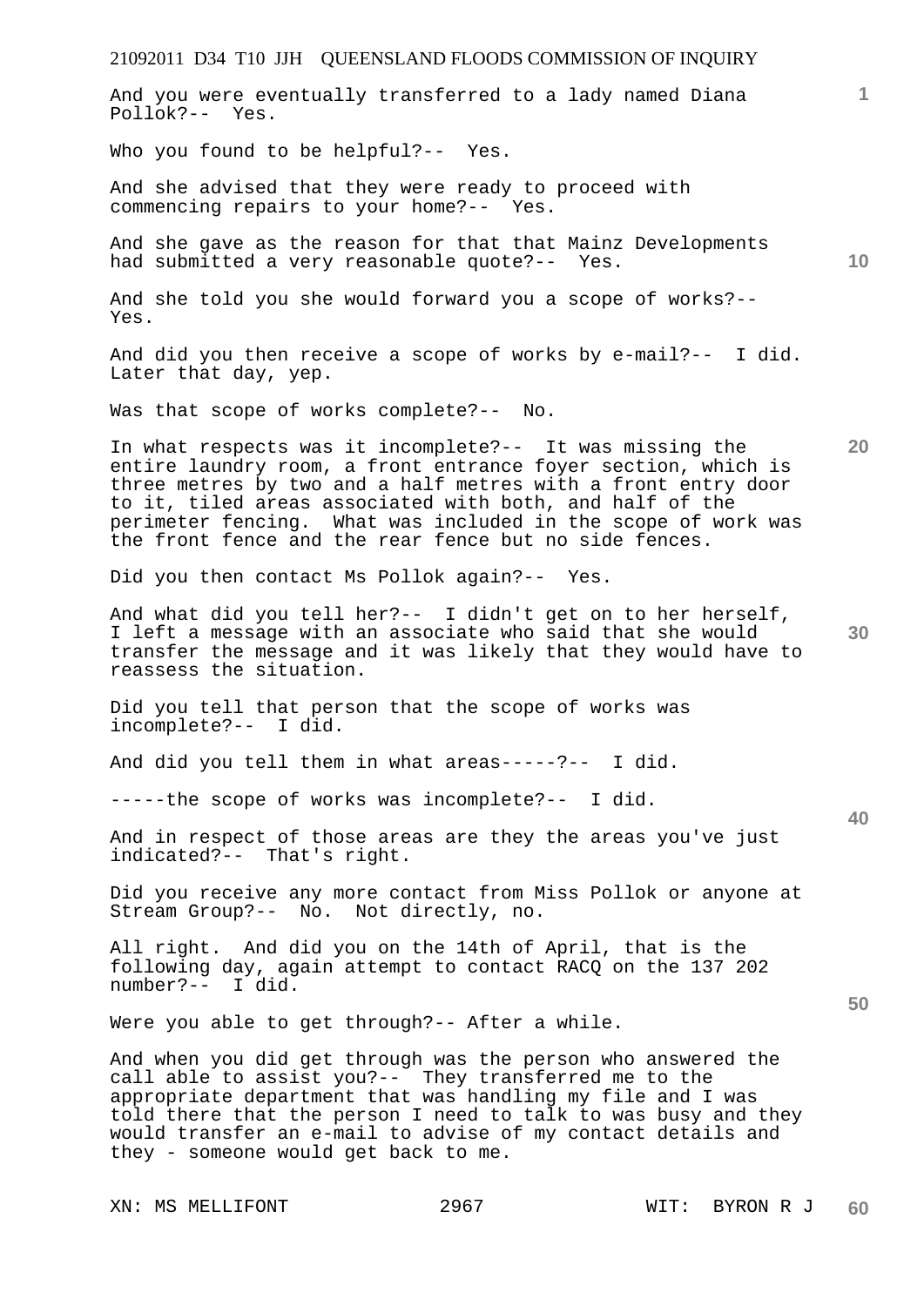And you were eventually transferred to a lady named Diana Pollok?-- Yes.

Who you found to be helpful?-- Yes.

And she advised that they were ready to proceed with commencing repairs to your home?-- Yes.

And she gave as the reason for that that Mainz Developments had submitted a very reasonable quote?-- Yes.

And she told you she would forward you a scope of works?-- Yes.

And did you then receive a scope of works by e-mail?-- I did. Later that day, yep.

Was that scope of works complete?-- No.

In what respects was it incomplete?-- It was missing the entire laundry room, a front entrance foyer section, which is three metres by two and a half metres with a front entry door to it, tiled areas associated with both, and half of the perimeter fencing. What was included in the scope of work was the front fence and the rear fence but no side fences.

Did you then contact Ms Pollok again?-- Yes.

And what did you tell her?-- I didn't get on to her herself, I left a message with an associate who said that she would transfer the message and it was likely that they would have to reassess the situation.

Did you tell that person that the scope of works was incomplete?-- I did.

And did you tell them in what areas-----?-- I did.

-----the scope of works was incomplete?-- I did.

And in respect of those areas are they the areas you've just indicated?-- That's right.

Did you receive any more contact from Miss Pollok or anyone at Stream Group?-- No. Not directly, no.

All right. And did you on the 14th of April, that is the following day, again attempt to contact RACQ on the 137 202 number?-- I did.

Were you able to get through?-- After a while.

And when you did get through was the person who answered the call able to assist you?-- They transferred me to the appropriate department that was handling my file and I was told there that the person I need to talk to was busy and they would transfer an e-mail to advise of my contact details and they - someone would get back to me.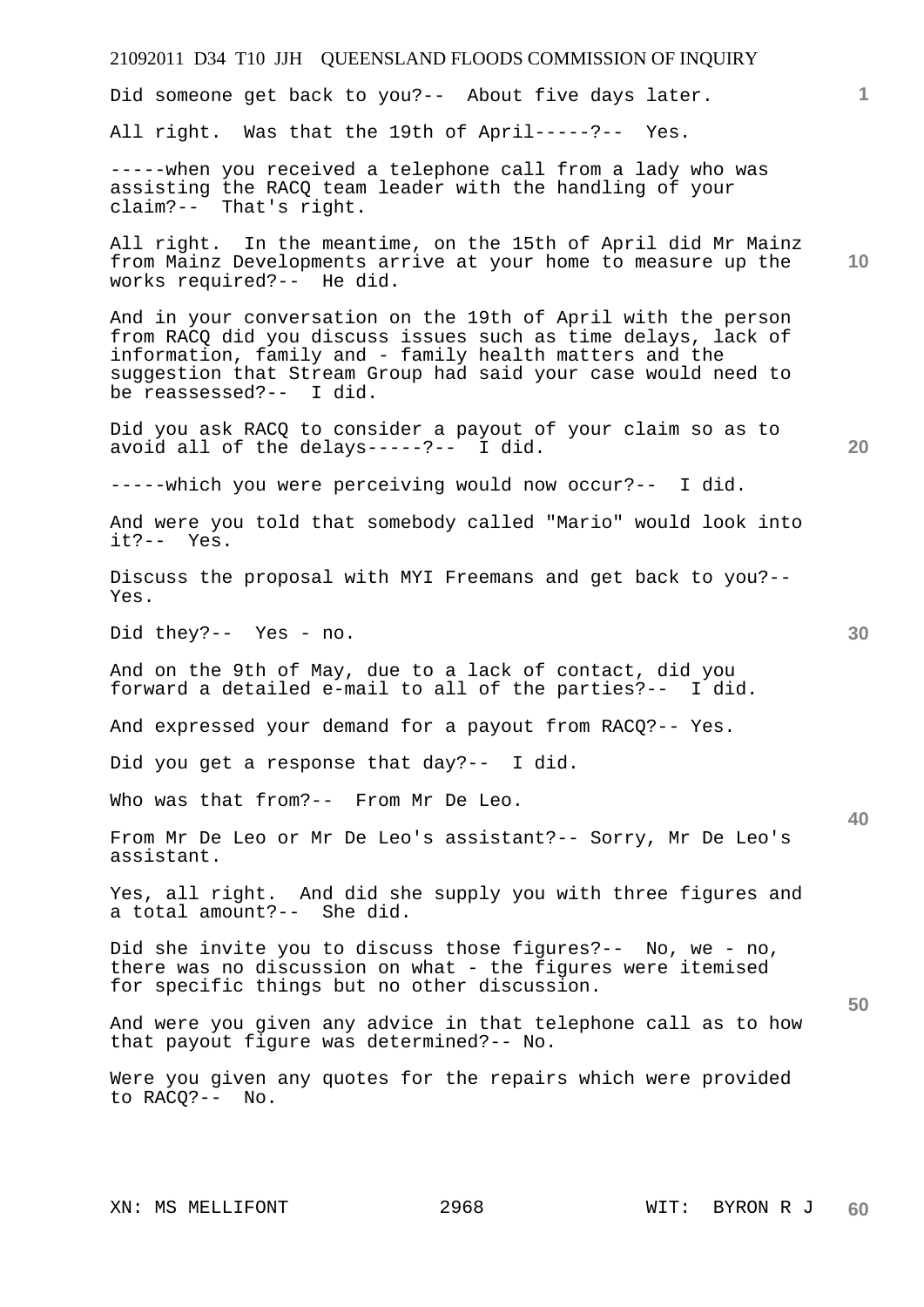Did someone get back to you?-- About five days later.

All right. Was that the 19th of April-----?-- Yes.

-----when you received a telephone call from a lady who was assisting the RACQ team leader with the handling of your claim?-- That's right.

All right. In the meantime, on the 15th of April did Mr Mainz from Mainz Developments arrive at your home to measure up the works required?-- He did.

And in your conversation on the 19th of April with the person from RACQ did you discuss issues such as time delays, lack of information, family and - family health matters and the suggestion that Stream Group had said your case would need to be reassessed?-- I did.

Did you ask RACQ to consider a payout of your claim so as to avoid all of the delays-----?-- I did.

-----which you were perceiving would now occur?-- I did.

And were you told that somebody called "Mario" would look into it?-- Yes.

Discuss the proposal with MYI Freemans and get back to you?-- Yes.

Did they?-- Yes - no.

And on the 9th of May, due to a lack of contact, did you forward a detailed e-mail to all of the parties?-- I did.

And expressed your demand for a payout from RACQ?-- Yes.

Did you get a response that day?-- I did.

Who was that from?-- From Mr De Leo.

From Mr De Leo or Mr De Leo's assistant?-- Sorry, Mr De Leo's assistant.

Yes, all right. And did she supply you with three figures and a total amount?-- She did.

Did she invite you to discuss those figures?-- No, we - no, there was no discussion on what - the figures were itemised for specific things but no other discussion.

And were you given any advice in that telephone call as to how that payout figure was determined?-- No.

Were you given any quotes for the repairs which were provided to RACQ?-- No.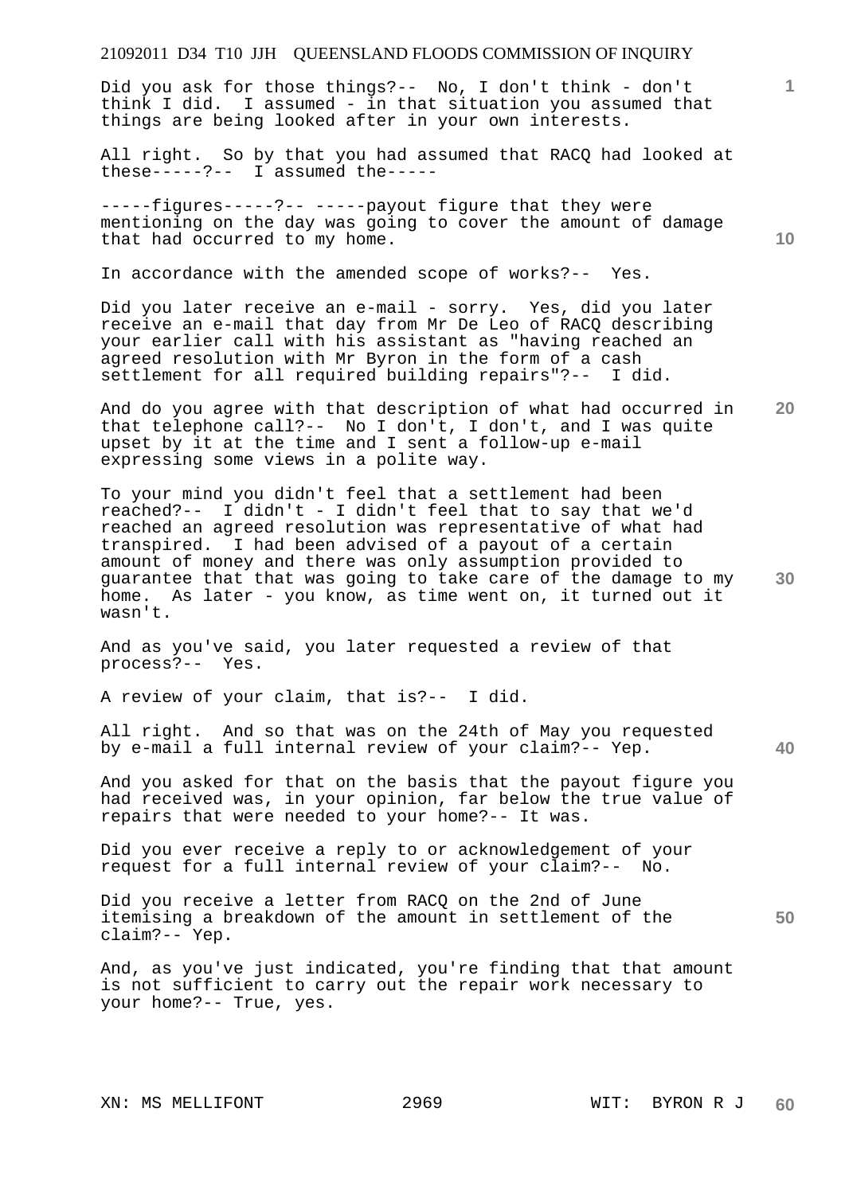Did you ask for those things?-- No, I don't think - don't think I did. I assumed - in that situation you assumed that things are being looked after in your own interests.

All right. So by that you had assumed that RACQ had looked at these-----?-- I assumed the-----

-----figures-----?-- -----payout figure that they were mentioning on the day was going to cover the amount of damage that had occurred to my home.

In accordance with the amended scope of works?-- Yes.

Did you later receive an e-mail - sorry. Yes, did you later receive an e-mail that day from Mr De Leo of RACQ describing your earlier call with his assistant as "having reached an agreed resolution with Mr Byron in the form of a cash settlement for all required building repairs"?-- I did.

And do you agree with that description of what had occurred in that telephone call?-- No I don't, I don't, and I was quite upset by it at the time and I sent a follow-up e-mail expressing some views in a polite way.

To your mind you didn't feel that a settlement had been reached?-- I didn't - I didn't feel that to say that we'd reached an agreed resolution was representative of what had transpired. I had been advised of a payout of a certain amount of money and there was only assumption provided to guarantee that that was going to take care of the damage to my home. As later - you know, as time went on, it turned out it wasn't.

And as you've said, you later requested a review of that process?-- Yes.

A review of your claim, that is?-- I did.

All right. And so that was on the 24th of May you requested by e-mail a full internal review of your claim?-- Yep.

And you asked for that on the basis that the payout figure you had received was, in your opinion, far below the true value of repairs that were needed to your home?-- It was.

Did you ever receive a reply to or acknowledgement of your request for a full internal review of your claim?-- No.

Did you receive a letter from RACQ on the 2nd of June itemising a breakdown of the amount in settlement of the claim?-- Yep.

And, as you've just indicated, you're finding that that amount is not sufficient to carry out the repair work necessary to your home?-- True, yes.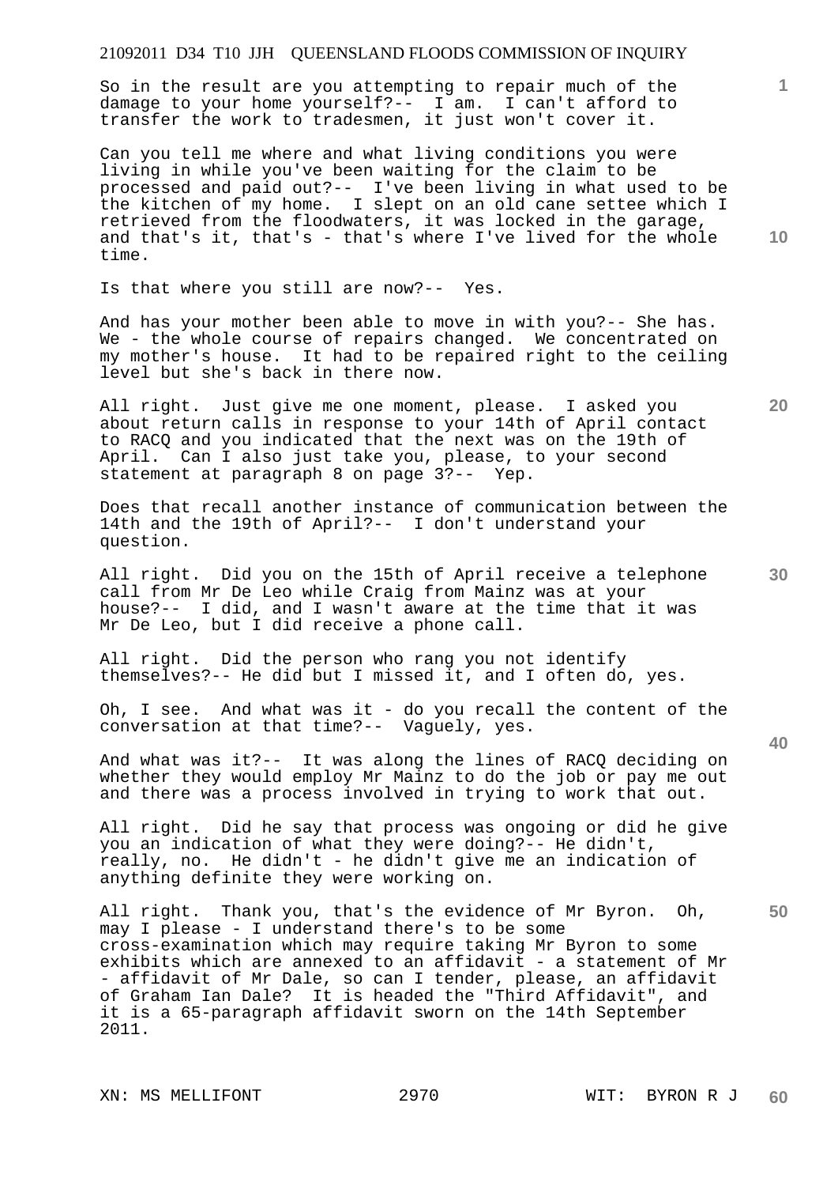So in the result are you attempting to repair much of the damage to your home yourself?-- I am. I can't afford to transfer the work to tradesmen, it just won't cover it.

Can you tell me where and what living conditions you were living in while you've been waiting for the claim to be processed and paid out?-- I've been living in what used to be the kitchen of my home. I slept on an old cane settee which I retrieved from the floodwaters, it was locked in the garage, and that's it, that's - that's where I've lived for the whole time.

Is that where you still are now?-- Yes.

And has your mother been able to move in with you?-- She has. We - the whole course of repairs changed. We concentrated on my mother's house. It had to be repaired right to the ceiling level but she's back in there now.

All right. Just give me one moment, please. I asked you about return calls in response to your 14th of April contact to RACQ and you indicated that the next was on the 19th of April. Can I also just take you, please, to your second statement at paragraph 8 on page 3?-- Yep.

Does that recall another instance of communication between the 14th and the 19th of April?-- I don't understand your question.

All right. Did you on the 15th of April receive a telephone call from Mr De Leo while Craig from Mainz was at your house?-- I did, and I wasn't aware at the time that it was Mr De Leo, but I did receive a phone call.

All right. Did the person who rang you not identify themselves?-- He did but I missed it, and I often do, yes.

Oh, I see. And what was it - do you recall the content of the conversation at that time?-- Vaguely, yes.

And what was it?-- It was along the lines of RACQ deciding on whether they would employ Mr Mainz to do the job or pay me out and there was a process involved in trying to work that out.

All right. Did he say that process was ongoing or did he give you an indication of what they were doing?-- He didn't, really, no. He didn't - he didn't give me an indication of anything definite they were working on.

All right. Thank you, that's the evidence of Mr Byron. Oh, may I please - I understand there's to be some cross-examination which may require taking Mr Byron to some exhibits which are annexed to an affidavit - a statement of Mr - affidavit of Mr Dale, so can I tender, please, an affidavit of Graham Ian Dale? It is headed the "Third Affidavit", and it is a 65-paragraph affidavit sworn on the 14th September 2011.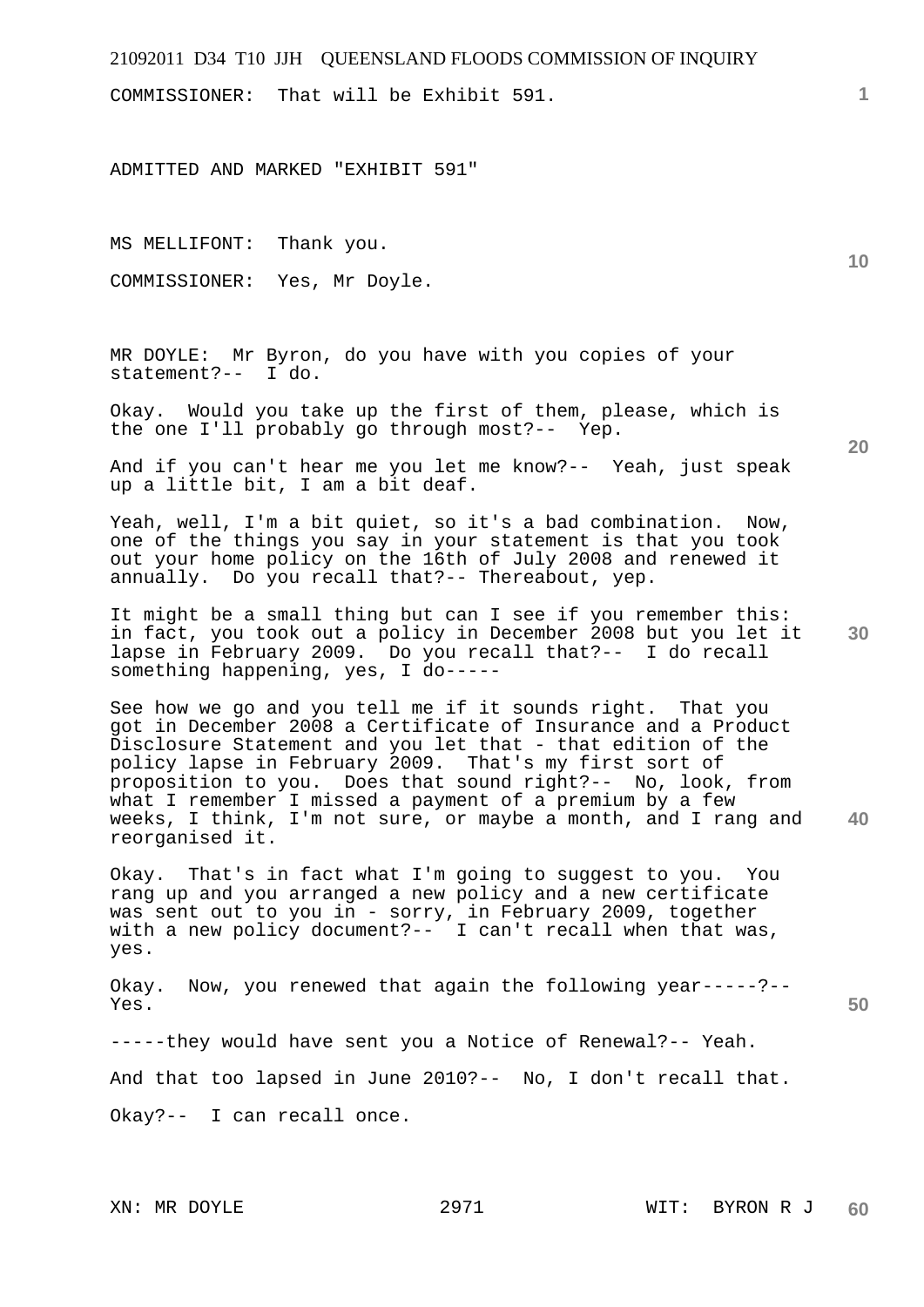COMMISSIONER: That will be Exhibit 591.

ADMITTED AND MARKED "EXHIBIT 591"

MS MELLIFONT: Thank you.

COMMISSIONER: Yes, Mr Doyle.

MR DOYLE: Mr Byron, do you have with you copies of your statement?-- I do.

Okay. Would you take up the first of them, please, which is the one I'll probably go through most?-- Yep.

And if you can't hear me you let me know?-- Yeah, just speak up a little bit, I am a bit deaf.

Yeah, well, I'm a bit quiet, so it's a bad combination. Now, one of the things you say in your statement is that you took out your home policy on the 16th of July 2008 and renewed it annually. Do you recall that?-- Thereabout, yep.

It might be a small thing but can I see if you remember this: in fact, you took out a policy in December 2008 but you let it lapse in February 2009. Do you recall that?-- I do recall something happening, yes, I do-----

See how we go and you tell me if it sounds right. That you got in December 2008 a Certificate of Insurance and a Product Disclosure Statement and you let that - that edition of the policy lapse in February 2009. That's my first sort of proposition to you. Does that sound right?-- No, look, from what I remember I missed a payment of a premium by a few weeks, I think, I'm not sure, or maybe a month, and I rang and reorganised it.

Okay. That's in fact what I'm going to suggest to you. You rang up and you arranged a new policy and a new certificate was sent out to you in - sorry, in February 2009, together with a new policy document?-- I can't recall when that was, yes.

Okay. Now, you renewed that again the following year-----?-- Yes.

-----they would have sent you a Notice of Renewal?-- Yeah.

And that too lapsed in June 2010?-- No, I don't recall that.

Okay?-- I can recall once.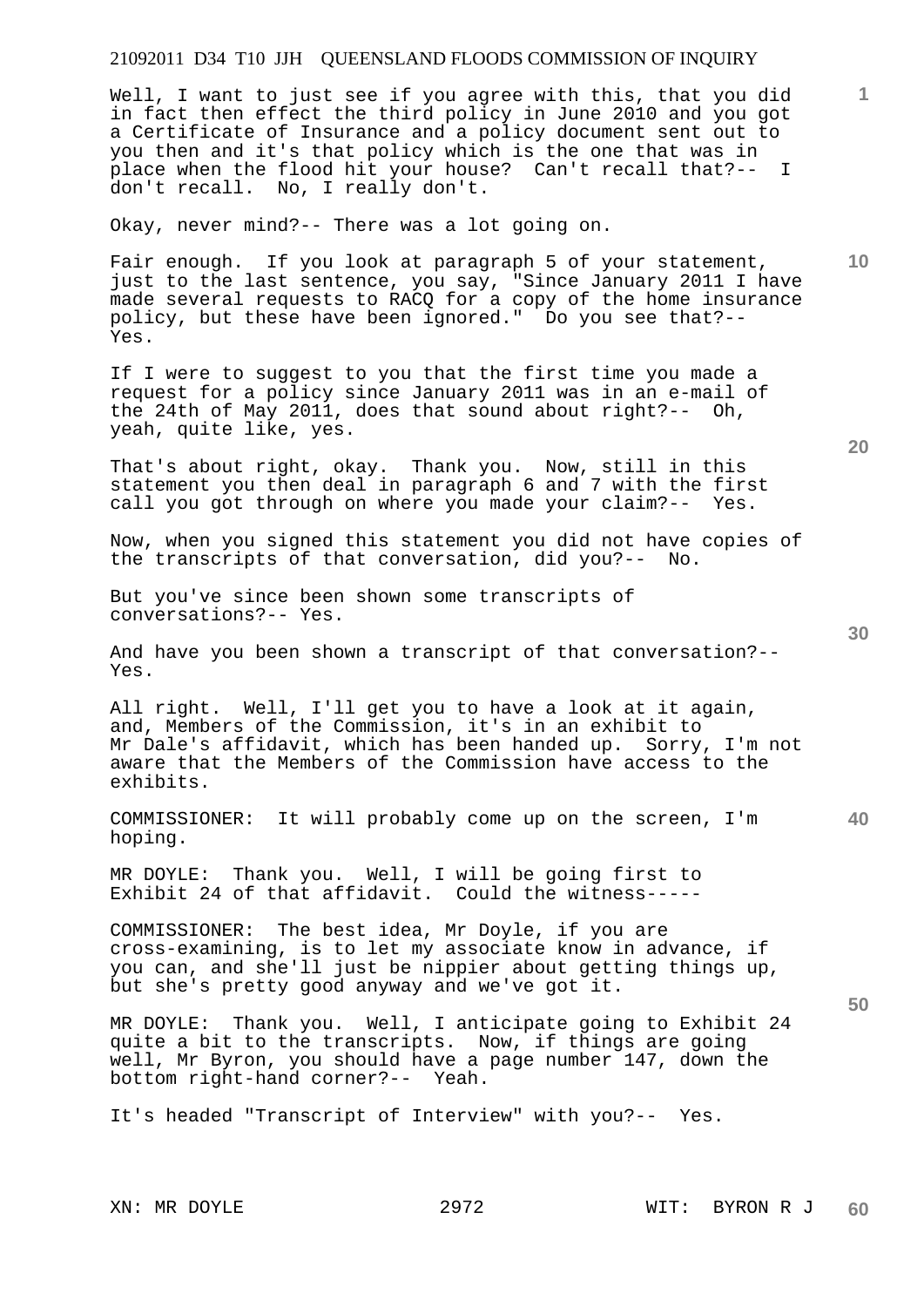Well, I want to just see if you agree with this, that you did in fact then effect the third policy in June 2010 and you got a Certificate of Insurance and a policy document sent out to you then and it's that policy which is the one that was in place when the flood hit your house? Can't recall that?-- I don't recall. No, I really don't.

Okay, never mind?-- There was a lot going on.

Fair enough. If you look at paragraph 5 of your statement, just to the last sentence, you say, "Since January 2011 I have made several requests to RACQ for a copy of the home insurance policy, but these have been ignored." Do you see that?-- Yes.

If I were to suggest to you that the first time you made a request for a policy since January 2011 was in an e-mail of the 24th of May 2011, does that sound about right?-- Oh, yeah, quite like, yes.

That's about right, okay. Thank you. Now, still in this statement you then deal in paragraph 6 and 7 with the first call you got through on where you made your claim?-- Yes.

Now, when you signed this statement you did not have copies of the transcripts of that conversation, did you?-- No.

But you've since been shown some transcripts of conversations?-- Yes.

And have you been shown a transcript of that conversation?-- Yes.

All right. Well, I'll get you to have a look at it again, and, Members of the Commission, it's in an exhibit to Mr Dale's affidavit, which has been handed up. Sorry, I'm not aware that the Members of the Commission have access to the exhibits.

COMMISSIONER: It will probably come up on the screen, I'm hoping.

MR DOYLE: Thank you. Well, I will be going first to Exhibit 24 of that affidavit. Could the witness-----

COMMISSIONER: The best idea, Mr Doyle, if you are cross-examining, is to let my associate know in advance, if you can, and she'll just be nippier about getting things up, but she's pretty good anyway and we've got it.

MR DOYLE: Thank you. Well, I anticipate going to Exhibit 24 quite a bit to the transcripts. Now, if things are going well, Mr Byron, you should have a page number 147, down the bottom right-hand corner?-- Yeah.

It's headed "Transcript of Interview" with you?-- Yes.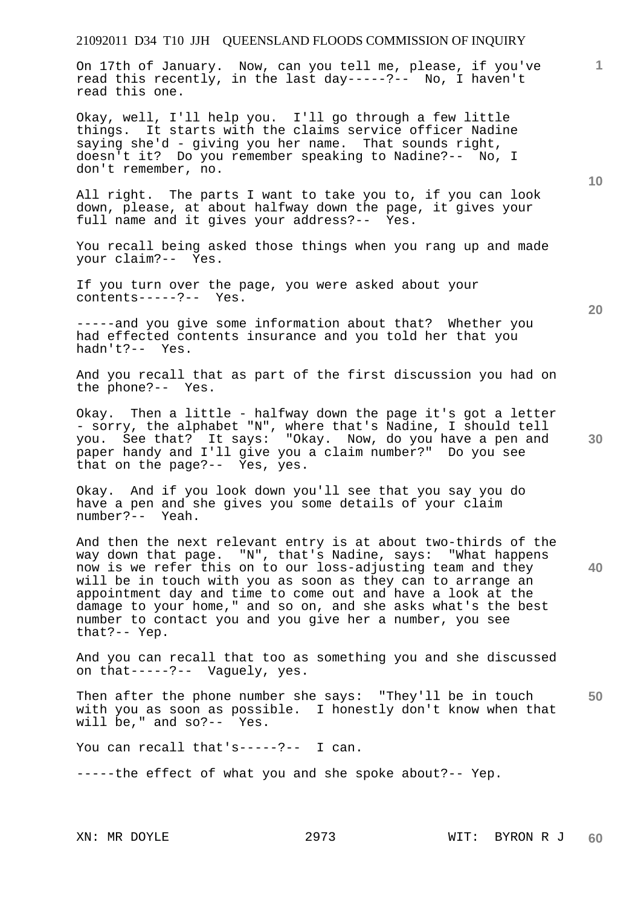On 17th of January. Now, can you tell me, please, if you've read this recently, in the last day-----?-- No, I haven't read this one.

Okay, well, I'll help you. I'll go through a few little things. It starts with the claims service officer Nadine saying she'd - giving you her name. That sounds right, doesn't it? Do you remember speaking to Nadine?-- No, I don't remember, no.

All right. The parts I want to take you to, if you can look down, please, at about halfway down the page, it gives your full name and it gives your address?-- Yes.

You recall being asked those things when you rang up and made your claim?-- Yes.

If you turn over the page, you were asked about your contents-----?-- Yes.

-----and you give some information about that? Whether you had effected contents insurance and you told her that you hadn't?-- Yes.

And you recall that as part of the first discussion you had on the phone?-- Yes.

Okay. Then a little - halfway down the page it's got a letter - sorry, the alphabet "N", where that's Nadine, I should tell you. See that? It says: "Okay. Now, do you have a pen and paper handy and I'll give you a claim number?" Do you see that on the page?-- Yes, yes.

Okay. And if you look down you'll see that you say you do have a pen and she gives you some details of your claim number?-- Yeah.

And then the next relevant entry is at about two-thirds of the way down that page. "N", that's Nadine, says: "What happens now is we refer this on to our loss-adjusting team and they will be in touch with you as soon as they can to arrange an appointment day and time to come out and have a look at the damage to your home," and so on, and she asks what's the best number to contact you and you give her a number, you see that?-- Yep.

And you can recall that too as something you and she discussed on that-----?-- Vaguely, yes.

Then after the phone number she says: "They'll be in touch with you as soon as possible. I honestly don't know when that will be," and so?-- Yes.

You can recall that's-----?-- I can.

-----the effect of what you and she spoke about?-- Yep.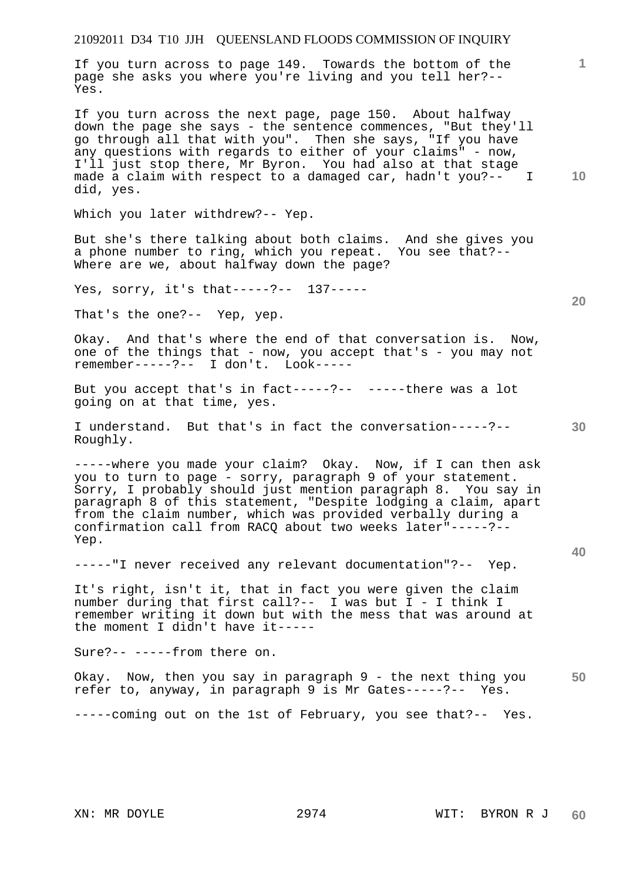If you turn across to page 149. Towards the bottom of the page she asks you where you're living and you tell her?-- Yes.

If you turn across the next page, page 150. About halfway down the page she says - the sentence commences, "But they'll go through all that with you". Then she says, "If you have any questions with regards to either of your claims" - now, I'll just stop there, Mr Byron. You had also at that stage made a claim with respect to a damaged car, hadn't you?-- I did, yes.

Which you later withdrew?-- Yep.

But she's there talking about both claims. And she gives you a phone number to ring, which you repeat. You see that?-- Where are we, about halfway down the page?

Yes, sorry, it's that-----?-- 137-----

That's the one?-- Yep, yep.

Okay. And that's where the end of that conversation is. Now, one of the things that - now, you accept that's - you may not remember-----?-- I don't. Look-----

But you accept that's in fact-----?-- -----there was a lot going on at that time, yes.

I understand. But that's in fact the conversation-----?-- Roughly.

-----where you made your claim? Okay. Now, if I can then ask you to turn to page - sorry, paragraph 9 of your statement. Sorry, I probably should just mention paragraph 8. You say in paragraph 8 of this statement, "Despite lodging a claim, apart from the claim number, which was provided verbally during a confirmation call from RACQ about two weeks later"-----?-- Yep.

-----"I never received any relevant documentation"?-- Yep.

It's right, isn't it, that in fact you were given the claim number during that first call?-- I was but I - I think I remember writing it down but with the mess that was around at the moment I didn't have it-----

Sure?-- -----from there on.

Okay. Now, then you say in paragraph 9 - the next thing you refer to, anyway, in paragraph 9 is Mr Gates-----?-- Yes.

-----coming out on the 1st of February, you see that?-- Yes.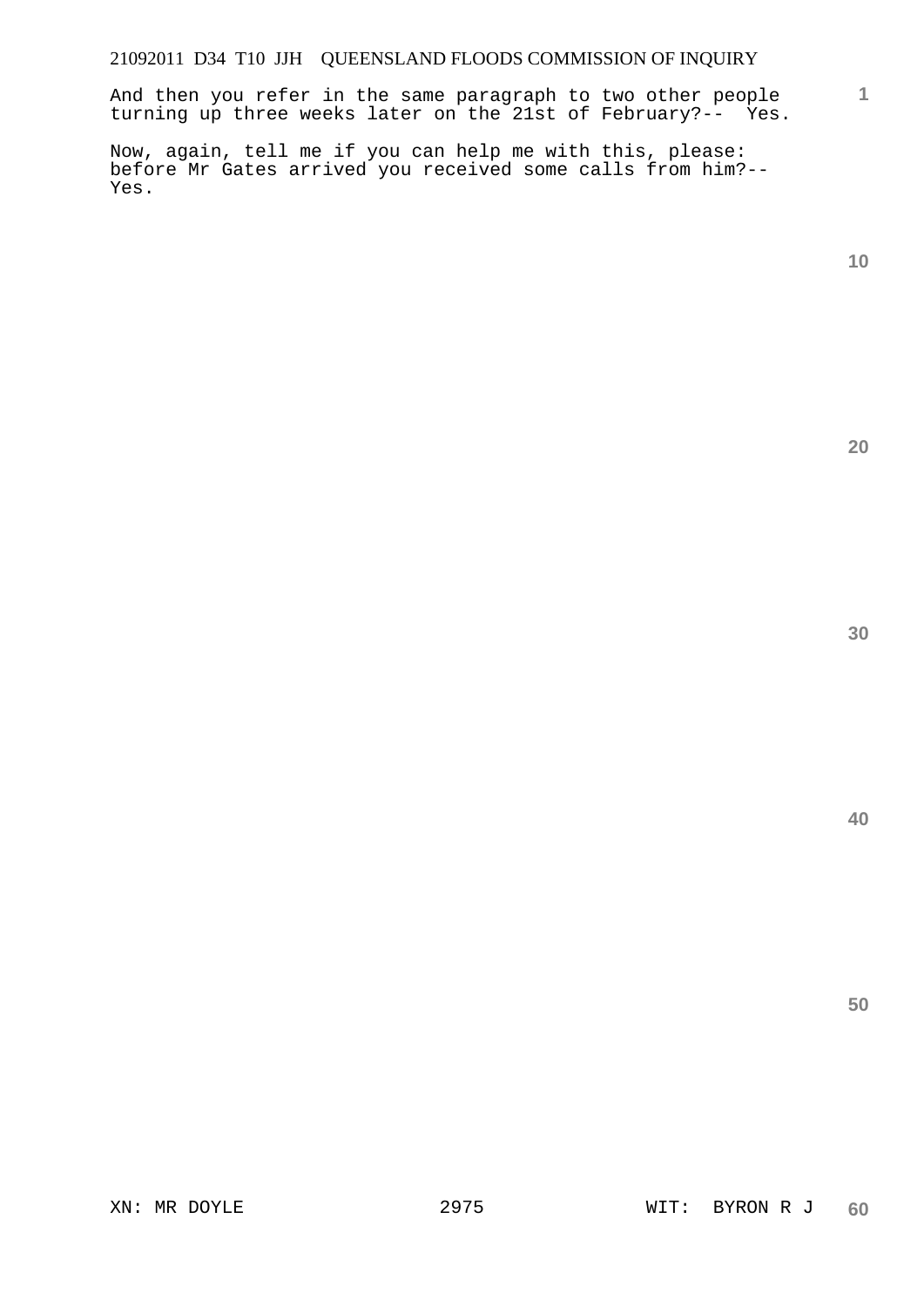And then you refer in the same paragraph to two other people turning up three weeks later on the 21st of February?-- Yes.

Now, again, tell me if you can help me with this, please: before Mr Gates arrived you received some calls from him?-- Yes.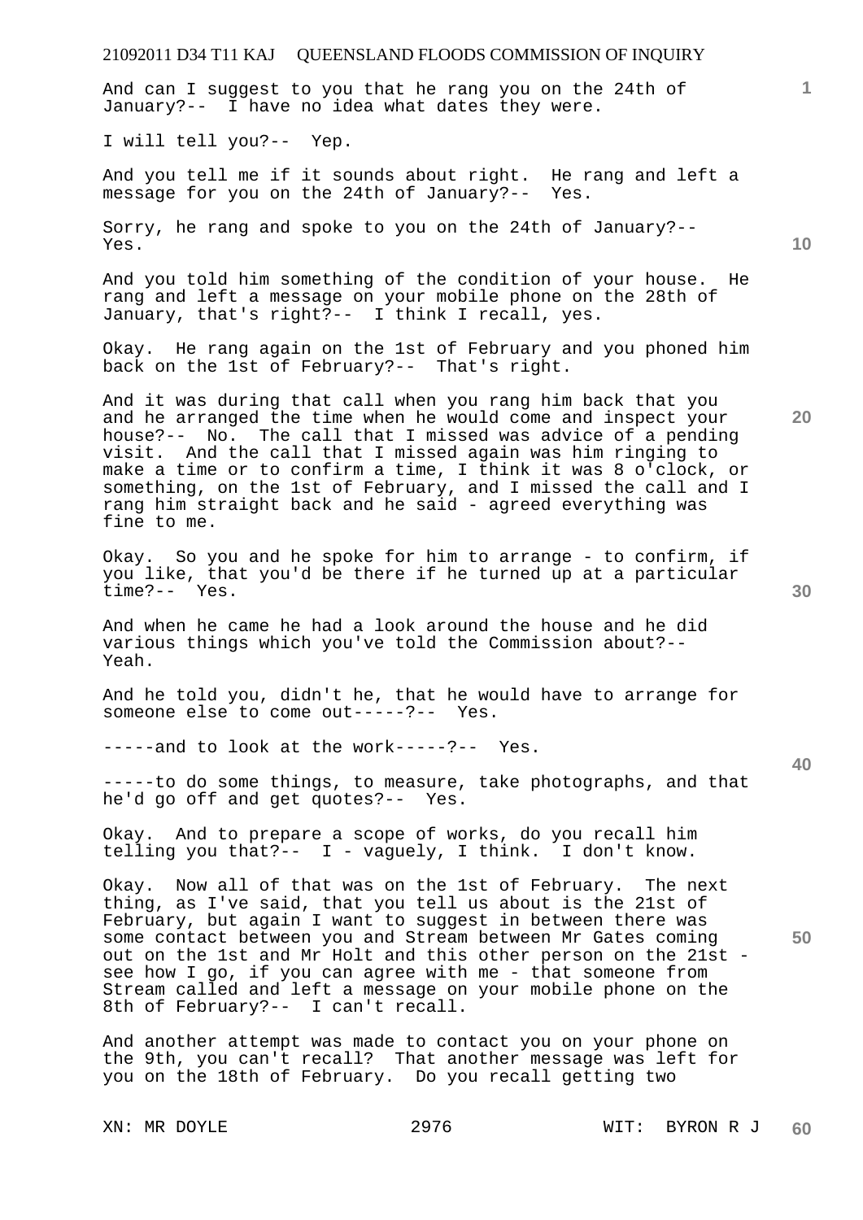And can I suggest to you that he rang you on the 24th of January?-- I have no idea what dates they were.

I will tell you?-- Yep.

And you tell me if it sounds about right. He rang and left a message for you on the 24th of January?-- Yes.

Sorry, he rang and spoke to you on the 24th of January?-- Yes.

And you told him something of the condition of your house. He rang and left a message on your mobile phone on the 28th of January, that's right?-- I think I recall, yes.

Okay. He rang again on the 1st of February and you phoned him back on the 1st of February?-- That's right.

And it was during that call when you rang him back that you and he arranged the time when he would come and inspect your house?-- No. The call that I missed was advice of a pending visit. And the call that I missed again was him ringing to make a time or to confirm a time, I think it was 8 o'clock, or something, on the 1st of February, and I missed the call and I rang him straight back and he said - agreed everything was fine to me.

Okay. So you and he spoke for him to arrange - to confirm, if you like, that you'd be there if he turned up at a particular time?-- Yes.

And when he came he had a look around the house and he did various things which you've told the Commission about?-- Yeah.

And he told you, didn't he, that he would have to arrange for someone else to come out-----?-- Yes.

-----and to look at the work-----?-- Yes.

-----to do some things, to measure, take photographs, and that he'd go off and get quotes?-- Yes.

Okay. And to prepare a scope of works, do you recall him telling you that?-- I - vaguely, I think. I don't know.

Okay. Now all of that was on the 1st of February. The next thing, as I've said, that you tell us about is the 21st of February, but again I want to suggest in between there was some contact between you and Stream between Mr Gates coming out on the 1st and Mr Holt and this other person on the 21st - see how I go, if you can agree with me - that someone from Stream called and left a message on your mobile phone on the 8th of February?-- I can't recall.

And another attempt was made to contact you on your phone on the 9th, you can't recall? That another message was left for you on the 18th of February. Do you recall getting two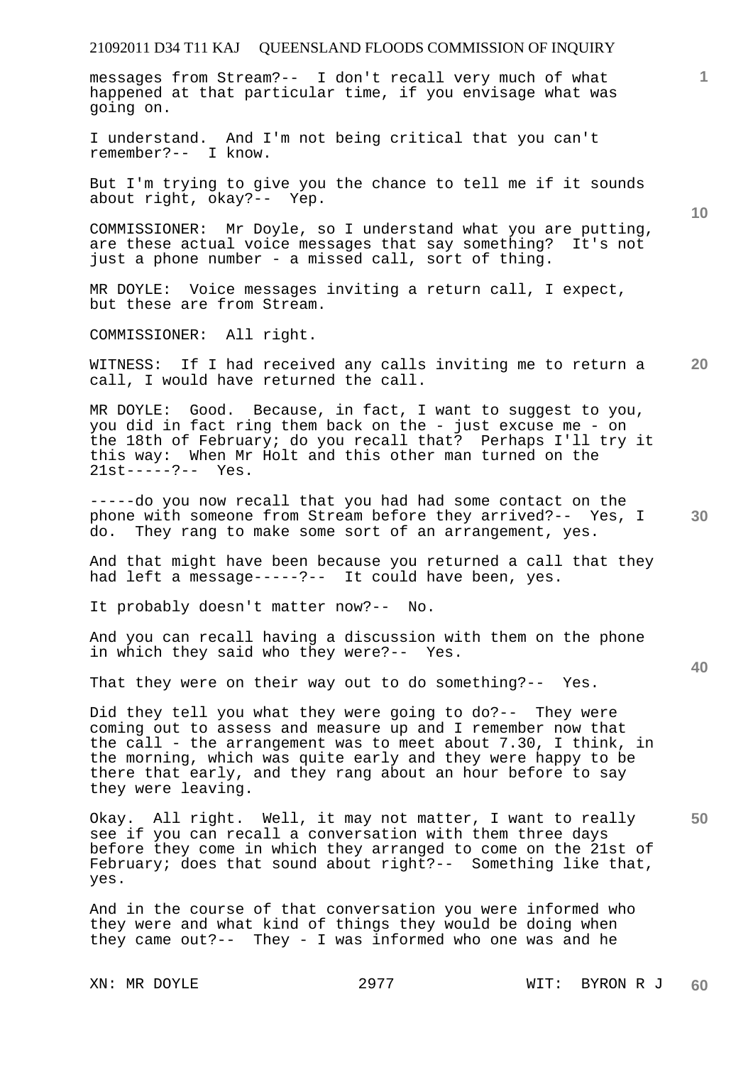messages from Stream?-- I don't recall very much of what happened at that particular time, if you envisage what was going on.

I understand. And I'm not being critical that you can't remember?-- I know.

But I'm trying to give you the chance to tell me if it sounds about right, okay?-- Yep.

COMMISSIONER: Mr Doyle, so I understand what you are putting, are these actual voice messages that say something? It's not just a phone number - a missed call, sort of thing.

MR DOYLE: Voice messages inviting a return call, I expect, but these are from Stream.

COMMISSIONER: All right.

WITNESS: If I had received any calls inviting me to return a call, I would have returned the call.

MR DOYLE: Good. Because, in fact, I want to suggest to you, you did in fact ring them back on the - just excuse me - on the 18th of February; do you recall that? Perhaps I'll try it this way: When Mr Holt and this other man turned on the 21st-----?-- Yes.

-----do you now recall that you had had some contact on the phone with someone from Stream before they arrived?-- Yes, I do. They rang to make some sort of an arrangement, yes.

And that might have been because you returned a call that they had left a message-----?-- It could have been, yes.

It probably doesn't matter now?-- No.

And you can recall having a discussion with them on the phone in which they said who they were?-- Yes.

That they were on their way out to do something?-- Yes.

Did they tell you what they were going to do?-- They were coming out to assess and measure up and I remember now that the call - the arrangement was to meet about 7.30, I think, in the morning, which was quite early and they were happy to be there that early, and they rang about an hour before to say they were leaving.

Okay. All right. Well, it may not matter, I want to really see if you can recall a conversation with them three days before they come in which they arranged to come on the 21st of February; does that sound about right?-- Something like that, yes.

And in the course of that conversation you were informed who they were and what kind of things they would be doing when they came out?-- They - I was informed who one was and he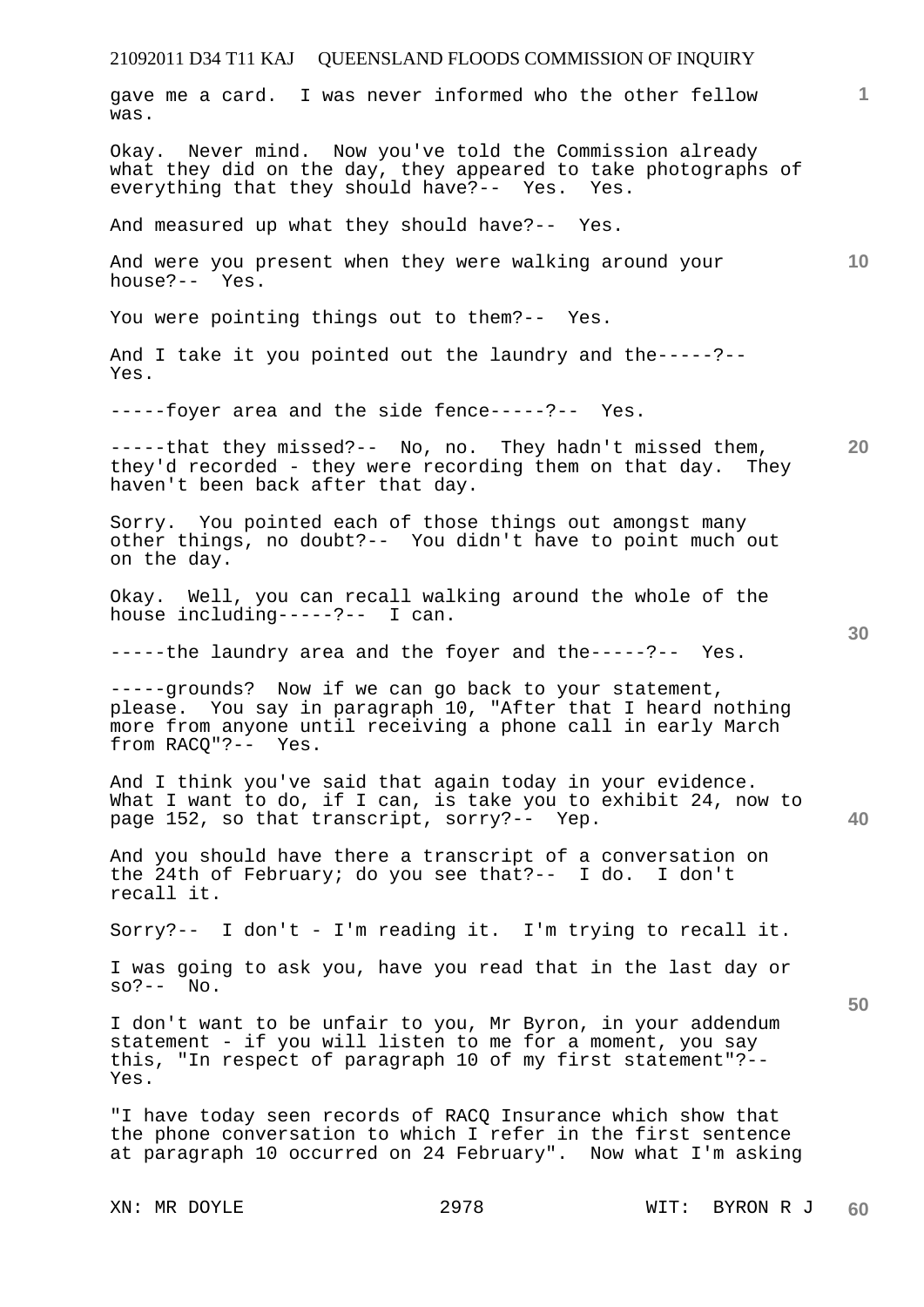gave me a card. I was never informed who the other fellow was.

Okay. Never mind. Now you've told the Commission already what they did on the day, they appeared to take photographs of everything that they should have?-- Yes. Yes.

And measured up what they should have?-- Yes.

And were you present when they were walking around your house?-- Yes.

You were pointing things out to them?-- Yes.

And I take it you pointed out the laundry and the-----?-- Yes.

-----foyer area and the side fence-----?-- Yes.

-----that they missed?-- No, no. They hadn't missed them, they'd recorded - they were recording them on that day. They haven't been back after that day.

Sorry. You pointed each of those things out amongst many other things, no doubt?-- You didn't have to point much out on the day.

Okay. Well, you can recall walking around the whole of the house including-----?-- I can.

-----the laundry area and the foyer and the-----?-- Yes.

-----grounds? Now if we can go back to your statement, please. You say in paragraph 10, "After that I heard nothing more from anyone until receiving a phone call in early March from RACQ"?-- Yes.

And I think you've said that again today in your evidence. What I want to do, if I can, is take you to exhibit 24, now to page 152, so that transcript, sorry?-- Yep.

And you should have there a transcript of a conversation on the 24th of February; do you see that?-- I do. I don't recall it.

Sorry?-- I don't - I'm reading it. I'm trying to recall it.

I was going to ask you, have you read that in the last day or so?-- No.

I don't want to be unfair to you, Mr Byron, in your addendum statement - if you will listen to me for a moment, you say this, "In respect of paragraph 10 of my first statement"?-- Yes.

"I have today seen records of RACQ Insurance which show that the phone conversation to which I refer in the first sentence at paragraph 10 occurred on 24 February". Now what I'm asking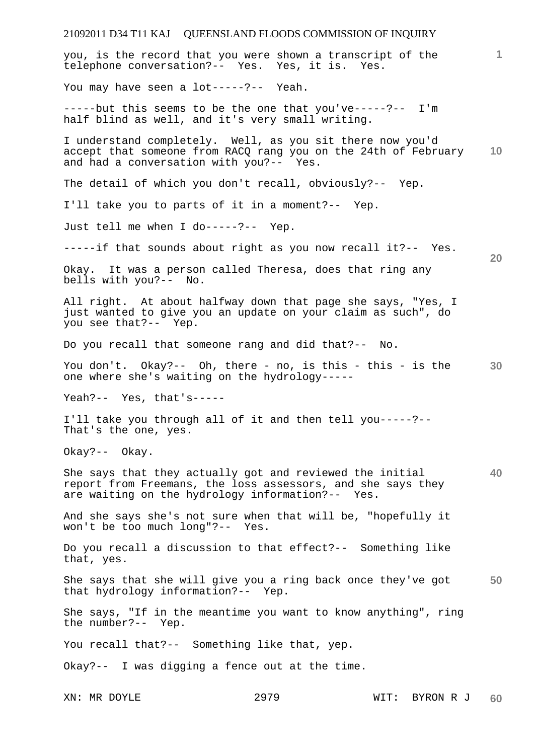you, is the record that you were shown a transcript of the telephone conversation?-- Yes. Yes, it is. Yes.

You may have seen a lot-----?-- Yeah.

-----but this seems to be the one that you've-----?-- I'm half blind as well, and it's very small writing.

I understand completely. Well, as you sit there now you'd accept that someone from RACQ rang you on the 24th of February and had a conversation with you?-- Yes.

The detail of which you don't recall, obviously?-- Yep.

I'll take you to parts of it in a moment?-- Yep.

Just tell me when I do-----?-- Yep.

-----if that sounds about right as you now recall it?-- Yes.

Okay. It was a person called Theresa, does that ring any bells with you?-- No.

All right. At about halfway down that page she says, "Yes, I just wanted to give you an update on your claim as such", do you see that?-- Yep.

Do you recall that someone rang and did that?-- No.

You don't. Okay?-- Oh, there - no, is this - this - is the one where she's waiting on the hydrology-----

Yeah?-- Yes, that's-----

I'll take you through all of it and then tell you-----?-- That's the one, yes.

Okay?-- Okay.

She says that they actually got and reviewed the initial report from Freemans, the loss assessors, and she says they are waiting on the hydrology information?-- Yes.

And she says she's not sure when that will be, "hopefully it won't be too much long"?-- Yes.

Do you recall a discussion to that effect?-- Something like that, yes.

She says that she will give you a ring back once they've got that hydrology information?-- Yep.

She says, "If in the meantime you want to know anything", ring the number?-- Yep.

You recall that?-- Something like that, yep.

Okay?-- I was digging a fence out at the time.

XN: MR DOYLE WIT: BYRON R J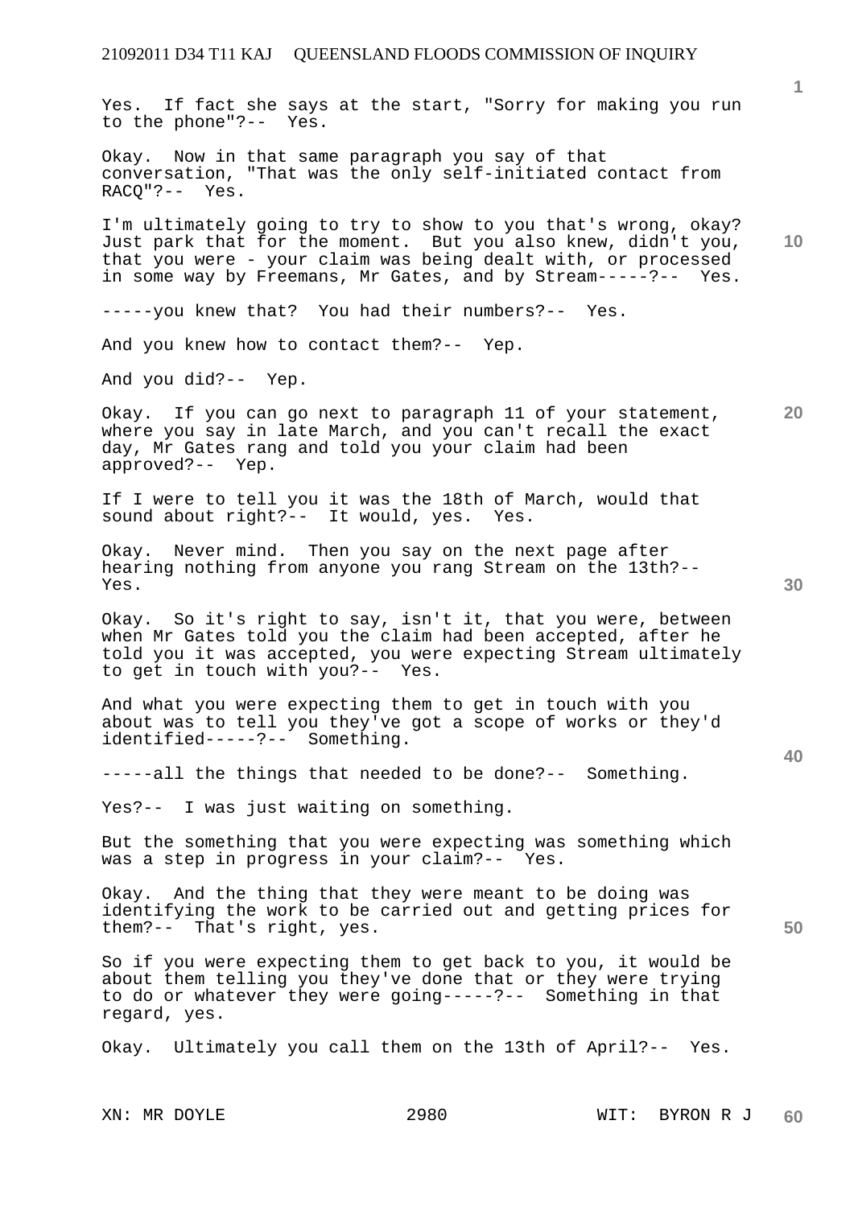Yes. If fact she says at the start, "Sorry for making you run to the phone"?-- Yes.

Okay. Now in that same paragraph you say of that conversation, "That was the only self-initiated contact from RACQ"?-- Yes.

I'm ultimately going to try to show to you that's wrong, okay? Just park that for the moment. But you also knew, didn't you, that you were - your claim was being dealt with, or processed in some way by Freemans, Mr Gates, and by Stream-----?-- Yes.

-----you knew that? You had their numbers?-- Yes.

And you knew how to contact them?-- Yep.

And you did?-- Yep.

Okay. If you can go next to paragraph 11 of your statement, where you say in late March, and you can't recall the exact day, Mr Gates rang and told you your claim had been approved?-- Yep.

If I were to tell you it was the 18th of March, would that sound about right?-- It would, yes. Yes.

Okay. Never mind. Then you say on the next page after hearing nothing from anyone you rang Stream on the 13th?-- Yes.

Okay. So it's right to say, isn't it, that you were, between when Mr Gates told you the claim had been accepted, after he told you it was accepted, you were expecting Stream ultimately to get in touch with you?-- Yes.

And what you were expecting them to get in touch with you about was to tell you they've got a scope of works or they'd identified-----?-- Something.

-----all the things that needed to be done?-- Something.

Yes?-- I was just waiting on something.

But the something that you were expecting was something which was a step in progress in your claim?-- Yes.

Okay. And the thing that they were meant to be doing was identifying the work to be carried out and getting prices for them?-- That's right, yes.

So if you were expecting them to get back to you, it would be about them telling you they've done that or they were trying to do or whatever they were going-----?-- Something in that regard, yes.

Okay. Ultimately you call them on the 13th of April?-- Yes.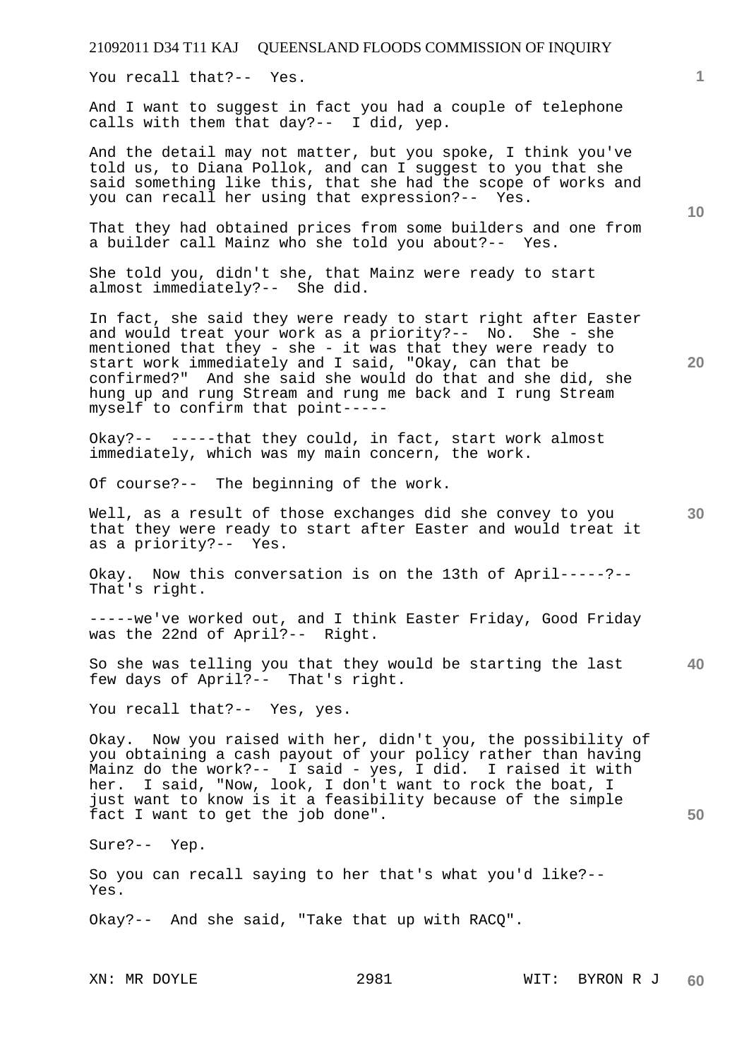You recall that?-- Yes.

And I want to suggest in fact you had a couple of telephone calls with them that day?-- I did, yep.

And the detail may not matter, but you spoke, I think you've told us, to Diana Pollok, and can I suggest to you that she said something like this, that she had the scope of works and you can recall her using that expression?-- Yes.

That they had obtained prices from some builders and one from a builder call Mainz who she told you about?-- Yes.

She told you, didn't she, that Mainz were ready to start almost immediately?-- She did.

In fact, she said they were ready to start right after Easter and would treat your work as a priority?-- No. She - she mentioned that they - she - it was that they were ready to start work immediately and I said, "Okay, can that be confirmed?" And she said she would do that and she did, she hung up and rung Stream and rung me back and I rung Stream myself to confirm that point-----

Okay?-- -----that they could, in fact, start work almost immediately, which was my main concern, the work.

Of course?-- The beginning of the work.

Well, as a result of those exchanges did she convey to you that they were ready to start after Easter and would treat it as a priority?-- Yes.

Okay. Now this conversation is on the 13th of April-----?-- That's right.

-----we've worked out, and I think Easter Friday, Good Friday was the 22nd of April?-- Right.

So she was telling you that they would be starting the last few days of April?-- That's right.

You recall that?-- Yes, yes.

Okay. Now you raised with her, didn't you, the possibility of you obtaining a cash payout of your policy rather than having Mainz do the work?-- I said - yes, I did. I raised it with her. I said, "Now, look, I don't want to rock the boat, I just want to know is it a feasibility because of the simple fact I want to get the job done".

Sure?-- Yep.

So you can recall saying to her that's what you'd like?-- Yes.

Okay?-- And she said, "Take that up with RACQ".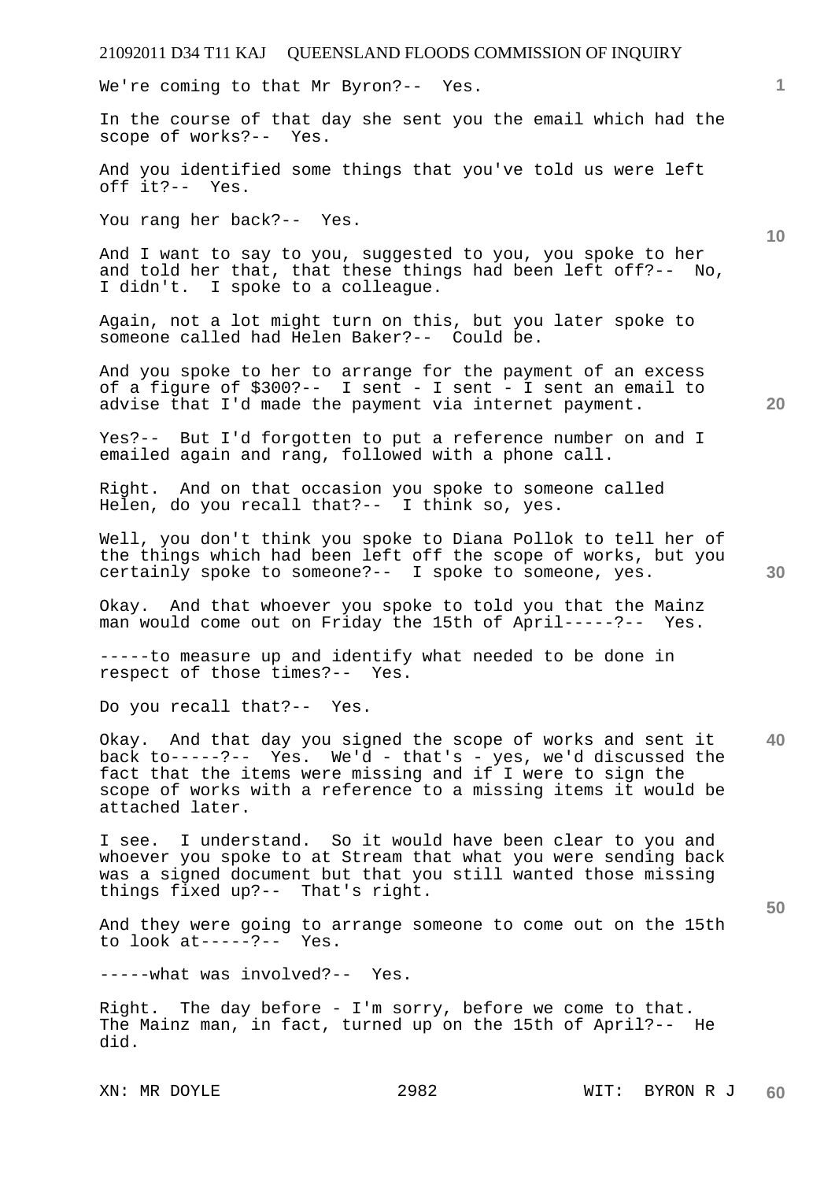We're coming to that Mr Byron?-- Yes.

In the course of that day she sent you the email which had the scope of works?-- Yes.

And you identified some things that you've told us were left off it?-- Yes.

You rang her back?-- Yes.

And I want to say to you, suggested to you, you spoke to her and told her that, that these things had been left off?-- No, I didn't. I spoke to a colleague.

Again, not a lot might turn on this, but you later spoke to someone called had Helen Baker?-- Could be.

And you spoke to her to arrange for the payment of an excess of a figure of $300?-- I sent - I sent - I sent an email to advise that I'd made the payment via internet payment.

Yes?-- But I'd forgotten to put a reference number on and I emailed again and rang, followed with a phone call.

Right. And on that occasion you spoke to someone called Helen, do you recall that?-- I think so, yes.

Well, you don't think you spoke to Diana Pollok to tell her of the things which had been left off the scope of works, but you certainly spoke to someone?-- I spoke to someone, yes.

Okay. And that whoever you spoke to told you that the Mainz man would come out on Friday the 15th of April-----?-- Yes.

-----to measure up and identify what needed to be done in respect of those times?-- Yes.

Do you recall that?-- Yes.

Okay. And that day you signed the scope of works and sent it back to-----?-- Yes. We'd - that's - yes, we'd discussed the fact that the items were missing and if I were to sign the scope of works with a reference to a missing items it would be attached later.

I see. I understand. So it would have been clear to you and whoever you spoke to at Stream that what you were sending back was a signed document but that you still wanted those missing things fixed up?-- That's right.

And they were going to arrange someone to come out on the 15th to look at-----?-- Yes.

-----what was involved?-- Yes.

Right. The day before - I'm sorry, before we come to that. The Mainz man, in fact, turned up on the 15th of April?-- He did.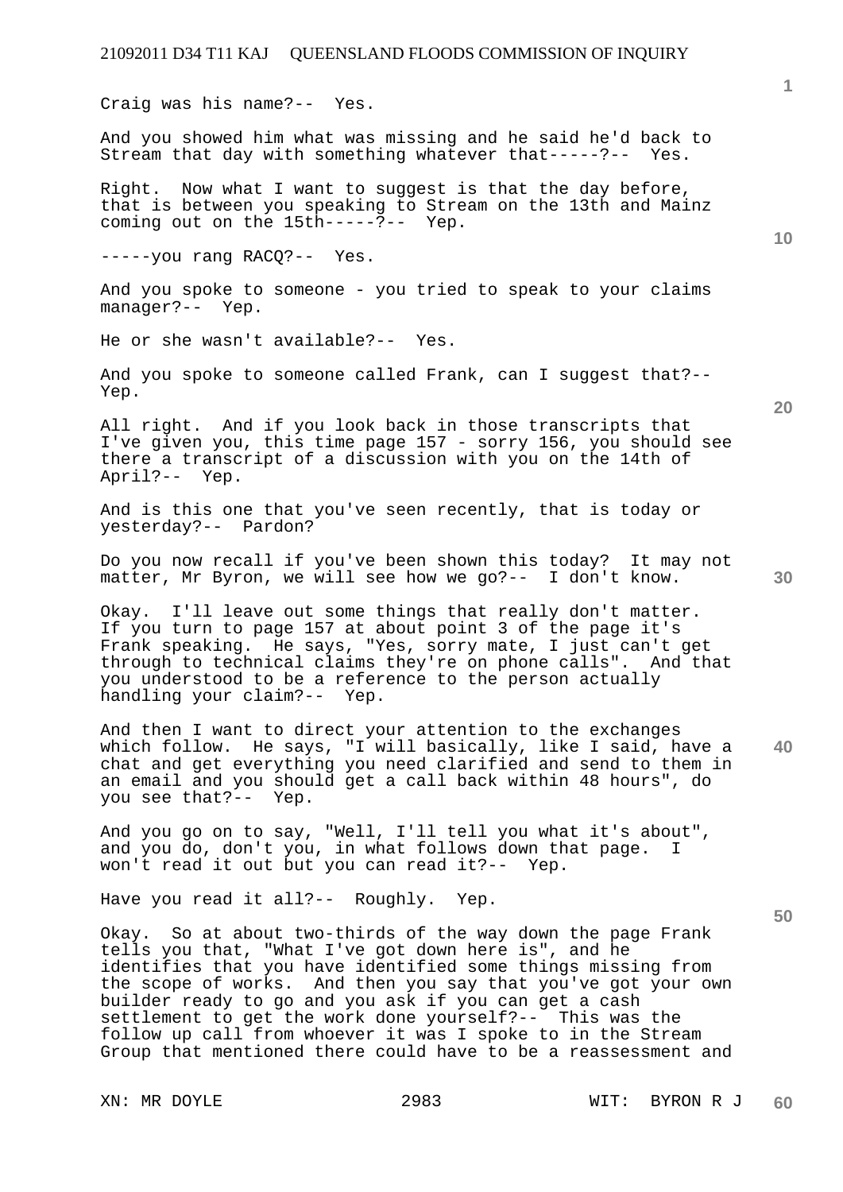Craig was his name?-- Yes.

And you showed him what was missing and he said he'd back to Stream that day with something whatever that-----?-- Yes.

Right. Now what I want to suggest is that the day before, that is between you speaking to Stream on the 13th and Mainz coming out on the 15th-----?-- Yep.

-----you rang RACQ?-- Yes.

And you spoke to someone - you tried to speak to your claims manager?-- Yep.

He or she wasn't available?-- Yes.

And you spoke to someone called Frank, can I suggest that?-- Yep.

All right. And if you look back in those transcripts that I've given you, this time page 157 - sorry 156, you should see there a transcript of a discussion with you on the 14th of April?-- Yep.

And is this one that you've seen recently, that is today or yesterday?-- Pardon?

Do you now recall if you've been shown this today? It may not matter, Mr Byron, we will see how we go?-- I don't know.

Okay. I'll leave out some things that really don't matter. If you turn to page 157 at about point 3 of the page it's Frank speaking. He says, "Yes, sorry mate, I just can't get through to technical claims they're on phone calls". And that you understood to be a reference to the person actually handling your claim?-- Yep.

And then I want to direct your attention to the exchanges which follow. He says, "I will basically, like I said, have a chat and get everything you need clarified and send to them in an email and you should get a call back within 48 hours", do you see that?-- Yep.

And you go on to say, "Well, I'll tell you what it's about", and you do, don't you, in what follows down that page. I won't read it out but you can read it?-- Yep.

Have you read it all?-- Roughly. Yep.

Okay. So at about two-thirds of the way down the page Frank tells you that, "What I've got down here is", and he identifies that you have identified some things missing from the scope of works. And then you say that you've got your own builder ready to go and you ask if you can get a cash settlement to get the work done yourself?-- This was the follow up call from whoever it was I spoke to in the Stream Group that mentioned there could have to be a reassessment and

XN: MR DOYLE 2983 WIT: BYRON R J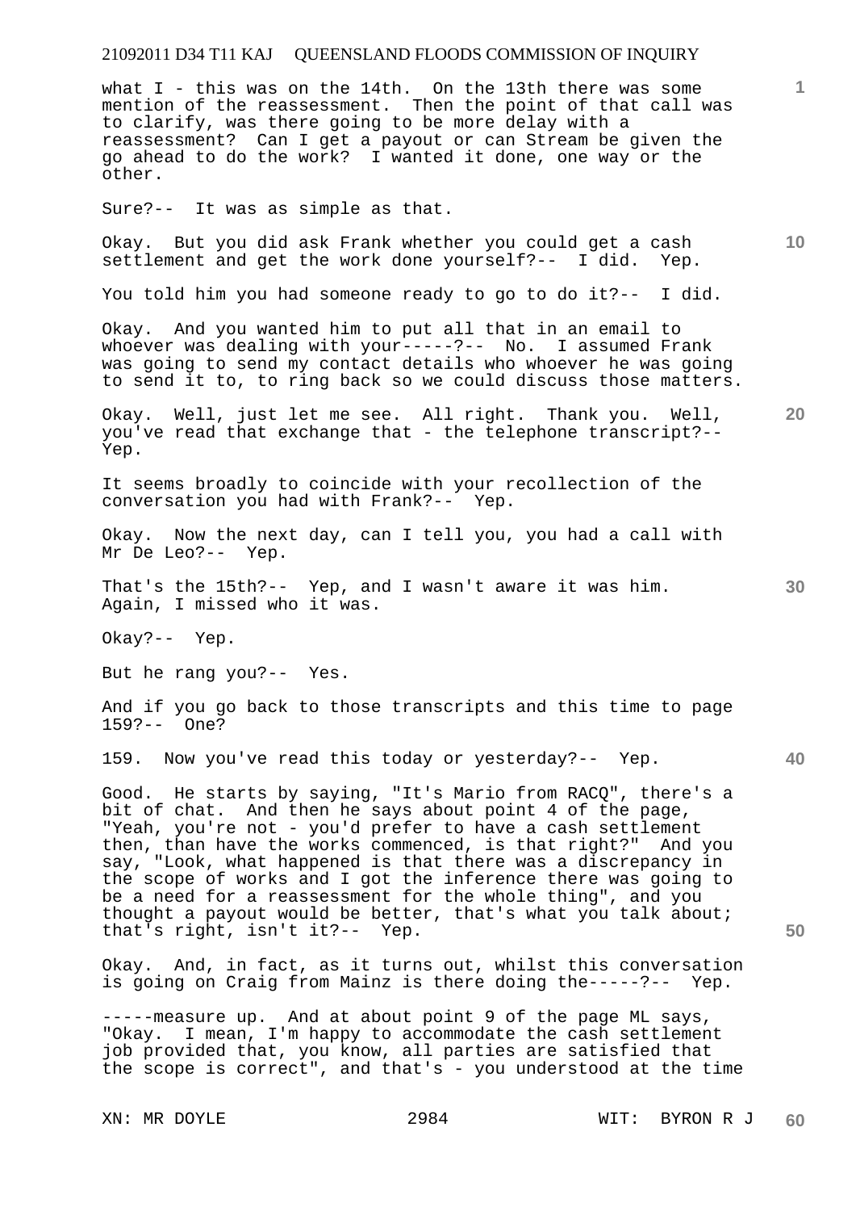what I - this was on the 14th. On the 13th there was some mention of the reassessment. Then the point of that call was to clarify, was there going to be more delay with a reassessment? Can I get a payout or can Stream be given the go ahead to do the work? I wanted it done, one way or the other.

Sure?-- It was as simple as that.

Okay. But you did ask Frank whether you could get a cash settlement and get the work done yourself?-- I did. Yep.

You told him you had someone ready to go to do it?-- I did.

Okay. And you wanted him to put all that in an email to whoever was dealing with your-----?-- No. I assumed Frank was going to send my contact details who whoever he was going to send it to, to ring back so we could discuss those matters.

Okay. Well, just let me see. All right. Thank you. Well, you've read that exchange that - the telephone transcript?-- Yep.

It seems broadly to coincide with your recollection of the conversation you had with Frank?-- Yep.

Okay. Now the next day, can I tell you, you had a call with Mr De Leo?-- Yep.

That's the 15th?-- Yep, and I wasn't aware it was him. Again, I missed who it was.

Okay?-- Yep.

But he rang you?-- Yes.

And if you go back to those transcripts and this time to page 159?-- One?

159. Now you've read this today or yesterday?-- Yep.

Good. He starts by saying, "It's Mario from RACQ", there's a bit of chat. And then he says about point 4 of the page, "Yeah, you're not - you'd prefer to have a cash settlement then, than have the works commenced, is that right?" And you say, "Look, what happened is that there was a discrepancy in the scope of works and I got the inference there was going to be a need for a reassessment for the whole thing", and you thought a payout would be better, that's what you talk about; that's right, isn't it?-- Yep.

Okay. And, in fact, as it turns out, whilst this conversation is going on Craig from Mainz is there doing the-----?-- Yep.

-----measure up. And at about point 9 of the page ML says, "Okay. I mean, I'm happy to accommodate the cash settlement job provided that, you know, all parties are satisfied that the scope is correct", and that's - you understood at the time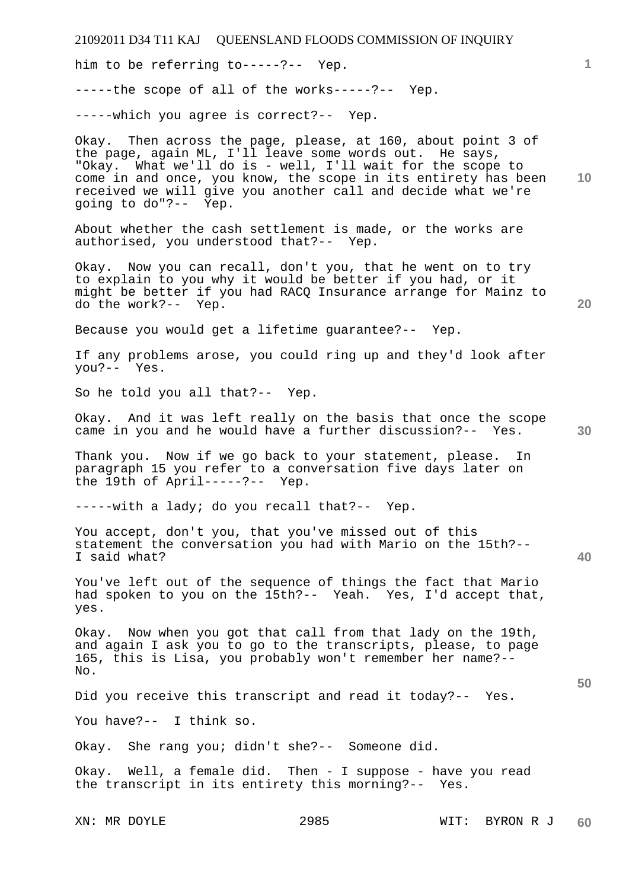him to be referring to-----?-- Yep.

-----the scope of all of the works-----?-- Yep.

-----which you agree is correct?-- Yep.

Okay. Then across the page, please, at 160, about point 3 of the page, again ML, I'll leave some words out. He says, "Okay. What we'll do is - well, I'll wait for the scope to come in and once, you know, the scope in its entirety has been received we will give you another call and decide what we're going to do"?-- Yep.

About whether the cash settlement is made, or the works are authorised, you understood that?-- Yep.

Okay. Now you can recall, don't you, that he went on to try to explain to you why it would be better if you had, or it might be better if you had RACQ Insurance arrange for Mainz to do the work?-- Yep.

Because you would get a lifetime guarantee?-- Yep.

If any problems arose, you could ring up and they'd look after you?-- Yes.

So he told you all that?-- Yep.

Okay. And it was left really on the basis that once the scope came in you and he would have a further discussion?-- Yes.

Thank you. Now if we go back to your statement, please. In paragraph 15 you refer to a conversation five days later on the 19th of April-----?-- Yep.

-----with a lady; do you recall that?-- Yep.

You accept, don't you, that you've missed out of this statement the conversation you had with Mario on the 15th?-- I said what?

You've left out of the sequence of things the fact that Mario had spoken to you on the 15th?-- Yeah. Yes, I'd accept that, yes.

Okay. Now when you got that call from that lady on the 19th, and again I ask you to go to the transcripts, please, to page 165, this is Lisa, you probably won't remember her name?-- No.

Did you receive this transcript and read it today?-- Yes.

You have?-- I think so.

Okay. She rang you; didn't she?-- Someone did.

Okay. Well, a female did. Then - I suppose - have you read the transcript in its entirety this morning?-- Yes.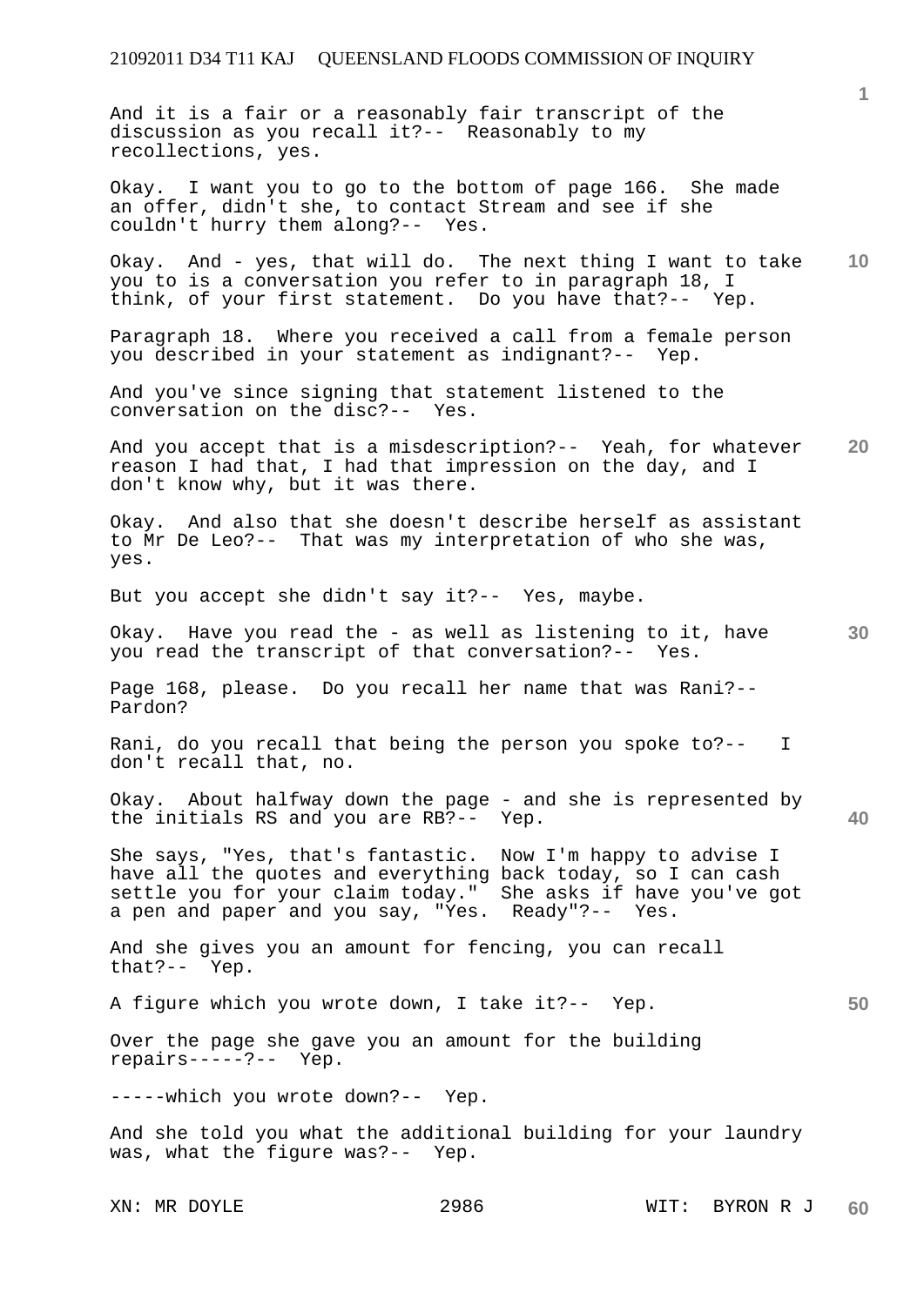And it is a fair or a reasonably fair transcript of the discussion as you recall it?-- Reasonably to my recollections, yes.

Okay. I want you to go to the bottom of page 166. She made an offer, didn't she, to contact Stream and see if she couldn't hurry them along?-- Yes.

Okay. And - yes, that will do. The next thing I want to take you to is a conversation you refer to in paragraph 18, I think, of your first statement. Do you have that?-- Yep.

Paragraph 18. Where you received a call from a female person you described in your statement as indignant?-- Yep.

And you've since signing that statement listened to the conversation on the disc?-- Yes.

And you accept that is a misdescription?-- Yeah, for whatever reason I had that, I had that impression on the day, and I don't know why, but it was there.

Okay. And also that she doesn't describe herself as assistant to Mr De Leo?-- That was my interpretation of who she was, yes.

But you accept she didn't say it?-- Yes, maybe.

Okay. Have you read the - as well as listening to it, have you read the transcript of that conversation?-- Yes.

Page 168, please. Do you recall her name that was Rani?-- Pardon?

Rani, do you recall that being the person you spoke to?-- I don't recall that, no.

Okay. About halfway down the page - and she is represented by the initials RS and you are RB?-- Yep.

She says, "Yes, that's fantastic. Now I'm happy to advise I have all the quotes and everything back today, so I can cash settle you for your claim today." She asks if have you've got a pen and paper and you say, "Yes. Ready"?-- Yes.

And she gives you an amount for fencing, you can recall that?-- Yep.

A figure which you wrote down, I take it?-- Yep.

Over the page she gave you an amount for the building repairs-----?-- Yep.

-----which you wrote down?-- Yep.

And she told you what the additional building for your laundry was, what the figure was?-- Yep.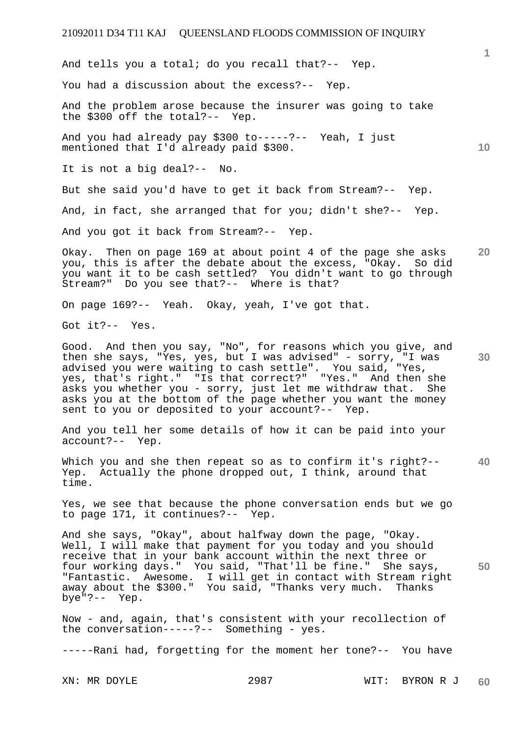And tells you a total; do you recall that?-- Yep.

You had a discussion about the excess?-- Yep.

And the problem arose because the insurer was going to take the $300 off the total?-- Yep.

And you had already pay $300 to-----?-- Yeah, I just mentioned that I'd already paid $300.

It is not a big deal?-- No.

But she said you'd have to get it back from Stream?-- Yep.

And, in fact, she arranged that for you; didn't she?-- Yep.

And you got it back from Stream?-- Yep.

Okay. Then on page 169 at about point 4 of the page she asks you, this is after the debate about the excess, "Okay. So did you want it to be cash settled? You didn't want to go through Stream?" Do you see that?-- Where is that?

On page 169?-- Yeah. Okay, yeah, I've got that.

Got it?-- Yes.

Good. And then you say, "No", for reasons which you give, and then she says, "Yes, yes, but I was advised" - sorry, "I was advised you were waiting to cash settle". You said, "Yes, yes, that's right." "Is that correct?" "Yes." And then she asks you whether you - sorry, just let me withdraw that. She asks you at the bottom of the page whether you want the money sent to you or deposited to your account?-- Yep.

And you tell her some details of how it can be paid into your account?-- Yep.

Which you and she then repeat so as to confirm it's right?-- Yep. Actually the phone dropped out, I think, around that time.

Yes, we see that because the phone conversation ends but we go to page 171, it continues?-- Yep.

And she says, "Okay", about halfway down the page, "Okay. Well, I will make that payment for you today and you should receive that in your bank account within the next three or four working days." You said, "That'll be fine." She says, "Fantastic. Awesome. I will get in contact with Stream right away about the $300." You said, "Thanks very much. Thanks bye"?-- Yep.

Now - and, again, that's consistent with your recollection of the conversation-----?-- Something - yes.

-----Rani had, forgetting for the moment her tone?-- You have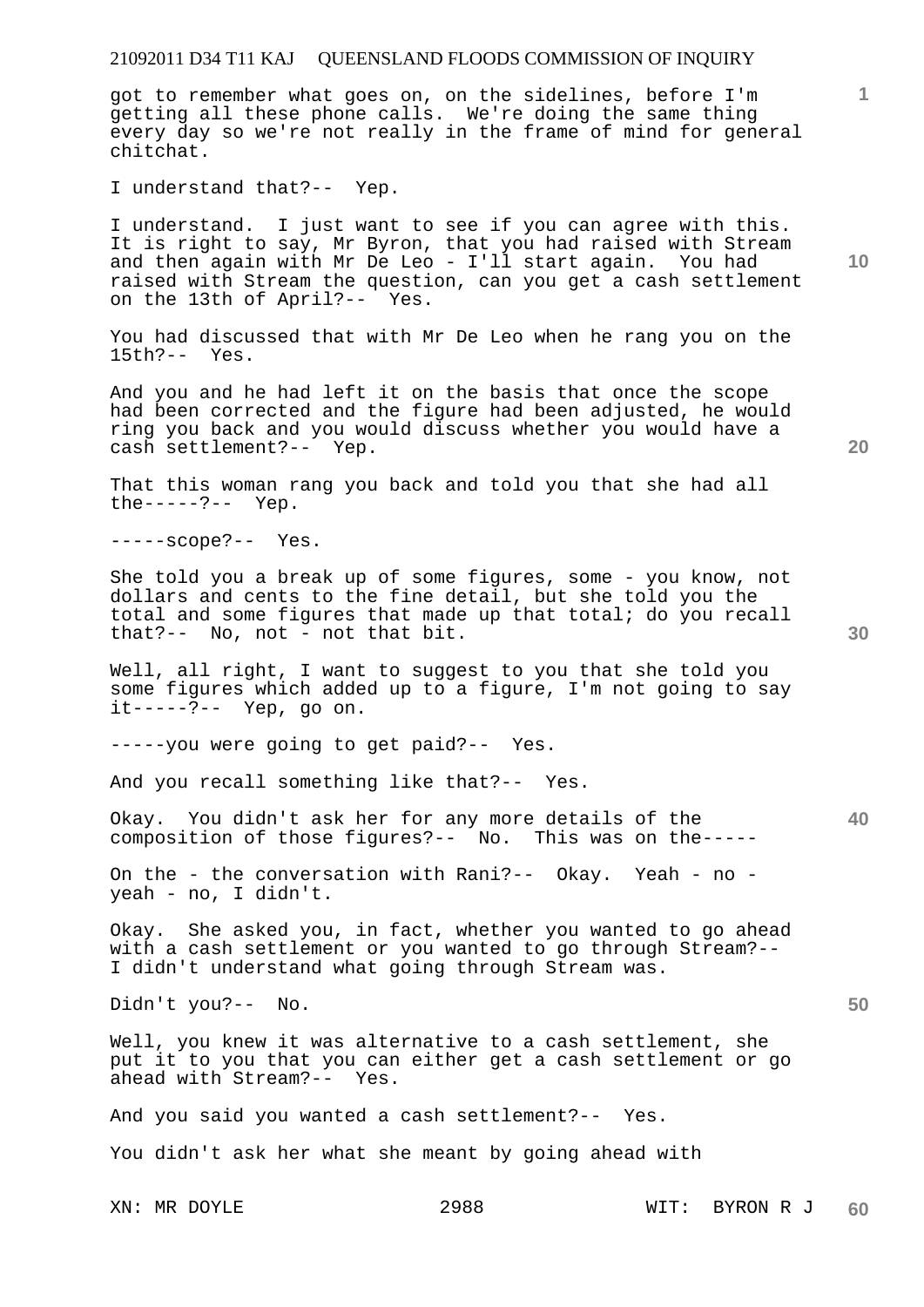got to remember what goes on, on the sidelines, before I'm getting all these phone calls. We're doing the same thing every day so we're not really in the frame of mind for general chitchat.

I understand that?-- Yep.

I understand. I just want to see if you can agree with this. It is right to say, Mr Byron, that you had raised with Stream and then again with Mr De Leo - I'll start again. You had raised with Stream the question, can you get a cash settlement on the 13th of April?-- Yes.

You had discussed that with Mr De Leo when he rang you on the 15th?-- Yes.

And you and he had left it on the basis that once the scope had been corrected and the figure had been adjusted, he would ring you back and you would discuss whether you would have a cash settlement?-- Yep.

That this woman rang you back and told you that she had all the-----?-- Yep.

-----scope?-- Yes.

She told you a break up of some figures, some - you know, not dollars and cents to the fine detail, but she told you the total and some figures that made up that total; do you recall that?-- No, not - not that bit.

Well, all right, I want to suggest to you that she told you some figures which added up to a figure, I'm not going to say it-----?-- Yep, go on.

-----you were going to get paid?-- Yes.

And you recall something like that?-- Yes.

Okay. You didn't ask her for any more details of the composition of those figures?-- No. This was on the-----

On the - the conversation with Rani?-- Okay. Yeah - no - yeah - no, I didn't.

Okay. She asked you, in fact, whether you wanted to go ahead with a cash settlement or you wanted to go through Stream?-- I didn't understand what going through Stream was.

Didn't you?-- No.

Well, you knew it was alternative to a cash settlement, she put it to you that you can either get a cash settlement or go ahead with Stream?-- Yes.

And you said you wanted a cash settlement?-- Yes.

You didn't ask her what she meant by going ahead with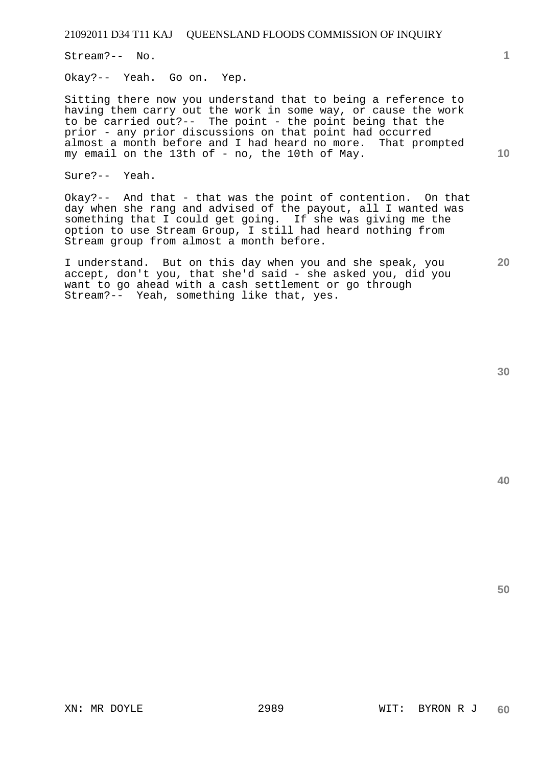Stream?-- No.

Okay?-- Yeah. Go on. Yep.

Sitting there now you understand that to being a reference to having them carry out the work in some way, or cause the work to be carried out?-- The point - the point being that the prior - any prior discussions on that point had occurred almost a month before and I had heard no more. That prompted my email on the 13th of - no, the 10th of May.

Sure?-- Yeah.

Okay?-- And that - that was the point of contention. On that day when she rang and advised of the payout, all I wanted was something that I could get going. If she was giving me the option to use Stream Group, I still had heard nothing from Stream group from almost a month before.

I understand. But on this day when you and she speak, you accept, don't you, that she'd said - she asked you, did you want to go ahead with a cash settlement or go through Stream?-- Yeah, something like that, yes.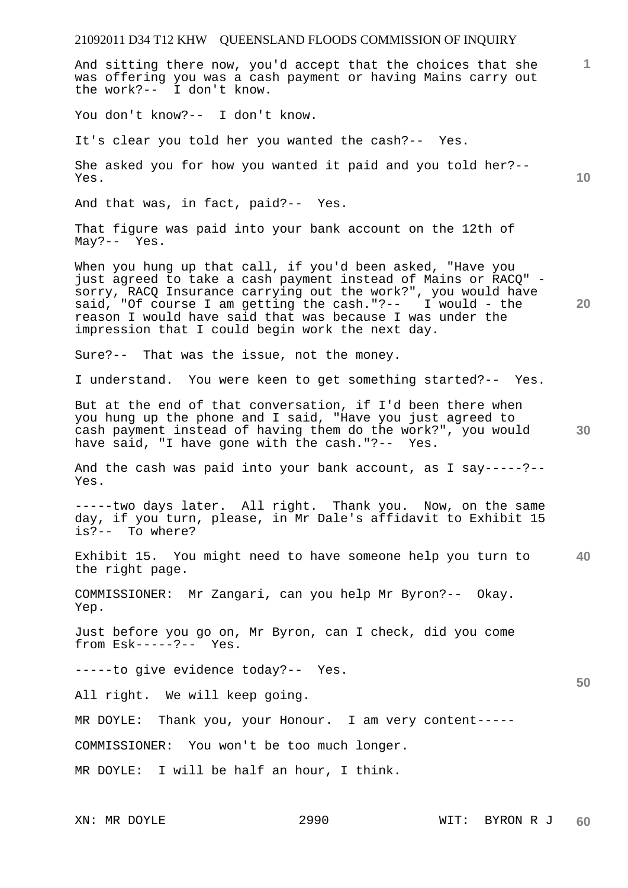And sitting there now, you'd accept that the choices that she was offering you was a cash payment or having Mains carry out the work?-- I don't know.

You don't know?-- I don't know.

It's clear you told her you wanted the cash?-- Yes.

She asked you for how you wanted it paid and you told her?-- Yes.

And that was, in fact, paid?-- Yes.

That figure was paid into your bank account on the 12th of May?-- Yes.

When you hung up that call, if you'd been asked, "Have you just agreed to take a cash payment instead of Mains or RACQ" - sorry, RACQ Insurance carrying out the work?", you would have said, "Of course I am getting the cash."?-- I would - the reason I would have said that was because I was under the impression that I could begin work the next day.

Sure?-- That was the issue, not the money.

I understand. You were keen to get something started?-- Yes.

But at the end of that conversation, if I'd been there when you hung up the phone and I said, "Have you just agreed to cash payment instead of having them do the work?", you would have said, "I have gone with the cash."?-- Yes.

And the cash was paid into your bank account, as I say-----?-- Yes.

-----two days later. All right. Thank you. Now, on the same day, if you turn, please, in Mr Dale's affidavit to Exhibit 15 is?-- To where?

Exhibit 15. You might need to have someone help you turn to the right page.

COMMISSIONER: Mr Zangari, can you help Mr Byron?-- Okay. Yep.

Just before you go on, Mr Byron, can I check, did you come from Esk-----?-- Yes.

-----to give evidence today?-- Yes.

All right. We will keep going.

MR DOYLE: Thank you, your Honour. I am very content-----

COMMISSIONER: You won't be too much longer.

MR DOYLE: I will be half an hour, I think.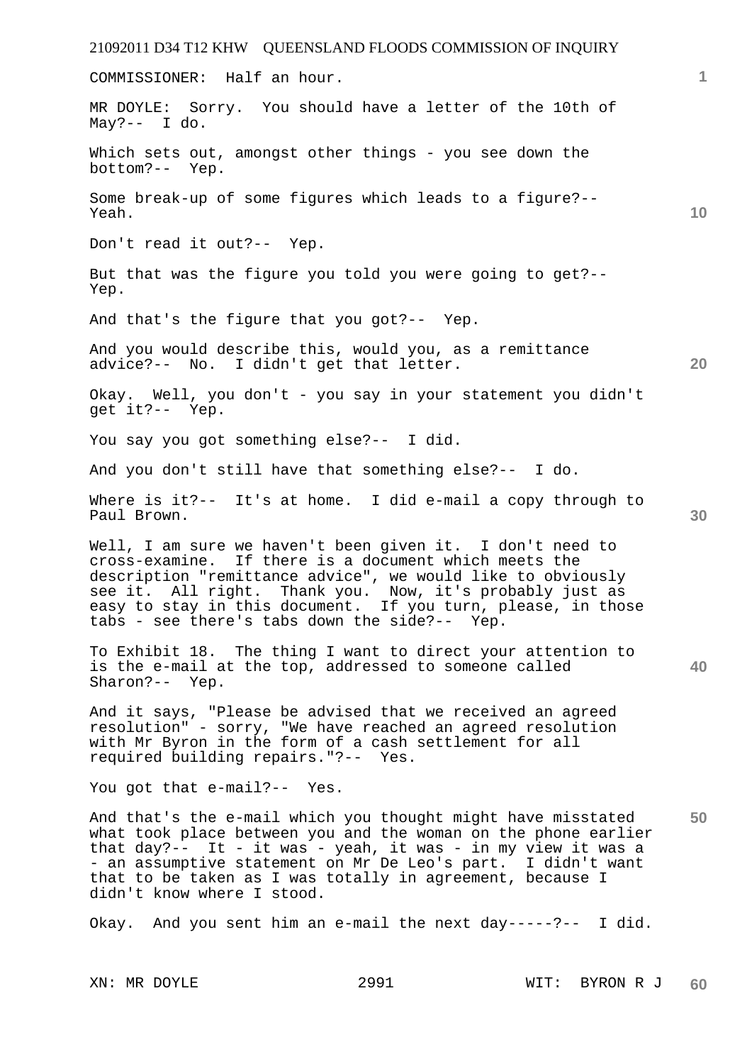COMMISSIONER: Half an hour.

MR DOYLE: Sorry. You should have a letter of the 10th of May?-- I do.

Which sets out, amongst other things - you see down the bottom?-- Yep.

Some break-up of some figures which leads to a figure?-- Yeah.

Don't read it out?-- Yep.

But that was the figure you told you were going to get?-- Yep.

And that's the figure that you got?-- Yep.

And you would describe this, would you, as a remittance advice?-- No. I didn't get that letter.

Okay. Well, you don't - you say in your statement you didn't get it?-- Yep.

You say you got something else?-- I did.

And you don't still have that something else?-- I do.

Where is it?-- It's at home. I did e-mail a copy through to Paul Brown.

Well, I am sure we haven't been given it. I don't need to cross-examine. If there is a document which meets the description "remittance advice", we would like to obviously see it. All right. Thank you. Now, it's probably just as easy to stay in this document. If you turn, please, in those tabs - see there's tabs down the side?-- Yep.

To Exhibit 18. The thing I want to direct your attention to is the e-mail at the top, addressed to someone called Sharon?-- Yep.

And it says, "Please be advised that we received an agreed resolution" - sorry, "We have reached an agreed resolution with Mr Byron in the form of a cash settlement for all required building repairs."?-- Yes.

You got that e-mail?-- Yes.

And that's the e-mail which you thought might have misstated what took place between you and the woman on the phone earlier that day?-- It - it was - yeah, it was - in my view it was a - an assumptive statement on Mr De Leo's part. I didn't want that to be taken as I was totally in agreement, because I didn't know where I stood.

Okay. And you sent him an e-mail the next day-----?-- I did.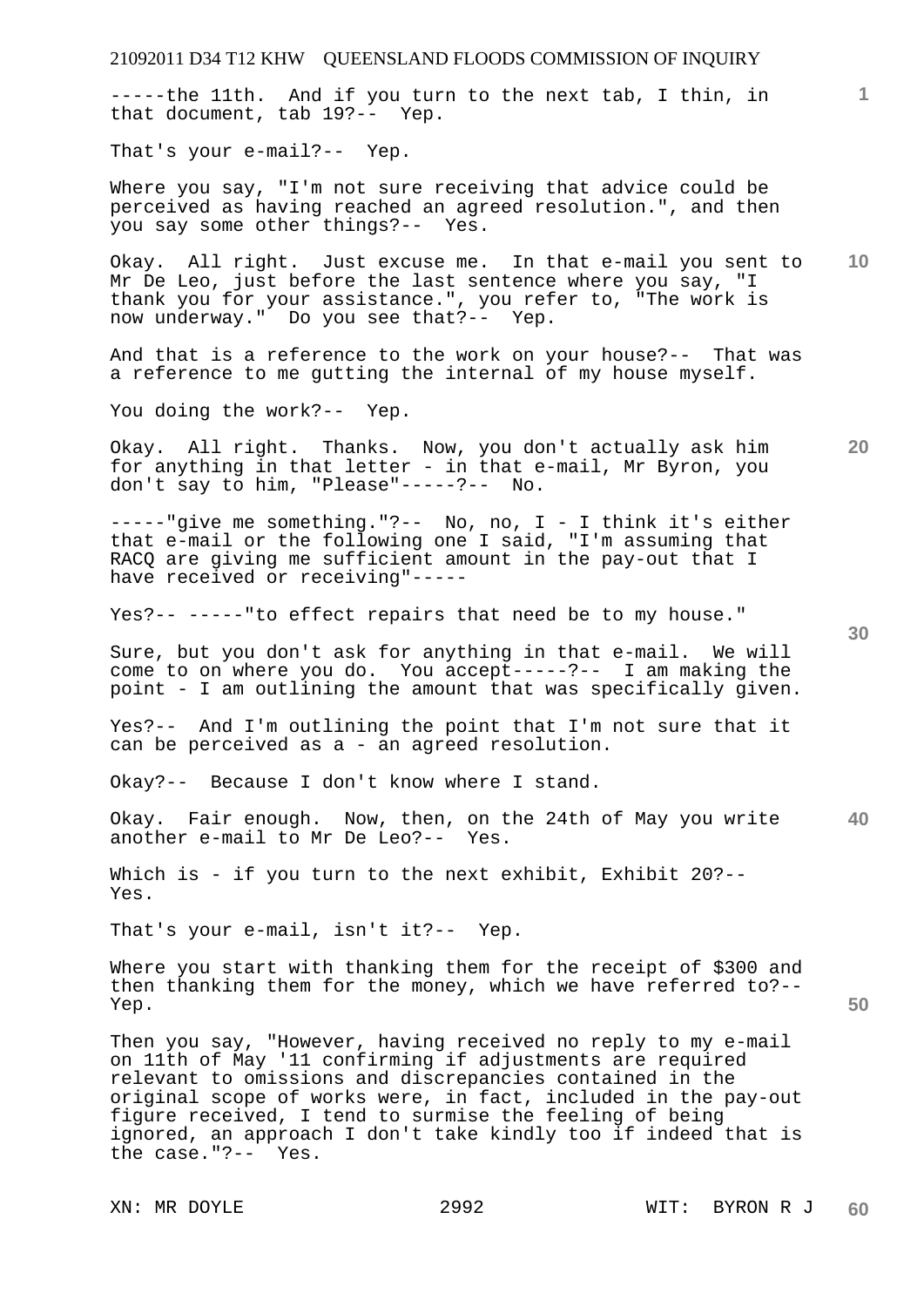-----the 11th. And if you turn to the next tab, I thin, in that document, tab 19?-- Yep.

That's your e-mail?-- Yep.

Where you say, "I'm not sure receiving that advice could be perceived as having reached an agreed resolution.", and then you say some other things?-- Yes.

Okay. All right. Just excuse me. In that e-mail you sent to Mr De Leo, just before the last sentence where you say, "I thank you for your assistance.", you refer to, "The work is now underway." Do you see that?-- Yep.

And that is a reference to the work on your house?-- That was a reference to me gutting the internal of my house myself.

You doing the work?-- Yep.

Okay. All right. Thanks. Now, you don't actually ask him for anything in that letter - in that e-mail, Mr Byron, you don't say to him, "Please"-----?-- No.

-----"give me something."?-- No, no, I - I think it's either that e-mail or the following one I said, "I'm assuming that RACQ are giving me sufficient amount in the pay-out that I have received or receiving"-----

Yes?-- -----"to effect repairs that need be to my house."

Sure, but you don't ask for anything in that e-mail. We will come to on where you do. You accept-----?-- I am making the point - I am outlining the amount that was specifically given.

Yes?-- And I'm outlining the point that I'm not sure that it can be perceived as a - an agreed resolution.

Okay?-- Because I don't know where I stand.

Okay. Fair enough. Now, then, on the 24th of May you write another e-mail to Mr De Leo?-- Yes.

Which is - if you turn to the next exhibit, Exhibit 20?-- Yes.

That's your e-mail, isn't it?-- Yep.

Where you start with thanking them for the receipt of $300 and then thanking them for the money, which we have referred to?-- Yep.

Then you say, "However, having received no reply to my e-mail on 11th of May '11 confirming if adjustments are required relevant to omissions and discrepancies contained in the original scope of works were, in fact, included in the pay-out figure received, I tend to surmise the feeling of being ignored, an approach I don't take kindly too if indeed that is the case."?-- Yes.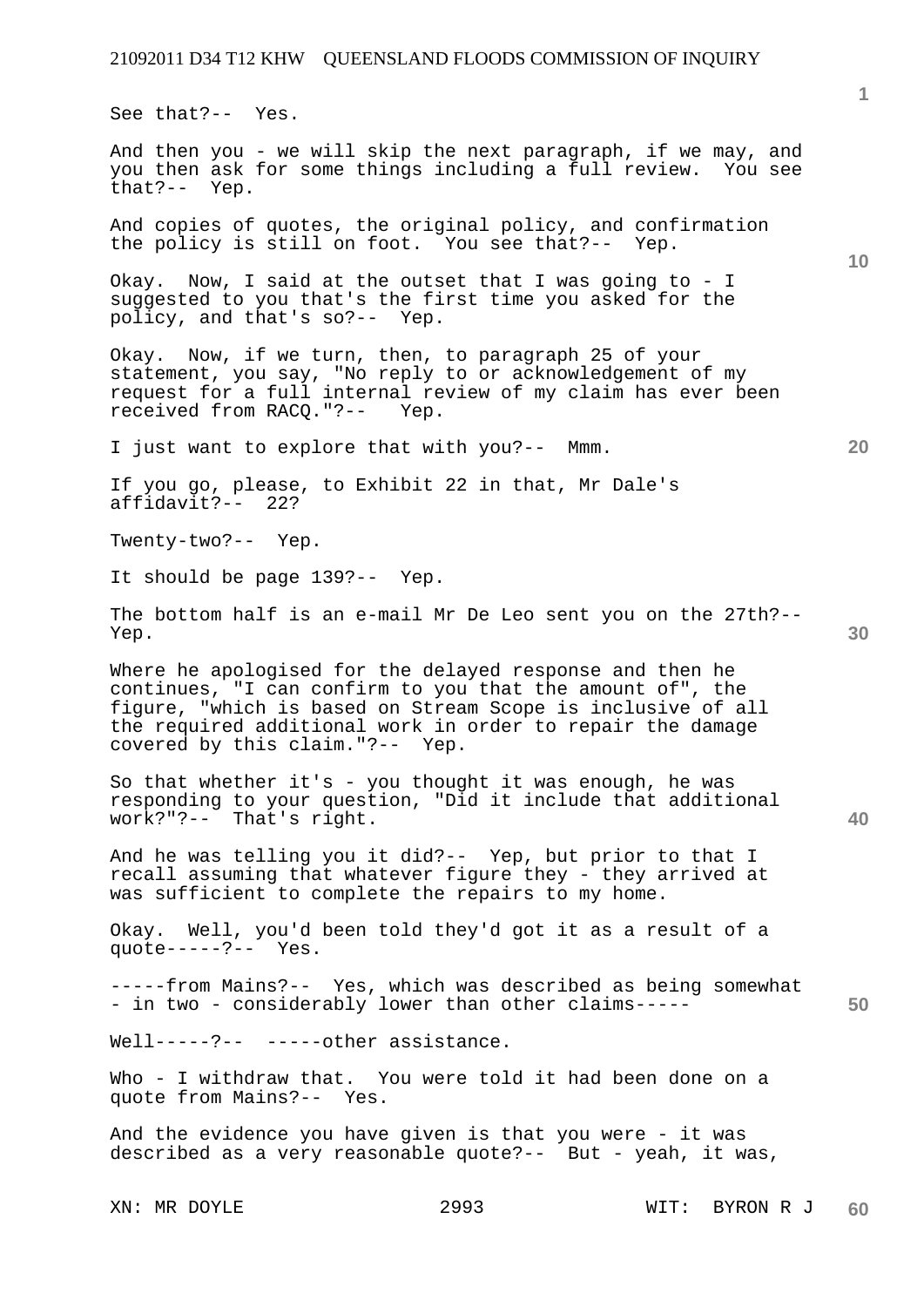See that?-- Yes.

And then you - we will skip the next paragraph, if we may, and you then ask for some things including a full review. You see that?-- Yep.

And copies of quotes, the original policy, and confirmation the policy is still on foot. You see that?-- Yep.

Okay. Now, I said at the outset that I was going to - I suggested to you that's the first time you asked for the policy, and that's so?-- Yep.

Okay. Now, if we turn, then, to paragraph 25 of your statement, you say, "No reply to or acknowledgement of my request for a full internal review of my claim has ever been received from RACQ."?-- Yep.

I just want to explore that with you?-- Mmm.

If you go, please, to Exhibit 22 in that, Mr Dale's affidavit?-- 22?

Twenty-two?-- Yep.

It should be page 139?-- Yep.

The bottom half is an e-mail Mr De Leo sent you on the 27th?-- Yep.

Where he apologised for the delayed response and then he continues, "I can confirm to you that the amount of", the figure, "which is based on Stream Scope is inclusive of all the required additional work in order to repair the damage covered by this claim."?-- Yep.

So that whether it's - you thought it was enough, he was responding to your question, "Did it include that additional work?"?-- That's right.

And he was telling you it did?-- Yep, but prior to that I recall assuming that whatever figure they - they arrived at was sufficient to complete the repairs to my home.

Okay. Well, you'd been told they'd got it as a result of a quote-----?-- Yes.

-----from Mains?-- Yes, which was described as being somewhat - in two - considerably lower than other claims-----

Well-----?-- -----other assistance.

Who - I withdraw that. You were told it had been done on a quote from Mains?-- Yes.

And the evidence you have given is that you were - it was described as a very reasonable quote?-- But - yeah, it was,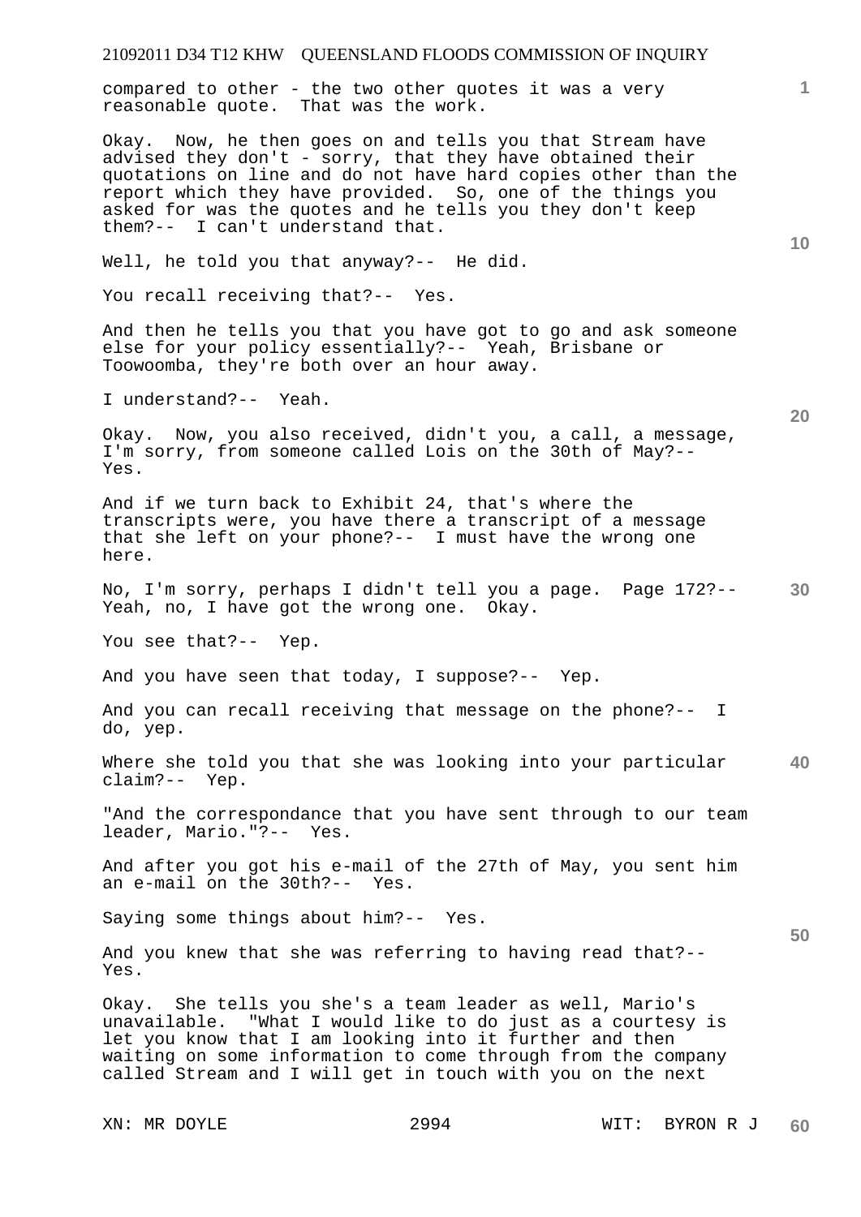compared to other - the two other quotes it was a very reasonable quote. That was the work.

Okay. Now, he then goes on and tells you that Stream have advised they don't - sorry, that they have obtained their quotations on line and do not have hard copies other than the report which they have provided. So, one of the things you asked for was the quotes and he tells you they don't keep them?-- I can't understand that.

Well, he told you that anyway?-- He did.

You recall receiving that?-- Yes.

And then he tells you that you have got to go and ask someone else for your policy essentially?-- Yeah, Brisbane or Toowoomba, they're both over an hour away.

I understand?-- Yeah.

Okay. Now, you also received, didn't you, a call, a message, I'm sorry, from someone called Lois on the 30th of May?-- Yes.

And if we turn back to Exhibit 24, that's where the transcripts were, you have there a transcript of a message that she left on your phone?-- I must have the wrong one here.

No, I'm sorry, perhaps I didn't tell you a page. Page 172?-- Yeah, no, I have got the wrong one. Okay.

You see that?-- Yep.

And you have seen that today, I suppose?-- Yep.

And you can recall receiving that message on the phone?-- I do, yep.

Where she told you that she was looking into your particular claim?-- Yep.

"And the correspondance that you have sent through to our team leader, Mario."?-- Yes.

And after you got his e-mail of the 27th of May, you sent him an e-mail on the 30th?-- Yes.

Saying some things about him?-- Yes.

And you knew that she was referring to having read that?-- Yes.

Okay. She tells you she's a team leader as well, Mario's unavailable. "What I would like to do just as a courtesy is let you know that I am looking into it further and then waiting on some information to come through from the company called Stream and I will get in touch with you on the next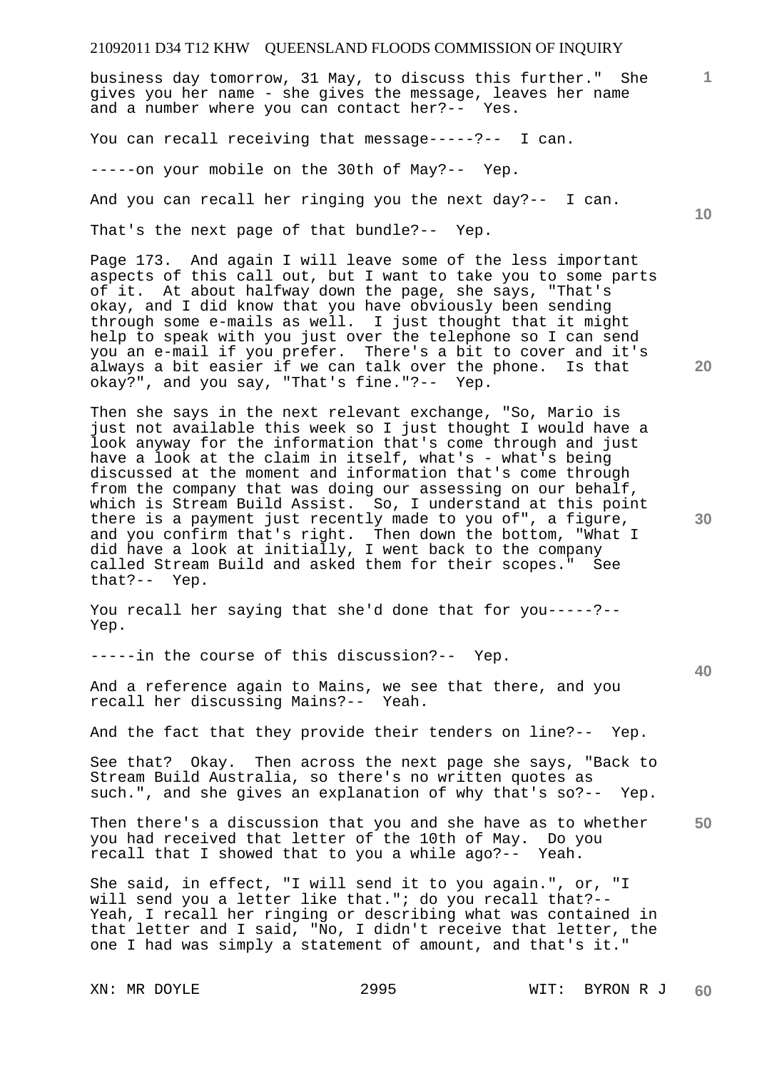business day tomorrow, 31 May, to discuss this further." She gives you her name - she gives the message, leaves her name and a number where you can contact her?-- Yes.

You can recall receiving that message-----?-- I can.

-----on your mobile on the 30th of May?-- Yep.

And you can recall her ringing you the next day?-- I can.

That's the next page of that bundle?-- Yep.

Page 173. And again I will leave some of the less important aspects of this call out, but I want to take you to some parts of it. At about halfway down the page, she says, "That's okay, and I did know that you have obviously been sending through some e-mails as well. I just thought that it might help to speak with you just over the telephone so I can send you an e-mail if you prefer. There's a bit to cover and it's always a bit easier if we can talk over the phone. Is that okay?", and you say, "That's fine."?-- Yep.

Then she says in the next relevant exchange, "So, Mario is just not available this week so I just thought I would have a look anyway for the information that's come through and just have a look at the claim in itself, what's - what's being discussed at the moment and information that's come through from the company that was doing our assessing on our behalf, which is Stream Build Assist. So, I understand at this point there is a payment just recently made to you of", a figure, and you confirm that's right. Then down the bottom, "What I did have a look at initially, I went back to the company called Stream Build and asked them for their scopes." See that?-- Yep.

You recall her saying that she'd done that for you-----?-- Yep.

-----in the course of this discussion?-- Yep.

And a reference again to Mains, we see that there, and you recall her discussing Mains?-- Yeah.

And the fact that they provide their tenders on line?-- Yep.

See that? Okay. Then across the next page she says, "Back to Stream Build Australia, so there's no written quotes as such.", and she gives an explanation of why that's so?-- Yep.

Then there's a discussion that you and she have as to whether you had received that letter of the 10th of May. Do you recall that I showed that to you a while ago?-- Yeah.

She said, in effect, "I will send it to you again.", or, "I will send you a letter like that."; do you recall that?-- Yeah, I recall her ringing or describing what was contained in that letter and I said, "No, I didn't receive that letter, the one I had was simply a statement of amount, and that's it."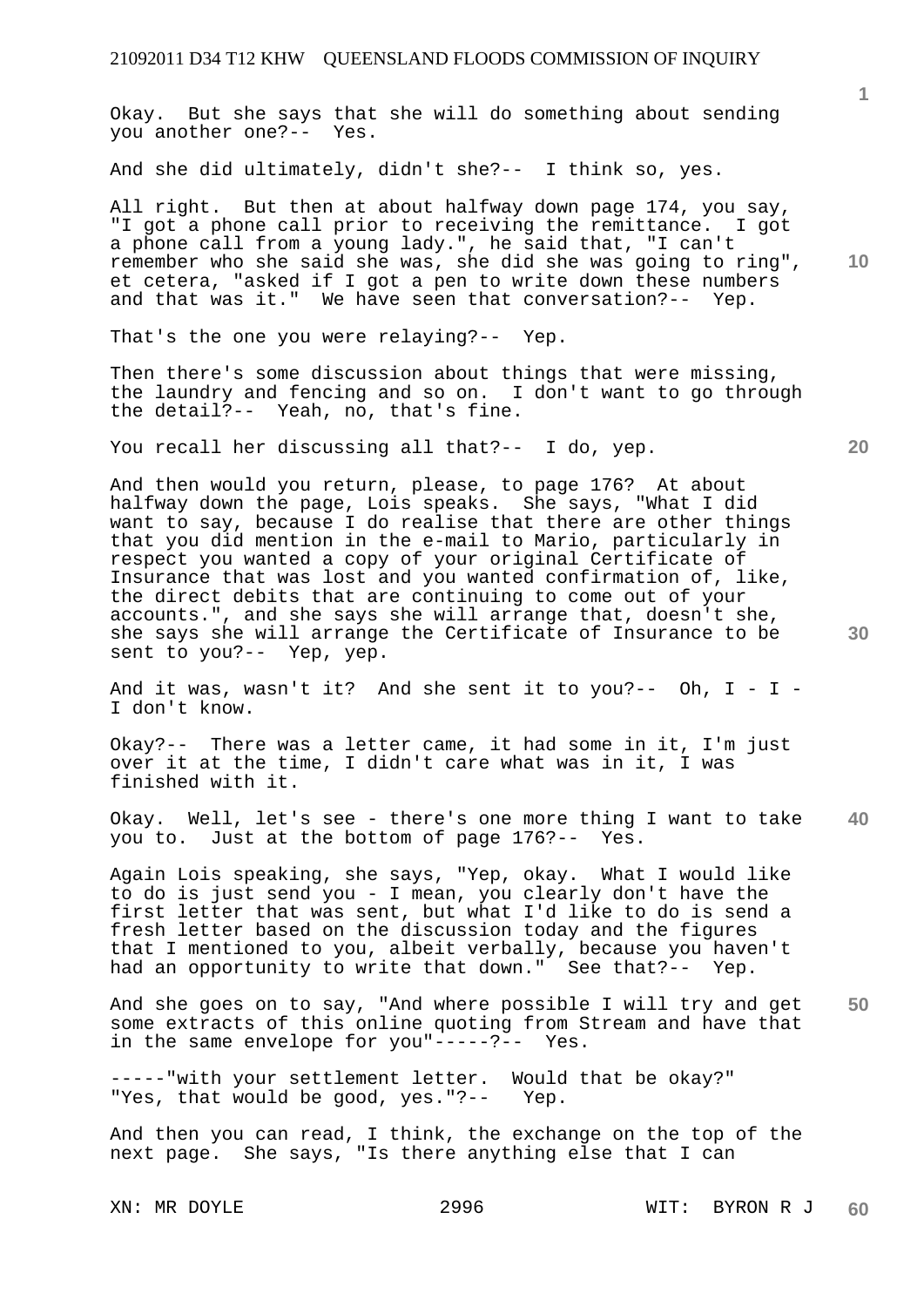Okay. But she says that she will do something about sending you another one?-- Yes.

And she did ultimately, didn't she?-- I think so, yes.

All right. But then at about halfway down page 174, you say, "I got a phone call prior to receiving the remittance. I got a phone call from a young lady.", he said that, "I can't remember who she said she was, she did she was going to ring", et cetera, "asked if I got a pen to write down these numbers and that was it." We have seen that conversation?-- Yep.

That's the one you were relaying?-- Yep.

Then there's some discussion about things that were missing, the laundry and fencing and so on. I don't want to go through the detail?-- Yeah, no, that's fine.

You recall her discussing all that?-- I do, yep.

And then would you return, please, to page 176? At about halfway down the page, Lois speaks. She says, "What I did want to say, because I do realise that there are other things that you did mention in the e-mail to Mario, particularly in respect you wanted a copy of your original Certificate of Insurance that was lost and you wanted confirmation of, like, the direct debits that are continuing to come out of your accounts.", and she says she will arrange that, doesn't she, she says she will arrange the Certificate of Insurance to be sent to you?-- Yep, yep.

And it was, wasn't it? And she sent it to you?-- Oh, I - I - I don't know.

Okay?-- There was a letter came, it had some in it, I'm just over it at the time, I didn't care what was in it, I was finished with it.

Okay. Well, let's see - there's one more thing I want to take you to. Just at the bottom of page 176?-- Yes.

Again Lois speaking, she says, "Yep, okay. What I would like to do is just send you - I mean, you clearly don't have the first letter that was sent, but what I'd like to do is send a fresh letter based on the discussion today and the figures that I mentioned to you, albeit verbally, because you haven't had an opportunity to write that down." See that?-- Yep.

And she goes on to say, "And where possible I will try and get some extracts of this online quoting from Stream and have that in the same envelope for you"-----?-- Yes.

-----"with your settlement letter. Would that be okay?" "Yes, that would be good, yes."?-- Yep.

And then you can read, I think, the exchange on the top of the next page. She says, "Is there anything else that I can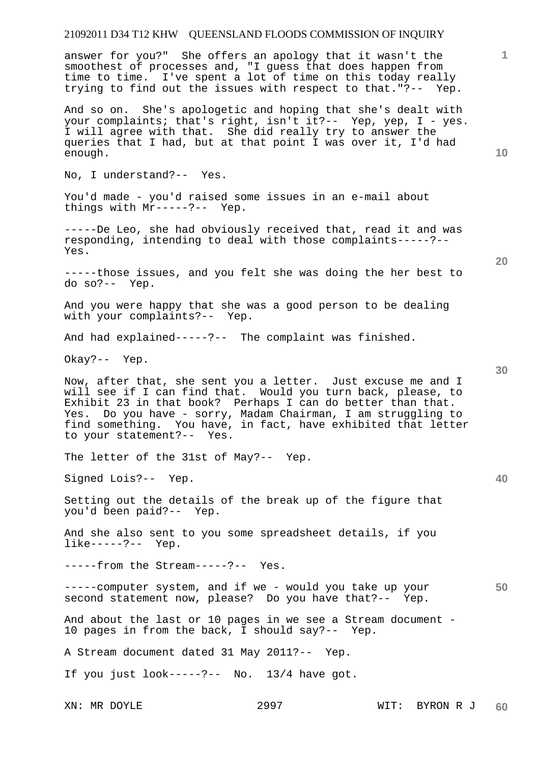answer for you?" She offers an apology that it wasn't the smoothest of processes and, "I guess that does happen from time to time. I've spent a lot of time on this today really trying to find out the issues with respect to that."?-- Yep.

And so on. She's apologetic and hoping that she's dealt with your complaints; that's right, isn't it?-- Yep, yep, I - yes. I will agree with that. She did really try to answer the queries that I had, but at that point I was over it, I'd had enough.

No, I understand?-- Yes.

You'd made - you'd raised some issues in an e-mail about things with Mr-----?-- Yep.

-----De Leo, she had obviously received that, read it and was responding, intending to deal with those complaints-----?-- Yes.

-----those issues, and you felt she was doing the her best to do so?-- Yep.

And you were happy that she was a good person to be dealing with your complaints?-- Yep.

And had explained-----?-- The complaint was finished.

Okay?-- Yep.

Now, after that, she sent you a letter. Just excuse me and I will see if I can find that. Would you turn back, please, to Exhibit 23 in that book? Perhaps I can do better than that. Yes. Do you have - sorry, Madam Chairman, I am struggling to find something. You have, in fact, have exhibited that letter to your statement?-- Yes.

The letter of the 31st of May?-- Yep.

Signed Lois?-- Yep.

Setting out the details of the break up of the figure that you'd been paid?-- Yep.

And she also sent to you some spreadsheet details, if you like-----?-- Yep.

-----from the Stream-----?-- Yes.

-----computer system, and if we - would you take up your second statement now, please? Do you have that?-- Yep.

And about the last or 10 pages in we see a Stream document - 10 pages in from the back, I should say?-- Yep.

A Stream document dated 31 May 2011?-- Yep.

If you just look-----?-- No. 13/4 have got.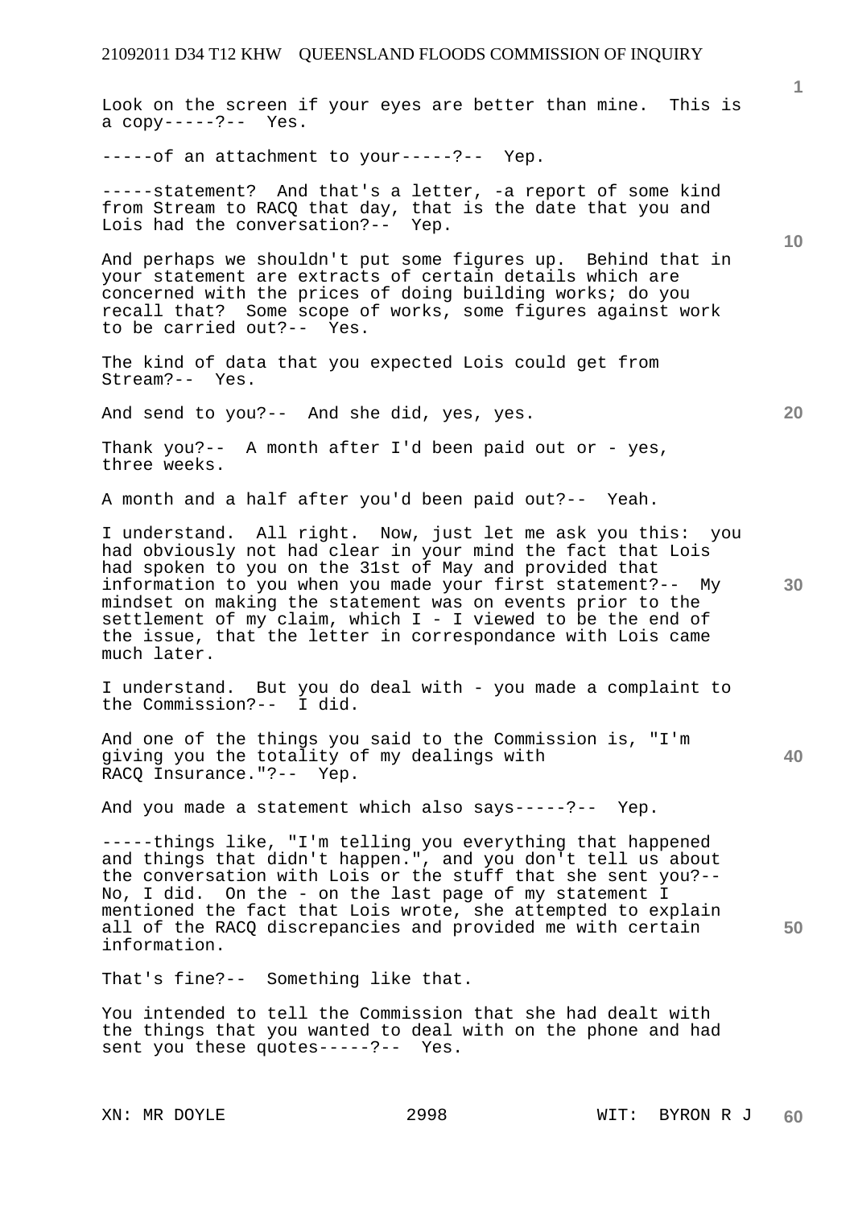Look on the screen if your eyes are better than mine. This is a copy-----?-- Yes.

-----of an attachment to your-----?-- Yep.

-----statement? And that's a letter, -a report of some kind from Stream to RACQ that day, that is the date that you and Lois had the conversation?-- Yep.

And perhaps we shouldn't put some figures up. Behind that in your statement are extracts of certain details which are concerned with the prices of doing building works; do you recall that? Some scope of works, some figures against work to be carried out?-- Yes.

The kind of data that you expected Lois could get from Stream?-- Yes.

And send to you?-- And she did, yes, yes.

Thank you?-- A month after I'd been paid out or - yes, three weeks.

A month and a half after you'd been paid out?-- Yeah.

I understand. All right. Now, just let me ask you this: you had obviously not had clear in your mind the fact that Lois had spoken to you on the 31st of May and provided that information to you when you made your first statement?-- My mindset on making the statement was on events prior to the settlement of my claim, which I - I viewed to be the end of the issue, that the letter in correspondance with Lois came much later.

I understand. But you do deal with - you made a complaint to the Commission?-- I did.

And one of the things you said to the Commission is, "I'm giving you the totality of my dealings with RACQ Insurance."?-- Yep.

And you made a statement which also says-----?-- Yep.

-----things like, "I'm telling you everything that happened and things that didn't happen.", and you don't tell us about the conversation with Lois or the stuff that she sent you?-- No, I did. On the - on the last page of my statement I mentioned the fact that Lois wrote, she attempted to explain all of the RACQ discrepancies and provided me with certain information.

That's fine?-- Something like that.

You intended to tell the Commission that she had dealt with the things that you wanted to deal with on the phone and had sent you these quotes-----?-- Yes.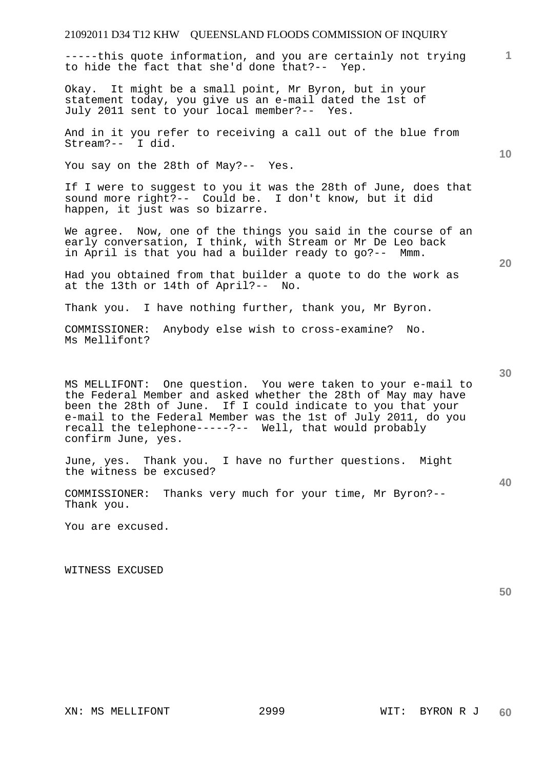-----this quote information, and you are certainly not trying to hide the fact that she'd done that?-- Yep.

Okay. It might be a small point, Mr Byron, but in your statement today, you give us an e-mail dated the 1st of July 2011 sent to your local member?-- Yes.

And in it you refer to receiving a call out of the blue from Stream?-- I did.

You say on the 28th of May?-- Yes.

If I were to suggest to you it was the 28th of June, does that sound more right?-- Could be. I don't know, but it did happen, it just was so bizarre.

We agree. Now, one of the things you said in the course of an early conversation, I think, with Stream or Mr De Leo back in April is that you had a builder ready to go?-- Mmm.

Had you obtained from that builder a quote to do the work as at the 13th or 14th of April?-- No.

Thank you. I have nothing further, thank you, Mr Byron.

COMMISSIONER: Anybody else wish to cross-examine? No. Ms Mellifont?

MS MELLIFONT: One question. You were taken to your e-mail to the Federal Member and asked whether the 28th of May may have been the 28th of June. If I could indicate to you that your e-mail to the Federal Member was the 1st of July 2011, do you recall the telephone-----?-- Well, that would probably confirm June, yes.

June, yes. Thank you. I have no further questions. Might the witness be excused?

COMMISSIONER: Thanks very much for your time, Mr Byron?-- Thank you.

You are excused.

WITNESS EXCUSED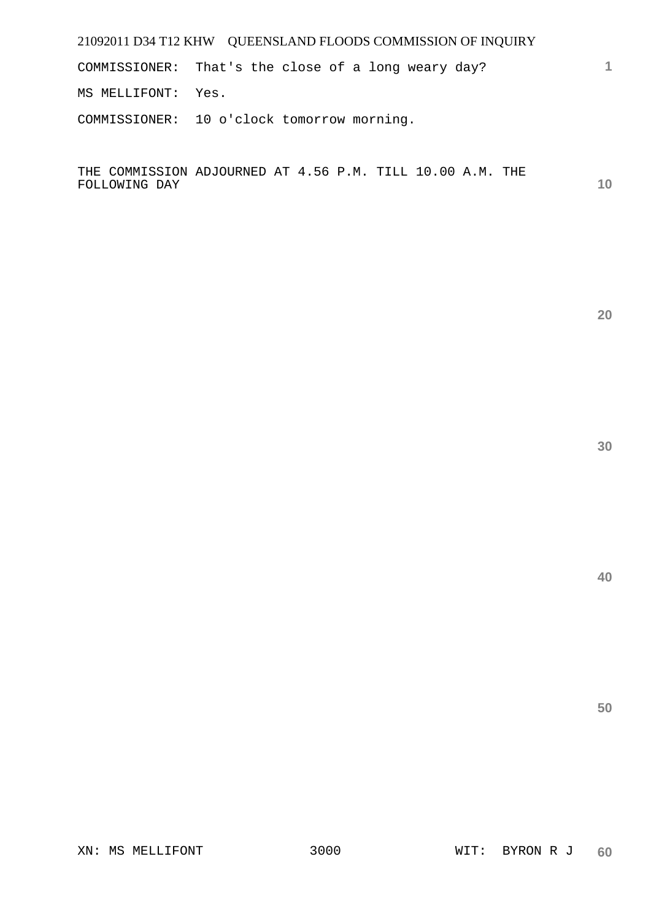COMMISSIONER: That's the close of a long weary day?

MS MELLIFONT: Yes.

COMMISSIONER: 10 o'clock tomorrow morning.

THE COMMISSION ADJOURNED AT 4.56 P.M. TILL 10.00 A.M. THE FOLLOWING DAY